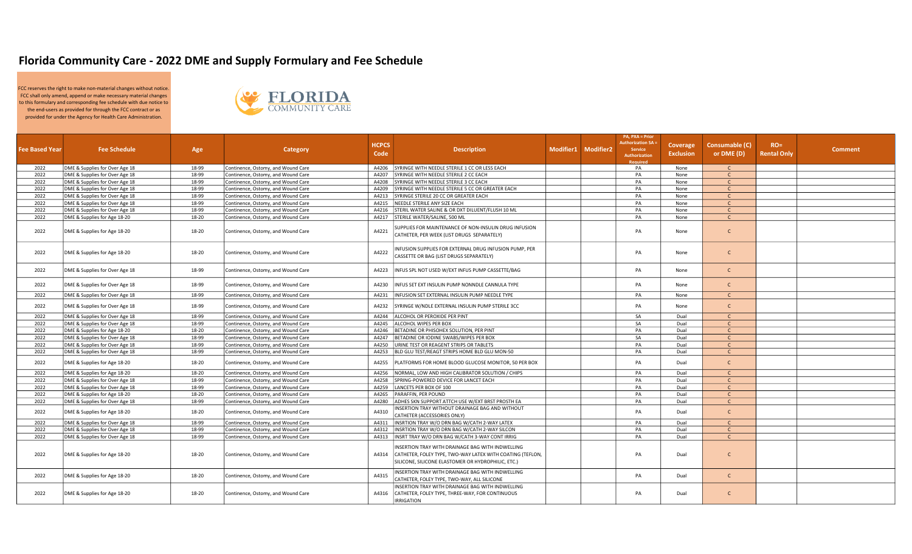# Florida Community Care - 2022 DME and Supply Formulary and Fee Schedule

FCC reserves the right to make non-material changes without notice. FCC shall only amend, append or make necessary material changes to this formulary and corresponding fee schedule with due notice to the end-users as provided for through the FCC contract or as provided for under the Agency for Health Care Administration.

| Fee Based Year | Fee Schedule | Age | Category | HCPCS Code | Description | Modifier1 | Modifier2 | PA, PXA = Prior Authorization SA = Service Authorization Required | Coverage Exclusion | Consumable (C) or DME (D) | RO= Rental Only | Comment |
|---|---|---|---|---|---|---|---|---|---|---|---|---|
| 2022 | DME & Supplies for Over Age 18 | 18-99 | Continence, Ostomy, and Wound Care | A4206 | SYRINGE WITH NEEDLE STERILE 1 CC OR LESS EACH | | | PA | None | C | | |
| 2022 | DME & Supplies for Over Age 18 | 18-99 | Continence, Ostomy, and Wound Care | A4207 | SYRINGE WITH NEEDLE STERILE 2 CC EACH | | | PA | None | C | | |
| 2022 | DME & Supplies for Over Age 18 | 18-99 | Continence, Ostomy, and Wound Care | A4208 | SYRINGE WITH NEEDLE STERILE 3 CC EACH | | | PA | None | C | | |
| 2022 | DME & Supplies for Over Age 18 | 18-99 | Continence, Ostomy, and Wound Care | A4209 | SYRINGE WITH NEEDLE STERILE 5 CC OR GREATER EACH | | | PA | None | C | | |
| 2022 | DME & Supplies for Over Age 18 | 18-99 | Continence, Ostomy, and Wound Care | A4213 | SYRINGE STERILE 20 CC OR GREATER EACH | | | PA | None | C | | |
| 2022 | DME & Supplies for Over Age 18 | 18-99 | Continence, Ostomy, and Wound Care | A4215 | NEEDLE STERILE ANY SIZE EACH | | | PA | None | C | | |
| 2022 | DME & Supplies for Over Age 18 | 18-99 | Continence, Ostomy, and Wound Care | A4216 | STERIL WATER SALINE & OR DXT DILUENT/FLUSH 10 ML | | | PA | None | C | | |
| 2022 | DME & Supplies for Age 18-20 | 18-20 | Continence, Ostomy, and Wound Care | A4217 | STERILE WATER/SALINE, 500 ML | | | PA | None | C | | |
| 2022 | DME & Supplies for Age 18-20 | 18-20 | Continence, Ostomy, and Wound Care | A4221 | SUPPLIES FOR MAINTENANCE OF NON-INSULIN DRUG INFUSION CATHETER, PER WEEK (LIST DRUGS SEPARATELY) | | | PA | None | C | | |
| 2022 | DME & Supplies for Age 18-20 | 18-20 | Continence, Ostomy, and Wound Care | A4222 | INFUSION SUPPLIES FOR EXTERNAL DRUG INFUSION PUMP, PER CASSETTE OR BAG (LIST DRUGS SEPARATELY) | | | PA | None | C | | |
| 2022 | DME & Supplies for Over Age 18 | 18-99 | Continence, Ostomy, and Wound Care | A4223 | INFUS SPL NOT USED W/EXT INFUS PUMP CASSETTE/BAG | | | PA | None | C | | |
| 2022 | DME & Supplies for Over Age 18 | 18-99 | Continence, Ostomy, and Wound Care | A4230 | INFUS SET EXT INSULIN PUMP NONNDLE CANNULA TYPE | | | PA | None | C | | |
| 2022 | DME & Supplies for Over Age 18 | 18-99 | Continence, Ostomy, and Wound Care | A4231 | INFUSION SET EXTERNAL INSULIN PUMP NEEDLE TYPE | | | PA | None | C | | |
| 2022 | DME & Supplies for Over Age 18 | 18-99 | Continence, Ostomy, and Wound Care | A4232 | SYRINGE W/NDLE EXTERNAL INSULIN PUMP STERILE 3CC | | | PA | None | C | | |
| 2022 | DME & Supplies for Over Age 18 | 18-99 | Continence, Ostomy, and Wound Care | A4244 | ALCOHOL OR PEROXIDE PER PINT | | | SA | Dual | C | | |
| 2022 | DME & Supplies for Over Age 18 | 18-99 | Continence, Ostomy, and Wound Care | A4245 | ALCOHOL WIPES PER BOX | | | SA | Dual | C | | |
| 2022 | DME & Supplies for Age 18-20 | 18-20 | Continence, Ostomy, and Wound Care | A4246 | BETADINE OR PHISOHEX SOLUTION, PER PINT | | | PA | Dual | C | | |
| 2022 | DME & Supplies for Over Age 18 | 18-99 | Continence, Ostomy, and Wound Care | A4247 | BETADINE OR IODINE SWABS/WIPES PER BOX | | | SA | Dual | C | | |
| 2022 | DME & Supplies for Over Age 18 | 18-99 | Continence, Ostomy, and Wound Care | A4250 | URINE TEST OR REAGENT STRIPS OR TABLETS | | | PA | Dual | C | | |
| 2022 | DME & Supplies for Over Age 18 | 18-99 | Continence, Ostomy, and Wound Care | A4253 | BLD GLU TEST/REAGT STRIPS HOME BLD GLU MON-50 | | | PA | Dual | C | | |
| 2022 | DME & Supplies for Age 18-20 | 18-20 | Continence, Ostomy, and Wound Care | A4255 | PLATFORMS FOR HOME BLOOD GLUCOSE MONITOR, 50 PER BOX | | | PA | Dual | C | | |
| 2022 | DME & Supplies for Age 18-20 | 18-20 | Continence, Ostomy, and Wound Care | A4256 | NORMAL, LOW AND HIGH CALIBRATOR SOLUTION / CHIPS | | | PA | Dual | C | | |
| 2022 | DME & Supplies for Over Age 18 | 18-99 | Continence, Ostomy, and Wound Care | A4258 | SPRING-POWERED DEVICE FOR LANCET EACH | | | PA | Dual | C | | |
| 2022 | DME & Supplies for Over Age 18 | 18-99 | Continence, Ostomy, and Wound Care | A4259 | LANCETS PER BOX OF 100 | | | PA | Dual | C | | |
| 2022 | DME & Supplies for Age 18-20 | 18-20 | Continence, Ostomy, and Wound Care | A4265 | PARAFFIN, PER POUND | | | PA | Dual | C | | |
| 2022 | DME & Supplies for Over Age 18 | 18-99 | Continence, Ostomy, and Wound Care | A4280 | ADHES SKN SUPPORT ATTCH USE W/EXT BRST PROSTH EA | | | PA | Dual | C | | |
| 2022 | DME & Supplies for Age 18-20 | 18-20 | Continence, Ostomy, and Wound Care | A4310 | INSERTION TRAY WITHOUT DRAINAGE BAG AND WITHOUT CATHETER (ACCESSORIES ONLY) | | | PA | Dual | C | | |
| 2022 | DME & Supplies for Over Age 18 | 18-99 | Continence, Ostomy, and Wound Care | A4311 | INSRTION TRAY W/O DRN BAG W/CATH 2-WAY LATEX | | | PA | Dual | C | | |
| 2022 | DME & Supplies for Over Age 18 | 18-99 | Continence, Ostomy, and Wound Care | A4312 | INSRTION TRAY W/O DRN BAG W/CATH 2-WAY SILCON | | | PA | Dual | C | | |
| 2022 | DME & Supplies for Over Age 18 | 18-99 | Continence, Ostomy, and Wound Care | A4313 | INSRT TRAY W/O DRN BAG W/CATH 3-WAY CONT IRRIG | | | PA | Dual | C | | |
| 2022 | DME & Supplies for Age 18-20 | 18-20 | Continence, Ostomy, and Wound Care | A4314 | INSERTION TRAY WITH DRAINAGE BAG WITH INDWELLING CATHETER, FOLEY TYPE, TWO-WAY LATEX WITH COATING (TEFLON, SILICONE, SILICONE ELASTOMER OR HYDROPHILIC, ETC.) | | | PA | Dual | C | | |
| 2022 | DME & Supplies for Age 18-20 | 18-20 | Continence, Ostomy, and Wound Care | A4315 | INSERTION TRAY WITH DRAINAGE BAG WITH INDWELLING CATHETER, FOLEY TYPE, TWO-WAY, ALL SILICONE | | | PA | Dual | C | | |
| 2022 | DME & Supplies for Age 18-20 | 18-20 | Continence, Ostomy, and Wound Care | A4316 | INSERTION TRAY WITH DRAINAGE BAG WITH INDWELLING CATHETER, FOLEY TYPE, THREE-WAY, FOR CONTINUOUS IRRIGATION | | | PA | Dual | C | | |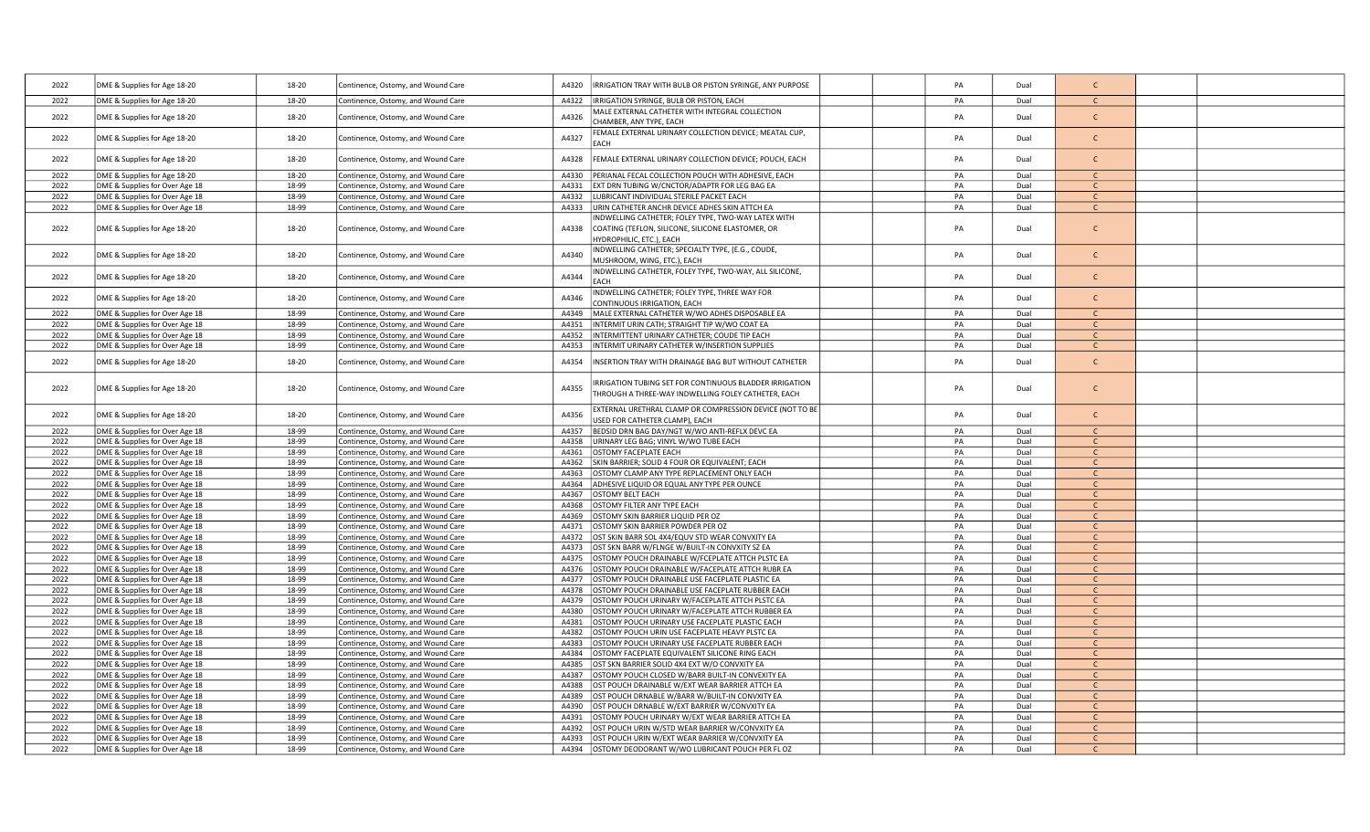| | | | | | | | | | | | | |
|---|---|---|---|---|---|---|---|---|---|---|---|---|
| 2022 | DME & Supplies for Age 18-20 | 18-20 | Continence, Ostomy, and Wound Care | A4320 | IRRIGATION TRAY WITH BULB OR PISTON SYRINGE, ANY PURPOSE | | PA | Dual | C | | |
| 2022 | DME & Supplies for Age 18-20 | 18-20 | Continence, Ostomy, and Wound Care | A4322 | IRRIGATION SYRINGE, BULB OR PISTON, EACH | | PA | Dual | C | | |
| 2022 | DME & Supplies for Age 18-20 | 18-20 | Continence, Ostomy, and Wound Care | A4326 | MALE EXTERNAL CATHETER WITH INTEGRAL COLLECTION CHAMBER, ANY TYPE, EACH | | PA | Dual | C | | |
| 2022 | DME & Supplies for Age 18-20 | 18-20 | Continence, Ostomy, and Wound Care | A4327 | FEMALE EXTERNAL URINARY COLLECTION DEVICE; MEATAL CUP, EACH | | PA | Dual | C | | |
| 2022 | DME & Supplies for Age 18-20 | 18-20 | Continence, Ostomy, and Wound Care | A4328 | FEMALE EXTERNAL URINARY COLLECTION DEVICE; POUCH, EACH | | PA | Dual | C | | |
| 2022 | DME & Supplies for Age 18-20 | 18-20 | Continence, Ostomy, and Wound Care | A4330 | PERIANAL FECAL COLLECTION POUCH WITH ADHESIVE, EACH | | PA | Dual | C | | |
| 2022 | DME & Supplies for Over Age 18 | 18-99 | Continence, Ostomy, and Wound Care | A4331 | EXT DRN TUBING W/CNCTOR/ADAPTR FOR LEG BAG EA | | PA | Dual | C | | |
| 2022 | DME & Supplies for Over Age 18 | 18-99 | Continence, Ostomy, and Wound Care | A4332 | LUBRICANT INDIVIDUAL STERILE PACKET EACH | | PA | Dual | C | | |
| 2022 | DME & Supplies for Over Age 18 | 18-99 | Continence, Ostomy, and Wound Care | A4333 | URIN CATHETER ANCHR DEVICE ADHES SKIN ATTCH EA | | PA | Dual | C | | |
| 2022 | DME & Supplies for Age 18-20 | 18-20 | Continence, Ostomy, and Wound Care | A4338 | INDWELLING CATHETER; FOLEY TYPE, TWO-WAY LATEX WITH COATING (TEFLON, SILICONE, SILICONE ELASTOMER, OR HYDROPHILIC, ETC.), EACH | | PA | Dual | C | | |
| 2022 | DME & Supplies for Age 18-20 | 18-20 | Continence, Ostomy, and Wound Care | A4340 | INDWELLING CATHETER; SPECIALTY TYPE, (E.G., COUDE, MUSHROOM, WING, ETC.), EACH | | PA | Dual | C | | |
| 2022 | DME & Supplies for Age 18-20 | 18-20 | Continence, Ostomy, and Wound Care | A4344 | INDWELLING CATHETER, FOLEY TYPE, TWO-WAY, ALL SILICONE, EACH | | PA | Dual | C | | |
| 2022 | DME & Supplies for Age 18-20 | 18-20 | Continence, Ostomy, and Wound Care | A4346 | INDWELLING CATHETER; FOLEY TYPE, THREE WAY FOR CONTINUOUS IRRIGATION, EACH | | PA | Dual | C | | |
| 2022 | DME & Supplies for Over Age 18 | 18-99 | Continence, Ostomy, and Wound Care | A4349 | MALE EXTERNAL CATHETER W/WO ADHES DISPOSABLE EA | | PA | Dual | C | | |
| 2022 | DME & Supplies for Over Age 18 | 18-99 | Continence, Ostomy, and Wound Care | A4351 | INTERMIT URIN CATH; STRAIGHT TIP W/WO COAT EA | | PA | Dual | C | | |
| 2022 | DME & Supplies for Over Age 18 | 18-99 | Continence, Ostomy, and Wound Care | A4352 | INTERMITTENT URINARY CATHETER; COUDE TIP EACH | | PA | Dual | C | | |
| 2022 | DME & Supplies for Over Age 18 | 18-99 | Continence, Ostomy, and Wound Care | A4353 | INTERMIT URINARY CATHETER W/INSERTION SUPPLIES | | PA | Dual | C | | |
| 2022 | DME & Supplies for Age 18-20 | 18-20 | Continence, Ostomy, and Wound Care | A4354 | INSERTION TRAY WITH DRAINAGE BAG BUT WITHOUT CATHETER | | PA | Dual | C | | |
| 2022 | DME & Supplies for Age 18-20 | 18-20 | Continence, Ostomy, and Wound Care | A4355 | IRRIGATION TUBING SET FOR CONTINUOUS BLADDER IRRIGATION THROUGH A THREE-WAY INDWELLING FOLEY CATHETER, EACH | | PA | Dual | C | | |
| 2022 | DME & Supplies for Age 18-20 | 18-20 | Continence, Ostomy, and Wound Care | A4356 | EXTERNAL URETHRAL CLAMP OR COMPRESSION DEVICE (NOT TO BE USED FOR CATHETER CLAMP), EACH | | PA | Dual | C | | |
| 2022 | DME & Supplies for Over Age 18 | 18-99 | Continence, Ostomy, and Wound Care | A4357 | BEDSID DRN BAG DAY/NGT W/WO ANTI-REFLX DEVC EA | | PA | Dual | C | | |
| 2022 | DME & Supplies for Over Age 18 | 18-99 | Continence, Ostomy, and Wound Care | A4358 | URINARY LEG BAG; VINYL W/WO TUBE EACH | | PA | Dual | C | | |
| 2022 | DME & Supplies for Over Age 18 | 18-99 | Continence, Ostomy, and Wound Care | A4361 | OSTOMY FACEPLATE EACH | | PA | Dual | C | | |
| 2022 | DME & Supplies for Over Age 18 | 18-99 | Continence, Ostomy, and Wound Care | A4362 | SKIN BARRIER; SOLID 4 FOUR OR EQUIVALENT; EACH | | PA | Dual | C | | |
| 2022 | DME & Supplies for Over Age 18 | 18-99 | Continence, Ostomy, and Wound Care | A4363 | OSTOMY CLAMP ANY TYPE REPLACEMENT ONLY EACH | | PA | Dual | C | | |
| 2022 | DME & Supplies for Over Age 18 | 18-99 | Continence, Ostomy, and Wound Care | A4364 | ADHESIVE LIQUID OR EQUAL ANY TYPE PER OUNCE | | PA | Dual | C | | |
| 2022 | DME & Supplies for Over Age 18 | 18-99 | Continence, Ostomy, and Wound Care | A4367 | OSTOMY BELT EACH | | PA | Dual | C | | |
| 2022 | DME & Supplies for Over Age 18 | 18-99 | Continence, Ostomy, and Wound Care | A4368 | OSTOMY FILTER ANY TYPE EACH | | PA | Dual | C | | |
| 2022 | DME & Supplies for Over Age 18 | 18-99 | Continence, Ostomy, and Wound Care | A4369 | OSTOMY SKIN BARRIER LIQUID PER OZ | | PA | Dual | C | | |
| 2022 | DME & Supplies for Over Age 18 | 18-99 | Continence, Ostomy, and Wound Care | A4371 | OSTOMY SKIN BARRIER POWDER PER OZ | | PA | Dual | C | | |
| 2022 | DME & Supplies for Over Age 18 | 18-99 | Continence, Ostomy, and Wound Care | A4372 | OST SKIN BARR SOL 4X4/EQUV STD WEAR CONVXITY EA | | PA | Dual | C | | |
| 2022 | DME & Supplies for Over Age 18 | 18-99 | Continence, Ostomy, and Wound Care | A4373 | OST SKIN BARR W/FLNGE W/BUILT-IN CONVXITY SZ EA | | PA | Dual | C | | |
| 2022 | DME & Supplies for Over Age 18 | 18-99 | Continence, Ostomy, and Wound Care | A4375 | OSTOMY POUCH DRAINABLE W/FCEPLATE ATTCH PLSTC EA | | PA | Dual | C | | |
| 2022 | DME & Supplies for Over Age 18 | 18-99 | Continence, Ostomy, and Wound Care | A4376 | OSTOMY POUCH DRAINABLE W/FACEPLATE ATTCH RUBR EA | | PA | Dual | C | | |
| 2022 | DME & Supplies for Over Age 18 | 18-99 | Continence, Ostomy, and Wound Care | A4377 | OSTOMY POUCH DRAINABLE USE FACEPLATE PLASTIC EA | | PA | Dual | C | | |
| 2022 | DME & Supplies for Over Age 18 | 18-99 | Continence, Ostomy, and Wound Care | A4378 | OSTOMY POUCH DRAINABLE USE FACEPLATE RUBBER EACH | | PA | Dual | C | | |
| 2022 | DME & Supplies for Over Age 18 | 18-99 | Continence, Ostomy, and Wound Care | A4379 | OSTOMY POUCH URINARY W/FACEPLATE ATTCH PLSTC EA | | PA | Dual | C | | |
| 2022 | DME & Supplies for Over Age 18 | 18-99 | Continence, Ostomy, and Wound Care | A4380 | OSTOMY POUCH URINARY W/FACEPLATE ATTCH RUBBER EA | | PA | Dual | C | | |
| 2022 | DME & Supplies for Over Age 18 | 18-99 | Continence, Ostomy, and Wound Care | A4381 | OSTOMY POUCH URINARY USE FACEPLATE PLASTIC EACH | | PA | Dual | C | | |
| 2022 | DME & Supplies for Over Age 18 | 18-99 | Continence, Ostomy, and Wound Care | A4382 | OSTOMY POUCH URIN USE FACEPLATE HEAVY PLSTC EA | | PA | Dual | C | | |
| 2022 | DME & Supplies for Over Age 18 | 18-99 | Continence, Ostomy, and Wound Care | A4383 | OSTOMY POUCH URINARY USE FACEPLATE RUBBER EACH | | PA | Dual | C | | |
| 2022 | DME & Supplies for Over Age 18 | 18-99 | Continence, Ostomy, and Wound Care | A4384 | OSTOMY FACEPLATE EQUIVALENT SILICONE RING EACH | | PA | Dual | C | | |
| 2022 | DME & Supplies for Over Age 18 | 18-99 | Continence, Ostomy, and Wound Care | A4385 | OST SKN BARRIER SOLID 4X4 EXT W/O CONVXITY EA | | PA | Dual | C | | |
| 2022 | DME & Supplies for Over Age 18 | 18-99 | Continence, Ostomy, and Wound Care | A4387 | OSTOMY POUCH CLOSED W/BARR BUILT-IN CONVEXITY EA | | PA | Dual | C | | |
| 2022 | DME & Supplies for Over Age 18 | 18-99 | Continence, Ostomy, and Wound Care | A4388 | OST POUCH DRAINABLE W/EXT WEAR BARRIER ATTCH EA | | PA | Dual | C | | |
| 2022 | DME & Supplies for Over Age 18 | 18-99 | Continence, Ostomy, and Wound Care | A4389 | OST POUCH DRNABLE W/BARR W/BUILT-IN CONVXITY EA | | PA | Dual | C | | |
| 2022 | DME & Supplies for Over Age 18 | 18-99 | Continence, Ostomy, and Wound Care | A4390 | OST POUCH DRNABLE W/EXT BARRIER W/CONVXITY EA | | PA | Dual | C | | |
| 2022 | DME & Supplies for Over Age 18 | 18-99 | Continence, Ostomy, and Wound Care | A4391 | OSTOMY POUCH URINARY W/EXT WEAR BARRIER ATTCH EA | | PA | Dual | C | | |
| 2022 | DME & Supplies for Over Age 18 | 18-99 | Continence, Ostomy, and Wound Care | A4392 | OST POUCH URIN W/STD WEAR BARRIER W/CONVXITY EA | | PA | Dual | C | | |
| 2022 | DME & Supplies for Over Age 18 | 18-99 | Continence, Ostomy, and Wound Care | A4393 | OST POUCH URIN W/EXT WEAR BARRIER W/CONVXITY EA | | PA | Dual | C | | |
| 2022 | DME & Supplies for Over Age 18 | 18-99 | Continence, Ostomy, and Wound Care | A4394 | OSTOMY DEODORANT W/WO LUBRICANT POUCH PER FL OZ | | PA | Dual | C | | |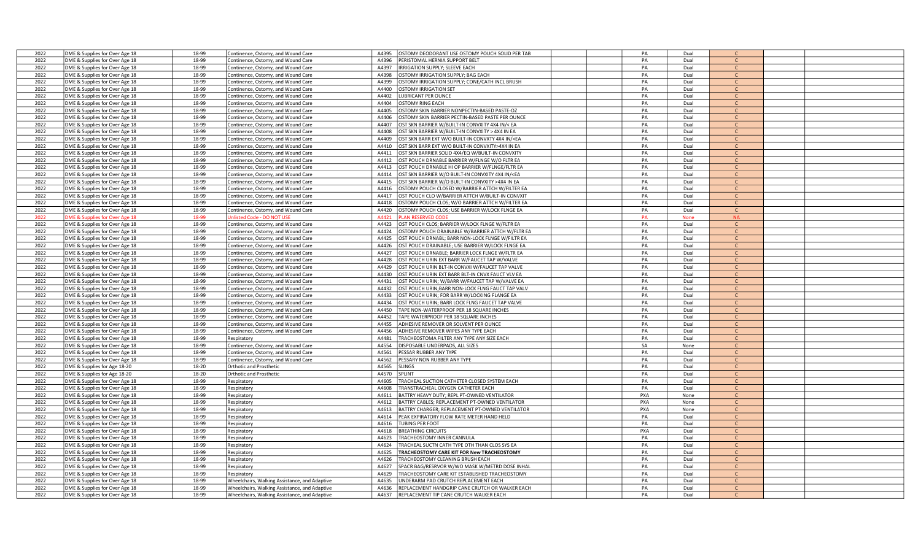| | | | | | | | | | | | | |
|---|---|---|---|---|---|---|---|---|---|---|---|---|
| 2022 | DME & Supplies for Over Age 18 | 18-99 | Continence, Ostomy, and Wound Care | A4395 | OSTOMY DEODORANT USE OSTOMY POUCH SOLID PER TAB | | | PA | Dual | C | | |
| 2022 | DME & Supplies for Over Age 18 | 18-99 | Continence, Ostomy, and Wound Care | A4396 | PERISTOMAL HERNIA SUPPORT BELT | | | PA | Dual | C | | |
| 2022 | DME & Supplies for Over Age 18 | 18-99 | Continence, Ostomy, and Wound Care | A4397 | IRRIGATION SUPPLY; SLEEVE EACH | | | PA | Dual | C | | |
| 2022 | DME & Supplies for Over Age 18 | 18-99 | Continence, Ostomy, and Wound Care | A4398 | OSTOMY IRRIGATION SUPPLY; BAG EACH | | | PA | Dual | C | | |
| 2022 | DME & Supplies for Over Age 18 | 18-99 | Continence, Ostomy, and Wound Care | A4399 | OSTOMY IRRIGATION SUPPLY; CONE/CATH INCL BRUSH | | | PA | Dual | C | | |
| 2022 | DME & Supplies for Over Age 18 | 18-99 | Continence, Ostomy, and Wound Care | A4400 | OSTOMY IRRIGATION SET | | | PA | Dual | C | | |
| 2022 | DME & Supplies for Over Age 18 | 18-99 | Continence, Ostomy, and Wound Care | A4402 | LUBRICANT PER OUNCE | | | PA | Dual | C | | |
| 2022 | DME & Supplies for Over Age 18 | 18-99 | Continence, Ostomy, and Wound Care | A4404 | OSTOMY RING EACH | | | PA | Dual | C | | |
| 2022 | DME & Supplies for Over Age 18 | 18-99 | Continence, Ostomy, and Wound Care | A4405 | OSTOMY SKIN BARRIER NONPECTIN-BASED PASTE-OZ | | | PA | Dual | C | | |
| 2022 | DME & Supplies for Over Age 18 | 18-99 | Continence, Ostomy, and Wound Care | A4406 | OSTOMY SKIN BARRIER PECTIN-BASED PASTE PER OUNCE | | | PA | Dual | C | | |
| 2022 | DME & Supplies for Over Age 18 | 18-99 | Continence, Ostomy, and Wound Care | A4407 | OST SKN BARRIER W/BUILT-IN CONVXITY 4X4 IN/< EA | | | PA | Dual | C | | |
| 2022 | DME & Supplies for Over Age 18 | 18-99 | Continence, Ostomy, and Wound Care | A4408 | OST SKN BARRIER W/BUILT-IN CONVXITY > 4X4 IN EA | | | PA | Dual | C | | |
| 2022 | DME & Supplies for Over Age 18 | 18-99 | Continence, Ostomy, and Wound Care | A4409 | OST SKN BARR EXT W/O BUILT-IN CONVXTY 4X4 IN/<EA | | | PA | Dual | C | | |
| 2022 | DME & Supplies for Over Age 18 | 18-99 | Continence, Ostomy, and Wound Care | A4410 | OST SKN BARR EXT W/O BUILT-IN CONVXITY>4X4 IN EA | | | PA | Dual | C | | |
| 2022 | DME & Supplies for Over Age 18 | 18-99 | Continence, Ostomy, and Wound Care | A4411 | OST SKN BARRIER SOLID 4X4/EQ W/BUILT-IN CONVXITY | | | PA | Dual | C | | |
| 2022 | DME & Supplies for Over Age 18 | 18-99 | Continence, Ostomy, and Wound Care | A4412 | OST POUCH DRNABLE BARRIER W/FLNGE W/O FLTR EA | | | PA | Dual | C | | |
| 2022 | DME & Supplies for Over Age 18 | 18-99 | Continence, Ostomy, and Wound Care | A4413 | OST POUCH DRNABLE HI OP BARRIER W/FLNGE/FLTR EA | | | PA | Dual | C | | |
| 2022 | DME & Supplies for Over Age 18 | 18-99 | Continence, Ostomy, and Wound Care | A4414 | OST SKN BARRIER W/O BUILT-IN CONVXITY 4X4 IN/<EA | | | PA | Dual | C | | |
| 2022 | DME & Supplies for Over Age 18 | 18-99 | Continence, Ostomy, and Wound Care | A4415 | OST SKN BARRIER W/O BUILT-IN CONVXITY >4X4 IN EA | | | PA | Dual | C | | |
| 2022 | DME & Supplies for Over Age 18 | 18-99 | Continence, Ostomy, and Wound Care | A4416 | OSTOMY POUCH CLOSED W/BARRIER ATTCH W/FILTER EA | | | PA | Dual | C | | |
| 2022 | DME & Supplies for Over Age 18 | 18-99 | Continence, Ostomy, and Wound Care | A4417 | OST POUCH CLO W/BARRIER ATTCH W/BUILT-IN CONVXIT | | | PA | Dual | C | | |
| 2022 | DME & Supplies for Over Age 18 | 18-99 | Continence, Ostomy, and Wound Care | A4418 | OSTOMY POUCH CLOS; W/O BARRIER ATTCH W/FILTER EA | | | PA | Dual | C | | |
| 2022 | DME & Supplies for Over Age 18 | 18-99 | Continence, Ostomy, and Wound Care | A4420 | OSTOMY POUCH CLOS; USE BARRIER W/LOCK FLNGE EA | | | PA | Dual | C | | |
| 2022 | DME & Supplies for Over Age 18 | 18-99 | Unlisted Code - DO NOT USE | A4421 | PLAN RESERVED CODE | | | PA | None | NA | | |
| 2022 | DME & Supplies for Over Age 18 | 18-99 | Continence, Ostomy, and Wound Care | A4423 | OST POUCH CLOS; BARRIER W/LOCK FLNGE W/FLTR EA | | | PA | Dual | C | | |
| 2022 | DME & Supplies for Over Age 18 | 18-99 | Continence, Ostomy, and Wound Care | A4424 | OSTOMY POUCH DRAINABLE W/BARRIER ATTCH W/FLTR EA | | | PA | Dual | C | | |
| 2022 | DME & Supplies for Over Age 18 | 18-99 | Continence, Ostomy, and Wound Care | A4425 | OST POUCH DRNABL; BARR NON-LOCK FLNGE W/FILTR EA | | | PA | Dual | C | | |
| 2022 | DME & Supplies for Over Age 18 | 18-99 | Continence, Ostomy, and Wound Care | A4426 | OST POUCH DRAINABLE; USE BARRIER W/LOCK FLNGE EA | | | PA | Dual | C | | |
| 2022 | DME & Supplies for Over Age 18 | 18-99 | Continence, Ostomy, and Wound Care | A4427 | OST POUCH DRNABLE; BARRIER LOCK FLNGE W/FLTR EA | | | PA | Dual | C | | |
| 2022 | DME & Supplies for Over Age 18 | 18-99 | Continence, Ostomy, and Wound Care | A4428 | OST POUCH URIN EXT BARR W/FAUCET TAP W/VALVE | | | PA | Dual | C | | |
| 2022 | DME & Supplies for Over Age 18 | 18-99 | Continence, Ostomy, and Wound Care | A4429 | OST POUCH URIN BLT-IN CONVXI W/FAUCET TAP VALVE | | | PA | Dual | C | | |
| 2022 | DME & Supplies for Over Age 18 | 18-99 | Continence, Ostomy, and Wound Care | A4430 | OST POUCH URIN EXT BARR BLT-IN CNVX FAUCT VLV EA | | | PA | Dual | C | | |
| 2022 | DME & Supplies for Over Age 18 | 18-99 | Continence, Ostomy, and Wound Care | A4431 | OST POUCH URIN; W/BARR W/FAUCET TAP W/VALVE EA | | | PA | Dual | C | | |
| 2022 | DME & Supplies for Over Age 18 | 18-99 | Continence, Ostomy, and Wound Care | A4432 | OST POUCH URIN;BARR NON-LOCK FLNG FAUCT TAP VALV | | | PA | Dual | C | | |
| 2022 | DME & Supplies for Over Age 18 | 18-99 | Continence, Ostomy, and Wound Care | A4433 | OST POUCH URIN; FOR BARR W/LOCKING FLANGE EA | | | PA | Dual | C | | |
| 2022 | DME & Supplies for Over Age 18 | 18-99 | Continence, Ostomy, and Wound Care | A4434 | OST POUCH URIN; BARR LOCK FLNG FAUCET TAP VALVE | | | PA | Dual | C | | |
| 2022 | DME & Supplies for Over Age 18 | 18-99 | Continence, Ostomy, and Wound Care | A4450 | TAPE NON-WATERPROOF PER 18 SQUARE INCHES | | | PA | Dual | C | | |
| 2022 | DME & Supplies for Over Age 18 | 18-99 | Continence, Ostomy, and Wound Care | A4452 | TAPE WATERPROOF PER 18 SQUARE INCHES | | | PA | Dual | C | | |
| 2022 | DME & Supplies for Over Age 18 | 18-99 | Continence, Ostomy, and Wound Care | A4455 | ADHESIVE REMOVER OR SOLVENT PER OUNCE | | | PA | Dual | C | | |
| 2022 | DME & Supplies for Over Age 18 | 18-99 | Continence, Ostomy, and Wound Care | A4456 | ADHESIVE REMOVER WIPES ANY TYPE EACH | | | PA | Dual | C | | |
| 2022 | DME & Supplies for Over Age 18 | 18-99 | Respiratory | A4481 | TRACHEOSTOMA FILTER ANY TYPE ANY SIZE EACH | | | PA | Dual | C | | |
| 2022 | DME & Supplies for Over Age 18 | 18-99 | Continence, Ostomy, and Wound Care | A4554 | DISPOSABLE UNDERPADS, ALL SIZES | | | SA | None | C | | |
| 2022 | DME & Supplies for Over Age 18 | 18-99 | Continence, Ostomy, and Wound Care | A4561 | PESSAR RUBBER ANY TYPE | | | PA | Dual | C | | |
| 2022 | DME & Supplies for Over Age 18 | 18-99 | Continence, Ostomy, and Wound Care | A4562 | PESSARY NON RUBBER ANY TYPE | | | PA | Dual | C | | |
| 2022 | DME & Supplies for Age 18-20 | 18-20 | Orthotic and Prosthetic | A4565 | SLINGS | | | PA | Dual | C | | |
| 2022 | DME & Supplies for Age 18-20 | 18-20 | Orthotic and Prosthetic | A4570 | SPLINT | | | PA | Dual | C | | |
| 2022 | DME & Supplies for Over Age 18 | 18-99 | Respiratory | A4605 | TRACHEAL SUCTION CATHETER CLOSED SYSTEM EACH | | | PA | Dual | C | | |
| 2022 | DME & Supplies for Over Age 18 | 18-99 | Respiratory | A4608 | TRANSTRACHEAL OXYGEN CATHETER EACH | | | PA | Dual | C | | |
| 2022 | DME & Supplies for Over Age 18 | 18-99 | Respiratory | A4611 | BATTRY HEAVY DUTY; REPL PT-OWNED VENTILATOR | | | PXA | None | C | | |
| 2022 | DME & Supplies for Over Age 18 | 18-99 | Respiratory | A4612 | BATTRY CABLES; REPLACEMENT PT-OWNED VENTILATOR | | | PXA | None | C | | |
| 2022 | DME & Supplies for Over Age 18 | 18-99 | Respiratory | A4613 | BATTRY CHARGER; REPLACEMENT PT-OWNED VENTILATOR | | | PXA | None | C | | |
| 2022 | DME & Supplies for Over Age 18 | 18-99 | Respiratory | A4614 | PEAK EXPIRATORY FLOW RATE METER HAND HELD | | | PA | Dual | C | | |
| 2022 | DME & Supplies for Over Age 18 | 18-99 | Respiratory | A4616 | TUBING PER FOOT | | | PA | Dual | C | | |
| 2022 | DME & Supplies for Over Age 18 | 18-99 | Respiratory | A4618 | BREATHING CIRCUITS | | | PXA | Dual | C | | |
| 2022 | DME & Supplies for Over Age 18 | 18-99 | Respiratory | A4623 | TRACHEOSTOMY INNER CANNULA | | | PA | Dual | C | | |
| 2022 | DME & Supplies for Over Age 18 | 18-99 | Respiratory | A4624 | TRACHEAL SUCTN CATH TYPE OTH THAN CLOS SYS EA | | | PA | Dual | C | | |
| 2022 | DME & Supplies for Over Age 18 | 18-99 | Respiratory | A4625 | **TRACHEOSTOMY CARE KIT FOR New TRACHEOSTOMY** | | | PA | Dual | C | | |
| 2022 | DME & Supplies for Over Age 18 | 18-99 | Respiratory | A4626 | TRACHEOSTOMY CLEANING BRUSH EACH | | | PA | Dual | C | | |
| 2022 | DME & Supplies for Over Age 18 | 18-99 | Respiratory | A4627 | SPACR BAG/RESRVOR W/WO MASK W/METRD DOSE INHAL | | | PA | Dual | C | | |
| 2022 | DME & Supplies for Over Age 18 | 18-99 | Respiratory | A4629 | TRACHEOSTOMY CARE KIT ESTABLISHED TRACHEOSTOMY | | | PA | Dual | C | | |
| 2022 | DME & Supplies for Over Age 18 | 18-99 | Wheelchairs, Walking Assistance, and Adaptive | A4635 | UNDERARM PAD CRUTCH REPLACEMENT EACH | | | PA | Dual | C | | |
| 2022 | DME & Supplies for Over Age 18 | 18-99 | Wheelchairs, Walking Assistance, and Adaptive | A4636 | REPLACEMENT HANDGRIP CANE CRUTCH OR WALKER EACH | | | PA | Dual | C | | |
| 2022 | DME & Supplies for Over Age 18 | 18-99 | Wheelchairs, Walking Assistance, and Adaptive | A4637 | REPLACEMENT TIP CANE CRUTCH WALKER EACH | | | PA | Dual | C | | |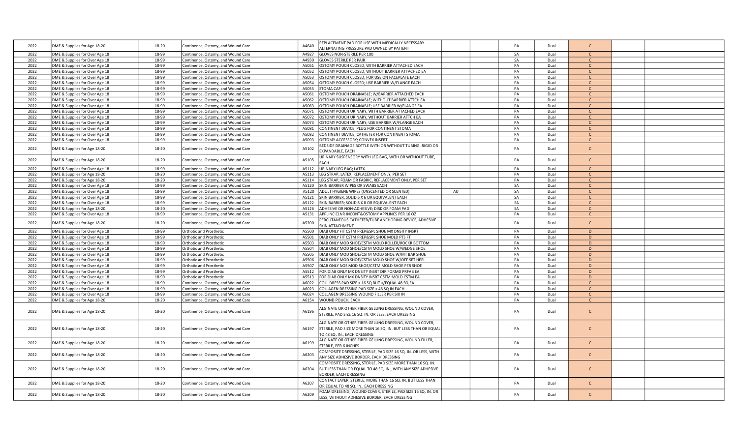| | | | | | | | | | | | | |
|---|---|---|---|---|---|---|---|---|---|---|---|---|
| 2022 | DME & Supplies for Age 18-20 | 18-20 | Continence, Ostomy, and Wound Care | A4640 | REPLACEMENT PAD FOR USE WITH MEDICALLY NECESSARY ALTERNATING PRESSURE PAD OWNED BY PATIENT | | | PA | Dual | C | | |
| 2022 | DME & Supplies for Over Age 18 | 18-99 | Continence, Ostomy, and Wound Care | A4927 | GLOVES NON-STERILE PER 100 | | | SA | Dual | C | | |
| 2022 | DME & Supplies for Over Age 18 | 18-99 | Continence, Ostomy, and Wound Care | A4930 | GLOVES STERILE PER PAIR | | | SA | Dual | C | | |
| 2022 | DME & Supplies for Over Age 18 | 18-99 | Continence, Ostomy, and Wound Care | A5051 | OSTOMY POUCH CLOSED; WITH BARRIER ATTACHED EACH | | | PA | Dual | C | | |
| 2022 | DME & Supplies for Over Age 18 | 18-99 | Continence, Ostomy, and Wound Care | A5052 | OSTOMY POUCH CLOSED; WITHOUT BARRIER ATTACHED EA | | | PA | Dual | C | | |
| 2022 | DME & Supplies for Over Age 18 | 18-99 | Continence, Ostomy, and Wound Care | A5053 | OSTOMY POUCH CLOSED; FOR USE ON FACEPLATE EACH | | | PA | Dual | C | | |
| 2022 | DME & Supplies for Over Age 18 | 18-99 | Continence, Ostomy, and Wound Care | A5054 | OSTOMY POUCH CLOSED; USE BARRIER W/FLANGE EACH | | | PA | Dual | C | | |
| 2022 | DME & Supplies for Over Age 18 | 18-99 | Continence, Ostomy, and Wound Care | A5055 | STOMA CAP | | | PA | Dual | C | | |
| 2022 | DME & Supplies for Over Age 18 | 18-99 | Continence, Ostomy, and Wound Care | A5061 | OSTOMY POUCH DRAINABLE; W/BARRIER ATTACHED EACH | | | PA | Dual | C | | |
| 2022 | DME & Supplies for Over Age 18 | 18-99 | Continence, Ostomy, and Wound Care | A5062 | OSTOMY POUCH DRAINABLE; WITHOUT BARRIER ATTCH EA | | | PA | Dual | C | | |
| 2022 | DME & Supplies for Over Age 18 | 18-99 | Continence, Ostomy, and Wound Care | A5063 | OSTOMY POUCH DRAINABLE; USE BARRIER W/FLANGE EA | | | PA | Dual | C | | |
| 2022 | DME & Supplies for Over Age 18 | 18-99 | Continence, Ostomy, and Wound Care | A5071 | OSTOMY POUCH URINARY; WITH BARRIER ATTACHED EACH | | | PA | Dual | C | | |
| 2022 | DME & Supplies for Over Age 18 | 18-99 | Continence, Ostomy, and Wound Care | A5072 | OSTOMY POUCH URINARY; WITHOUT BARRIER ATTCH EA | | | PA | Dual | C | | |
| 2022 | DME & Supplies for Over Age 18 | 18-99 | Continence, Ostomy, and Wound Care | A5073 | OSTOMY POUCH URINARY; USE BARRIER W/FLANGE EACH | | | PA | Dual | C | | |
| 2022 | DME & Supplies for Over Age 18 | 18-99 | Continence, Ostomy, and Wound Care | A5081 | CONTINENT DEVICE; PLUG FOR CONTINENT STOMA | | | PA | Dual | C | | |
| 2022 | DME & Supplies for Over Age 18 | 18-99 | Continence, Ostomy, and Wound Care | A5082 | CONTINENT DEVICE; CATHETER FOR CONTINENT STOMA | | | PA | Dual | C | | |
| 2022 | DME & Supplies for Over Age 18 | 18-99 | Continence, Ostomy, and Wound Care | A5093 | OSTOMY ACCESSORY; CONVEX INSERT | | | PA | Dual | C | | |
| 2022 | DME & Supplies for Age 18-20 | 18-20 | Continence, Ostomy, and Wound Care | A5102 | BEDSIDE DRAINAGE BOTTLE WITH OR WITHOUT TUBING, RIGID OR EXPANDABLE, EACH | | | PA | Dual | C | | |
| 2022 | DME & Supplies for Age 18-20 | 18-20 | Continence, Ostomy, and Wound Care | A5105 | URINARY SUSPENSORY WITH LEG BAG, WITH OR WITHOUT TUBE, EACH | | | PA | Dual | C | | |
| 2022 | DME & Supplies for Over Age 18 | 18-99 | Continence, Ostomy, and Wound Care | A5112 | URINARY LEG BAG; LATEX | | | PA | Dual | C | | |
| 2022 | DME & Supplies for Age 18-20 | 18-20 | Continence, Ostomy, and Wound Care | A5113 | LEG STRAP; LATEX, REPLACEMENT ONLY, PER SET | | | PA | Dual | C | | |
| 2022 | DME & Supplies for Age 18-20 | 18-20 | Continence, Ostomy, and Wound Care | A5114 | LEG STRAP; FOAM OR FABRIC, REPLACEMENT ONLY, PER SET | | | PA | Dual | C | | |
| 2022 | DME & Supplies for Over Age 18 | 18-99 | Continence, Ostomy, and Wound Care | A5120 | SKIN BARRIER WIPES OR SWABS EACH | | | SA | Dual | C | | |
| 2022 | DME & Supplies for Over Age 18 | 18-99 | Continence, Ostomy, and Wound Care | A5120 | ADULT HYGIENE WIPES (UNSCENTED OR SCENTED) | AU | | SA | Dual | C | | |
| 2022 | DME & Supplies for Over Age 18 | 18-99 | Continence, Ostomy, and Wound Care | A5121 | SKIN BARRIER; SOLID 6 X 6 OR EQUIVALENT EACH | | | SA | Dual | C | | |
| 2022 | DME & Supplies for Over Age 18 | 18-99 | Continence, Ostomy, and Wound Care | A5122 | SKIN BARRIER; SOLID 8 X 8 OR EQUIVALENT EACH | | | SA | Dual | C | | |
| 2022 | DME & Supplies for Age 18-20 | 18-20 | Continence, Ostomy, and Wound Care | A5126 | ADHESIVE OR NON-ADHESIVE; DISK OR FOAM PAD | | | SA | Dual | C | | |
| 2022 | DME & Supplies for Over Age 18 | 18-99 | Continence, Ostomy, and Wound Care | A5131 | APPLINC CLNR INCONT&OSTOMY APPLINCS PER 16 OZ | | | PA | Dual | C | | |
| 2022 | DME & Supplies for Age 18-20 | 18-20 | Continence, Ostomy, and Wound Care | A5200 | PERCUTANEOUS CATHETER/TUBE ANCHORING DEVICE, ADHESIVE SKIN ATTACHMENT | | | PA | Dual | C | | |
| 2022 | DME & Supplies for Over Age 18 | 18-99 | Orthotic and Prosthetic | A5500 | DIAB ONLY FIT CSTM PREP&SPL SHOE MX DNSITY INSRT | | | PA | Dual | D | | |
| 2022 | DME & Supplies for Over Age 18 | 18-99 | Orthotic and Prosthetic | A5501 | DIAB ONLY FIT CSTM PREP&SPL SHOE MOLD PTS FT | | | PA | Dual | D | | |
| 2022 | DME & Supplies for Over Age 18 | 18-99 | Orthotic and Prosthetic | A5503 | DIAB ONLY MOD SHOE/CSTM MOLD ROLLER/ROCKR BOTTOM | | | PA | Dual | D | | |
| 2022 | DME & Supplies for Over Age 18 | 18-99 | Orthotic and Prosthetic | A5504 | DIAB ONLY MOD SHOE/CSTM MOLD SHOE W/WEDGE SHOE | | | PA | Dual | D | | |
| 2022 | DME & Supplies for Over Age 18 | 18-99 | Orthotic and Prosthetic | A5505 | DIAB ONLY MOD SHOE/CSTM MOLD SHOE W/MT BAR SHOE | | | PA | Dual | D | | |
| 2022 | DME & Supplies for Over Age 18 | 18-99 | Orthotic and Prosthetic | A5506 | DIAB ONLY MOD SHOE/CSTM MOLD SHOE W/OFF SET HEEL | | | PA | Dual | D | | |
| 2022 | DME & Supplies for Over Age 18 | 18-99 | Orthotic and Prosthetic | A5507 | DIAB ONLY NOS MOD SHOE/CSTM MOLD SHOE PER SHOE | | | PA | Dual | D | | |
| 2022 | DME & Supplies for Over Age 18 | 18-99 | Orthotic and Prosthetic | A5512 | FOR DIAB ONLY MX DNSITY INSRT DIR FORMD PRFAB EA | | | PA | Dual | D | | |
| 2022 | DME & Supplies for Over Age 18 | 18-99 | Orthotic and Prosthetic | A5513 | FOR DIAB ONLY MX DNSITY INSRT CSTM MOLD CSTM EA | | | PA | Dual | D | | |
| 2022 | DME & Supplies for Over Age 18 | 18-99 | Continence, Ostomy, and Wound Care | A6022 | COLL DRESS PAD SIZE > 16 SQ BUT </EQUAL 48 SQ EA | | | PA | Dual | C | | |
| 2022 | DME & Supplies for Over Age 18 | 18-99 | Continence, Ostomy, and Wound Care | A6023 | COLLAGEN DRESSING PAD SIZE > 48 SQ IN EACH | | | PA | Dual | C | | |
| 2022 | DME & Supplies for Over Age 18 | 18-99 | Continence, Ostomy, and Wound Care | A6024 | COLLAGEN DRESSING WOUND FILLER PER SIX IN | | | PA | Dual | C | | |
| 2022 | DME & Supplies for Age 18-20 | 18-20 | Continence, Ostomy, and Wound Care | A6154 | WOUND POUCH, EACH | | | PA | Dual | C | | |
| 2022 | DME & Supplies for Age 18-20 | 18-20 | Continence, Ostomy, and Wound Care | A6196 | ALGINATE OR OTHER FIBER GELLING DRESSING, WOUND COVER, STERILE, PAD SIZE 16 SQ. IN. OR LESS, EACH DRESSING | | | PA | Dual | C | | |
| 2022 | DME & Supplies for Age 18-20 | 18-20 | Continence, Ostomy, and Wound Care | A6197 | ALGINATE OR OTHER FIBER GELLING DRESSING, WOUND COVER, STERILE, PAD SIZE MORE THAN 16 SQ. IN. BUT LESS THAN OR EQUAL TO 48 SQ. IN., EACH DRESSING | | | PA | Dual | C | | |
| 2022 | DME & Supplies for Age 18-20 | 18-20 | Continence, Ostomy, and Wound Care | A6199 | ALGINATE OR OTHER FIBER GELLING DRESSING, WOUND FILLER, STERILE, PER 6 INCHES | | | PA | Dual | C | | |
| 2022 | DME & Supplies for Age 18-20 | 18-20 | Continence, Ostomy, and Wound Care | A6203 | COMPOSITE DRESSING, STERILE, PAD SIZE 16 SQ. IN. OR LESS, WITH ANY SIZE ADHESIVE BORDER, EACH DRESSING | | | PA | Dual | C | | |
| 2022 | DME & Supplies for Age 18-20 | 18-20 | Continence, Ostomy, and Wound Care | A6204 | COMPOSITE DRESSING, STERILE, PAD SIZE MORE THAN 16 SQ. IN. BUT LESS THAN OR EQUAL TO 48 SQ. IN., WITH ANY SIZE ADHESIVE BORDER, EACH DRESSING | | | PA | Dual | C | | |
| 2022 | DME & Supplies for Age 18-20 | 18-20 | Continence, Ostomy, and Wound Care | A6207 | CONTACT LAYER, STERILE, MORE THAN 16 SQ. IN. BUT LESS THAN OR EQUAL TO 48 SQ. IN., EACH DRESSING | | | PA | Dual | C | | |
| 2022 | DME & Supplies for Age 18-20 | 18-20 | Continence, Ostomy, and Wound Care | A6209 | FOAM DRESSING, WOUND COVER, STERILE, PAD SIZE 16 SQ. IN. OR LESS, WITHOUT ADHESIVE BORDER, EACH DRESSING | | | PA | Dual | C | | |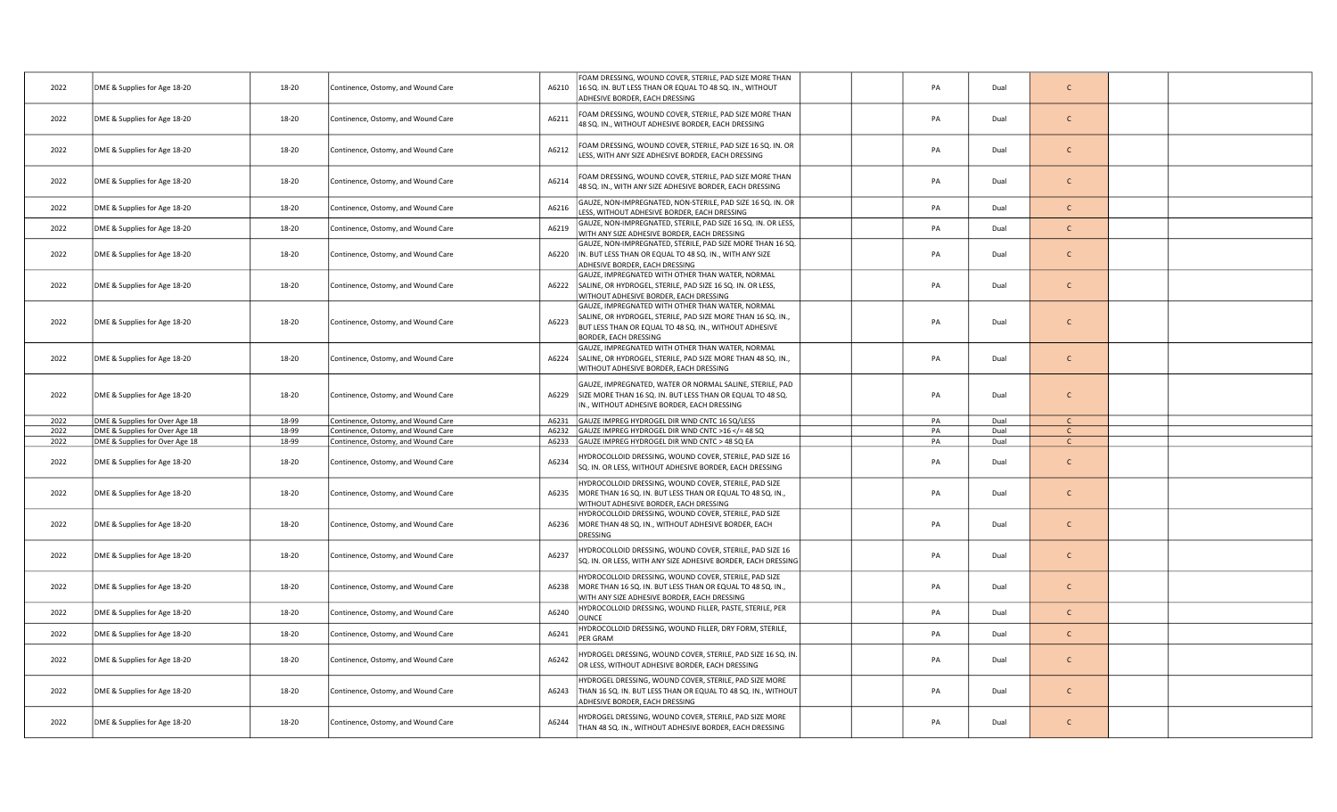| | | | | | | | | | | | |
|---|---|---|---|---|---|---|---|---|---|---|---|
| 2022 | DME & Supplies for Age 18-20 | 18-20 | Continence, Ostomy, and Wound Care | A6210 | FOAM DRESSING, WOUND COVER, STERILE, PAD SIZE MORE THAN 16 SQ. IN. BUT LESS THAN OR EQUAL TO 48 SQ. IN., WITHOUT ADHESIVE BORDER, EACH DRESSING | | PA | Dual | C | | |
| 2022 | DME & Supplies for Age 18-20 | 18-20 | Continence, Ostomy, and Wound Care | A6211 | FOAM DRESSING, WOUND COVER, STERILE, PAD SIZE MORE THAN 48 SQ. IN., WITHOUT ADHESIVE BORDER, EACH DRESSING | | PA | Dual | C | | |
| 2022 | DME & Supplies for Age 18-20 | 18-20 | Continence, Ostomy, and Wound Care | A6212 | FOAM DRESSING, WOUND COVER, STERILE, PAD SIZE 16 SQ. IN. OR LESS, WITH ANY SIZE ADHESIVE BORDER, EACH DRESSING | | PA | Dual | C | | |
| 2022 | DME & Supplies for Age 18-20 | 18-20 | Continence, Ostomy, and Wound Care | A6214 | FOAM DRESSING, WOUND COVER, STERILE, PAD SIZE MORE THAN 48 SQ. IN., WITH ANY SIZE ADHESIVE BORDER, EACH DRESSING | | PA | Dual | C | | |
| 2022 | DME & Supplies for Age 18-20 | 18-20 | Continence, Ostomy, and Wound Care | A6216 | GAUZE, NON-IMPREGNATED, NON-STERILE, PAD SIZE 16 SQ. IN. OR LESS, WITHOUT ADHESIVE BORDER, EACH DRESSING | | PA | Dual | C | | |
| 2022 | DME & Supplies for Age 18-20 | 18-20 | Continence, Ostomy, and Wound Care | A6219 | GAUZE, NON-IMPREGNATED, STERILE, PAD SIZE 16 SQ. IN. OR LESS, WITH ANY SIZE ADHESIVE BORDER, EACH DRESSING | | PA | Dual | C | | |
| 2022 | DME & Supplies for Age 18-20 | 18-20 | Continence, Ostomy, and Wound Care | A6220 | GAUZE, NON-IMPREGNATED, STERILE, PAD SIZE MORE THAN 16 SQ. IN. BUT LESS THAN OR EQUAL TO 48 SQ. IN., WITH ANY SIZE ADHESIVE BORDER, EACH DRESSING | | PA | Dual | C | | |
| 2022 | DME & Supplies for Age 18-20 | 18-20 | Continence, Ostomy, and Wound Care | A6222 | GAUZE, IMPREGNATED WITH OTHER THAN WATER, NORMAL SALINE, OR HYDROGEL, STERILE, PAD SIZE 16 SQ. IN. OR LESS, WITHOUT ADHESIVE BORDER, EACH DRESSING | | PA | Dual | C | | |
| 2022 | DME & Supplies for Age 18-20 | 18-20 | Continence, Ostomy, and Wound Care | A6223 | GAUZE, IMPREGNATED WITH OTHER THAN WATER, NORMAL SALINE, OR HYDROGEL, STERILE, PAD SIZE MORE THAN 16 SQ. IN., BUT LESS THAN OR EQUAL TO 48 SQ. IN., WITHOUT ADHESIVE BORDER, EACH DRESSING | | PA | Dual | C | | |
| 2022 | DME & Supplies for Age 18-20 | 18-20 | Continence, Ostomy, and Wound Care | A6224 | GAUZE, IMPREGNATED WITH OTHER THAN WATER, NORMAL SALINE, OR HYDROGEL, STERILE, PAD SIZE MORE THAN 48 SQ. IN., WITHOUT ADHESIVE BORDER, EACH DRESSING | | PA | Dual | C | | |
| 2022 | DME & Supplies for Age 18-20 | 18-20 | Continence, Ostomy, and Wound Care | A6229 | GAUZE, IMPREGNATED, WATER OR NORMAL SALINE, STERILE, PAD SIZE MORE THAN 16 SQ. IN. BUT LESS THAN OR EQUAL TO 48 SQ. IN., WITHOUT ADHESIVE BORDER, EACH DRESSING | | PA | Dual | C | | |
| 2022 | DME & Supplies for Over Age 18 | 18-99 | Continence, Ostomy, and Wound Care | A6231 | GAUZE IMPREG HYDROGEL DIR WND CNTC 16 SQ/LESS | | PA | Dual | C | | |
| 2022 | DME & Supplies for Over Age 18 | 18-99 | Continence, Ostomy, and Wound Care | A6232 | GAUZE IMPREG HYDROGEL DIR WND CNTC >16 </= 48 SQ | | PA | Dual | C | | |
| 2022 | DME & Supplies for Over Age 18 | 18-99 | Continence, Ostomy, and Wound Care | A6233 | GAUZE IMPREG HYDROGEL DIR WND CNTC > 48 SQ EA | | PA | Dual | C | | |
| 2022 | DME & Supplies for Age 18-20 | 18-20 | Continence, Ostomy, and Wound Care | A6234 | HYDROCOLLOID DRESSING, WOUND COVER, STERILE, PAD SIZE 16 SQ. IN. OR LESS, WITHOUT ADHESIVE BORDER, EACH DRESSING | | PA | Dual | C | | |
| 2022 | DME & Supplies for Age 18-20 | 18-20 | Continence, Ostomy, and Wound Care | A6235 | HYDROCOLLOID DRESSING, WOUND COVER, STERILE, PAD SIZE MORE THAN 16 SQ. IN. BUT LESS THAN OR EQUAL TO 48 SQ. IN., WITHOUT ADHESIVE BORDER, EACH DRESSING | | PA | Dual | C | | |
| 2022 | DME & Supplies for Age 18-20 | 18-20 | Continence, Ostomy, and Wound Care | A6236 | HYDROCOLLOID DRESSING, WOUND COVER, STERILE, PAD SIZE MORE THAN 48 SQ. IN., WITHOUT ADHESIVE BORDER, EACH DRESSING | | PA | Dual | C | | |
| 2022 | DME & Supplies for Age 18-20 | 18-20 | Continence, Ostomy, and Wound Care | A6237 | HYDROCOLLOID DRESSING, WOUND COVER, STERILE, PAD SIZE 16 SQ. IN. OR LESS, WITH ANY SIZE ADHESIVE BORDER, EACH DRESSING | | PA | Dual | C | | |
| 2022 | DME & Supplies for Age 18-20 | 18-20 | Continence, Ostomy, and Wound Care | A6238 | HYDROCOLLOID DRESSING, WOUND COVER, STERILE, PAD SIZE MORE THAN 16 SQ. IN. BUT LESS THAN OR EQUAL TO 48 SQ. IN., WITH ANY SIZE ADHESIVE BORDER, EACH DRESSING | | PA | Dual | C | | |
| 2022 | DME & Supplies for Age 18-20 | 18-20 | Continence, Ostomy, and Wound Care | A6240 | HYDROCOLLOID DRESSING, WOUND FILLER, PASTE, STERILE, PER OUNCE | | PA | Dual | C | | |
| 2022 | DME & Supplies for Age 18-20 | 18-20 | Continence, Ostomy, and Wound Care | A6241 | HYDROCOLLOID DRESSING, WOUND FILLER, DRY FORM, STERILE, PER GRAM | | PA | Dual | C | | |
| 2022 | DME & Supplies for Age 18-20 | 18-20 | Continence, Ostomy, and Wound Care | A6242 | HYDROGEL DRESSING, WOUND COVER, STERILE, PAD SIZE 16 SQ. IN. OR LESS, WITHOUT ADHESIVE BORDER, EACH DRESSING | | PA | Dual | C | | |
| 2022 | DME & Supplies for Age 18-20 | 18-20 | Continence, Ostomy, and Wound Care | A6243 | HYDROGEL DRESSING, WOUND COVER, STERILE, PAD SIZE MORE THAN 16 SQ. IN. BUT LESS THAN OR EQUAL TO 48 SQ. IN., WITHOUT ADHESIVE BORDER, EACH DRESSING | | PA | Dual | C | | |
| 2022 | DME & Supplies for Age 18-20 | 18-20 | Continence, Ostomy, and Wound Care | A6244 | HYDROGEL DRESSING, WOUND COVER, STERILE, PAD SIZE MORE THAN 48 SQ. IN., WITHOUT ADHESIVE BORDER, EACH DRESSING | | PA | Dual | C | | |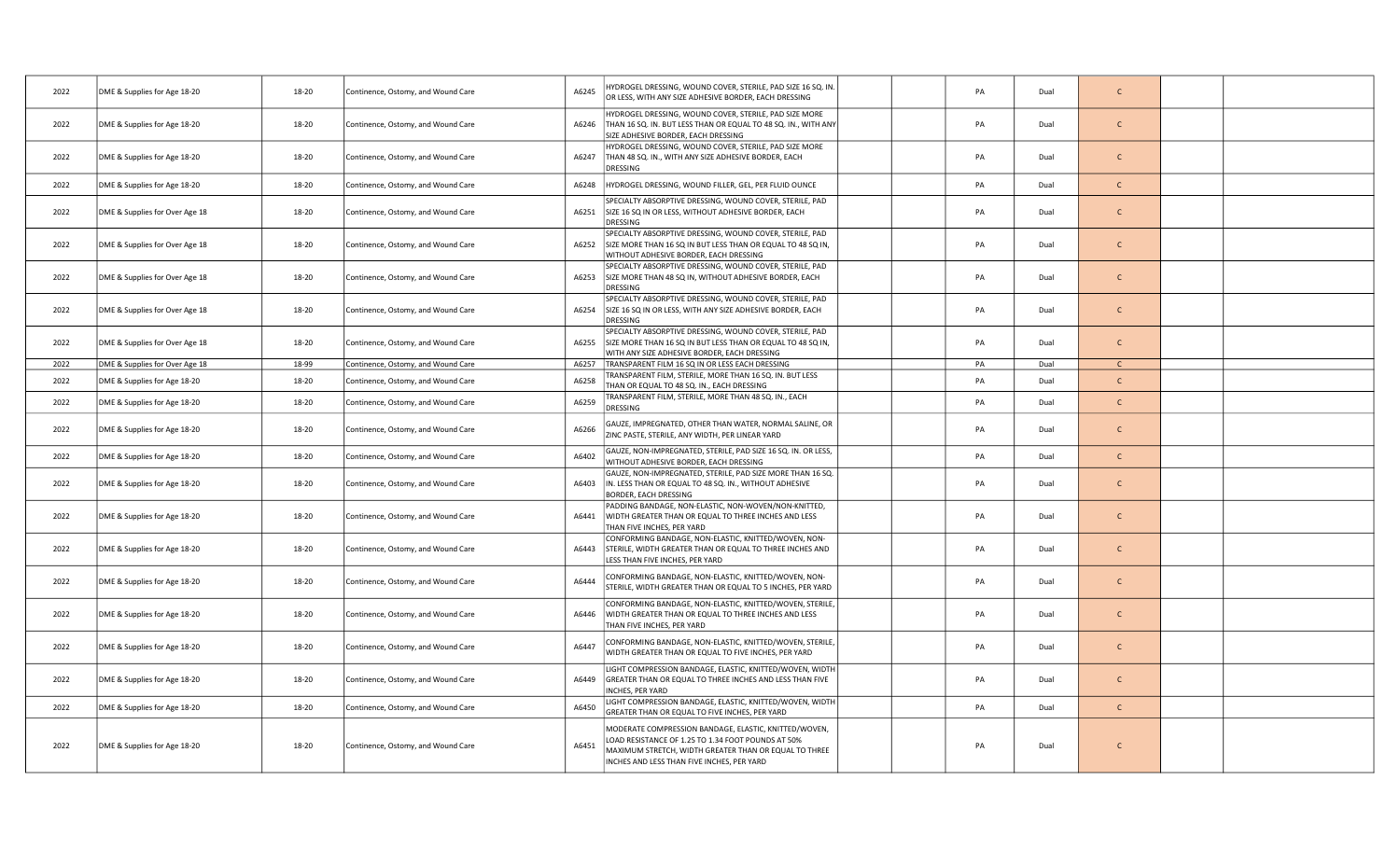| | | | | | | | | | | | | |
|---|---|---|---|---|---|---|---|---|---|---|---|---|
| 2022 | DME & Supplies for Age 18-20 | 18-20 | Continence, Ostomy, and Wound Care | A6245 | HYDROGEL DRESSING, WOUND COVER, STERILE, PAD SIZE 16 SQ. IN. OR LESS, WITH ANY SIZE ADHESIVE BORDER, EACH DRESSING | | | PA | Dual | C | | |
| 2022 | DME & Supplies for Age 18-20 | 18-20 | Continence, Ostomy, and Wound Care | A6246 | HYDROGEL DRESSING, WOUND COVER, STERILE, PAD SIZE MORE THAN 16 SQ. IN. BUT LESS THAN OR EQUAL TO 48 SQ. IN., WITH ANY SIZE ADHESIVE BORDER, EACH DRESSING | | | PA | Dual | C | | |
| 2022 | DME & Supplies for Age 18-20 | 18-20 | Continence, Ostomy, and Wound Care | A6247 | HYDROGEL DRESSING, WOUND COVER, STERILE, PAD SIZE MORE THAN 48 SQ. IN., WITH ANY SIZE ADHESIVE BORDER, EACH DRESSING | | | PA | Dual | C | | |
| 2022 | DME & Supplies for Age 18-20 | 18-20 | Continence, Ostomy, and Wound Care | A6248 | HYDROGEL DRESSING, WOUND FILLER, GEL, PER FLUID OUNCE | | | PA | Dual | C | | |
| 2022 | DME & Supplies for Over Age 18 | 18-20 | Continence, Ostomy, and Wound Care | A6251 | SPECIALTY ABSORPTIVE DRESSING, WOUND COVER, STERILE, PAD SIZE 16 SQ IN OR LESS, WITHOUT ADHESIVE BORDER, EACH DRESSING | | | PA | Dual | C | | |
| 2022 | DME & Supplies for Over Age 18 | 18-20 | Continence, Ostomy, and Wound Care | A6252 | SPECIALTY ABSORPTIVE DRESSING, WOUND COVER, STERILE, PAD SIZE MORE THAN 16 SQ IN BUT LESS THAN OR EQUAL TO 48 SQ IN, WITHOUT ADHESIVE BORDER, EACH DRESSING | | | PA | Dual | C | | |
| 2022 | DME & Supplies for Over Age 18 | 18-20 | Continence, Ostomy, and Wound Care | A6253 | SPECIALTY ABSORPTIVE DRESSING, WOUND COVER, STERILE, PAD SIZE MORE THAN 48 SQ IN, WITHOUT ADHESIVE BORDER, EACH DRESSING | | | PA | Dual | C | | |
| 2022 | DME & Supplies for Over Age 18 | 18-20 | Continence, Ostomy, and Wound Care | A6254 | SPECIALTY ABSORPTIVE DRESSING, WOUND COVER, STERILE, PAD SIZE 16 SQ IN OR LESS, WITH ANY SIZE ADHESIVE BORDER, EACH DRESSING | | | PA | Dual | C | | |
| 2022 | DME & Supplies for Over Age 18 | 18-20 | Continence, Ostomy, and Wound Care | A6255 | SPECIALTY ABSORPTIVE DRESSING, WOUND COVER, STERILE, PAD SIZE MORE THAN 16 SQ IN BUT LESS THAN OR EQUAL TO 48 SQ IN, WITH ANY SIZE ADHESIVE BORDER, EACH DRESSING | | | PA | Dual | C | | |
| 2022 | DME & Supplies for Over Age 18 | 18-99 | Continence, Ostomy, and Wound Care | A6257 | TRANSPARENT FILM 16 SQ IN OR LESS EACH DRESSING | | | PA | Dual | C | | |
| 2022 | DME & Supplies for Age 18-20 | 18-20 | Continence, Ostomy, and Wound Care | A6258 | TRANSPARENT FILM, STERILE, MORE THAN 16 SQ. IN. BUT LESS THAN OR EQUAL TO 48 SQ. IN., EACH DRESSING | | | PA | Dual | C | | |
| 2022 | DME & Supplies for Age 18-20 | 18-20 | Continence, Ostomy, and Wound Care | A6259 | TRANSPARENT FILM, STERILE, MORE THAN 48 SQ. IN., EACH DRESSING | | | PA | Dual | C | | |
| 2022 | DME & Supplies for Age 18-20 | 18-20 | Continence, Ostomy, and Wound Care | A6266 | GAUZE, IMPREGNATED, OTHER THAN WATER, NORMAL SALINE, OR ZINC PASTE, STERILE, ANY WIDTH, PER LINEAR YARD | | | PA | Dual | C | | |
| 2022 | DME & Supplies for Age 18-20 | 18-20 | Continence, Ostomy, and Wound Care | A6402 | GAUZE, NON-IMPREGNATED, STERILE, PAD SIZE 16 SQ. IN. OR LESS, WITHOUT ADHESIVE BORDER, EACH DRESSING | | | PA | Dual | C | | |
| 2022 | DME & Supplies for Age 18-20 | 18-20 | Continence, Ostomy, and Wound Care | A6403 | GAUZE, NON-IMPREGNATED, STERILE, PAD SIZE MORE THAN 16 SQ. IN. LESS THAN OR EQUAL TO 48 SQ. IN., WITHOUT ADHESIVE BORDER, EACH DRESSING | | | PA | Dual | C | | |
| 2022 | DME & Supplies for Age 18-20 | 18-20 | Continence, Ostomy, and Wound Care | A6441 | PADDING BANDAGE, NON-ELASTIC, NON-WOVEN/NON-KNITTED, WIDTH GREATER THAN OR EQUAL TO THREE INCHES AND LESS THAN FIVE INCHES, PER YARD | | | PA | Dual | C | | |
| 2022 | DME & Supplies for Age 18-20 | 18-20 | Continence, Ostomy, and Wound Care | A6443 | CONFORMING BANDAGE, NON-ELASTIC, KNITTED/WOVEN, NON-STERILE, WIDTH GREATER THAN OR EQUAL TO THREE INCHES AND LESS THAN FIVE INCHES, PER YARD | | | PA | Dual | C | | |
| 2022 | DME & Supplies for Age 18-20 | 18-20 | Continence, Ostomy, and Wound Care | A6444 | CONFORMING BANDAGE, NON-ELASTIC, KNITTED/WOVEN, NON-STERILE, WIDTH GREATER THAN OR EQUAL TO 5 INCHES, PER YARD | | | PA | Dual | C | | |
| 2022 | DME & Supplies for Age 18-20 | 18-20 | Continence, Ostomy, and Wound Care | A6446 | CONFORMING BANDAGE, NON-ELASTIC, KNITTED/WOVEN, STERILE, WIDTH GREATER THAN OR EQUAL TO THREE INCHES AND LESS THAN FIVE INCHES, PER YARD | | | PA | Dual | C | | |
| 2022 | DME & Supplies for Age 18-20 | 18-20 | Continence, Ostomy, and Wound Care | A6447 | CONFORMING BANDAGE, NON-ELASTIC, KNITTED/WOVEN, STERILE, WIDTH GREATER THAN OR EQUAL TO FIVE INCHES, PER YARD | | | PA | Dual | C | | |
| 2022 | DME & Supplies for Age 18-20 | 18-20 | Continence, Ostomy, and Wound Care | A6449 | LIGHT COMPRESSION BANDAGE, ELASTIC, KNITTED/WOVEN, WIDTH GREATER THAN OR EQUAL TO THREE INCHES AND LESS THAN FIVE INCHES, PER YARD | | | PA | Dual | C | | |
| 2022 | DME & Supplies for Age 18-20 | 18-20 | Continence, Ostomy, and Wound Care | A6450 | LIGHT COMPRESSION BANDAGE, ELASTIC, KNITTED/WOVEN, WIDTH GREATER THAN OR EQUAL TO FIVE INCHES, PER YARD | | | PA | Dual | C | | |
| 2022 | DME & Supplies for Age 18-20 | 18-20 | Continence, Ostomy, and Wound Care | A6451 | MODERATE COMPRESSION BANDAGE, ELASTIC, KNITTED/WOVEN, LOAD RESISTANCE OF 1.25 TO 1.34 FOOT POUNDS AT 50% MAXIMUM STRETCH, WIDTH GREATER THAN OR EQUAL TO THREE INCHES AND LESS THAN FIVE INCHES, PER YARD | | | PA | Dual | C | | |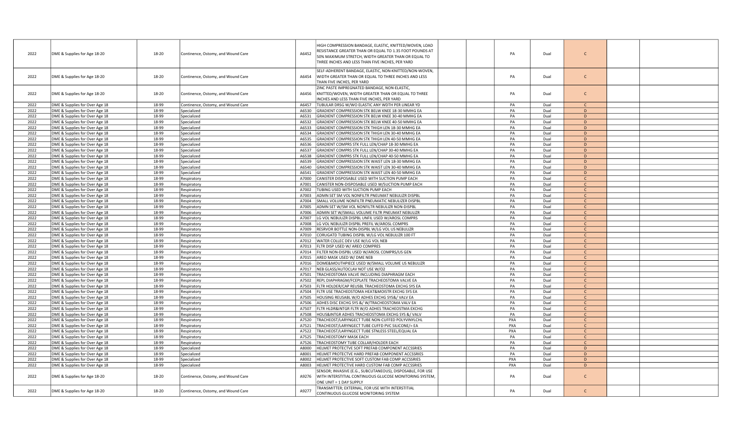| | | | | | | | | | | | | |
|---|---|---|---|---|---|---|---|---|---|---|---|---|
| 2022 | DME & Supplies for Age 18-20 | 18-20 | Continence, Ostomy, and Wound Care | A6452 | HIGH COMPRESSION BANDAGE, ELASTIC, KNITTED/WOVEN, LOAD RESISTANCE GREATER THAN OR EQUAL TO 1.35 FOOT POUNDS AT 50% MAXIMUM STRETCH, WIDTH GREATER THAN OR EQUAL TO THREE INCHES AND LESS THAN FIVE INCHES, PER YARD | | PA | Dual | C | | |
| 2022 | DME & Supplies for Age 18-20 | 18-20 | Continence, Ostomy, and Wound Care | A6454 | SELF-ADHERENT BANDAGE, ELASTIC, NON-KNITTED/NON-WOVEN, WIDTH GREATER THAN OR EQUAL TO THREE INCHES AND LESS THAN FIVE INCHES, PER YARD | | PA | Dual | C | | |
| 2022 | DME & Supplies for Age 18-20 | 18-20 | Continence, Ostomy, and Wound Care | A6456 | ZINC PASTE IMPREGNATED BANDAGE, NON-ELASTIC, KNITTED/WOVEN, WIDTH GREATER THAN OR EQUAL TO THREE INCHES AND LESS THAN FIVE INCHES, PER YARD | | PA | Dual | C | | |
| 2022 | DME & Supplies for Over Age 18 | 18-99 | Continence, Ostomy, and Wound Care | A6457 | TUBULAR DRSG W/WO ELASTIC ANY WDTH PER LINEAR YD | | PA | Dual | C | | |
| 2022 | DME & Supplies for Over Age 18 | 18-99 | Specialized | A6530 | GRADIENT COMPRESSION STK BELW KNEE 18-30 MMHG EA | | PA | Dual | D | | |
| 2022 | DME & Supplies for Over Age 18 | 18-99 | Specialized | A6531 | GRADIENT COMPRESSION STK BELW KNEE 30-40 MMHG EA | | PA | Dual | D | | |
| 2022 | DME & Supplies for Over Age 18 | 18-99 | Specialized | A6532 | GRADIENT COMPRESSION STK BELW KNEE 40-50 MMHG EA | | PA | Dual | D | | |
| 2022 | DME & Supplies for Over Age 18 | 18-99 | Specialized | A6533 | GRADIENT COMPRESSION STK THIGH LEN 18-30 MMHG EA | | PA | Dual | D | | |
| 2022 | DME & Supplies for Over Age 18 | 18-99 | Specialized | A6534 | GRADIENT COMPRESSION STK THIGH LEN 30-40 MMHG EA | | PA | Dual | D | | |
| 2022 | DME & Supplies for Over Age 18 | 18-99 | Specialized | A6535 | GRADIENT COMPRESSION STK THIGH LEN 40-50 MMHG EA | | PA | Dual | D | | |
| 2022 | DME & Supplies for Over Age 18 | 18-99 | Specialized | A6536 | GRADIENT COMPRS STK FULL LEN/CHAP 18-30 MMHG EA | | PA | Dual | D | | |
| 2022 | DME & Supplies for Over Age 18 | 18-99 | Specialized | A6537 | GRADIENT COMPRS STK FULL LEN/CHAP 30-40 MMHG EA | | PA | Dual | D | | |
| 2022 | DME & Supplies for Over Age 18 | 18-99 | Specialized | A6538 | GRADIENT COMPRS STK FULL LEN/CHAP 40-50 MMHG EA | | PA | Dual | D | | |
| 2022 | DME & Supplies for Over Age 18 | 18-99 | Specialized | A6539 | GRADIENT COMPRESSION STK WAIST LEN 18-30 MMHG EA | | PA | Dual | D | | |
| 2022 | DME & Supplies for Over Age 18 | 18-99 | Specialized | A6540 | GRADIENT COMPRESSION STK WAIST LEN 30-40 MMHG EA | | PA | Dual | D | | |
| 2022 | DME & Supplies for Over Age 18 | 18-99 | Specialized | A6541 | GRADIENT COMPRESSION STK WAIST LEN 40-50 MMHG EA | | PA | Dual | D | | |
| 2022 | DME & Supplies for Over Age 18 | 18-99 | Respiratory | A7000 | CANISTER DISPOSABLE USED WITH SUCTION PUMP EACH | | PA | Dual | C | | |
| 2022 | DME & Supplies for Over Age 18 | 18-99 | Respiratory | A7001 | CANISTER NON-DISPOSABLE USED W/SUCTION PUMP EACH | | PA | Dual | C | | |
| 2022 | DME & Supplies for Over Age 18 | 18-99 | Respiratory | A7002 | TUBING USED WITH SUCTION PUMP EACH | | PA | Dual | C | | |
| 2022 | DME & Supplies for Over Age 18 | 18-99 | Respiratory | A7003 | ADMN SET SM VOL NONFILTR PNEUMAT NEBULIZR DISPBL | | PA | Dual | C | | |
| 2022 | DME & Supplies for Over Age 18 | 18-99 | Respiratory | A7004 | SMALL VOLUME NONFILTR PNEUMATIC NEBULIZER DISPBL | | PA | Dual | C | | |
| 2022 | DME & Supplies for Over Age 18 | 18-99 | Respiratory | A7005 | ADMN SET W/SM VOL NONFILTR NEBULIZR NON-DISPBL | | PA | Dual | C | | |
| 2022 | DME & Supplies for Over Age 18 | 18-99 | Respiratory | A7006 | ADMIN SET W/SMALL VOLUME FILTR PNEUMAT NEBULIZR | | PA | Dual | C | | |
| 2022 | DME & Supplies for Over Age 18 | 18-99 | Respiratory | A7007 | LG VOL NEBULIZR DISPBL UNFIL USED W/AROSL COMPRS | | PA | Dual | C | | |
| 2022 | DME & Supplies for Over Age 18 | 18-99 | Respiratory | A7008 | LG VOL NEBULIZR DISPBL PREFIL W/AROSL COMPRS | | PA | Dual | C | | |
| 2022 | DME & Supplies for Over Age 18 | 18-99 | Respiratory | A7009 | RESRVOR BOTTLE NON-DISPBL W/LG VOL US NEBULIZR | | PA | Dual | C | | |
| 2022 | DME & Supplies for Over Age 18 | 18-99 | Respiratory | A7010 | CORUGATD TUBING DISPBL W/LG VOL NEBULIZR 100 FT | | PA | Dual | C | | |
| 2022 | DME & Supplies for Over Age 18 | 18-99 | Respiratory | A7012 | WATER COLLEC DEV USE W/LG VOL NEB | | PA | Dual | C | | |
| 2022 | DME & Supplies for Over Age 18 | 18-99 | Respiratory | A7013 | FLTR DISP USED W/ AREO COMPRES | | PA | Dual | C | | |
| 2022 | DME & Supplies for Over Age 18 | 18-99 | Respiratory | A7014 | FILTER NON-DISPBL USED W/AROSL COMPRS/US GEN | | PA | Dual | C | | |
| 2022 | DME & Supplies for Over Age 18 | 18-99 | Respiratory | A7015 | AREO MASK USED W/ DME NEB | | PA | Dual | C | | |
| 2022 | DME & Supplies for Over Age 18 | 18-99 | Respiratory | A7016 | DOME&MOUTHPIECE USED W/SMALL VOLUME US NEBULIZR | | PA | Dual | C | | |
| 2022 | DME & Supplies for Over Age 18 | 18-99 | Respiratory | A7017 | NEB GLASS/AUTOCLAV NOT USE W/O2 | | PA | Dual | C | | |
| 2022 | DME & Supplies for Over Age 18 | 18-99 | Respiratory | A7501 | TRACHEOSTOMA VALVE INCLUDING DIAPHRAGM EACH | | PA | Dual | C | | |
| 2022 | DME & Supplies for Over Age 18 | 18-99 | Respiratory | A7502 | REPL DIAPHRAGM/FCEPLATE TRACHEOSTOMA VALVE EA | | PA | Dual | C | | |
| 2022 | DME & Supplies for Over Age 18 | 18-99 | Respiratory | A7503 | FLTR HOLDER/CAP REUSBL TRACHEOSTOMA EXCHG SYS EA | | PA | Dual | C | | |
| 2022 | DME & Supplies for Over Age 18 | 18-99 | Respiratory | A7504 | FLTR USE TRACHEOSTOMA HEAT&MOISTR EXCHG SYS EA | | PA | Dual | C | | |
| 2022 | DME & Supplies for Over Age 18 | 18-99 | Respiratory | A7505 | HOUSING REUSABL W/O ADHES EXCHG SYS&/ VALV EA | | PA | Dual | C | | |
| 2022 | DME & Supplies for Over Age 18 | 18-99 | Respiratory | A7506 | ADHES DISC EXCHG SYS &/ W/TRACHEOSTOMA VALV EA | | PA | Dual | C | | |
| 2022 | DME & Supplies for Over Age 18 | 18-99 | Respiratory | A7507 | FLTR HLDR&INTGR FLTR W/O ADHES TRACHEOSTMA EXCHG | | PA | Dual | C | | |
| 2022 | DME & Supplies for Over Age 18 | 18-99 | Respiratory | A7508 | HOUS&INTGR ADHES TRACHEOSTOMA EXCHG SYS &/ VALV | | PA | Dual | C | | |
| 2022 | DME & Supplies for Over Age 18 | 18-99 | Respiratory | A7520 | TRACHEOST/LARYNGECT TUBE NON-CUFFED POLYVINYLCHL | | PXA | Dual | C | | |
| 2022 | DME & Supplies for Over Age 18 | 18-99 | Respiratory | A7521 | TRACHEOST/LARYNGECT TUBE CUFFD PVC SILICONE/= EA | | PXA | Dual | C | | |
| 2022 | DME & Supplies for Over Age 18 | 18-99 | Respiratory | A7522 | TRACHEOST/LARYNGECT TUBE STNLESS STEEL/EQUAL EA | | PXA | Dual | C | | |
| 2022 | DME & Supplies for Over Age 18 | 18-99 | Respiratory | A7525 | TRACHEOSTOMY MASK EACH | | PA | Dual | C | | |
| 2022 | DME & Supplies for Over Age 18 | 18-99 | Respiratory | A7526 | TRACHEOSTOMY TUBE COLLAR/HOLDER EACH | | PA | Dual | C | | |
| 2022 | DME & Supplies for Over Age 18 | 18-99 | Specialized | A8000 | HELMET PROTECTVE SOFT PREFAB COMPONENT ACCSSRIES | | PA | Dual | D | | |
| 2022 | DME & Supplies for Over Age 18 | 18-99 | Specialized | A8001 | HELMET PROTECTVE HARD PREFAB COMPONENT ACCSSRIES | | PA | Dual | D | | |
| 2022 | DME & Supplies for Over Age 18 | 18-99 | Specialized | A8002 | HELMET PROTECTIVE SOFT CUSTOM FAB COMP ACCSSRIES | | PXA | Dual | D | | |
| 2022 | DME & Supplies for Over Age 18 | 18-99 | Specialized | A8003 | HELMET PROTECTIVE HARD CUSTOM FAB COMP ACCSSRIES | | PXA | Dual | D | | |
| 2022 | DME & Supplies for Age 18-20 | 18-20 | Continence, Ostomy, and Wound Care | A9276 | SENSOR; INVASIVE (E.G., SUBCUTANEOUS), DISPOSABLE, FOR USE WITH INTERSTITIAL CONTINUOUS GLUCOSE MONITORING SYSTEM, ONE UNIT = 1 DAY SUPPLY | | PA | Dual | C | | |
| 2022 | DME & Supplies for Age 18-20 | 18-20 | Continence, Ostomy, and Wound Care | A9277 | TRANSMITTER; EXTERNAL, FOR USE WITH INTERSTITIAL CONTINUOUS GLUCOSE MONITORING SYSTEM | | PA | Dual | C | | |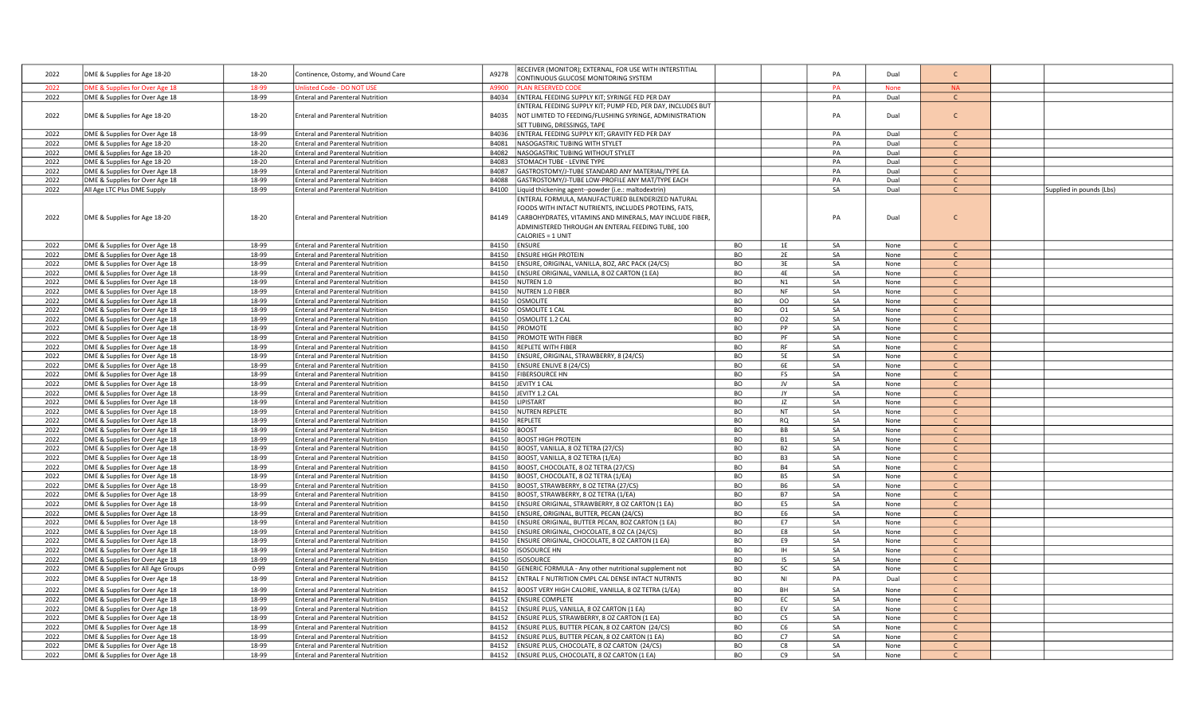| | | | | | | | | | | | | |
|---|---|---|---|---|---|---|---|---|---|---|---|---|
| 2022 | DME & Supplies for Age 18-20 | 18-20 | Continence, Ostomy, and Wound Care | A9278 | RECEIVER (MONITOR); EXTERNAL, FOR USE WITH INTERSTITIAL CONTINUOUS GLUCOSE MONITORING SYSTEM | | | PA | Dual | C | | |
| 2022 | DME & Supplies for Over Age 18 | 18-99 | Unlisted Code - DO NOT USE | A9900 | PLAN RESERVED CODE | | | PA | None | NA | | |
| 2022 | DME & Supplies for Over Age 18 | 18-99 | Enteral and Parenteral Nutrition | B4034 | ENTERAL FEEDING SUPPLY KIT; SYRINGE FED PER DAY | | | PA | Dual | C | | |
| 2022 | DME & Supplies for Age 18-20 | 18-20 | Enteral and Parenteral Nutrition | B4035 | ENTERAL FEEDING SUPPLY KIT; PUMP FED, PER DAY, INCLUDES BUT NOT LIMITED TO FEEDING/FLUSHING SYRINGE, ADMINISTRATION SET TUBING, DRESSINGS, TAPE | | | PA | Dual | C | | |
| 2022 | DME & Supplies for Over Age 18 | 18-99 | Enteral and Parenteral Nutrition | B4036 | ENTERAL FEEDING SUPPLY KIT; GRAVITY FED PER DAY | | | PA | Dual | C | | |
| 2022 | DME & Supplies for Age 18-20 | 18-20 | Enteral and Parenteral Nutrition | B4081 | NASOGASTRIC TUBING WITH STYLET | | | PA | Dual | C | | |
| 2022 | DME & Supplies for Age 18-20 | 18-20 | Enteral and Parenteral Nutrition | B4082 | NASOGASTRIC TUBING WITHOUT STYLET | | | PA | Dual | C | | |
| 2022 | DME & Supplies for Age 18-20 | 18-20 | Enteral and Parenteral Nutrition | B4083 | STOMACH TUBE - LEVINE TYPE | | | PA | Dual | C | | |
| 2022 | DME & Supplies for Over Age 18 | 18-99 | Enteral and Parenteral Nutrition | B4087 | GASTROSTOMY/J-TUBE STANDARD ANY MATERIAL/TYPE EA | | | PA | Dual | C | | |
| 2022 | DME & Supplies for Over Age 18 | 18-99 | Enteral and Parenteral Nutrition | B4088 | GASTROSTOMY/J-TUBE LOW-PROFILE ANY MAT/TYPE EACH | | | PA | Dual | C | | |
| 2022 | All Age LTC Plus DME Supply | 18-99 | Enteral and Parenteral Nutrition | B4100 | Liquid thickening agent--powder (i.e.: maltodextrin) | | | SA | Dual | C | | Supplied in pounds (Lbs) |
| 2022 | DME & Supplies for Age 18-20 | 18-20 | Enteral and Parenteral Nutrition | B4149 | ENTERAL FORMULA, MANUFACTURED BLENDERIZED NATURAL FOODS WITH INTACT NUTRIENTS, INCLUDES PROTEINS, FATS, CARBOHYDRATES, VITAMINS AND MINERALS, MAY INCLUDE FIBER, ADMINISTERED THROUGH AN ENTERAL FEEDING TUBE, 100 CALORIES = 1 UNIT | | | PA | Dual | C | | |
| 2022 | DME & Supplies for Over Age 18 | 18-99 | Enteral and Parenteral Nutrition | B4150 | ENSURE | BO | 1E | SA | None | C | | |
| 2022 | DME & Supplies for Over Age 18 | 18-99 | Enteral and Parenteral Nutrition | B4150 | ENSURE HIGH PROTEIN | BO | 2E | SA | None | C | | |
| 2022 | DME & Supplies for Over Age 18 | 18-99 | Enteral and Parenteral Nutrition | B4150 | ENSURE, ORIGINAL, VANILLA, 8OZ, ARC PACK (24/CS) | BO | 3E | SA | None | C | | |
| 2022 | DME & Supplies for Over Age 18 | 18-99 | Enteral and Parenteral Nutrition | B4150 | ENSURE ORIGINAL, VANILLA, 8 OZ CARTON (1 EA) | BO | 4E | SA | None | C | | |
| 2022 | DME & Supplies for Over Age 18 | 18-99 | Enteral and Parenteral Nutrition | B4150 | NUTREN 1.0 | BO | N1 | SA | None | C | | |
| 2022 | DME & Supplies for Over Age 18 | 18-99 | Enteral and Parenteral Nutrition | B4150 | NUTREN 1.0 FIBER | BO | NF | SA | None | C | | |
| 2022 | DME & Supplies for Over Age 18 | 18-99 | Enteral and Parenteral Nutrition | B4150 | OSMOLITE | BO | OO | SA | None | C | | |
| 2022 | DME & Supplies for Over Age 18 | 18-99 | Enteral and Parenteral Nutrition | B4150 | OSMOLITE 1 CAL | BO | O1 | SA | None | C | | |
| 2022 | DME & Supplies for Over Age 18 | 18-99 | Enteral and Parenteral Nutrition | B4150 | OSMOLITE 1.2 CAL | BO | O2 | SA | None | C | | |
| 2022 | DME & Supplies for Over Age 18 | 18-99 | Enteral and Parenteral Nutrition | B4150 | PROMOTE | BO | PP | SA | None | C | | |
| 2022 | DME & Supplies for Over Age 18 | 18-99 | Enteral and Parenteral Nutrition | B4150 | PROMOTE WITH FIBER | BO | PF | SA | None | C | | |
| 2022 | DME & Supplies for Over Age 18 | 18-99 | Enteral and Parenteral Nutrition | B4150 | REPLETE WITH FIBER | BO | RF | SA | None | C | | |
| 2022 | DME & Supplies for Over Age 18 | 18-99 | Enteral and Parenteral Nutrition | B4150 | ENSURE, ORIGINAL, STRAWBERRY, 8 (24/CS) | BO | 5E | SA | None | C | | |
| 2022 | DME & Supplies for Over Age 18 | 18-99 | Enteral and Parenteral Nutrition | B4150 | ENSURE ENLIVE 8 (24/CS) | BO | 6E | SA | None | C | | |
| 2022 | DME & Supplies for Over Age 18 | 18-99 | Enteral and Parenteral Nutrition | B4150 | FIBERSOURCE HN | BO | FS | SA | None | C | | |
| 2022 | DME & Supplies for Over Age 18 | 18-99 | Enteral and Parenteral Nutrition | B4150 | JEVITY 1 CAL | BO | JV | SA | None | C | | |
| 2022 | DME & Supplies for Over Age 18 | 18-99 | Enteral and Parenteral Nutrition | B4150 | JEVITY 1.2 CAL | BO | JY | SA | None | C | | |
| 2022 | DME & Supplies for Over Age 18 | 18-99 | Enteral and Parenteral Nutrition | B4150 | LIPISTART | BO | JZ | SA | None | C | | |
| 2022 | DME & Supplies for Over Age 18 | 18-99 | Enteral and Parenteral Nutrition | B4150 | NUTREN REPLETE | BO | NT | SA | None | C | | |
| 2022 | DME & Supplies for Over Age 18 | 18-99 | Enteral and Parenteral Nutrition | B4150 | REPLETE | BO | RQ | SA | None | C | | |
| 2022 | DME & Supplies for Over Age 18 | 18-99 | Enteral and Parenteral Nutrition | B4150 | BOOST | BO | BB | SA | None | C | | |
| 2022 | DME & Supplies for Over Age 18 | 18-99 | Enteral and Parenteral Nutrition | B4150 | BOOST HIGH PROTEIN | BO | B1 | SA | None | C | | |
| 2022 | DME & Supplies for Over Age 18 | 18-99 | Enteral and Parenteral Nutrition | B4150 | BOOST, VANILLA, 8 OZ TETRA (27/CS) | BO | B2 | SA | None | C | | |
| 2022 | DME & Supplies for Over Age 18 | 18-99 | Enteral and Parenteral Nutrition | B4150 | BOOST, VANILLA, 8 OZ TETRA (1/EA) | BO | B3 | SA | None | C | | |
| 2022 | DME & Supplies for Over Age 18 | 18-99 | Enteral and Parenteral Nutrition | B4150 | BOOST, CHOCOLATE, 8 OZ TETRA (27/CS) | BO | B4 | SA | None | C | | |
| 2022 | DME & Supplies for Over Age 18 | 18-99 | Enteral and Parenteral Nutrition | B4150 | BOOST, CHOCOLATE, 8 OZ TETRA (1/EA) | BO | B5 | SA | None | C | | |
| 2022 | DME & Supplies for Over Age 18 | 18-99 | Enteral and Parenteral Nutrition | B4150 | BOOST, STRAWBERRY, 8 OZ TETRA (27/CS) | BO | B6 | SA | None | C | | |
| 2022 | DME & Supplies for Over Age 18 | 18-99 | Enteral and Parenteral Nutrition | B4150 | BOOST, STRAWBERRY, 8 OZ TETRA (1/EA) | BO | B7 | SA | None | C | | |
| 2022 | DME & Supplies for Over Age 18 | 18-99 | Enteral and Parenteral Nutrition | B4150 | ENSURE ORIGINAL, STRAWBERRY, 8 OZ CARTON (1 EA) | BO | E5 | SA | None | C | | |
| 2022 | DME & Supplies for Over Age 18 | 18-99 | Enteral and Parenteral Nutrition | B4150 | ENSURE, ORIGINAL, BUTTER, PECAN (24/CS) | BO | E6 | SA | None | C | | |
| 2022 | DME & Supplies for Over Age 18 | 18-99 | Enteral and Parenteral Nutrition | B4150 | ENSURE ORIGINAL, BUTTER PECAN, 8OZ CARTON (1 EA) | BO | E7 | SA | None | C | | |
| 2022 | DME & Supplies for Over Age 18 | 18-99 | Enteral and Parenteral Nutrition | B4150 | ENSURE ORIGINAL, CHOCOLATE, 8 OZ CA (24/CS) | BO | E8 | SA | None | C | | |
| 2022 | DME & Supplies for Over Age 18 | 18-99 | Enteral and Parenteral Nutrition | B4150 | ENSURE ORIGINAL, CHOCOLATE, 8 OZ CARTON (1 EA) | BO | E9 | SA | None | C | | |
| 2022 | DME & Supplies for Over Age 18 | 18-99 | Enteral and Parenteral Nutrition | B4150 | ISOSOURCE HN | BO | IH | SA | None | C | | |
| 2022 | DME & Supplies for Over Age 18 | 18-99 | Enteral and Parenteral Nutrition | B4150 | ISOSOURCE | BO | IS | SA | None | C | | |
| 2022 | DME & Supplies for All Age Groups | 0-99 | Enteral and Parenteral Nutrition | B4150 | GENERIC FORMULA - Any other nutritional supplement not | BO | SC | SA | None | C | | |
| 2022 | DME & Supplies for Over Age 18 | 18-99 | Enteral and Parenteral Nutrition | B4152 | ENTRAL F NUTRITION CMPL CAL DENSE INTACT NUTRNTS | BO | NI | PA | Dual | C | | |
| 2022 | DME & Supplies for Over Age 18 | 18-99 | Enteral and Parenteral Nutrition | B4152 | BOOST VERY HIGH CALORIE, VANILLA, 8 OZ TETRA (1/EA) | BO | BH | SA | None | C | | |
| 2022 | DME & Supplies for Over Age 18 | 18-99 | Enteral and Parenteral Nutrition | B4152 | ENSURE COMPLETE | BO | EC | SA | None | C | | |
| 2022 | DME & Supplies for Over Age 18 | 18-99 | Enteral and Parenteral Nutrition | B4152 | ENSURE PLUS, VANILLA, 8 OZ CARTON (1 EA) | BO | EV | SA | None | C | | |
| 2022 | DME & Supplies for Over Age 18 | 18-99 | Enteral and Parenteral Nutrition | B4152 | ENSURE PLUS, STRAWBERRY, 8 OZ CARTON (1 EA) | BO | C5 | SA | None | C | | |
| 2022 | DME & Supplies for Over Age 18 | 18-99 | Enteral and Parenteral Nutrition | B4152 | ENSURE PLUS, BUTTER PECAN, 8 OZ CARTON (24/CS) | BO | C6 | SA | None | C | | |
| 2022 | DME & Supplies for Over Age 18 | 18-99 | Enteral and Parenteral Nutrition | B4152 | ENSURE PLUS, BUTTER PECAN, 8 OZ CARTON (1 EA) | BO | C7 | SA | None | C | | |
| 2022 | DME & Supplies for Over Age 18 | 18-99 | Enteral and Parenteral Nutrition | B4152 | ENSURE PLUS, CHOCOLATE, 8 OZ CARTON (24/CS) | BO | C8 | SA | None | C | | |
| 2022 | DME & Supplies for Over Age 18 | 18-99 | Enteral and Parenteral Nutrition | B4152 | ENSURE PLUS, CHOCOLATE, 8 OZ CARTON (1 EA) | BO | C9 | SA | None | C | | |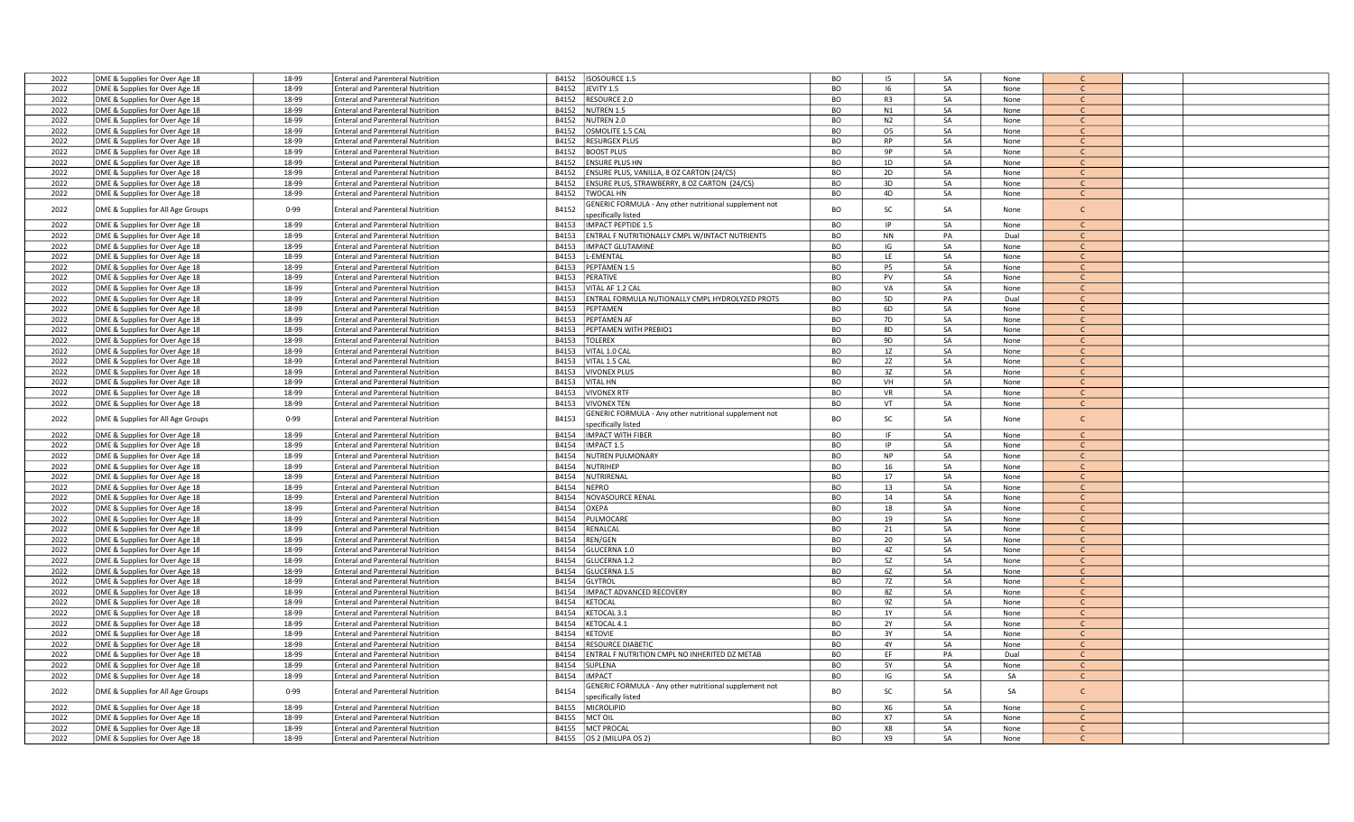| | | | | | | | | | | | | |
|---|---|---|---|---|---|---|---|---|---|---|---|---|
| 2022 | DME & Supplies for Over Age 18 | 18-99 | Enteral and Parenteral Nutrition | B4152 | ISOSOURCE 1.5 | BO | I5 | SA | None | C | | |
| 2022 | DME & Supplies for Over Age 18 | 18-99 | Enteral and Parenteral Nutrition | B4152 | JEVITY 1.5 | BO | I6 | SA | None | C | | |
| 2022 | DME & Supplies for Over Age 18 | 18-99 | Enteral and Parenteral Nutrition | B4152 | RESOURCE 2.0 | BO | R3 | SA | None | C | | |
| 2022 | DME & Supplies for Over Age 18 | 18-99 | Enteral and Parenteral Nutrition | B4152 | NUTREN 1.5 | BO | N1 | SA | None | C | | |
| 2022 | DME & Supplies for Over Age 18 | 18-99 | Enteral and Parenteral Nutrition | B4152 | NUTREN 2.0 | BO | N2 | SA | None | C | | |
| 2022 | DME & Supplies for Over Age 18 | 18-99 | Enteral and Parenteral Nutrition | B4152 | OSMOLITE 1.5 CAL | BO | O5 | SA | None | C | | |
| 2022 | DME & Supplies for Over Age 18 | 18-99 | Enteral and Parenteral Nutrition | B4152 | RESURGEX PLUS | BO | RP | SA | None | C | | |
| 2022 | DME & Supplies for Over Age 18 | 18-99 | Enteral and Parenteral Nutrition | B4152 | BOOST PLUS | BO | 9P | SA | None | C | | |
| 2022 | DME & Supplies for Over Age 18 | 18-99 | Enteral and Parenteral Nutrition | B4152 | ENSURE PLUS HN | BO | 1D | SA | None | C | | |
| 2022 | DME & Supplies for Over Age 18 | 18-99 | Enteral and Parenteral Nutrition | B4152 | ENSURE PLUS, VANILLA, 8 OZ CARTON (24/CS) | BO | 2D | SA | None | C | | |
| 2022 | DME & Supplies for Over Age 18 | 18-99 | Enteral and Parenteral Nutrition | B4152 | ENSURE PLUS, STRAWBERRY, 8 OZ CARTON (24/CS) | BO | 3D | SA | None | C | | |
| 2022 | DME & Supplies for Over Age 18 | 18-99 | Enteral and Parenteral Nutrition | B4152 | TWOCAL HN | BO | 4D | SA | None | C | | |
| 2022 | DME & Supplies for All Age Groups | 0-99 | Enteral and Parenteral Nutrition | B4152 | GENERIC FORMULA - Any other nutritional supplement not specifically listed | BO | SC | SA | None | C | | |
| 2022 | DME & Supplies for Over Age 18 | 18-99 | Enteral and Parenteral Nutrition | B4153 | IMPACT PEPTIDE 1.5 | BO | IP | SA | None | C | | |
| 2022 | DME & Supplies for Over Age 18 | 18-99 | Enteral and Parenteral Nutrition | B4153 | ENTRAL F NUTRITIONALLY CMPL W/INTACT NUTRIENTS | BO | NN | PA | Dual | C | | |
| 2022 | DME & Supplies for Over Age 18 | 18-99 | Enteral and Parenteral Nutrition | B4153 | IMPACT GLUTAMINE | BO | IG | SA | None | C | | |
| 2022 | DME & Supplies for Over Age 18 | 18-99 | Enteral and Parenteral Nutrition | B4153 | L-EMENTAL | BO | LE | SA | None | C | | |
| 2022 | DME & Supplies for Over Age 18 | 18-99 | Enteral and Parenteral Nutrition | B4153 | PEPTAMEN 1.5 | BO | P5 | SA | None | C | | |
| 2022 | DME & Supplies for Over Age 18 | 18-99 | Enteral and Parenteral Nutrition | B4153 | PERATIVE | BO | PV | SA | None | C | | |
| 2022 | DME & Supplies for Over Age 18 | 18-99 | Enteral and Parenteral Nutrition | B4153 | VITAL AF 1.2 CAL | BO | VA | SA | None | C | | |
| 2022 | DME & Supplies for Over Age 18 | 18-99 | Enteral and Parenteral Nutrition | B4153 | ENTRAL FORMULA NUTIONALLY CMPL HYDROLYZED PROTS | BO | 5D | PA | Dual | C | | |
| 2022 | DME & Supplies for Over Age 18 | 18-99 | Enteral and Parenteral Nutrition | B4153 | PEPTAMEN | BO | 6D | SA | None | C | | |
| 2022 | DME & Supplies for Over Age 18 | 18-99 | Enteral and Parenteral Nutrition | B4153 | PEPTAMEN AF | BO | 7D | SA | None | C | | |
| 2022 | DME & Supplies for Over Age 18 | 18-99 | Enteral and Parenteral Nutrition | B4153 | PEPTAMEN WITH PREBIO1 | BO | 8D | SA | None | C | | |
| 2022 | DME & Supplies for Over Age 18 | 18-99 | Enteral and Parenteral Nutrition | B4153 | TOLEREX | BO | 9D | SA | None | C | | |
| 2022 | DME & Supplies for Over Age 18 | 18-99 | Enteral and Parenteral Nutrition | B4153 | VITAL 1.0 CAL | BO | 1Z | SA | None | C | | |
| 2022 | DME & Supplies for Over Age 18 | 18-99 | Enteral and Parenteral Nutrition | B4153 | VITAL 1.5 CAL | BO | 2Z | SA | None | C | | |
| 2022 | DME & Supplies for Over Age 18 | 18-99 | Enteral and Parenteral Nutrition | B4153 | VIVONEX PLUS | BO | 3Z | SA | None | C | | |
| 2022 | DME & Supplies for Over Age 18 | 18-99 | Enteral and Parenteral Nutrition | B4153 | VITAL HN | BO | VH | SA | None | C | | |
| 2022 | DME & Supplies for Over Age 18 | 18-99 | Enteral and Parenteral Nutrition | B4153 | VIVONEX RTF | BO | VR | SA | None | C | | |
| 2022 | DME & Supplies for Over Age 18 | 18-99 | Enteral and Parenteral Nutrition | B4153 | VIVONEX TEN | BO | VT | SA | None | C | | |
| 2022 | DME & Supplies for All Age Groups | 0-99 | Enteral and Parenteral Nutrition | B4153 | GENERIC FORMULA - Any other nutritional supplement not specifically listed | BO | SC | SA | None | C | | |
| 2022 | DME & Supplies for Over Age 18 | 18-99 | Enteral and Parenteral Nutrition | B4154 | IMPACT WITH FIBER | BO | IF | SA | None | C | | |
| 2022 | DME & Supplies for Over Age 18 | 18-99 | Enteral and Parenteral Nutrition | B4154 | IMPACT 1.5 | BO | IP | SA | None | C | | |
| 2022 | DME & Supplies for Over Age 18 | 18-99 | Enteral and Parenteral Nutrition | B4154 | NUTREN PULMONARY | BO | NP | SA | None | C | | |
| 2022 | DME & Supplies for Over Age 18 | 18-99 | Enteral and Parenteral Nutrition | B4154 | NUTRIHEP | BO | 16 | SA | None | C | | |
| 2022 | DME & Supplies for Over Age 18 | 18-99 | Enteral and Parenteral Nutrition | B4154 | NUTRIRENAL | BO | 17 | SA | None | C | | |
| 2022 | DME & Supplies for Over Age 18 | 18-99 | Enteral and Parenteral Nutrition | B4154 | NEPRO | BO | 13 | SA | None | C | | |
| 2022 | DME & Supplies for Over Age 18 | 18-99 | Enteral and Parenteral Nutrition | B4154 | NOVASOURCE RENAL | BO | 14 | SA | None | C | | |
| 2022 | DME & Supplies for Over Age 18 | 18-99 | Enteral and Parenteral Nutrition | B4154 | OXEPA | BO | 18 | SA | None | C | | |
| 2022 | DME & Supplies for Over Age 18 | 18-99 | Enteral and Parenteral Nutrition | B4154 | PULMOCARE | BO | 19 | SA | None | C | | |
| 2022 | DME & Supplies for Over Age 18 | 18-99 | Enteral and Parenteral Nutrition | B4154 | RENALCAL | BO | 21 | SA | None | C | | |
| 2022 | DME & Supplies for Over Age 18 | 18-99 | Enteral and Parenteral Nutrition | B4154 | REN/GEN | BO | 20 | SA | None | C | | |
| 2022 | DME & Supplies for Over Age 18 | 18-99 | Enteral and Parenteral Nutrition | B4154 | GLUCERNA 1.0 | BO | 4Z | SA | None | C | | |
| 2022 | DME & Supplies for Over Age 18 | 18-99 | Enteral and Parenteral Nutrition | B4154 | GLUCERNA 1.2 | BO | 5Z | SA | None | C | | |
| 2022 | DME & Supplies for Over Age 18 | 18-99 | Enteral and Parenteral Nutrition | B4154 | GLUCERNA 1.5 | BO | 6Z | SA | None | C | | |
| 2022 | DME & Supplies for Over Age 18 | 18-99 | Enteral and Parenteral Nutrition | B4154 | GLYTROL | BO | 7Z | SA | None | C | | |
| 2022 | DME & Supplies for Over Age 18 | 18-99 | Enteral and Parenteral Nutrition | B4154 | IMPACT ADVANCED RECOVERY | BO | 8Z | SA | None | C | | |
| 2022 | DME & Supplies for Over Age 18 | 18-99 | Enteral and Parenteral Nutrition | B4154 | KETOCAL | BO | 9Z | SA | None | C | | |
| 2022 | DME & Supplies for Over Age 18 | 18-99 | Enteral and Parenteral Nutrition | B4154 | KETOCAL 3.1 | BO | 1Y | SA | None | C | | |
| 2022 | DME & Supplies for Over Age 18 | 18-99 | Enteral and Parenteral Nutrition | B4154 | KETOCAL 4.1 | BO | 2Y | SA | None | C | | |
| 2022 | DME & Supplies for Over Age 18 | 18-99 | Enteral and Parenteral Nutrition | B4154 | KETOVIE | BO | 3Y | SA | None | C | | |
| 2022 | DME & Supplies for Over Age 18 | 18-99 | Enteral and Parenteral Nutrition | B4154 | RESOURCE DIABETIC | BO | 4Y | SA | None | C | | |
| 2022 | DME & Supplies for Over Age 18 | 18-99 | Enteral and Parenteral Nutrition | B4154 | ENTRAL F NUTRITION CMPL NO INHERITED DZ METAB | BO | EF | PA | Dual | C | | |
| 2022 | DME & Supplies for Over Age 18 | 18-99 | Enteral and Parenteral Nutrition | B4154 | SUPLENA | BO | 5Y | SA | None | C | | |
| 2022 | DME & Supplies for Over Age 18 | 18-99 | Enteral and Parenteral Nutrition | B4154 | IMPACT | BO | IG | SA | SA | C | | |
| 2022 | DME & Supplies for All Age Groups | 0-99 | Enteral and Parenteral Nutrition | B4154 | GENERIC FORMULA - Any other nutritional supplement not specifically listed | BO | SC | SA | SA | C | | |
| 2022 | DME & Supplies for Over Age 18 | 18-99 | Enteral and Parenteral Nutrition | B4155 | MICROLIPID | BO | X6 | SA | None | C | | |
| 2022 | DME & Supplies for Over Age 18 | 18-99 | Enteral and Parenteral Nutrition | B4155 | MCT OIL | BO | X7 | SA | None | C | | |
| 2022 | DME & Supplies for Over Age 18 | 18-99 | Enteral and Parenteral Nutrition | B4155 | MCT PROCAL | BO | X8 | SA | None | C | | |
| 2022 | DME & Supplies for Over Age 18 | 18-99 | Enteral and Parenteral Nutrition | B4155 | OS 2 (MILUPA OS 2) | BO | X9 | SA | None | C | | |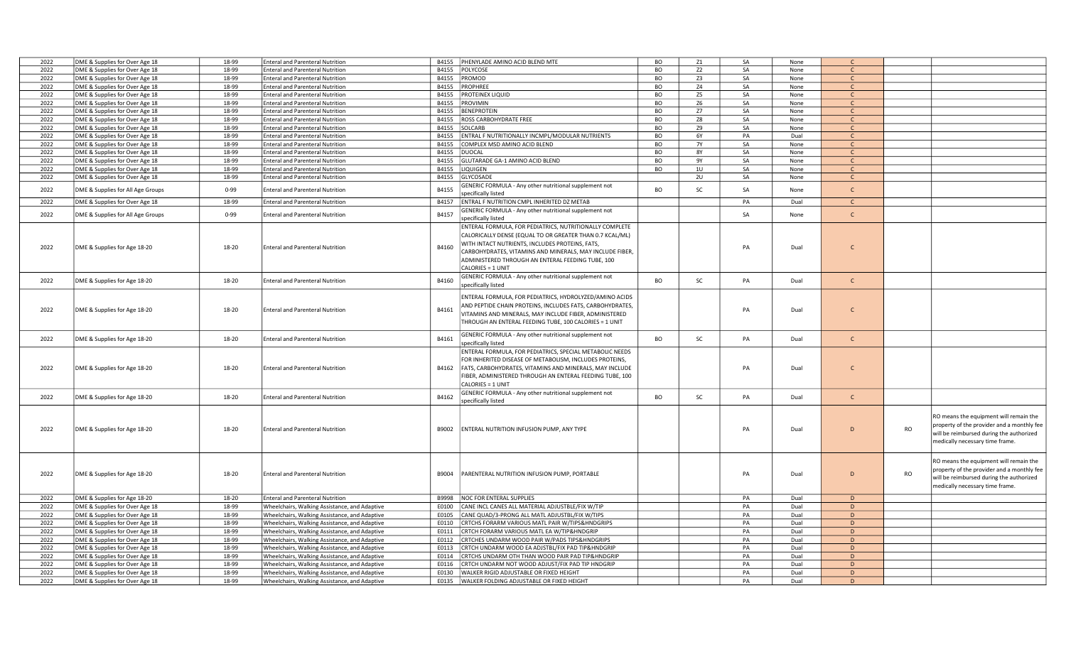| | | | | | | | | | | | | |
|---|---|---|---|---|---|---|---|---|---|---|---|---|
| 2022 | DME & Supplies for Over Age 18 | 18-99 | Enteral and Parenteral Nutrition | B4155 | PHENYLADE AMINO ACID BLEND MTE | BO | Z1 | SA | None | C | | |
| 2022 | DME & Supplies for Over Age 18 | 18-99 | Enteral and Parenteral Nutrition | B4155 | POLYCOSE | BO | Z2 | SA | None | C | | |
| 2022 | DME & Supplies for Over Age 18 | 18-99 | Enteral and Parenteral Nutrition | B4155 | PROMOD | BO | Z3 | SA | None | C | | |
| 2022 | DME & Supplies for Over Age 18 | 18-99 | Enteral and Parenteral Nutrition | B4155 | PROPHREE | BO | Z4 | SA | None | C | | |
| 2022 | DME & Supplies for Over Age 18 | 18-99 | Enteral and Parenteral Nutrition | B4155 | PROTEINEX LIQUID | BO | Z5 | SA | None | C | | |
| 2022 | DME & Supplies for Over Age 18 | 18-99 | Enteral and Parenteral Nutrition | B4155 | PROVIMIN | BO | Z6 | SA | None | C | | |
| 2022 | DME & Supplies for Over Age 18 | 18-99 | Enteral and Parenteral Nutrition | B4155 | BENEPROTEIN | BO | Z7 | SA | None | C | | |
| 2022 | DME & Supplies for Over Age 18 | 18-99 | Enteral and Parenteral Nutrition | B4155 | ROSS CARBOHYDRATE FREE | BO | Z8 | SA | None | C | | |
| 2022 | DME & Supplies for Over Age 18 | 18-99 | Enteral and Parenteral Nutrition | B4155 | SOLCARB | BO | Z9 | SA | None | C | | |
| 2022 | DME & Supplies for Over Age 18 | 18-99 | Enteral and Parenteral Nutrition | B4155 | ENTRAL F NUTRITIONALLY INCMPL/MODULAR NUTRIENTS | BO | 6Y | PA | Dual | C | | |
| 2022 | DME & Supplies for Over Age 18 | 18-99 | Enteral and Parenteral Nutrition | B4155 | COMPLEX MSD AMINO ACID BLEND | BO | 7Y | SA | None | C | | |
| 2022 | DME & Supplies for Over Age 18 | 18-99 | Enteral and Parenteral Nutrition | B4155 | DUOCAL | BO | 8Y | SA | None | C | | |
| 2022 | DME & Supplies for Over Age 18 | 18-99 | Enteral and Parenteral Nutrition | B4155 | GLUTARADE GA-1 AMINO ACID BLEND | BO | 9Y | SA | None | C | | |
| 2022 | DME & Supplies for Over Age 18 | 18-99 | Enteral and Parenteral Nutrition | B4155 | LIQUIGEN | BO | 1U | SA | None | C | | |
| 2022 | DME & Supplies for Over Age 18 | 18-99 | Enteral and Parenteral Nutrition | B4155 | GLYCOSADE | | 2U | SA | None | C | | |
| 2022 | DME & Supplies for All Age Groups | 0-99 | Enteral and Parenteral Nutrition | B4155 | GENERIC FORMULA - Any other nutritional supplement not specifically listed | BO | SC | SA | None | C | | |
| 2022 | DME & Supplies for Over Age 18 | 18-99 | Enteral and Parenteral Nutrition | B4157 | ENTRAL F NUTRITION CMPL INHERITED DZ METAB | | | PA | Dual | C | | |
| 2022 | DME & Supplies for All Age Groups | 0-99 | Enteral and Parenteral Nutrition | B4157 | GENERIC FORMULA - Any other nutritional supplement not specifically listed | | | SA | None | C | | |
| 2022 | DME & Supplies for Age 18-20 | 18-20 | Enteral and Parenteral Nutrition | B4160 | ENTERAL FORMULA, FOR PEDIATRICS, NUTRITIONALLY COMPLETE CALORICALLY DENSE (EQUAL TO OR GREATER THAN 0.7 KCAL/ML) WITH INTACT NUTRIENTS, INCLUDES PROTEINS, FATS, CARBOHYDRATES, VITAMINS AND MINERALS, MAY INCLUDE FIBER, ADMINISTERED THROUGH AN ENTERAL FEEDING TUBE, 100 CALORIES = 1 UNIT | | | PA | Dual | C | | |
| 2022 | DME & Supplies for Age 18-20 | 18-20 | Enteral and Parenteral Nutrition | B4160 | GENERIC FORMULA - Any other nutritional supplement not specifically listed | BO | SC | PA | Dual | C | | |
| 2022 | DME & Supplies for Age 18-20 | 18-20 | Enteral and Parenteral Nutrition | B4161 | ENTERAL FORMULA, FOR PEDIATRICS, HYDROLYZED/AMINO ACIDS AND PEPTIDE CHAIN PROTEINS, INCLUDES FATS, CARBOHYDRATES, VITAMINS AND MINERALS, MAY INCLUDE FIBER, ADMINISTERED THROUGH AN ENTERAL FEEDING TUBE, 100 CALORIES = 1 UNIT | | | PA | Dual | C | | |
| 2022 | DME & Supplies for Age 18-20 | 18-20 | Enteral and Parenteral Nutrition | B4161 | GENERIC FORMULA - Any other nutritional supplement not specifically listed | BO | SC | PA | Dual | C | | |
| 2022 | DME & Supplies for Age 18-20 | 18-20 | Enteral and Parenteral Nutrition | B4162 | ENTERAL FORMULA, FOR PEDIATRICS, SPECIAL METABOLIC NEEDS FOR INHERITED DISEASE OF METABOLISM, INCLUDES PROTEINS, FATS, CARBOHYDRATES, VITAMINS AND MINERALS, MAY INCLUDE FIBER, ADMINISTERED THROUGH AN ENTERAL FEEDING TUBE, 100 CALORIES = 1 UNIT | | | PA | Dual | C | | |
| 2022 | DME & Supplies for Age 18-20 | 18-20 | Enteral and Parenteral Nutrition | B4162 | GENERIC FORMULA - Any other nutritional supplement not specifically listed | BO | SC | PA | Dual | C | | |
| 2022 | DME & Supplies for Age 18-20 | 18-20 | Enteral and Parenteral Nutrition | B9002 | ENTERAL NUTRITION INFUSION PUMP, ANY TYPE | | | PA | Dual | D | RO | RO means the equipment will remain the property of the provider and a monthly fee will be reimbursed during the authorized medically necessary time frame. |
| 2022 | DME & Supplies for Age 18-20 | 18-20 | Enteral and Parenteral Nutrition | B9004 | PARENTERAL NUTRITION INFUSION PUMP, PORTABLE | | | PA | Dual | D | RO | RO means the equipment will remain the property of the provider and a monthly fee will be reimbursed during the authorized medically necessary time frame. |
| 2022 | DME & Supplies for Age 18-20 | 18-20 | Enteral and Parenteral Nutrition | B9998 | NOC FOR ENTERAL SUPPLIES | | | PA | Dual | D | | |
| 2022 | DME & Supplies for Over Age 18 | 18-99 | Wheelchairs, Walking Assistance, and Adaptive | E0100 | CANE INCL CANES ALL MATERIAL ADJUSTBLE/FIX W/TIP | | | PA | Dual | D | | |
| 2022 | DME & Supplies for Over Age 18 | 18-99 | Wheelchairs, Walking Assistance, and Adaptive | E0105 | CANE QUAD/3-PRONG ALL MATL ADJUSTBL/FIX W/TIPS | | | PA | Dual | D | | |
| 2022 | DME & Supplies for Over Age 18 | 18-99 | Wheelchairs, Walking Assistance, and Adaptive | E0110 | CRTCHS FORARM VARIOUS MATL PAIR W/TIPS&HNDGRIPS | | | PA | Dual | D | | |
| 2022 | DME & Supplies for Over Age 18 | 18-99 | Wheelchairs, Walking Assistance, and Adaptive | E0111 | CRTCH FORARM VARIOUS MATL EA W/TIP&HNDGRIP | | | PA | Dual | D | | |
| 2022 | DME & Supplies for Over Age 18 | 18-99 | Wheelchairs, Walking Assistance, and Adaptive | E0112 | CRTCHES UNDARM WOOD PAIR W/PADS TIPS&HNDGRIPS | | | PA | Dual | D | | |
| 2022 | DME & Supplies for Over Age 18 | 18-99 | Wheelchairs, Walking Assistance, and Adaptive | E0113 | CRTCH UNDARM WOOD EA ADJSTBL/FIX PAD TIP&HNDGRIP | | | PA | Dual | D | | |
| 2022 | DME & Supplies for Over Age 18 | 18-99 | Wheelchairs, Walking Assistance, and Adaptive | E0114 | CRTCHS UNDARM OTH THAN WOOD PAIR PAD TIP&HNDGRIP | | | PA | Dual | D | | |
| 2022 | DME & Supplies for Over Age 18 | 18-99 | Wheelchairs, Walking Assistance, and Adaptive | E0116 | CRTCH UNDARM NOT WOOD ADJUST/FIX PAD TIP HNDGRIP | | | PA | Dual | D | | |
| 2022 | DME & Supplies for Over Age 18 | 18-99 | Wheelchairs, Walking Assistance, and Adaptive | E0130 | WALKER RIGID ADJUSTABLE OR FIXED HEIGHT | | | PA | Dual | D | | |
| 2022 | DME & Supplies for Over Age 18 | 18-99 | Wheelchairs, Walking Assistance, and Adaptive | E0135 | WALKER FOLDING ADJUSTABLE OR FIXED HEIGHT | | | PA | Dual | D | | |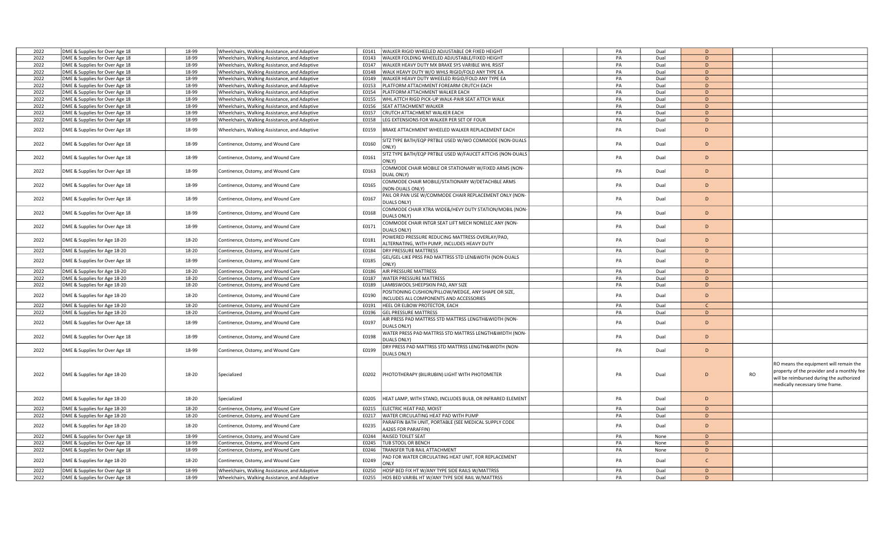| | | | | | | | | | | | | |
|---|---|---|---|---|---|---|---|---|---|---|---|---|
| 2022 | DME & Supplies for Over Age 18 | 18-99 | Wheelchairs, Walking Assistance, and Adaptive | E0141 | WALKER RIGID WHEELED ADJUSTABLE OR FIXED HEIGHT | | | PA | Dual | D | | |
| 2022 | DME & Supplies for Over Age 18 | 18-99 | Wheelchairs, Walking Assistance, and Adaptive | E0143 | WALKER FOLDING WHEELED ADJUSTABLE/FIXED HEIGHT | | | PA | Dual | D | | |
| 2022 | DME & Supplies for Over Age 18 | 18-99 | Wheelchairs, Walking Assistance, and Adaptive | E0147 | WALKER HEAVY DUTY MX BRAKE SYS VARIBLE WHL RSIST | | | PA | Dual | D | | |
| 2022 | DME & Supplies for Over Age 18 | 18-99 | Wheelchairs, Walking Assistance, and Adaptive | E0148 | WALK HEAVY DUTY W/O WHLS RIGID/FOLD ANY TYPE EA | | | PA | Dual | D | | |
| 2022 | DME & Supplies for Over Age 18 | 18-99 | Wheelchairs, Walking Assistance, and Adaptive | E0149 | WALKER HEAVY DUTY WHEELED RIGID/FOLD ANY TYPE EA | | | PA | Dual | D | | |
| 2022 | DME & Supplies for Over Age 18 | 18-99 | Wheelchairs, Walking Assistance, and Adaptive | E0153 | PLATFORM ATTACHMENT FOREARM CRUTCH EACH | | | PA | Dual | D | | |
| 2022 | DME & Supplies for Over Age 18 | 18-99 | Wheelchairs, Walking Assistance, and Adaptive | E0154 | PLATFORM ATTACHMENT WALKER EACH | | | PA | Dual | D | | |
| 2022 | DME & Supplies for Over Age 18 | 18-99 | Wheelchairs, Walking Assistance, and Adaptive | E0155 | WHL ATTCH RIGD PICK-UP WALK-PAIR SEAT ATTCH WALK | | | PA | Dual | D | | |
| 2022 | DME & Supplies for Over Age 18 | 18-99 | Wheelchairs, Walking Assistance, and Adaptive | E0156 | SEAT ATTACHMENT WALKER | | | PA | Dual | D | | |
| 2022 | DME & Supplies for Over Age 18 | 18-99 | Wheelchairs, Walking Assistance, and Adaptive | E0157 | CRUTCH ATTACHMENT WALKER EACH | | | PA | Dual | D | | |
| 2022 | DME & Supplies for Over Age 18 | 18-99 | Wheelchairs, Walking Assistance, and Adaptive | E0158 | LEG EXTENSIONS FOR WALKER PER SET OF FOUR | | | PA | Dual | D | | |
| 2022 | DME & Supplies for Over Age 18 | 18-99 | Wheelchairs, Walking Assistance, and Adaptive | E0159 | BRAKE ATTACHMENT WHEELED WALKER REPLACEMENT EACH | | | PA | Dual | D | | |
| 2022 | DME & Supplies for Over Age 18 | 18-99 | Continence, Ostomy, and Wound Care | E0160 | SITZ TYPE BATH/EQP PRTBLE USED W/WO COMMODE (NON-DUALS ONLY) | | | PA | Dual | D | | |
| 2022 | DME & Supplies for Over Age 18 | 18-99 | Continence, Ostomy, and Wound Care | E0161 | SITZ TYPE BATH/EQP PRTBLE USED W/FAUCET ATTCHS (NON-DUALS ONLY) | | | PA | Dual | D | | |
| 2022 | DME & Supplies for Over Age 18 | 18-99 | Continence, Ostomy, and Wound Care | E0163 | COMMODE CHAIR MOBILE OR STATIONARY W/FIXED ARMS (NON-DUAL ONLY) | | | PA | Dual | D | | |
| 2022 | DME & Supplies for Over Age 18 | 18-99 | Continence, Ostomy, and Wound Care | E0165 | COMMODE CHAIR MOBILE/STATIONARY W/DETACHBLE ARMS (NON-DUALS ONLY) | | | PA | Dual | D | | |
| 2022 | DME & Supplies for Over Age 18 | 18-99 | Continence, Ostomy, and Wound Care | E0167 | PAIL OR PAN USE W/COMMODE CHAIR REPLACEMENT ONLY (NON-DUALS ONLY) | | | PA | Dual | D | | |
| 2022 | DME & Supplies for Over Age 18 | 18-99 | Continence, Ostomy, and Wound Care | E0168 | COMMODE CHAIR XTRA WIDE&/HEVY DUTY STATION/MOBIL (NON-DUALS ONLY) | | | PA | Dual | D | | |
| 2022 | DME & Supplies for Over Age 18 | 18-99 | Continence, Ostomy, and Wound Care | E0171 | COMMODE CHAIR INTGR SEAT LIFT MECH NONELEC ANY (NON-DUALS ONLY) | | | PA | Dual | D | | |
| 2022 | DME & Supplies for Age 18-20 | 18-20 | Continence, Ostomy, and Wound Care | E0181 | POWERED PRESSURE REDUCING MATTRESS OVERLAY/PAD, ALTERNATING, WITH PUMP, INCLUDES HEAVY DUTY | | | PA | Dual | D | | |
| 2022 | DME & Supplies for Age 18-20 | 18-20 | Continence, Ostomy, and Wound Care | E0184 | DRY PRESSURE MATTRESS | | | PA | Dual | D | | |
| 2022 | DME & Supplies for Over Age 18 | 18-99 | Continence, Ostomy, and Wound Care | E0185 | GEL/GEL-LIKE PRSS PAD MATTRSS STD LEN&WDTH (NON-DUALS ONLY) | | | PA | Dual | D | | |
| 2022 | DME & Supplies for Age 18-20 | 18-20 | Continence, Ostomy, and Wound Care | E0186 | AIR PRESSURE MATTRESS | | | PA | Dual | D | | |
| 2022 | DME & Supplies for Age 18-20 | 18-20 | Continence, Ostomy, and Wound Care | E0187 | WATER PRESSURE MATTRESS | | | PA | Dual | D | | |
| 2022 | DME & Supplies for Age 18-20 | 18-20 | Continence, Ostomy, and Wound Care | E0189 | LAMBSWOOL SHEEPSKIN PAD, ANY SIZE | | | PA | Dual | D | | |
| 2022 | DME & Supplies for Age 18-20 | 18-20 | Continence, Ostomy, and Wound Care | E0190 | POSITIONING CUSHION/PILLOW/WEDGE, ANY SHAPE OR SIZE, INCLUDES ALL COMPONENTS AND ACCESSORIES | | | PA | Dual | D | | |
| 2022 | DME & Supplies for Age 18-20 | 18-20 | Continence, Ostomy, and Wound Care | E0191 | HEEL OR ELBOW PROTECTOR, EACH | | | PA | Dual | C | | |
| 2022 | DME & Supplies for Age 18-20 | 18-20 | Continence, Ostomy, and Wound Care | E0196 | GEL PRESSURE MATTRESS | | | PA | Dual | D | | |
| 2022 | DME & Supplies for Over Age 18 | 18-99 | Continence, Ostomy, and Wound Care | E0197 | AIR PRESS PAD MATTRSS STD MATTRSS LENGTH&WIDTH (NON-DUALS ONLY) | | | PA | Dual | D | | |
| 2022 | DME & Supplies for Over Age 18 | 18-99 | Continence, Ostomy, and Wound Care | E0198 | WATER PRESS PAD MATTRSS STD MATTRSS LENGTH&WIDTH (NON-DUALS ONLY) | | | PA | Dual | D | | |
| 2022 | DME & Supplies for Over Age 18 | 18-99 | Continence, Ostomy, and Wound Care | E0199 | DRY PRESS PAD MATTRSS STD MATTRSS LENGTH&WIDTH (NON-DUALS ONLY) | | | PA | Dual | D | | |
| 2022 | DME & Supplies for Age 18-20 | 18-20 | Specialized | E0202 | PHOTOTHERAPY (BILIRUBIN) LIGHT WITH PHOTOMETER | | | PA | Dual | D | RO | RO means the equipment will remain the property of the provider and a monthly fee will be reimbursed during the authorized medically necessary time frame. |
| 2022 | DME & Supplies for Age 18-20 | 18-20 | Specialized | E0205 | HEAT LAMP, WITH STAND, INCLUDES BULB, OR INFRARED ELEMENT | | | PA | Dual | D | | |
| 2022 | DME & Supplies for Age 18-20 | 18-20 | Continence, Ostomy, and Wound Care | E0215 | ELECTRIC HEAT PAD, MOIST | | | PA | Dual | D | | |
| 2022 | DME & Supplies for Age 18-20 | 18-20 | Continence, Ostomy, and Wound Care | E0217 | WATER CIRCULATING HEAT PAD WITH PUMP | | | PA | Dual | D | | |
| 2022 | DME & Supplies for Age 18-20 | 18-20 | Continence, Ostomy, and Wound Care | E0235 | PARAFFIN BATH UNIT, PORTABLE (SEE MEDICAL SUPPLY CODE A4265 FOR PARAFFIN) | | | PA | Dual | D | | |
| 2022 | DME & Supplies for Over Age 18 | 18-99 | Continence, Ostomy, and Wound Care | E0244 | RAISED TOILET SEAT | | | PA | None | D | | |
| 2022 | DME & Supplies for Over Age 18 | 18-99 | Continence, Ostomy, and Wound Care | E0245 | TUB STOOL OR BENCH | | | PA | None | D | | |
| 2022 | DME & Supplies for Over Age 18 | 18-99 | Continence, Ostomy, and Wound Care | E0246 | TRANSFER TUB RAIL ATTACHMENT | | | PA | None | D | | |
| 2022 | DME & Supplies for Age 18-20 | 18-20 | Continence, Ostomy, and Wound Care | E0249 | PAD FOR WATER CIRCULATING HEAT UNIT, FOR REPLACEMENT ONLY | | | PA | Dual | C | | |
| 2022 | DME & Supplies for Over Age 18 | 18-99 | Wheelchairs, Walking Assistance, and Adaptive | E0250 | HOSP BED FIX HT W/ANY TYPE SIDE RAILS W/MATTRSS | | | PA | Dual | D | | |
| 2022 | DME & Supplies for Over Age 18 | 18-99 | Wheelchairs, Walking Assistance, and Adaptive | E0255 | HOS BED VARIBL HT W/ANY TYPE SIDE RAIL W/MATTRSS | | | PA | Dual | D | | |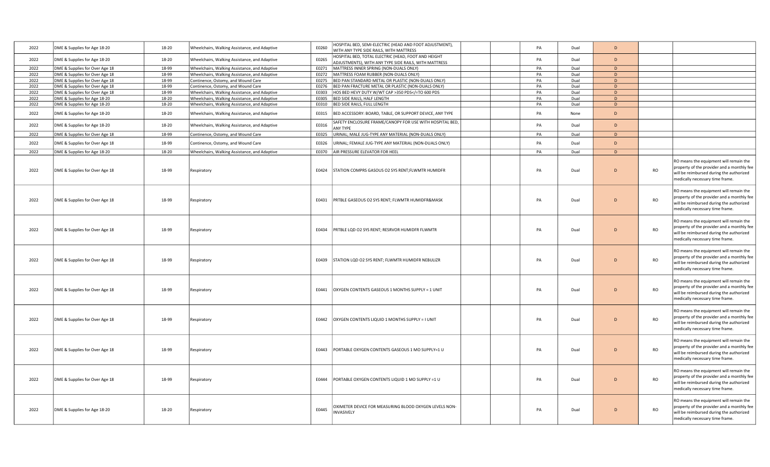| | | | | | | | | | | | | |
|---|---|---|---|---|---|---|---|---|---|---|---|---|
| 2022 | DME & Supplies for Age 18-20 | 18-20 | Wheelchairs, Walking Assistance, and Adaptive | E0260 | HOSPITAL BED, SEMI-ELECTRIC (HEAD AND FOOT ADJUSTMENT), WITH ANY TYPE SIDE RAILS, WITH MATTRESS | | | PA | Dual | D | | |
| 2022 | DME & Supplies for Age 18-20 | 18-20 | Wheelchairs, Walking Assistance, and Adaptive | E0265 | HOSPITAL BED, TOTAL ELECTRIC (HEAD, FOOT AND HEIGHT ADJUSTMENTS), WITH ANY TYPE SIDE RAILS, WITH MATTRESS | | | PA | Dual | D | | |
| 2022 | DME & Supplies for Over Age 18 | 18-99 | Wheelchairs, Walking Assistance, and Adaptive | E0271 | MATTRESS INNER SPRING (NON-DUALS ONLY) | | | PA | Dual | D | | |
| 2022 | DME & Supplies for Over Age 18 | 18-99 | Wheelchairs, Walking Assistance, and Adaptive | E0272 | MATTRESS FOAM RUBBER (NON-DUALS ONLY) | | | PA | Dual | D | | |
| 2022 | DME & Supplies for Over Age 18 | 18-99 | Continence, Ostomy, and Wound Care | E0275 | BED PAN STANDARD METAL OR PLASTIC (NON-DUALS ONLY) | | | PA | Dual | D | | |
| 2022 | DME & Supplies for Over Age 18 | 18-99 | Continence, Ostomy, and Wound Care | E0276 | BED PAN FRACTURE METAL OR PLASTIC (NON-DUALS ONLY) | | | PA | Dual | D | | |
| 2022 | DME & Supplies for Over Age 18 | 18-99 | Wheelchairs, Walking Assistance, and Adaptive | E0303 | HOS BED HEVY DUTY W/WT CAP >350 PDS</=TO 600 PDS | | | PA | Dual | D | | |
| 2022 | DME & Supplies for Age 18-20 | 18-20 | Wheelchairs, Walking Assistance, and Adaptive | E0305 | BED SIDE RAILS, HALF LENGTH | | | PA | Dual | D | | |
| 2022 | DME & Supplies for Age 18-20 | 18-20 | Wheelchairs, Walking Assistance, and Adaptive | E0310 | BED SIDE RAILS, FULL LENGTH | | | PA | Dual | D | | |
| 2022 | DME & Supplies for Age 18-20 | 18-20 | Wheelchairs, Walking Assistance, and Adaptive | E0315 | BED ACCESSORY: BOARD, TABLE, OR SUPPORT DEVICE, ANY TYPE | | | PA | None | D | | |
| 2022 | DME & Supplies for Age 18-20 | 18-20 | Wheelchairs, Walking Assistance, and Adaptive | E0316 | SAFETY ENCLOSURE FRAME/CANOPY FOR USE WITH HOSPITAL BED, ANY TYPE | | | PA | Dual | D | | |
| 2022 | DME & Supplies for Over Age 18 | 18-99 | Continence, Ostomy, and Wound Care | E0325 | URINAL; MALE JUG-TYPE ANY MATERIAL (NON-DUALS ONLY) | | | PA | Dual | D | | |
| 2022 | DME & Supplies for Over Age 18 | 18-99 | Continence, Ostomy, and Wound Care | E0326 | URINAL; FEMALE JUG-TYPE ANY MATERIAL (NON-DUALS ONLY) | | | PA | Dual | D | | |
| 2022 | DME & Supplies for Age 18-20 | 18-20 | Wheelchairs, Walking Assistance, and Adaptive | E0370 | AIR PRESSURE ELEVATOR FOR HEEL | | | PA | Dual | D | | |
| 2022 | DME & Supplies for Over Age 18 | 18-99 | Respiratory | E0424 | STATION COMPRS GASOUS O2 SYS RENT;FLWMTR HUMIDFR | | | PA | Dual | D | RO | RO means the equipment will remain the property of the provider and a monthly fee will be reimbursed during the authorized medically necessary time frame. |
| 2022 | DME & Supplies for Over Age 18 | 18-99 | Respiratory | E0431 | PRTBLE GASEOUS O2 SYS RENT; FLWMTR HUMIDFR&MASK | | | PA | Dual | D | RO | RO means the equipment will remain the property of the provider and a monthly fee will be reimbursed during the authorized medically necessary time frame. |
| 2022 | DME & Supplies for Over Age 18 | 18-99 | Respiratory | E0434 | PRTBLE LQD O2 SYS RENT; RESRVOR HUMIDFR FLWMTR | | | PA | Dual | D | RO | RO means the equipment will remain the property of the provider and a monthly fee will be reimbursed during the authorized medically necessary time frame. |
| 2022 | DME & Supplies for Over Age 18 | 18-99 | Respiratory | E0439 | STATION LQD O2 SYS RENT; FLWMTR HUMIDFR NEBULIZR | | | PA | Dual | D | RO | RO means the equipment will remain the property of the provider and a monthly fee will be reimbursed during the authorized medically necessary time frame. |
| 2022 | DME & Supplies for Over Age 18 | 18-99 | Respiratory | E0441 | OXYGEN CONTENTS GASEOUS 1 MONTHS SUPPLY = 1 UNIT | | | PA | Dual | D | RO | RO means the equipment will remain the property of the provider and a monthly fee will be reimbursed during the authorized medically necessary time frame. |
| 2022 | DME & Supplies for Over Age 18 | 18-99 | Respiratory | E0442 | OXYGEN CONTENTS LIQUID 1 MONTHS SUPPLY = I UNIT | | | PA | Dual | D | RO | RO means the equipment will remain the property of the provider and a monthly fee will be reimbursed during the authorized medically necessary time frame. |
| 2022 | DME & Supplies for Over Age 18 | 18-99 | Respiratory | E0443 | PORTABLE OXYGEN CONTENTS GASEOUS 1 MO SUPPLY=1 U | | | PA | Dual | D | RO | RO means the equipment will remain the property of the provider and a monthly fee will be reimbursed during the authorized medically necessary time frame. |
| 2022 | DME & Supplies for Over Age 18 | 18-99 | Respiratory | E0444 | PORTABLE OXYGEN CONTENTS LIQUID 1 MO SUPPLY =1 U | | | PA | Dual | D | RO | RO means the equipment will remain the property of the provider and a monthly fee will be reimbursed during the authorized medically necessary time frame. |
| 2022 | DME & Supplies for Age 18-20 | 18-20 | Respiratory | E0445 | OXIMETER DEVICE FOR MEASURING BLOOD OXYGEN LEVELS NON-INVASIVELY | | | PA | Dual | D | RO | RO means the equipment will remain the property of the provider and a monthly fee will be reimbursed during the authorized medically necessary time frame. |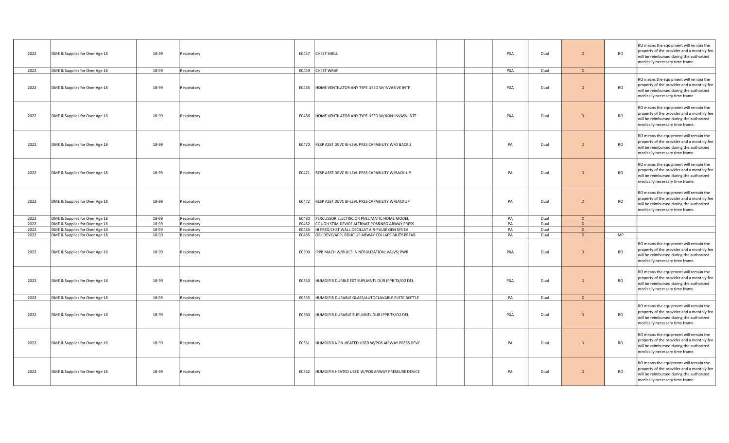| | | | | | | | | | | | | |
|---|---|---|---|---|---|---|---|---|---|---|---|---|
| 2022 | DME & Supplies for Over Age 18 | 18-99 | Respiratory | E0457 | CHEST SHELL | | | PXA | Dual | D | RO | RO means the equipment will remain the property of the provider and a monthly fee will be reimbursed during the authorized medically necessary time frame. |
| 2022 | DME & Supplies for Over Age 18 | 18-99 | Respiratory | E0459 | CHEST WRAP | | | PXA | Dual | D | | |
| 2022 | DME & Supplies for Over Age 18 | 18-99 | Respiratory | E0465 | HOME VENTILATOR ANY TYPE USED W/INVASIVE INTF | | | PXA | Dual | D | RO | RO means the equipment will remain the property of the provider and a monthly fee will be reimbursed during the authorized medically necessary time frame. |
| 2022 | DME & Supplies for Over Age 18 | 18-99 | Respiratory | E0466 | HOME VENTILATOR ANY TYPE USED W/NON-INVASV INTF | | | PXA | Dual | D | RO | RO means the equipment will remain the property of the provider and a monthly fee will be reimbursed during the authorized medically necessary time frame. |
| 2022 | DME & Supplies for Over Age 18 | 18-99 | Respiratory | E0470 | RESP ASST DEVC BI-LEVL PRSS CAPABILITY W/O BACKU | | | PA | Dual | D | RO | RO means the equipment will remain the property of the provider and a monthly fee will be reimbursed during the authorized medically necessary time frame. |
| 2022 | DME & Supplies for Over Age 18 | 18-99 | Respiratory | E0471 | RESP ASST DEVC BI-LEVL PRSS CAPABILITY W/BACK-UP | | | PA | Dual | D | RO | RO means the equipment will remain the property of the provider and a monthly fee will be reimbursed during the authorized medically necessary time frame. |
| 2022 | DME & Supplies for Over Age 18 | 18-99 | Respiratory | E0472 | RESP ASST DEVC BI-LEVL PRSS CAPABILITY W/BACKUP | | | PA | Dual | D | RO | RO means the equipment will remain the property of the provider and a monthly fee will be reimbursed during the authorized medically necessary time frame. |
| 2022 | DME & Supplies for Over Age 18 | 18-99 | Respiratory | E0480 | PERCUSSOR ELECTRIC OR PNEUMATIC HOME MODEL | | | PA | Dual | D | | |
| 2022 | DME & Supplies for Over Age 18 | 18-99 | Respiratory | E0482 | COUGH STIM DEVICE ALTRNAT POS&NEG ARWAY PRESS | | | PA | Dual | D | | |
| 2022 | DME & Supplies for Over Age 18 | 18-99 | Respiratory | E0483 | HI FREQ CHST WALL OSCILLAT AIR-PULSE GEN SYS EA | | | PA | Dual | D | | |
| 2022 | DME & Supplies for Over Age 18 | 18-99 | Respiratory | E0485 | ORL DEVC/APPL RDUC UP ARWAY COLLAPSIBILITY PRFAB | | | PA | Dual | D | MP | |
| 2022 | DME & Supplies for Over Age 18 | 18-99 | Respiratory | E0500 | IPPB MACH W/BUILT-IN NEBULIZATION; VALVS; PWR | | | PXA | Dual | D | RO | RO means the equipment will remain the property of the provider and a monthly fee will be reimbursed during the authorized medically necessary time frame. |
| 2022 | DME & Supplies for Over Age 18 | 18-99 | Respiratory | E0550 | HUMDIFIR DURBLE EXT SUPLMNTL DUR IPPB TX/O2 DEL | | | PXA | Dual | D | RO | RO means the equipment will remain the property of the provider and a monthly fee will be reimbursed during the authorized medically necessary time frame. |
| 2022 | DME & Supplies for Over Age 18 | 18-99 | Respiratory | E0555 | HUMDIFIR DURABLE GLASS/AUTOCLAVABLE PLSTC BOTTLE | | | PA | Dual | D | | |
| 2022 | DME & Supplies for Over Age 18 | 18-99 | Respiratory | E0560 | HUMDIFIR DURABLE SUPLMNTL DUR IPPB TX/O2 DEL | | | PXA | Dual | D | RO | RO means the equipment will remain the property of the provider and a monthly fee will be reimbursed during the authorized medically necessary time frame. |
| 2022 | DME & Supplies for Over Age 18 | 18-99 | Respiratory | E0561 | HUMDIFIR NON-HEATED USED W/POS AIRWAY PRESS DEVC | | | PA | Dual | D | RO | RO means the equipment will remain the property of the provider and a monthly fee will be reimbursed during the authorized medically necessary time frame. |
| 2022 | DME & Supplies for Over Age 18 | 18-99 | Respiratory | E0562 | HUMDIFIR HEATED USED W/POS ARWAY PRESSURE DEVICE | | | PA | Dual | D | RO | RO means the equipment will remain the property of the provider and a monthly fee will be reimbursed during the authorized medically necessary time frame. |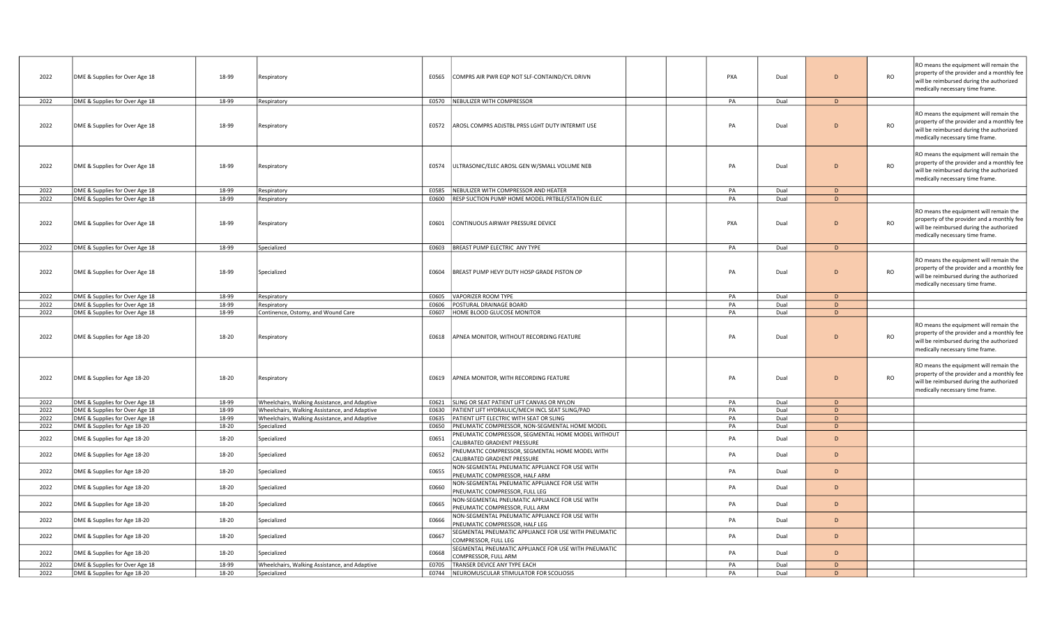| | | | | | | | | | | | | |
|---|---|---|---|---|---|---|---|---|---|---|---|---|
| 2022 | DME & Supplies for Over Age 18 | 18-99 | Respiratory | E0565 | COMPRS AIR PWR EQP NOT SLF-CONTAIND/CYL DRIVN | | | PXA | Dual | D | RO | RO means the equipment will remain the property of the provider and a monthly fee will be reimbursed during the authorized medically necessary time frame. |
| 2022 | DME & Supplies for Over Age 18 | 18-99 | Respiratory | E0570 | NEBULIZER WITH COMPRESSOR | | | PA | Dual | D | | |
| 2022 | DME & Supplies for Over Age 18 | 18-99 | Respiratory | E0572 | AROSL COMPRS ADJSTBL PRSS LGHT DUTY INTERMIT USE | | | PA | Dual | D | RO | RO means the equipment will remain the property of the provider and a monthly fee will be reimbursed during the authorized medically necessary time frame. |
| 2022 | DME & Supplies for Over Age 18 | 18-99 | Respiratory | E0574 | ULTRASONIC/ELEC AROSL GEN W/SMALL VOLUME NEB | | | PA | Dual | D | RO | RO means the equipment will remain the property of the provider and a monthly fee will be reimbursed during the authorized medically necessary time frame. |
| 2022 | DME & Supplies for Over Age 18 | 18-99 | Respiratory | E0585 | NEBULIZER WITH COMPRESSOR AND HEATER | | | PA | Dual | D | | |
| 2022 | DME & Supplies for Over Age 18 | 18-99 | Respiratory | E0600 | RESP SUCTION PUMP HOME MODEL PRTBLE/STATION ELEC | | | PA | Dual | D | | |
| 2022 | DME & Supplies for Over Age 18 | 18-99 | Respiratory | E0601 | CONTINUOUS AIRWAY PRESSURE DEVICE | | | PXA | Dual | D | RO | RO means the equipment will remain the property of the provider and a monthly fee will be reimbursed during the authorized medically necessary time frame. |
| 2022 | DME & Supplies for Over Age 18 | 18-99 | Specialized | E0603 | BREAST PUMP ELECTRIC ANY TYPE | | | PA | Dual | D | | |
| 2022 | DME & Supplies for Over Age 18 | 18-99 | Specialized | E0604 | BREAST PUMP HEVY DUTY HOSP GRADE PISTON OP | | | PA | Dual | D | RO | RO means the equipment will remain the property of the provider and a monthly fee will be reimbursed during the authorized medically necessary time frame. |
| 2022 | DME & Supplies for Over Age 18 | 18-99 | Respiratory | E0605 | VAPORIZER ROOM TYPE | | | PA | Dual | D | | |
| 2022 | DME & Supplies for Over Age 18 | 18-99 | Respiratory | E0606 | POSTURAL DRAINAGE BOARD | | | PA | Dual | D | | |
| 2022 | DME & Supplies for Over Age 18 | 18-99 | Continence, Ostomy, and Wound Care | E0607 | HOME BLOOD GLUCOSE MONITOR | | | PA | Dual | D | | |
| 2022 | DME & Supplies for Age 18-20 | 18-20 | Respiratory | E0618 | APNEA MONITOR, WITHOUT RECORDING FEATURE | | | PA | Dual | D | RO | RO means the equipment will remain the property of the provider and a monthly fee will be reimbursed during the authorized medically necessary time frame. |
| 2022 | DME & Supplies for Age 18-20 | 18-20 | Respiratory | E0619 | APNEA MONITOR, WITH RECORDING FEATURE | | | PA | Dual | D | RO | RO means the equipment will remain the property of the provider and a monthly fee will be reimbursed during the authorized medically necessary time frame. |
| 2022 | DME & Supplies for Over Age 18 | 18-99 | Wheelchairs, Walking Assistance, and Adaptive | E0621 | SLING OR SEAT PATIENT LIFT CANVAS OR NYLON | | | PA | Dual | D | | |
| 2022 | DME & Supplies for Over Age 18 | 18-99 | Wheelchairs, Walking Assistance, and Adaptive | E0630 | PATIENT LIFT HYDRAULIC/MECH INCL SEAT SLING/PAD | | | PA | Dual | D | | |
| 2022 | DME & Supplies for Over Age 18 | 18-99 | Wheelchairs, Walking Assistance, and Adaptive | E0635 | PATIENT LIFT ELECTRIC WITH SEAT OR SLING | | | PA | Dual | D | | |
| 2022 | DME & Supplies for Age 18-20 | 18-20 | Specialized | E0650 | PNEUMATIC COMPRESSOR, NON-SEGMENTAL HOME MODEL | | | PA | Dual | D | | |
| 2022 | DME & Supplies for Age 18-20 | 18-20 | Specialized | E0651 | PNEUMATIC COMPRESSOR, SEGMENTAL HOME MODEL WITHOUT CALIBRATED GRADIENT PRESSURE | | | PA | Dual | D | | |
| 2022 | DME & Supplies for Age 18-20 | 18-20 | Specialized | E0652 | PNEUMATIC COMPRESSOR, SEGMENTAL HOME MODEL WITH CALIBRATED GRADIENT PRESSURE | | | PA | Dual | D | | |
| 2022 | DME & Supplies for Age 18-20 | 18-20 | Specialized | E0655 | NON-SEGMENTAL PNEUMATIC APPLIANCE FOR USE WITH PNEUMATIC COMPRESSOR, HALF ARM | | | PA | Dual | D | | |
| 2022 | DME & Supplies for Age 18-20 | 18-20 | Specialized | E0660 | NON-SEGMENTAL PNEUMATIC APPLIANCE FOR USE WITH PNEUMATIC COMPRESSOR, FULL LEG | | | PA | Dual | D | | |
| 2022 | DME & Supplies for Age 18-20 | 18-20 | Specialized | E0665 | NON-SEGMENTAL PNEUMATIC APPLIANCE FOR USE WITH PNEUMATIC COMPRESSOR, FULL ARM | | | PA | Dual | D | | |
| 2022 | DME & Supplies for Age 18-20 | 18-20 | Specialized | E0666 | NON-SEGMENTAL PNEUMATIC APPLIANCE FOR USE WITH PNEUMATIC COMPRESSOR, HALF LEG | | | PA | Dual | D | | |
| 2022 | DME & Supplies for Age 18-20 | 18-20 | Specialized | E0667 | SEGMENTAL PNEUMATIC APPLIANCE FOR USE WITH PNEUMATIC COMPRESSOR, FULL LEG | | | PA | Dual | D | | |
| 2022 | DME & Supplies for Age 18-20 | 18-20 | Specialized | E0668 | SEGMENTAL PNEUMATIC APPLIANCE FOR USE WITH PNEUMATIC COMPRESSOR, FULL ARM | | | PA | Dual | D | | |
| 2022 | DME & Supplies for Over Age 18 | 18-99 | Wheelchairs, Walking Assistance, and Adaptive | E0705 | TRANSER DEVICE ANY TYPE EACH | | | PA | Dual | D | | |
| 2022 | DME & Supplies for Age 18-20 | 18-20 | Specialized | E0744 | NEUROMUSCULAR STIMULATOR FOR SCOLIOSIS | | | PA | Dual | D | | |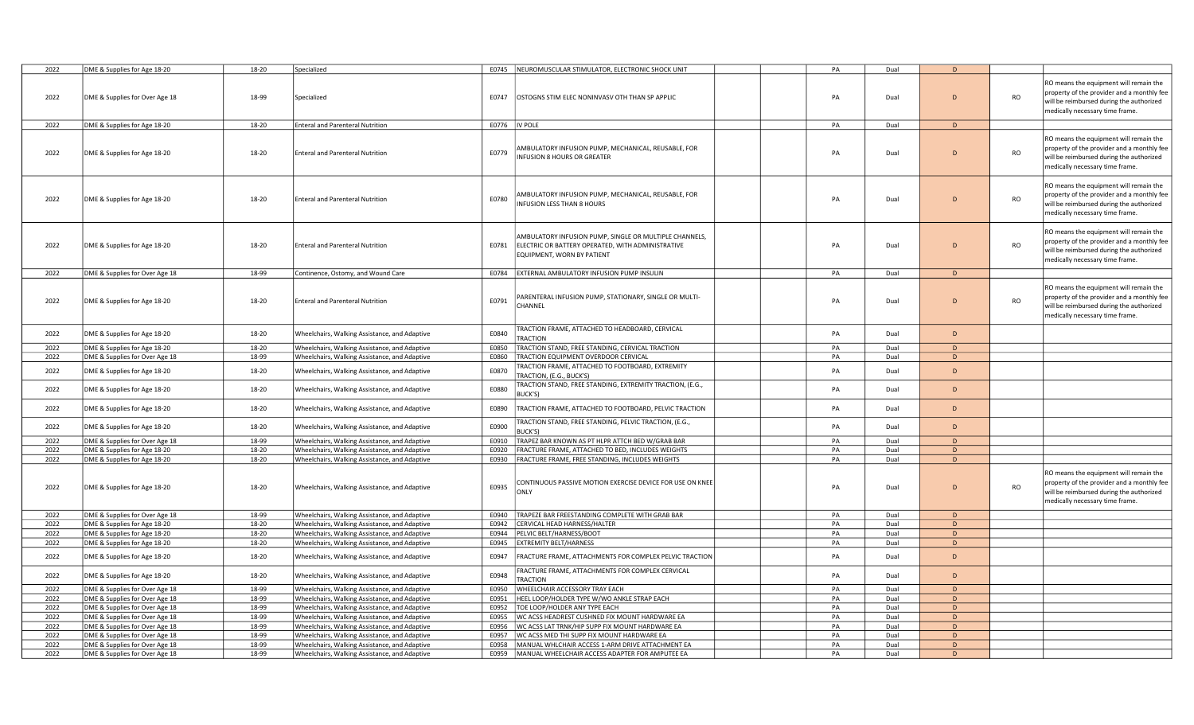| | | | | | | | | | | | | |
|---|---|---|---|---|---|---|---|---|---|---|---|---|
| 2022 | DME & Supplies for Age 18-20 | 18-20 | Specialized | E0745 | NEUROMUSCULAR STIMULATOR, ELECTRONIC SHOCK UNIT | | | PA | Dual | D | | |
| 2022 | DME & Supplies for Over Age 18 | 18-99 | Specialized | E0747 | OSTOGNS STIM ELEC NONINVASV OTH THAN SP APPLIC | | | PA | Dual | D | RO | RO means the equipment will remain the property of the provider and a monthly fee will be reimbursed during the authorized medically necessary time frame. |
| 2022 | DME & Supplies for Age 18-20 | 18-20 | Enteral and Parenteral Nutrition | E0776 | IV POLE | | | PA | Dual | D | | |
| 2022 | DME & Supplies for Age 18-20 | 18-20 | Enteral and Parenteral Nutrition | E0779 | AMBULATORY INFUSION PUMP, MECHANICAL, REUSABLE, FOR INFUSION 8 HOURS OR GREATER | | | PA | Dual | D | RO | RO means the equipment will remain the property of the provider and a monthly fee will be reimbursed during the authorized medically necessary time frame. |
| 2022 | DME & Supplies for Age 18-20 | 18-20 | Enteral and Parenteral Nutrition | E0780 | AMBULATORY INFUSION PUMP, MECHANICAL, REUSABLE, FOR INFUSION LESS THAN 8 HOURS | | | PA | Dual | D | RO | RO means the equipment will remain the property of the provider and a monthly fee will be reimbursed during the authorized medically necessary time frame. |
| 2022 | DME & Supplies for Age 18-20 | 18-20 | Enteral and Parenteral Nutrition | E0781 | AMBULATORY INFUSION PUMP, SINGLE OR MULTIPLE CHANNELS, ELECTRIC OR BATTERY OPERATED, WITH ADMINISTRATIVE EQUIPMENT, WORN BY PATIENT | | | PA | Dual | D | RO | RO means the equipment will remain the property of the provider and a monthly fee will be reimbursed during the authorized medically necessary time frame. |
| 2022 | DME & Supplies for Over Age 18 | 18-99 | Continence, Ostomy, and Wound Care | E0784 | EXTERNAL AMBULATORY INFUSION PUMP INSULIN | | | PA | Dual | D | | |
| 2022 | DME & Supplies for Age 18-20 | 18-20 | Enteral and Parenteral Nutrition | E0791 | PARENTERAL INFUSION PUMP, STATIONARY, SINGLE OR MULTI-CHANNEL | | | PA | Dual | D | RO | RO means the equipment will remain the property of the provider and a monthly fee will be reimbursed during the authorized medically necessary time frame. |
| 2022 | DME & Supplies for Age 18-20 | 18-20 | Wheelchairs, Walking Assistance, and Adaptive | E0840 | TRACTION FRAME, ATTACHED TO HEADBOARD, CERVICAL TRACTION | | | PA | Dual | D | | |
| 2022 | DME & Supplies for Age 18-20 | 18-20 | Wheelchairs, Walking Assistance, and Adaptive | E0850 | TRACTION STAND, FREE STANDING, CERVICAL TRACTION | | | PA | Dual | D | | |
| 2022 | DME & Supplies for Over Age 18 | 18-99 | Wheelchairs, Walking Assistance, and Adaptive | E0860 | TRACTION EQUIPMENT OVERDOOR CERVICAL | | | PA | Dual | D | | |
| 2022 | DME & Supplies for Age 18-20 | 18-20 | Wheelchairs, Walking Assistance, and Adaptive | E0870 | TRACTION FRAME, ATTACHED TO FOOTBOARD, EXTREMITY TRACTION, (E.G., BUCK'S) | | | PA | Dual | D | | |
| 2022 | DME & Supplies for Age 18-20 | 18-20 | Wheelchairs, Walking Assistance, and Adaptive | E0880 | TRACTION STAND, FREE STANDING, EXTREMITY TRACTION, (E.G., BUCK'S) | | | PA | Dual | D | | |
| 2022 | DME & Supplies for Age 18-20 | 18-20 | Wheelchairs, Walking Assistance, and Adaptive | E0890 | TRACTION FRAME, ATTACHED TO FOOTBOARD, PELVIC TRACTION | | | PA | Dual | D | | |
| 2022 | DME & Supplies for Age 18-20 | 18-20 | Wheelchairs, Walking Assistance, and Adaptive | E0900 | TRACTION STAND, FREE STANDING, PELVIC TRACTION, (E.G., BUCK'S) | | | PA | Dual | D | | |
| 2022 | DME & Supplies for Over Age 18 | 18-99 | Wheelchairs, Walking Assistance, and Adaptive | E0910 | TRAPEZ BAR KNOWN AS PT HLPR ATTCH BED W/GRAB BAR | | | PA | Dual | D | | |
| 2022 | DME & Supplies for Age 18-20 | 18-20 | Wheelchairs, Walking Assistance, and Adaptive | E0920 | FRACTURE FRAME, ATTACHED TO BED, INCLUDES WEIGHTS | | | PA | Dual | D | | |
| 2022 | DME & Supplies for Age 18-20 | 18-20 | Wheelchairs, Walking Assistance, and Adaptive | E0930 | FRACTURE FRAME, FREE STANDING, INCLUDES WEIGHTS | | | PA | Dual | D | | |
| 2022 | DME & Supplies for Age 18-20 | 18-20 | Wheelchairs, Walking Assistance, and Adaptive | E0935 | CONTINUOUS PASSIVE MOTION EXERCISE DEVICE FOR USE ON KNEE ONLY | | | PA | Dual | D | RO | RO means the equipment will remain the property of the provider and a monthly fee will be reimbursed during the authorized medically necessary time frame. |
| 2022 | DME & Supplies for Over Age 18 | 18-99 | Wheelchairs, Walking Assistance, and Adaptive | E0940 | TRAPEZE BAR FREESTANDING COMPLETE WITH GRAB BAR | | | PA | Dual | D | | |
| 2022 | DME & Supplies for Age 18-20 | 18-20 | Wheelchairs, Walking Assistance, and Adaptive | E0942 | CERVICAL HEAD HARNESS/HALTER | | | PA | Dual | D | | |
| 2022 | DME & Supplies for Age 18-20 | 18-20 | Wheelchairs, Walking Assistance, and Adaptive | E0944 | PELVIC BELT/HARNESS/BOOT | | | PA | Dual | D | | |
| 2022 | DME & Supplies for Age 18-20 | 18-20 | Wheelchairs, Walking Assistance, and Adaptive | E0945 | EXTREMITY BELT/HARNESS | | | PA | Dual | D | | |
| 2022 | DME & Supplies for Age 18-20 | 18-20 | Wheelchairs, Walking Assistance, and Adaptive | E0947 | FRACTURE FRAME, ATTACHMENTS FOR COMPLEX PELVIC TRACTION | | | PA | Dual | D | | |
| 2022 | DME & Supplies for Age 18-20 | 18-20 | Wheelchairs, Walking Assistance, and Adaptive | E0948 | FRACTURE FRAME, ATTACHMENTS FOR COMPLEX CERVICAL TRACTION | | | PA | Dual | D | | |
| 2022 | DME & Supplies for Over Age 18 | 18-99 | Wheelchairs, Walking Assistance, and Adaptive | E0950 | WHEELCHAIR ACCESSORY TRAY EACH | | | PA | Dual | D | | |
| 2022 | DME & Supplies for Over Age 18 | 18-99 | Wheelchairs, Walking Assistance, and Adaptive | E0951 | HEEL LOOP/HOLDER TYPE W/WO ANKLE STRAP EACH | | | PA | Dual | D | | |
| 2022 | DME & Supplies for Over Age 18 | 18-99 | Wheelchairs, Walking Assistance, and Adaptive | E0952 | TOE LOOP/HOLDER ANY TYPE EACH | | | PA | Dual | D | | |
| 2022 | DME & Supplies for Over Age 18 | 18-99 | Wheelchairs, Walking Assistance, and Adaptive | E0955 | WC ACSS HEADREST CUSHNED FIX MOUNT HARDWARE EA | | | PA | Dual | D | | |
| 2022 | DME & Supplies for Over Age 18 | 18-99 | Wheelchairs, Walking Assistance, and Adaptive | E0956 | WC ACSS LAT TRNK/HIP SUPP FIX MOUNT HARDWARE EA | | | PA | Dual | D | | |
| 2022 | DME & Supplies for Over Age 18 | 18-99 | Wheelchairs, Walking Assistance, and Adaptive | E0957 | WC ACSS MED THI SUPP FIX MOUNT HARDWARE EA | | | PA | Dual | D | | |
| 2022 | DME & Supplies for Over Age 18 | 18-99 | Wheelchairs, Walking Assistance, and Adaptive | E0958 | MANUAL WHLCHAIR ACCESS 1-ARM DRIVE ATTACHMENT EA | | | PA | Dual | D | | |
| 2022 | DME & Supplies for Over Age 18 | 18-99 | Wheelchairs, Walking Assistance, and Adaptive | E0959 | MANUAL WHEELCHAIR ACCESS ADAPTER FOR AMPUTEE EA | | | PA | Dual | D | | |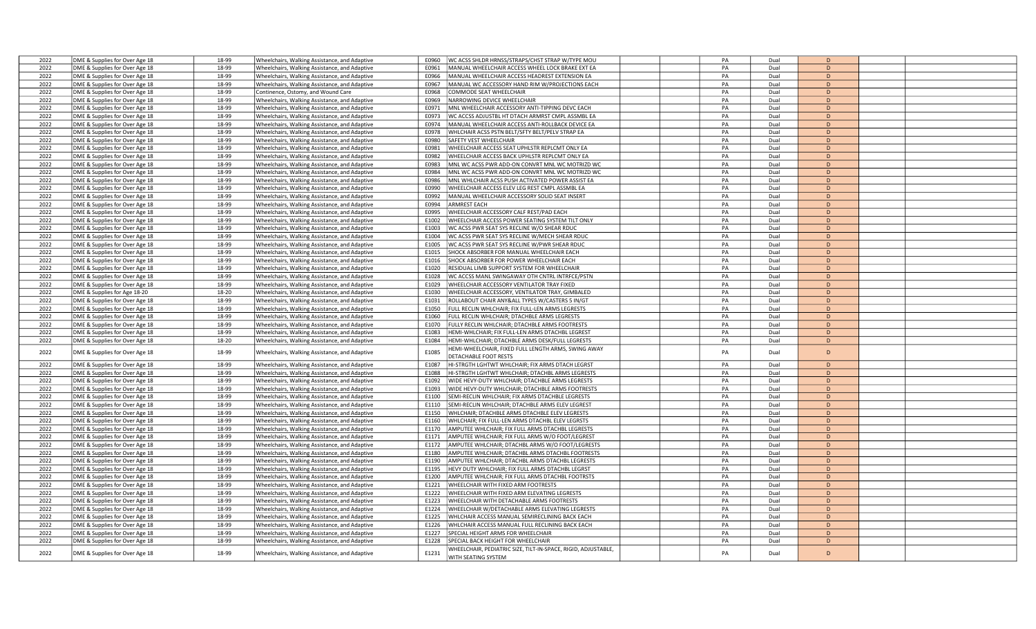| | | | | | | | | | | | | |
|---|---|---|---|---|---|---|---|---|---|---|---|---|
| 2022 | DME & Supplies for Over Age 18 | 18-99 | Wheelchairs, Walking Assistance, and Adaptive | E0960 | WC ACSS SHLDR HRNSS/STRAPS/CHST STRAP W/TYPE MOU | | | PA | Dual | D | | |
| 2022 | DME & Supplies for Over Age 18 | 18-99 | Wheelchairs, Walking Assistance, and Adaptive | E0961 | MANUAL WHEELCHAIR ACCESS WHEEL LOCK BRAKE EXT EA | | | PA | Dual | D | | |
| 2022 | DME & Supplies for Over Age 18 | 18-99 | Wheelchairs, Walking Assistance, and Adaptive | E0966 | MANUAL WHEELCHAIR ACCESS HEADREST EXTENSION EA | | | PA | Dual | D | | |
| 2022 | DME & Supplies for Over Age 18 | 18-99 | Wheelchairs, Walking Assistance, and Adaptive | E0967 | MANUAL WC ACCESSORY HAND RIM W/PROJECTIONS EACH | | | PA | Dual | D | | |
| 2022 | DME & Supplies for Over Age 18 | 18-99 | Continence, Ostomy, and Wound Care | E0968 | COMMODE SEAT WHEELCHAIR | | | PA | Dual | D | | |
| 2022 | DME & Supplies for Over Age 18 | 18-99 | Wheelchairs, Walking Assistance, and Adaptive | E0969 | NARROWING DEVICE WHEELCHAIR | | | PA | Dual | D | | |
| 2022 | DME & Supplies for Over Age 18 | 18-99 | Wheelchairs, Walking Assistance, and Adaptive | E0971 | MNL WHEELCHAIR ACCESSORY ANTI-TIPPING DEVC EACH | | | PA | Dual | D | | |
| 2022 | DME & Supplies for Over Age 18 | 18-99 | Wheelchairs, Walking Assistance, and Adaptive | E0973 | WC ACCSS ADJUSTBL HT DTACH ARMRST CMPL ASSMBL EA | | | PA | Dual | D | | |
| 2022 | DME & Supplies for Over Age 18 | 18-99 | Wheelchairs, Walking Assistance, and Adaptive | E0974 | MANUAL WHEELCHAIR ACCESS ANTI-ROLLBACK DEVICE EA | | | PA | Dual | D | | |
| 2022 | DME & Supplies for Over Age 18 | 18-99 | Wheelchairs, Walking Assistance, and Adaptive | E0978 | WHLCHAIR ACSS PSTN BELT/SFTY BELT/PELV STRAP EA | | | PA | Dual | D | | |
| 2022 | DME & Supplies for Over Age 18 | 18-99 | Wheelchairs, Walking Assistance, and Adaptive | E0980 | SAFETY VEST WHEELCHAIR | | | PA | Dual | D | | |
| 2022 | DME & Supplies for Over Age 18 | 18-99 | Wheelchairs, Walking Assistance, and Adaptive | E0981 | WHEELCHAIR ACCESS SEAT UPHLSTR REPLCMT ONLY EA | | | PA | Dual | D | | |
| 2022 | DME & Supplies for Over Age 18 | 18-99 | Wheelchairs, Walking Assistance, and Adaptive | E0982 | WHEELCHAIR ACCESS BACK UPHLSTR REPLCMT ONLY EA | | | PA | Dual | D | | |
| 2022 | DME & Supplies for Over Age 18 | 18-99 | Wheelchairs, Walking Assistance, and Adaptive | E0983 | MNL WC ACSS PWR ADD-ON CONVRT MNL WC MOTRIZD WC | | | PA | Dual | D | | |
| 2022 | DME & Supplies for Over Age 18 | 18-99 | Wheelchairs, Walking Assistance, and Adaptive | E0984 | MNL WC ACSS PWR ADD-ON CONVRT MNL WC MOTRIZD WC | | | PA | Dual | D | | |
| 2022 | DME & Supplies for Over Age 18 | 18-99 | Wheelchairs, Walking Assistance, and Adaptive | E0986 | MNL WHLCHAIR ACSS PUSH ACTIVATED POWER ASSIST EA | | | PA | Dual | D | | |
| 2022 | DME & Supplies for Over Age 18 | 18-99 | Wheelchairs, Walking Assistance, and Adaptive | E0990 | WHEELCHAIR ACCESS ELEV LEG REST CMPL ASSMBL EA | | | PA | Dual | D | | |
| 2022 | DME & Supplies for Over Age 18 | 18-99 | Wheelchairs, Walking Assistance, and Adaptive | E0992 | MANUAL WHEELCHAIR ACCESSORY SOLID SEAT INSERT | | | PA | Dual | D | | |
| 2022 | DME & Supplies for Over Age 18 | 18-99 | Wheelchairs, Walking Assistance, and Adaptive | E0994 | ARMREST EACH | | | PA | Dual | D | | |
| 2022 | DME & Supplies for Over Age 18 | 18-99 | Wheelchairs, Walking Assistance, and Adaptive | E0995 | WHEELCHAIR ACCESSORY CALF REST/PAD EACH | | | PA | Dual | D | | |
| 2022 | DME & Supplies for Over Age 18 | 18-99 | Wheelchairs, Walking Assistance, and Adaptive | E1002 | WHEELCHAIR ACCESS POWER SEATING SYSTEM TILT ONLY | | | PA | Dual | D | | |
| 2022 | DME & Supplies for Over Age 18 | 18-99 | Wheelchairs, Walking Assistance, and Adaptive | E1003 | WC ACSS PWR SEAT SYS RECLINE W/O SHEAR RDUC | | | PA | Dual | D | | |
| 2022 | DME & Supplies for Over Age 18 | 18-99 | Wheelchairs, Walking Assistance, and Adaptive | E1004 | WC ACSS PWR SEAT SYS RECLINE W/MECH SHEAR RDUC | | | PA | Dual | D | | |
| 2022 | DME & Supplies for Over Age 18 | 18-99 | Wheelchairs, Walking Assistance, and Adaptive | E1005 | WC ACSS PWR SEAT SYS RECLINE W/PWR SHEAR RDUC | | | PA | Dual | D | | |
| 2022 | DME & Supplies for Over Age 18 | 18-99 | Wheelchairs, Walking Assistance, and Adaptive | E1015 | SHOCK ABSORBER FOR MANUAL WHEELCHAIR EACH | | | PA | Dual | D | | |
| 2022 | DME & Supplies for Over Age 18 | 18-99 | Wheelchairs, Walking Assistance, and Adaptive | E1016 | SHOCK ABSORBER FOR POWER WHEELCHAIR EACH | | | PA | Dual | D | | |
| 2022 | DME & Supplies for Over Age 18 | 18-99 | Wheelchairs, Walking Assistance, and Adaptive | E1020 | RESIDUAL LIMB SUPPORT SYSTEM FOR WHEELCHAIR | | | PA | Dual | D | | |
| 2022 | DME & Supplies for Over Age 18 | 18-99 | Wheelchairs, Walking Assistance, and Adaptive | E1028 | WC ACCSS MANL SWINGAWAY OTH CNTRL INTRFCE/PSTN | | | PA | Dual | D | | |
| 2022 | DME & Supplies for Over Age 18 | 18-99 | Wheelchairs, Walking Assistance, and Adaptive | E1029 | WHEELCHAIR ACCESSORY VENTILATOR TRAY FIXED | | | PA | Dual | D | | |
| 2022 | DME & Supplies for Age 18-20 | 18-20 | Wheelchairs, Walking Assistance, and Adaptive | E1030 | WHEELCHAIR ACCESSORY, VENTILATOR TRAY, GIMBALED | | | PA | Dual | D | | |
| 2022 | DME & Supplies for Over Age 18 | 18-99 | Wheelchairs, Walking Assistance, and Adaptive | E1031 | ROLLABOUT CHAIR ANY&ALL TYPES W/CASTERS 5 IN/GT | | | PA | Dual | D | | |
| 2022 | DME & Supplies for Over Age 18 | 18-99 | Wheelchairs, Walking Assistance, and Adaptive | E1050 | FULL RECLIN WHLCHAIR; FIX FULL-LEN ARMS LEGRESTS | | | PA | Dual | D | | |
| 2022 | DME & Supplies for Over Age 18 | 18-99 | Wheelchairs, Walking Assistance, and Adaptive | E1060 | FULL RECLIN WHLCHAIR; DTACHBLE ARMS LEGRESTS | | | PA | Dual | D | | |
| 2022 | DME & Supplies for Over Age 18 | 18-99 | Wheelchairs, Walking Assistance, and Adaptive | E1070 | FULLY RECLIN WHLCHAIR; DTACHBLE ARMS FOOTRESTS | | | PA | Dual | D | | |
| 2022 | DME & Supplies for Over Age 18 | 18-99 | Wheelchairs, Walking Assistance, and Adaptive | E1083 | HEMI-WHLCHAIR; FIX FULL-LEN ARMS DTACHBL LEGREST | | | PA | Dual | D | | |
| 2022 | DME & Supplies for Over Age 18 | 18-20 | Wheelchairs, Walking Assistance, and Adaptive | E1084 | HEMI-WHLCHAIR; DTACHBLE ARMS DESK/FULL LEGRESTS | | | PA | Dual | D | | |
| 2022 | DME & Supplies for Over Age 18 | 18-99 | Wheelchairs, Walking Assistance, and Adaptive | E1085 | HEMI-WHEELCHAIR, FIXED FULL LENGTH ARMS, SWING AWAY DETACHABLE FOOT RESTS | | | PA | Dual | D | | |
| 2022 | DME & Supplies for Over Age 18 | 18-99 | Wheelchairs, Walking Assistance, and Adaptive | E1087 | HI-STRGTH LGHTWT WHLCHAIR; FIX ARMS DTACH LEGRST | | | PA | Dual | D | | |
| 2022 | DME & Supplies for Over Age 18 | 18-99 | Wheelchairs, Walking Assistance, and Adaptive | E1088 | HI-STRGTH LGHTWT WHLCHAIR; DTACHBL ARMS LEGRESTS | | | PA | Dual | D | | |
| 2022 | DME & Supplies for Over Age 18 | 18-99 | Wheelchairs, Walking Assistance, and Adaptive | E1092 | WIDE HEVY-DUTY WHLCHAIR; DTACHBLE ARMS LEGRESTS | | | PA | Dual | D | | |
| 2022 | DME & Supplies for Over Age 18 | 18-99 | Wheelchairs, Walking Assistance, and Adaptive | E1093 | WIDE HEVY-DUTY WHLCHAIR; DTACHABLE ARMS FOOTRESTS | | | PA | Dual | D | | |
| 2022 | DME & Supplies for Over Age 18 | 18-99 | Wheelchairs, Walking Assistance, and Adaptive | E1100 | SEMI-RECLIN WHLCHAIR; FIX ARMS DTACHBLE LEGRESTS | | | PA | Dual | D | | |
| 2022 | DME & Supplies for Over Age 18 | 18-99 | Wheelchairs, Walking Assistance, and Adaptive | E1110 | SEMI-RECLIN WHLCHAIR; DTACHBLE ARMS ELEV LEGREST | | | PA | Dual | D | | |
| 2022 | DME & Supplies for Over Age 18 | 18-99 | Wheelchairs, Walking Assistance, and Adaptive | E1150 | WHLCHAIR; DTACHBLE ARMS DTACHBLE ELEV LEGRESTS | | | PA | Dual | D | | |
| 2022 | DME & Supplies for Over Age 18 | 18-99 | Wheelchairs, Walking Assistance, and Adaptive | E1160 | WHLCHAIR; FIX FULL-LEN ARMS DTACHBL ELEV LEGRSTS | | | PA | Dual | D | | |
| 2022 | DME & Supplies for Over Age 18 | 18-99 | Wheelchairs, Walking Assistance, and Adaptive | E1170 | AMPUTEE WHLCHAIR; FIX FULL ARMS DTACHBL LEGRESTS | | | PA | Dual | D | | |
| 2022 | DME & Supplies for Over Age 18 | 18-99 | Wheelchairs, Walking Assistance, and Adaptive | E1171 | AMPUTEE WHLCHAIR; FIX FULL ARMS W/O FOOT/LEGREST | | | PA | Dual | D | | |
| 2022 | DME & Supplies for Over Age 18 | 18-99 | Wheelchairs, Walking Assistance, and Adaptive | E1172 | AMPUTEE WHLCHAIR; DTACHBL ARMS W/O FOOT/LEGRESTS | | | PA | Dual | D | | |
| 2022 | DME & Supplies for Over Age 18 | 18-99 | Wheelchairs, Walking Assistance, and Adaptive | E1180 | AMPUTEE WHLCHAIR; DTACHBL ARMS DTACHBL FOOTRESTS | | | PA | Dual | D | | |
| 2022 | DME & Supplies for Over Age 18 | 18-99 | Wheelchairs, Walking Assistance, and Adaptive | E1190 | AMPUTEE WHLCHAIR; DTACHBL ARMS DTACHBL LEGRESTS | | | PA | Dual | D | | |
| 2022 | DME & Supplies for Over Age 18 | 18-99 | Wheelchairs, Walking Assistance, and Adaptive | E1195 | HEVY DUTY WHLCHAIR; FIX FULL ARMS DTACHBL LEGRST | | | PA | Dual | D | | |
| 2022 | DME & Supplies for Over Age 18 | 18-99 | Wheelchairs, Walking Assistance, and Adaptive | E1200 | AMPUTEE WHLCHAIR; FIX FULL ARMS DTACHBL FOOTRSTS | | | PA | Dual | D | | |
| 2022 | DME & Supplies for Over Age 18 | 18-99 | Wheelchairs, Walking Assistance, and Adaptive | E1221 | WHEELCHAIR WITH FIXED ARM FOOTRESTS | | | PA | Dual | D | | |
| 2022 | DME & Supplies for Over Age 18 | 18-99 | Wheelchairs, Walking Assistance, and Adaptive | E1222 | WHEELCHAIR WITH FIXED ARM ELEVATING LEGRESTS | | | PA | Dual | D | | |
| 2022 | DME & Supplies for Over Age 18 | 18-99 | Wheelchairs, Walking Assistance, and Adaptive | E1223 | WHEELCHAIR WITH DETACHABLE ARMS FOOTRESTS | | | PA | Dual | D | | |
| 2022 | DME & Supplies for Over Age 18 | 18-99 | Wheelchairs, Walking Assistance, and Adaptive | E1224 | WHEELCHAIR W/DETACHABLE ARMS ELEVATING LEGRESTS | | | PA | Dual | D | | |
| 2022 | DME & Supplies for Over Age 18 | 18-99 | Wheelchairs, Walking Assistance, and Adaptive | E1225 | WHLCHAIR ACCESS MANUAL SEMIRECLINING BACK EACH | | | PA | Dual | D | | |
| 2022 | DME & Supplies for Over Age 18 | 18-99 | Wheelchairs, Walking Assistance, and Adaptive | E1226 | WHLCHAIR ACCESS MANUAL FULL RECLINING BACK EACH | | | PA | Dual | D | | |
| 2022 | DME & Supplies for Over Age 18 | 18-99 | Wheelchairs, Walking Assistance, and Adaptive | E1227 | SPECIAL HEIGHT ARMS FOR WHEELCHAIR | | | PA | Dual | D | | |
| 2022 | DME & Supplies for Over Age 18 | 18-99 | Wheelchairs, Walking Assistance, and Adaptive | E1228 | SPECIAL BACK HEIGHT FOR WHEELCHAIR | | | PA | Dual | D | | |
| 2022 | DME & Supplies for Over Age 18 | 18-99 | Wheelchairs, Walking Assistance, and Adaptive | E1231 | WHEELCHAIR, PEDIATRIC SIZE, TILT-IN-SPACE, RIGID, ADJUSTABLE, WITH SEATING SYSTEM | | | PA | Dual | D | | |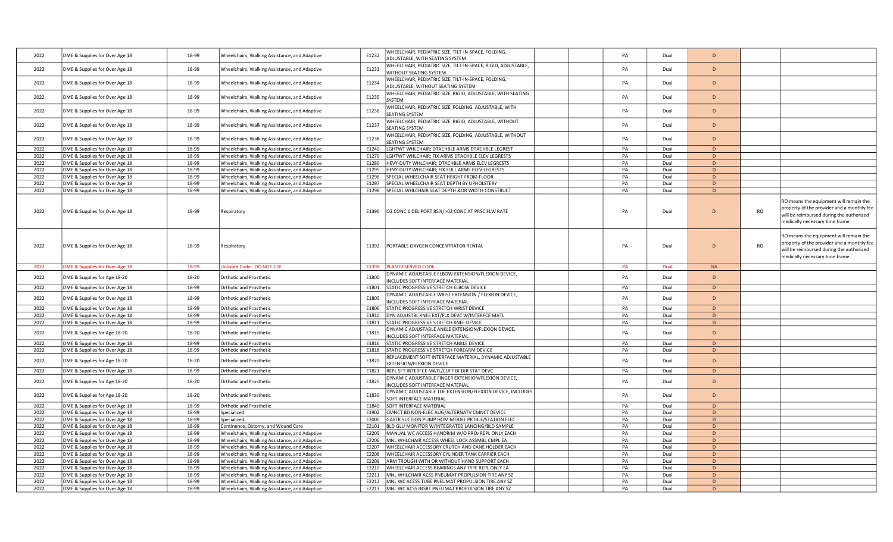| | | | | | | | | | | | |
|---|---|---|---|---|---|---|---|---|---|---|---|
| 2022 | DME & Supplies for Over Age 18 | 18-99 | Wheelchairs, Walking Assistance, and Adaptive | E1232 | WHEELCHAIR, PEDIATRIC SIZE, TILT-IN-SPACE, FOLDING, ADJUSTABLE, WITH SEATING SYSTEM | | PA | Dual | D | | |
| 2022 | DME & Supplies for Over Age 18 | 18-99 | Wheelchairs, Walking Assistance, and Adaptive | E1233 | WHEELCHAIR, PEDIATRIC SIZE, TILT-IN-SPACE, RIGID, ADJUSTABLE, WITHOUT SEATING SYSTEM | | PA | Dual | D | | |
| 2022 | DME & Supplies for Over Age 18 | 18-99 | Wheelchairs, Walking Assistance, and Adaptive | E1234 | WHEELCHAIR, PEDIATRIC SIZE, TILT-IN-SPACE, FOLDING, ADJUSTABLE, WITHOUT SEATING SYSTEM | | PA | Dual | D | | |
| 2022 | DME & Supplies for Over Age 18 | 18-99 | Wheelchairs, Walking Assistance, and Adaptive | E1235 | WHEELCHAIR, PEDIATRIC SIZE, RIGID, ADJUSTABLE, WITH SEATING SYSTEM | | PA | Dual | D | | |
| 2022 | DME & Supplies for Over Age 18 | 18-99 | Wheelchairs, Walking Assistance, and Adaptive | E1236 | WHEELCHAIR, PEDIATRIC SIZE, FOLDING, ADJUSTABLE, WITH SEATING SYSTEM | | PA | Dual | D | | |
| 2022 | DME & Supplies for Over Age 18 | 18-99 | Wheelchairs, Walking Assistance, and Adaptive | E1237 | WHEELCHAIR, PEDIATRIC SIZE, RIGID, ADJUSTABLE, WITHOUT SEATING SYSTEM | | PA | Dual | D | | |
| 2022 | DME & Supplies for Over Age 18 | 18-99 | Wheelchairs, Walking Assistance, and Adaptive | E1238 | WHEELCHAIR, PEDIATRIC SIZE, FOLDING, ADJUSTABLE, WITHOUT SEATING SYSTEM | | PA | Dual | D | | |
| 2022 | DME & Supplies for Over Age 18 | 18-99 | Wheelchairs, Walking Assistance, and Adaptive | E1240 | LGHTWT WHLCHAIR; DTACHBLE ARMS DTACHBLE LEGREST | | PA | Dual | D | | |
| 2022 | DME & Supplies for Over Age 18 | 18-99 | Wheelchairs, Walking Assistance, and Adaptive | E1270 | LGHTWT WHLCHAIR; FIX ARMS DTACHBLE ELEV LEGRESTS | | PA | Dual | D | | |
| 2022 | DME & Supplies for Over Age 18 | 18-99 | Wheelchairs, Walking Assistance, and Adaptive | E1280 | HEVY-DUTY WHLCHAIR; DTACHBLE ARMS ELEV LEGRESTS | | PA | Dual | D | | |
| 2022 | DME & Supplies for Over Age 18 | 18-99 | Wheelchairs, Walking Assistance, and Adaptive | E1295 | HEVY-DUTY WHLCHAIR; FIX FULL ARMS ELEV LEGRESTS | | PA | Dual | D | | |
| 2022 | DME & Supplies for Over Age 18 | 18-99 | Wheelchairs, Walking Assistance, and Adaptive | E1296 | SPECIAL WHEELCHAIR SEAT HEIGHT FROM FLOOR | | PA | Dual | D | | |
| 2022 | DME & Supplies for Over Age 18 | 18-99 | Wheelchairs, Walking Assistance, and Adaptive | E1297 | SPECIAL WHEELCHAIR SEAT DEPTH BY UPHOLSTERY | | PA | Dual | D | | |
| 2022 | DME & Supplies for Over Age 18 | 18-99 | Wheelchairs, Walking Assistance, and Adaptive | E1298 | SPECIAL WHLCHAIR SEAT DEPTH &OR WIDTH CONSTRUCT | | PA | Dual | D | | |
| 2022 | DME & Supplies for Over Age 18 | 18-99 | Respiratory | E1390 | O2 CONC 1 DEL PORT 85%/>02 CONC AT PRSC FLW RATE | | PA | Dual | D | RO | RO means the equipment will remain the property of the provider and a monthly fee will be reimbursed during the authorized medically necessary time frame. |
| 2022 | DME & Supplies for Over Age 18 | 18-99 | Respiratory | E1392 | PORTABLE OXYGEN CONCENTRATOR RENTAL | | PA | Dual | D | RO | RO means the equipment will remain the property of the provider and a monthly fee will be reimbursed during the authorized medically necessary time frame. |
| 2022 | DME & Supplies for Over Age 18 | 18-99 | Unlisted Code - DO NOT USE | E1399 | PLAN RESERVED CODE | | PA | Dual | NA | | |
| 2022 | DME & Supplies for Age 18-20 | 18-20 | Orthotic and Prosthetic | E1800 | DYNAMIC ADJUSTABLE ELBOW EXTENSION/FLEXION DEVICE, INCLUDES SOFT INTERFACE MATERIAL | | PA | Dual | D | | |
| 2022 | DME & Supplies for Over Age 18 | 18-99 | Orthotic and Prosthetic | E1801 | STATIC PROGRESSIVE STRETCH ELBOW DEVICE | | PA | Dual | D | | |
| 2022 | DME & Supplies for Over Age 18 | 18-99 | Orthotic and Prosthetic | E1805 | DYNAMIC ADJUSTABLE WRIST EXTENSION / FLEXION DEVICE, INCLUDES SOFT INTERFACE MATERIAL | | PA | Dual | D | | |
| 2022 | DME & Supplies for Over Age 18 | 18-99 | Orthotic and Prosthetic | E1806 | STATIC PROGRESSIVE STRETCH WRIST DEVICE | | PA | Dual | D | | |
| 2022 | DME & Supplies for Over Age 18 | 18-99 | Orthotic and Prosthetic | E1810 | DYN ADJUSTBL KNEE EXT/FLX DEVC W/INTERFCE MATL | | PA | Dual | D | | |
| 2022 | DME & Supplies for Over Age 18 | 18-99 | Orthotic and Prosthetic | E1811 | STATIC PROGRESSIVE STRETCH KNEE DEVICE | | PA | Dual | D | | |
| 2022 | DME & Supplies for Age 18-20 | 18-20 | Orthotic and Prosthetic | E1815 | DYNAMIC ADJUSTABLE ANKLE EXTENSION/FLEXION DEVICE, INCLUDES SOFT INTERFACE MATERIAL | | PA | Dual | D | | |
| 2022 | DME & Supplies for Over Age 18 | 18-99 | Orthotic and Prosthetic | E1816 | STATIC PROGRESSIVE STRETCH ANKLE DEVICE | | PA | Dual | D | | |
| 2022 | DME & Supplies for Over Age 18 | 18-99 | Orthotic and Prosthetic | E1818 | STATIC PROGRESSIVE STRETCH FOREARM DEVICE | | PA | Dual | D | | |
| 2022 | DME & Supplies for Age 18-20 | 18-20 | Orthotic and Prosthetic | E1820 | REPLACEMENT SOFT INTERFACE MATERIAL, DYNAMIC ADJUSTABLE EXTENSION/FLEXION DEVICE | | PA | Dual | D | | |
| 2022 | DME & Supplies for Over Age 18 | 18-99 | Orthotic and Prosthetic | E1821 | REPL SFT INTERFCE MATL/CUFF BI-DIR STAT DEVC | | PA | Dual | D | | |
| 2022 | DME & Supplies for Age 18-20 | 18-20 | Orthotic and Prosthetic | E1825 | DYNAMIC ADJUSTABLE FINGER EXTENSION/FLEXION DEVICE, INCLUDES SOFT INTERFACE MATERIAL | | PA | Dual | D | | |
| 2022 | DME & Supplies for Age 18-20 | 18-20 | Orthotic and Prosthetic | E1830 | DYNAMIC ADJUSTABLE TOE EXTENSION/FLEXION DEVICE, INCLUDES SOFT INTERFACE MATERIAL | | PA | Dual | D | | |
| 2022 | DME & Supplies for Over Age 18 | 18-99 | Orthotic and Prosthetic | E1840 | SOFT INTERFACE MATERIAL | | PA | Dual | D | | |
| 2022 | DME & Supplies for Over Age 18 | 18-99 | Specialized | E1902 | CMNCT BD NON-ELEC AUG/ALTERNATV CMNCT DEVICE | | PA | Dual | D | | |
| 2022 | DME & Supplies for Over Age 18 | 18-99 | Specialized | E2000 | GASTR SUCTION PUMP HOM MODEL PRTBLE/STATION ELEC | | PA | Dual | D | | |
| 2022 | DME & Supplies for Over Age 18 | 18-99 | Continence, Ostomy, and Wound Care | E2101 | BLD GLU MONITOR W/INTEGRATED LANCING/BLD SAMPLE | | PA | Dual | D | | |
| 2022 | DME & Supplies for Over Age 18 | 18-99 | Wheelchairs, Walking Assistance, and Adaptive | E2205 | MANUAL WC ACCESS HANDRIM W/O PROJ REPL ONLY EACH | | PA | Dual | D | | |
| 2022 | DME & Supplies for Over Age 18 | 18-99 | Wheelchairs, Walking Assistance, and Adaptive | E2206 | MNL WHLCHAIR ACCESS WHEEL LOCK ASSMBL CMPL EA | | PA | Dual | D | | |
| 2022 | DME & Supplies for Over Age 18 | 18-99 | Wheelchairs, Walking Assistance, and Adaptive | E2207 | WHEELCHAIR ACCESSORY CRUTCH AND CANE HOLDER EACH | | PA | Dual | D | | |
| 2022 | DME & Supplies for Over Age 18 | 18-99 | Wheelchairs, Walking Assistance, and Adaptive | E2208 | WHEELCHAIR ACCESSORY CYLINDER TANK CARRIER EACH | | PA | Dual | D | | |
| 2022 | DME & Supplies for Over Age 18 | 18-99 | Wheelchairs, Walking Assistance, and Adaptive | E2209 | ARM TROUGH WITH OR WITHOUT HAND SUPPORT EACH | | PA | Dual | D | | |
| 2022 | DME & Supplies for Over Age 18 | 18-99 | Wheelchairs, Walking Assistance, and Adaptive | E2210 | WHEELCHAIR ACCESS BEARINGS ANY TYPE REPL ONLY EA | | PA | Dual | D | | |
| 2022 | DME & Supplies for Over Age 18 | 18-99 | Wheelchairs, Walking Assistance, and Adaptive | E2211 | MNL WHLCHAIR ACSS PNEUMAT PROPULSION TIRE ANY SZ | | PA | Dual | D | | |
| 2022 | DME & Supplies for Over Age 18 | 18-99 | Wheelchairs, Walking Assistance, and Adaptive | E2212 | MNL WC ACESS TUBE PNEUMAT PROPULSION TIRE ANY SZ | | PA | Dual | D | | |
| 2022 | DME & Supplies for Over Age 18 | 18-99 | Wheelchairs, Walking Assistance, and Adaptive | E2213 | MNL WC ACSS INSRT PNEUMAT PROPULSION TIRE ANY SZ | | PA | Dual | D | | |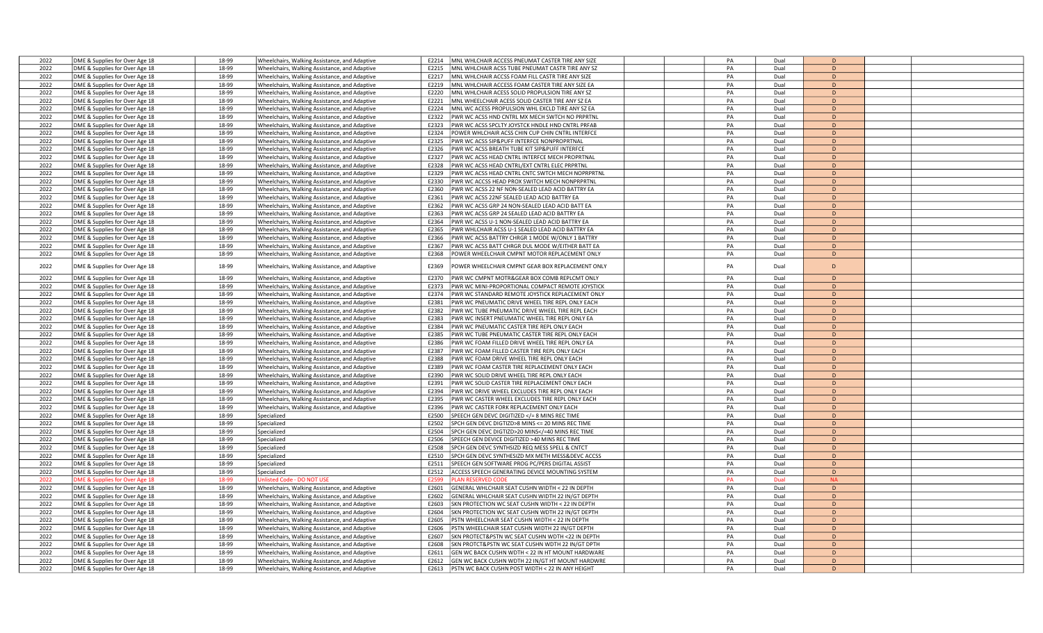| | | | | | | | | | | | | |
|---|---|---|---|---|---|---|---|---|---|---|---|---|
| 2022 | DME & Supplies for Over Age 18 | 18-99 | Wheelchairs, Walking Assistance, and Adaptive | E2214 | MNL WHLCHAIR ACCESS PNEUMAT CASTER TIRE ANY SIZE | | | PA | Dual | D | | |
| 2022 | DME & Supplies for Over Age 18 | 18-99 | Wheelchairs, Walking Assistance, and Adaptive | E2215 | MNL WHLCHAIR ACSS TUBE PNEUMAT CASTR TIRE ANY SZ | | | PA | Dual | D | | |
| 2022 | DME & Supplies for Over Age 18 | 18-99 | Wheelchairs, Walking Assistance, and Adaptive | E2217 | MNL WHLCHAIR ACCSS FOAM FILL CASTR TIRE ANY SIZE | | | PA | Dual | D | | |
| 2022 | DME & Supplies for Over Age 18 | 18-99 | Wheelchairs, Walking Assistance, and Adaptive | E2219 | MNL WHLCHAIR ACCESS FOAM CASTER TIRE ANY SIZE EA | | | PA | Dual | D | | |
| 2022 | DME & Supplies for Over Age 18 | 18-99 | Wheelchairs, Walking Assistance, and Adaptive | E2220 | MNL WHLCHAIR ACESS SOLID PROPULSION TIRE ANY SZ | | | PA | Dual | D | | |
| 2022 | DME & Supplies for Over Age 18 | 18-99 | Wheelchairs, Walking Assistance, and Adaptive | E2221 | MNL WHEELCHAIR ACESS SOLID CASTER TIRE ANY SZ EA | | | PA | Dual | D | | |
| 2022 | DME & Supplies for Over Age 18 | 18-99 | Wheelchairs, Walking Assistance, and Adaptive | E2224 | MNL WC ACESS PROPULSION WHL EXCLD TIRE ANY SZ EA | | | PA | Dual | D | | |
| 2022 | DME & Supplies for Over Age 18 | 18-99 | Wheelchairs, Walking Assistance, and Adaptive | E2322 | PWR WC ACSS HND CNTRL MX MECH SWTCH NO PRPRTNL | | | PA | Dual | D | | |
| 2022 | DME & Supplies for Over Age 18 | 18-99 | Wheelchairs, Walking Assistance, and Adaptive | E2323 | PWR WC ACSS SPCLTY JOYSTCK HNDLE HND CNTRL PRFAB | | | PA | Dual | D | | |
| 2022 | DME & Supplies for Over Age 18 | 18-99 | Wheelchairs, Walking Assistance, and Adaptive | E2324 | POWER WHLCHAIR ACSS CHIN CUP CHIN CNTRL INTERFCE | | | PA | Dual | D | | |
| 2022 | DME & Supplies for Over Age 18 | 18-99 | Wheelchairs, Walking Assistance, and Adaptive | E2325 | PWR WC ACSS SIP&PUFF INTERFCE NONPROPRTNAL | | | PA | Dual | D | | |
| 2022 | DME & Supplies for Over Age 18 | 18-99 | Wheelchairs, Walking Assistance, and Adaptive | E2326 | PWR WC ACSS BREATH TUBE KIT SIP&PUFF INTERFCE | | | PA | Dual | D | | |
| 2022 | DME & Supplies for Over Age 18 | 18-99 | Wheelchairs, Walking Assistance, and Adaptive | E2327 | PWR WC ACSS HEAD CNTRL INTERFCE MECH PROPRTNAL | | | PA | Dual | D | | |
| 2022 | DME & Supplies for Over Age 18 | 18-99 | Wheelchairs, Walking Assistance, and Adaptive | E2328 | PWR WC ACSS HEAD CNTRL/EXT CNTRL ELEC PRPRTNL | | | PA | Dual | D | | |
| 2022 | DME & Supplies for Over Age 18 | 18-99 | Wheelchairs, Walking Assistance, and Adaptive | E2329 | PWR WC ACSS HEAD CNTRL CNTC SWTCH MECH NOPRPRTNL | | | PA | Dual | D | | |
| 2022 | DME & Supplies for Over Age 18 | 18-99 | Wheelchairs, Walking Assistance, and Adaptive | E2330 | PWR WC ACCSS HEAD PROX SWITCH MECH NONPRPRTNL | | | PA | Dual | D | | |
| 2022 | DME & Supplies for Over Age 18 | 18-99 | Wheelchairs, Walking Assistance, and Adaptive | E2360 | PWR WC ACSS 22 NF NON-SEALED LEAD ACID BATTRY EA | | | PA | Dual | D | | |
| 2022 | DME & Supplies for Over Age 18 | 18-99 | Wheelchairs, Walking Assistance, and Adaptive | E2361 | PWR WC ACSS 22NF SEALED LEAD ACID BATTRY EA | | | PA | Dual | D | | |
| 2022 | DME & Supplies for Over Age 18 | 18-99 | Wheelchairs, Walking Assistance, and Adaptive | E2362 | PWR WC ACSS GRP 24 NON-SEALED LEAD ACID BATT EA | | | PA | Dual | D | | |
| 2022 | DME & Supplies for Over Age 18 | 18-99 | Wheelchairs, Walking Assistance, and Adaptive | E2363 | PWR WC ACSS GRP 24 SEALED LEAD ACID BATTRY EA | | | PA | Dual | D | | |
| 2022 | DME & Supplies for Over Age 18 | 18-99 | Wheelchairs, Walking Assistance, and Adaptive | E2364 | PWR WC ACSS U-1 NON-SEALED LEAD ACID BATTRY EA | | | PA | Dual | D | | |
| 2022 | DME & Supplies for Over Age 18 | 18-99 | Wheelchairs, Walking Assistance, and Adaptive | E2365 | PWR WHLCHAIR ACSS U-1 SEALED LEAD ACID BATTRY EA | | | PA | Dual | D | | |
| 2022 | DME & Supplies for Over Age 18 | 18-99 | Wheelchairs, Walking Assistance, and Adaptive | E2366 | PWR WC ACSS BATTRY CHRGR 1 MODE W/ONLY 1 BATTRY | | | PA | Dual | D | | |
| 2022 | DME & Supplies for Over Age 18 | 18-99 | Wheelchairs, Walking Assistance, and Adaptive | E2367 | PWR WC ACSS BATT CHRGR DUL MODE W/EITHER BATT EA | | | PA | Dual | D | | |
| 2022 | DME & Supplies for Over Age 18 | 18-99 | Wheelchairs, Walking Assistance, and Adaptive | E2368 | POWER WHEELCHAIR CMPNT MOTOR REPLACEMENT ONLY | | | PA | Dual | D | | |
| 2022 | DME & Supplies for Over Age 18 | 18-99 | Wheelchairs, Walking Assistance, and Adaptive | E2369 | POWER WHEELCHAIR CMPNT GEAR BOX REPLACEMENT ONLY | | | PA | Dual | D | | |
| 2022 | DME & Supplies for Over Age 18 | 18-99 | Wheelchairs, Walking Assistance, and Adaptive | E2370 | PWR WC CMPNT MOTR&GEAR BOX COMB REPLCMT ONLY | | | PA | Dual | D | | |
| 2022 | DME & Supplies for Over Age 18 | 18-99 | Wheelchairs, Walking Assistance, and Adaptive | E2373 | PWR WC MINI-PROPORTIONAL COMPACT REMOTE JOYSTICK | | | PA | Dual | D | | |
| 2022 | DME & Supplies for Over Age 18 | 18-99 | Wheelchairs, Walking Assistance, and Adaptive | E2374 | PWR WC STANDARD REMOTE JOYSTICK REPLACEMENT ONLY | | | PA | Dual | D | | |
| 2022 | DME & Supplies for Over Age 18 | 18-99 | Wheelchairs, Walking Assistance, and Adaptive | E2381 | PWR WC PNEUMATIC DRIVE WHEEL TIRE REPL ONLY EACH | | | PA | Dual | D | | |
| 2022 | DME & Supplies for Over Age 18 | 18-99 | Wheelchairs, Walking Assistance, and Adaptive | E2382 | PWR WC TUBE PNEUMATIC DRIVE WHEEL TIRE REPL EACH | | | PA | Dual | D | | |
| 2022 | DME & Supplies for Over Age 18 | 18-99 | Wheelchairs, Walking Assistance, and Adaptive | E2383 | PWR WC INSERT PNEUMATIC WHEEL TIRE REPL ONLY EA | | | PA | Dual | D | | |
| 2022 | DME & Supplies for Over Age 18 | 18-99 | Wheelchairs, Walking Assistance, and Adaptive | E2384 | PWR WC PNEUMATIC CASTER TIRE REPL ONLY EACH | | | PA | Dual | D | | |
| 2022 | DME & Supplies for Over Age 18 | 18-99 | Wheelchairs, Walking Assistance, and Adaptive | E2385 | PWR WC TUBE PNEUMATIC CASTER TIRE REPL ONLY EACH | | | PA | Dual | D | | |
| 2022 | DME & Supplies for Over Age 18 | 18-99 | Wheelchairs, Walking Assistance, and Adaptive | E2386 | PWR WC FOAM FILLED DRIVE WHEEL TIRE REPL ONLY EA | | | PA | Dual | D | | |
| 2022 | DME & Supplies for Over Age 18 | 18-99 | Wheelchairs, Walking Assistance, and Adaptive | E2387 | PWR WC FOAM FILLED CASTER TIRE REPL ONLY EACH | | | PA | Dual | D | | |
| 2022 | DME & Supplies for Over Age 18 | 18-99 | Wheelchairs, Walking Assistance, and Adaptive | E2388 | PWR WC FOAM DRIVE WHEEL TIRE REPL ONLY EACH | | | PA | Dual | D | | |
| 2022 | DME & Supplies for Over Age 18 | 18-99 | Wheelchairs, Walking Assistance, and Adaptive | E2389 | PWR WC FOAM CASTER TIRE REPLACEMENT ONLY EACH | | | PA | Dual | D | | |
| 2022 | DME & Supplies for Over Age 18 | 18-99 | Wheelchairs, Walking Assistance, and Adaptive | E2390 | PWR WC SOLID DRIVE WHEEL TIRE REPL ONLY EACH | | | PA | Dual | D | | |
| 2022 | DME & Supplies for Over Age 18 | 18-99 | Wheelchairs, Walking Assistance, and Adaptive | E2391 | PWR WC SOLID CASTER TIRE REPLACEMENT ONLY EACH | | | PA | Dual | D | | |
| 2022 | DME & Supplies for Over Age 18 | 18-99 | Wheelchairs, Walking Assistance, and Adaptive | E2394 | PWR WC DRIVE WHEEL EXCLUDES TIRE REPL ONLY EACH | | | PA | Dual | D | | |
| 2022 | DME & Supplies for Over Age 18 | 18-99 | Wheelchairs, Walking Assistance, and Adaptive | E2395 | PWR WC CASTER WHEEL EXCLUDES TIRE REPL ONLY EACH | | | PA | Dual | D | | |
| 2022 | DME & Supplies for Over Age 18 | 18-99 | Wheelchairs, Walking Assistance, and Adaptive | E2396 | PWR WC CASTER FORK REPLACEMENT ONLY EACH | | | PA | Dual | D | | |
| 2022 | DME & Supplies for Over Age 18 | 18-99 | Specialized | E2500 | SPEECH GEN DEVC DIGITIZED </= 8 MINS REC TIME | | | PA | Dual | D | | |
| 2022 | DME & Supplies for Over Age 18 | 18-99 | Specialized | E2502 | SPCH GEN DEVC DIGTIZD>8 MINS <= 20 MINS REC TIME | | | PA | Dual | D | | |
| 2022 | DME & Supplies for Over Age 18 | 18-99 | Specialized | E2504 | SPCH GEN DEVC DIGTIZD>20 MINS</=40 MINS REC TIME | | | PA | Dual | D | | |
| 2022 | DME & Supplies for Over Age 18 | 18-99 | Specialized | E2506 | SPEECH GEN DEVICE DIGITIZED >40 MINS REC TIME | | | PA | Dual | D | | |
| 2022 | DME & Supplies for Over Age 18 | 18-99 | Specialized | E2508 | SPCH GEN DEVC SYNTHSIZD REQ MESS SPELL & CNTCT | | | PA | Dual | D | | |
| 2022 | DME & Supplies for Over Age 18 | 18-99 | Specialized | E2510 | SPCH GEN DEVC SYNTHESIZD MX METH MESS&DEVC ACCSS | | | PA | Dual | D | | |
| 2022 | DME & Supplies for Over Age 18 | 18-99 | Specialized | E2511 | SPEECH GEN SOFTWARE PROG PC/PERS DIGITAL ASSIST | | | PA | Dual | D | | |
| 2022 | DME & Supplies for Over Age 18 | 18-99 | Specialized | E2512 | ACCESS SPEECH GENERATING DEVICE MOUNTING SYSTEM | | | PA | Dual | D | | |
| 2022 | DME & Supplies for Over Age 18 | 18-99 | Unlisted Code - DO NOT USE | E2599 | PLAN RESERVED CODE | | | PA | Dual | NA | | |
| 2022 | DME & Supplies for Over Age 18 | 18-99 | Wheelchairs, Walking Assistance, and Adaptive | E2601 | GENERAL WHLCHAIR SEAT CUSHN WIDTH < 22 IN DEPTH | | | PA | Dual | D | | |
| 2022 | DME & Supplies for Over Age 18 | 18-99 | Wheelchairs, Walking Assistance, and Adaptive | E2602 | GENERAL WHLCHAIR SEAT CUSHN WIDTH 22 IN/GT DEPTH | | | PA | Dual | D | | |
| 2022 | DME & Supplies for Over Age 18 | 18-99 | Wheelchairs, Walking Assistance, and Adaptive | E2603 | SKN PROTECTION WC SEAT CUSHN WIDTH < 22 IN DEPTH | | | PA | Dual | D | | |
| 2022 | DME & Supplies for Over Age 18 | 18-99 | Wheelchairs, Walking Assistance, and Adaptive | E2604 | SKN PROTECTION WC SEAT CUSHN WDTH 22 IN/GT DEPTH | | | PA | Dual | D | | |
| 2022 | DME & Supplies for Over Age 18 | 18-99 | Wheelchairs, Walking Assistance, and Adaptive | E2605 | PSTN WHEELCHAIR SEAT CUSHN WIDTH < 22 IN DEPTH | | | PA | Dual | D | | |
| 2022 | DME & Supplies for Over Age 18 | 18-99 | Wheelchairs, Walking Assistance, and Adaptive | E2606 | PSTN WHEELCHAIR SEAT CUSHN WIDTH 22 IN/GT DEPTH | | | PA | Dual | D | | |
| 2022 | DME & Supplies for Over Age 18 | 18-99 | Wheelchairs, Walking Assistance, and Adaptive | E2607 | SKN PROTECT&PSTN WC SEAT CUSHN WDTH <22 IN DEPTH | | | PA | Dual | D | | |
| 2022 | DME & Supplies for Over Age 18 | 18-99 | Wheelchairs, Walking Assistance, and Adaptive | E2608 | SKN PROTCT&PSTN WC SEAT CUSHN WDTH 22 IN/GT DPTH | | | PA | Dual | D | | |
| 2022 | DME & Supplies for Over Age 18 | 18-99 | Wheelchairs, Walking Assistance, and Adaptive | E2611 | GEN WC BACK CUSHN WDTH < 22 IN HT MOUNT HARDWARE | | | PA | Dual | D | | |
| 2022 | DME & Supplies for Over Age 18 | 18-99 | Wheelchairs, Walking Assistance, and Adaptive | E2612 | GEN WC BACK CUSHN WDTH 22 IN/GT HT MOUNT HARDWRE | | | PA | Dual | D | | |
| 2022 | DME & Supplies for Over Age 18 | 18-99 | Wheelchairs, Walking Assistance, and Adaptive | E2613 | PSTN WC BACK CUSHN POST WIDTH < 22 IN ANY HEIGHT | | | PA | Dual | D | | |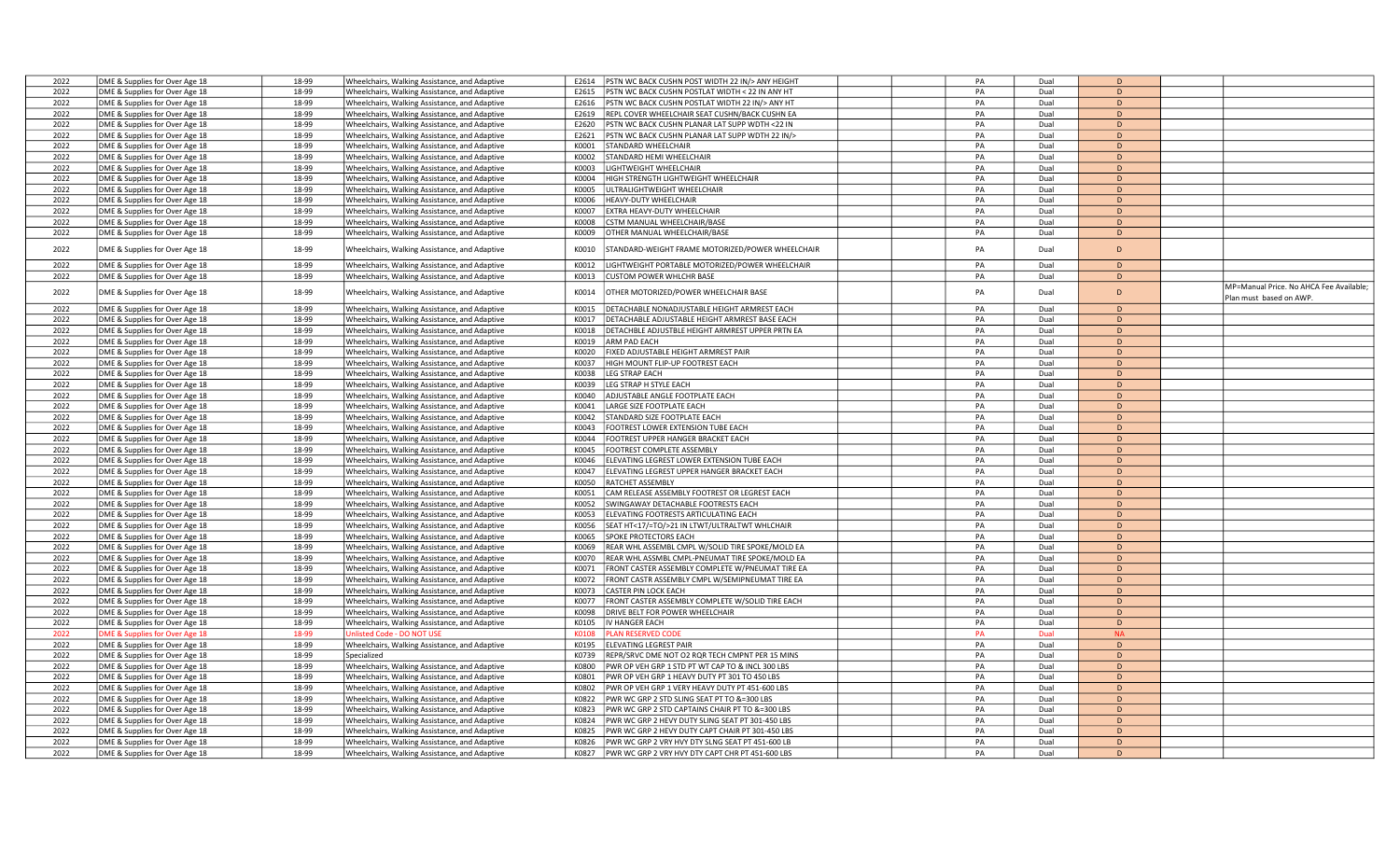| | | | | | | | | | | | | |
|---|---|---|---|---|---|---|---|---|---|---|---|---|
| 2022 | DME & Supplies for Over Age 18 | 18-99 | Wheelchairs, Walking Assistance, and Adaptive | E2614 | PSTN WC BACK CUSHN POST WIDTH 22 IN/> ANY HEIGHT | | | PA | Dual | D | | |
| 2022 | DME & Supplies for Over Age 18 | 18-99 | Wheelchairs, Walking Assistance, and Adaptive | E2615 | PSTN WC BACK CUSHN POSTLAT WIDTH < 22 IN ANY HT | | | PA | Dual | D | | |
| 2022 | DME & Supplies for Over Age 18 | 18-99 | Wheelchairs, Walking Assistance, and Adaptive | E2616 | PSTN WC BACK CUSHN POSTLAT WIDTH 22 IN/> ANY HT | | | PA | Dual | D | | |
| 2022 | DME & Supplies for Over Age 18 | 18-99 | Wheelchairs, Walking Assistance, and Adaptive | E2619 | REPL COVER WHEELCHAIR SEAT CUSHN/BACK CUSHN EA | | | PA | Dual | D | | |
| 2022 | DME & Supplies for Over Age 18 | 18-99 | Wheelchairs, Walking Assistance, and Adaptive | E2620 | PSTN WC BACK CUSHN PLANAR LAT SUPP WDTH <22 IN | | | PA | Dual | D | | |
| 2022 | DME & Supplies for Over Age 18 | 18-99 | Wheelchairs, Walking Assistance, and Adaptive | E2621 | PSTN WC BACK CUSHN PLANAR LAT SUPP WDTH 22 IN/> | | | PA | Dual | D | | |
| 2022 | DME & Supplies for Over Age 18 | 18-99 | Wheelchairs, Walking Assistance, and Adaptive | K0001 | STANDARD WHEELCHAIR | | | PA | Dual | D | | |
| 2022 | DME & Supplies for Over Age 18 | 18-99 | Wheelchairs, Walking Assistance, and Adaptive | K0002 | STANDARD HEMI WHEELCHAIR | | | PA | Dual | D | | |
| 2022 | DME & Supplies for Over Age 18 | 18-99 | Wheelchairs, Walking Assistance, and Adaptive | K0003 | LIGHTWEIGHT WHEELCHAIR | | | PA | Dual | D | | |
| 2022 | DME & Supplies for Over Age 18 | 18-99 | Wheelchairs, Walking Assistance, and Adaptive | K0004 | HIGH STRENGTH LIGHTWEIGHT WHEELCHAIR | | | PA | Dual | D | | |
| 2022 | DME & Supplies for Over Age 18 | 18-99 | Wheelchairs, Walking Assistance, and Adaptive | K0005 | ULTRALIGHTWEIGHT WHEELCHAIR | | | PA | Dual | D | | |
| 2022 | DME & Supplies for Over Age 18 | 18-99 | Wheelchairs, Walking Assistance, and Adaptive | K0006 | HEAVY-DUTY WHEELCHAIR | | | PA | Dual | D | | |
| 2022 | DME & Supplies for Over Age 18 | 18-99 | Wheelchairs, Walking Assistance, and Adaptive | K0007 | EXTRA HEAVY-DUTY WHEELCHAIR | | | PA | Dual | D | | |
| 2022 | DME & Supplies for Over Age 18 | 18-99 | Wheelchairs, Walking Assistance, and Adaptive | K0008 | CSTM MANUAL WHEELCHAIR/BASE | | | PA | Dual | D | | |
| 2022 | DME & Supplies for Over Age 18 | 18-99 | Wheelchairs, Walking Assistance, and Adaptive | K0009 | OTHER MANUAL WHEELCHAIR/BASE | | | PA | Dual | D | | |
| 2022 | DME & Supplies for Over Age 18 | 18-99 | Wheelchairs, Walking Assistance, and Adaptive | K0010 | STANDARD-WEIGHT FRAME MOTORIZED/POWER WHEELCHAIR | | | PA | Dual | D | | |
| 2022 | DME & Supplies for Over Age 18 | 18-99 | Wheelchairs, Walking Assistance, and Adaptive | K0012 | LIGHTWEIGHT PORTABLE MOTORIZED/POWER WHEELCHAIR | | | PA | Dual | D | | |
| 2022 | DME & Supplies for Over Age 18 | 18-99 | Wheelchairs, Walking Assistance, and Adaptive | K0013 | CUSTOM POWER WHLCHR BASE | | | PA | Dual | D | | |
| 2022 | DME & Supplies for Over Age 18 | 18-99 | Wheelchairs, Walking Assistance, and Adaptive | K0014 | OTHER MOTORIZED/POWER WHEELCHAIR BASE | | | PA | Dual | D | | MP=Manual Price. No AHCA Fee Available; Plan must based on AWP. |
| 2022 | DME & Supplies for Over Age 18 | 18-99 | Wheelchairs, Walking Assistance, and Adaptive | K0015 | DETACHABLE NONADJUSTABLE HEIGHT ARMREST EACH | | | PA | Dual | D | | |
| 2022 | DME & Supplies for Over Age 18 | 18-99 | Wheelchairs, Walking Assistance, and Adaptive | K0017 | DETACHABLE ADJUSTABLE HEIGHT ARMREST BASE EACH | | | PA | Dual | D | | |
| 2022 | DME & Supplies for Over Age 18 | 18-99 | Wheelchairs, Walking Assistance, and Adaptive | K0018 | DETACHBLE ADJUSTBLE HEIGHT ARMREST UPPER PRTN EA | | | PA | Dual | D | | |
| 2022 | DME & Supplies for Over Age 18 | 18-99 | Wheelchairs, Walking Assistance, and Adaptive | K0019 | ARM PAD EACH | | | PA | Dual | D | | |
| 2022 | DME & Supplies for Over Age 18 | 18-99 | Wheelchairs, Walking Assistance, and Adaptive | K0020 | FIXED ADJUSTABLE HEIGHT ARMREST PAIR | | | PA | Dual | D | | |
| 2022 | DME & Supplies for Over Age 18 | 18-99 | Wheelchairs, Walking Assistance, and Adaptive | K0037 | HIGH MOUNT FLIP-UP FOOTREST EACH | | | PA | Dual | D | | |
| 2022 | DME & Supplies for Over Age 18 | 18-99 | Wheelchairs, Walking Assistance, and Adaptive | K0038 | LEG STRAP EACH | | | PA | Dual | D | | |
| 2022 | DME & Supplies for Over Age 18 | 18-99 | Wheelchairs, Walking Assistance, and Adaptive | K0039 | LEG STRAP H STYLE EACH | | | PA | Dual | D | | |
| 2022 | DME & Supplies for Over Age 18 | 18-99 | Wheelchairs, Walking Assistance, and Adaptive | K0040 | ADJUSTABLE ANGLE FOOTPLATE EACH | | | PA | Dual | D | | |
| 2022 | DME & Supplies for Over Age 18 | 18-99 | Wheelchairs, Walking Assistance, and Adaptive | K0041 | LARGE SIZE FOOTPLATE EACH | | | PA | Dual | D | | |
| 2022 | DME & Supplies for Over Age 18 | 18-99 | Wheelchairs, Walking Assistance, and Adaptive | K0042 | STANDARD SIZE FOOTPLATE EACH | | | PA | Dual | D | | |
| 2022 | DME & Supplies for Over Age 18 | 18-99 | Wheelchairs, Walking Assistance, and Adaptive | K0043 | FOOTREST LOWER EXTENSION TUBE EACH | | | PA | Dual | D | | |
| 2022 | DME & Supplies for Over Age 18 | 18-99 | Wheelchairs, Walking Assistance, and Adaptive | K0044 | FOOTREST UPPER HANGER BRACKET EACH | | | PA | Dual | D | | |
| 2022 | DME & Supplies for Over Age 18 | 18-99 | Wheelchairs, Walking Assistance, and Adaptive | K0045 | FOOTREST COMPLETE ASSEMBLY | | | PA | Dual | D | | |
| 2022 | DME & Supplies for Over Age 18 | 18-99 | Wheelchairs, Walking Assistance, and Adaptive | K0046 | ELEVATING LEGREST LOWER EXTENSION TUBE EACH | | | PA | Dual | D | | |
| 2022 | DME & Supplies for Over Age 18 | 18-99 | Wheelchairs, Walking Assistance, and Adaptive | K0047 | ELEVATING LEGREST UPPER HANGER BRACKET EACH | | | PA | Dual | D | | |
| 2022 | DME & Supplies for Over Age 18 | 18-99 | Wheelchairs, Walking Assistance, and Adaptive | K0050 | RATCHET ASSEMBLY | | | PA | Dual | D | | |
| 2022 | DME & Supplies for Over Age 18 | 18-99 | Wheelchairs, Walking Assistance, and Adaptive | K0051 | CAM RELEASE ASSEMBLY FOOTREST OR LEGREST EACH | | | PA | Dual | D | | |
| 2022 | DME & Supplies for Over Age 18 | 18-99 | Wheelchairs, Walking Assistance, and Adaptive | K0052 | SWINGAWAY DETACHABLE FOOTRESTS EACH | | | PA | Dual | D | | |
| 2022 | DME & Supplies for Over Age 18 | 18-99 | Wheelchairs, Walking Assistance, and Adaptive | K0053 | ELEVATING FOOTRESTS ARTICULATING EACH | | | PA | Dual | D | | |
| 2022 | DME & Supplies for Over Age 18 | 18-99 | Wheelchairs, Walking Assistance, and Adaptive | K0056 | SEAT HT<17/=TO/>21 IN LTWT/ULTRALTWT WHLCHAIR | | | PA | Dual | D | | |
| 2022 | DME & Supplies for Over Age 18 | 18-99 | Wheelchairs, Walking Assistance, and Adaptive | K0065 | SPOKE PROTECTORS EACH | | | PA | Dual | D | | |
| 2022 | DME & Supplies for Over Age 18 | 18-99 | Wheelchairs, Walking Assistance, and Adaptive | K0069 | REAR WHL ASSEMBL CMPL W/SOLID TIRE SPOKE/MOLD EA | | | PA | Dual | D | | |
| 2022 | DME & Supplies for Over Age 18 | 18-99 | Wheelchairs, Walking Assistance, and Adaptive | K0070 | REAR WHL ASSMBL CMPL-PNEUMAT TIRE SPOKE/MOLD EA | | | PA | Dual | D | | |
| 2022 | DME & Supplies for Over Age 18 | 18-99 | Wheelchairs, Walking Assistance, and Adaptive | K0071 | FRONT CASTER ASSEMBLY COMPLETE W/PNEUMAT TIRE EA | | | PA | Dual | D | | |
| 2022 | DME & Supplies for Over Age 18 | 18-99 | Wheelchairs, Walking Assistance, and Adaptive | K0072 | FRONT CASTR ASSEMBLY CMPL W/SEMIPNEUMAT TIRE EA | | | PA | Dual | D | | |
| 2022 | DME & Supplies for Over Age 18 | 18-99 | Wheelchairs, Walking Assistance, and Adaptive | K0073 | CASTER PIN LOCK EACH | | | PA | Dual | D | | |
| 2022 | DME & Supplies for Over Age 18 | 18-99 | Wheelchairs, Walking Assistance, and Adaptive | K0077 | FRONT CASTER ASSEMBLY COMPLETE W/SOLID TIRE EACH | | | PA | Dual | D | | |
| 2022 | DME & Supplies for Over Age 18 | 18-99 | Wheelchairs, Walking Assistance, and Adaptive | K0098 | DRIVE BELT FOR POWER WHEELCHAIR | | | PA | Dual | D | | |
| 2022 | DME & Supplies for Over Age 18 | 18-99 | Wheelchairs, Walking Assistance, and Adaptive | K0105 | IV HANGER EACH | | | PA | Dual | D | | |
| 2022 | DME & Supplies for Over Age 18 | 18-99 | Unlisted Code - DO NOT USE | K0108 | PLAN RESERVED CODE | | | PA | Dual | NA | | |
| 2022 | DME & Supplies for Over Age 18 | 18-99 | Wheelchairs, Walking Assistance, and Adaptive | K0195 | ELEVATING LEGREST PAIR | | | PA | Dual | D | | |
| 2022 | DME & Supplies for Over Age 18 | 18-99 | Specialized | K0739 | REPR/SRVC DME NOT O2 RQR TECH CMPNT PER 15 MINS | | | PA | Dual | D | | |
| 2022 | DME & Supplies for Over Age 18 | 18-99 | Wheelchairs, Walking Assistance, and Adaptive | K0800 | PWR OP VEH GRP 1 STD PT WT CAP TO & INCL 300 LBS | | | PA | Dual | D | | |
| 2022 | DME & Supplies for Over Age 18 | 18-99 | Wheelchairs, Walking Assistance, and Adaptive | K0801 | PWR OP VEH GRP 1 HEAVY DUTY PT 301 TO 450 LBS | | | PA | Dual | D | | |
| 2022 | DME & Supplies for Over Age 18 | 18-99 | Wheelchairs, Walking Assistance, and Adaptive | K0802 | PWR OP VEH GRP 1 VERY HEAVY DUTY PT 451-600 LBS | | | PA | Dual | D | | |
| 2022 | DME & Supplies for Over Age 18 | 18-99 | Wheelchairs, Walking Assistance, and Adaptive | K0822 | PWR WC GRP 2 STD SLING SEAT PT TO &=300 LBS | | | PA | Dual | D | | |
| 2022 | DME & Supplies for Over Age 18 | 18-99 | Wheelchairs, Walking Assistance, and Adaptive | K0823 | PWR WC GRP 2 STD CAPTAINS CHAIR PT TO &=300 LBS | | | PA | Dual | D | | |
| 2022 | DME & Supplies for Over Age 18 | 18-99 | Wheelchairs, Walking Assistance, and Adaptive | K0824 | PWR WC GRP 2 HEVY DUTY SLING SEAT PT 301-450 LBS | | | PA | Dual | D | | |
| 2022 | DME & Supplies for Over Age 18 | 18-99 | Wheelchairs, Walking Assistance, and Adaptive | K0825 | PWR WC GRP 2 HEVY DUTY CAPT CHAIR PT 301-450 LBS | | | PA | Dual | D | | |
| 2022 | DME & Supplies for Over Age 18 | 18-99 | Wheelchairs, Walking Assistance, and Adaptive | K0826 | PWR WC GRP 2 VRY HVY DTY SLNG SEAT PT 451-600 LB | | | PA | Dual | D | | |
| 2022 | DME & Supplies for Over Age 18 | 18-99 | Wheelchairs, Walking Assistance, and Adaptive | K0827 | PWR WC GRP 2 VRY HVY DTY CAPT CHR PT 451-600 LBS | | | PA | Dual | D | | |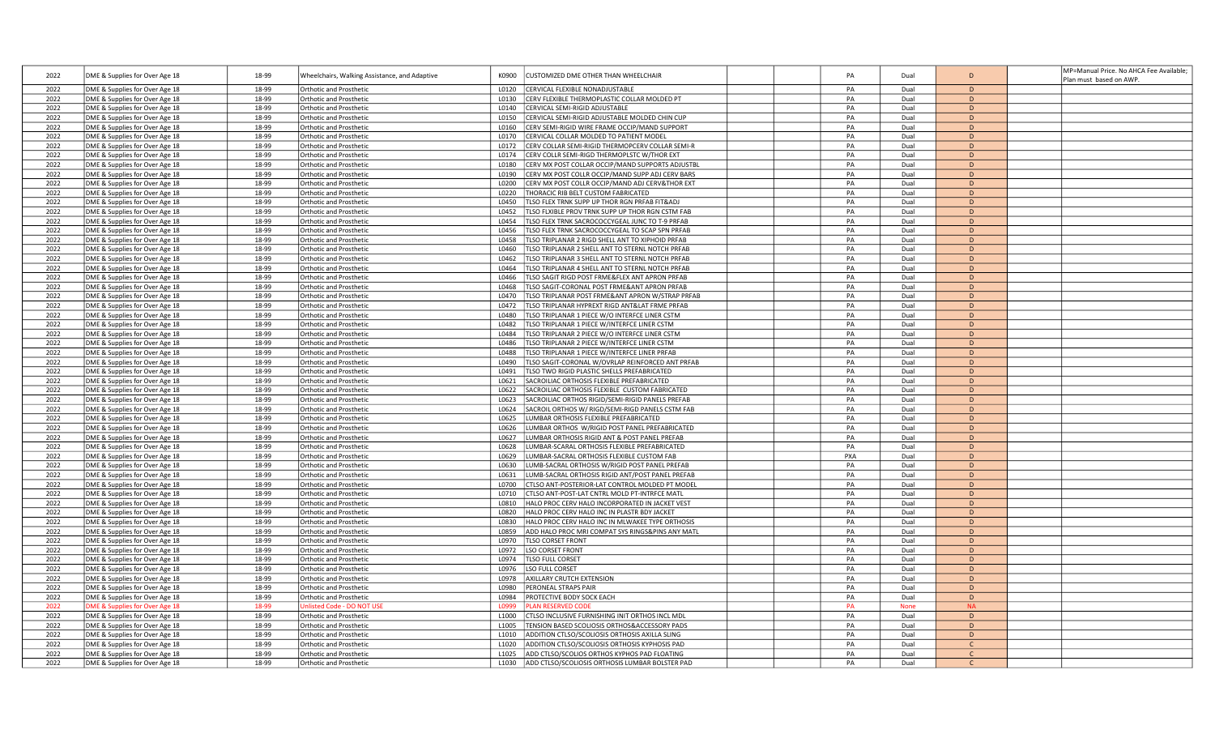| | | | | | | | | | | | | | |
|---|---|---|---|---|---|---|---|---|---|---|---|---|---|
| 2022 | DME & Supplies for Over Age 18 | 18-99 | Wheelchairs, Walking Assistance, and Adaptive | K0900 | CUSTOMIZED DME OTHER THAN WHEELCHAIR | | | PA | Dual | D | | | MP=Manual Price. No AHCA Fee Available; Plan must based on AWP. |
| 2022 | DME & Supplies for Over Age 18 | 18-99 | Orthotic and Prosthetic | L0120 | CERVICAL FLEXIBLE NONADJUSTABLE | | | PA | Dual | D | | | |
| 2022 | DME & Supplies for Over Age 18 | 18-99 | Orthotic and Prosthetic | L0130 | CERV FLEXIBLE THERMOPLASTIC COLLAR MOLDED PT | | | PA | Dual | D | | | |
| 2022 | DME & Supplies for Over Age 18 | 18-99 | Orthotic and Prosthetic | L0140 | CERVICAL SEMI-RIGID ADJUSTABLE | | | PA | Dual | D | | | |
| 2022 | DME & Supplies for Over Age 18 | 18-99 | Orthotic and Prosthetic | L0150 | CERVICAL SEMI-RIGID ADJUSTABLE MOLDED CHIN CUP | | | PA | Dual | D | | | |
| 2022 | DME & Supplies for Over Age 18 | 18-99 | Orthotic and Prosthetic | L0160 | CERV SEMI-RIGID WIRE FRAME OCCIP/MAND SUPPORT | | | PA | Dual | D | | | |
| 2022 | DME & Supplies for Over Age 18 | 18-99 | Orthotic and Prosthetic | L0170 | CERVICAL COLLAR MOLDED TO PATIENT MODEL | | | PA | Dual | D | | | |
| 2022 | DME & Supplies for Over Age 18 | 18-99 | Orthotic and Prosthetic | L0172 | CERV COLLAR SEMI-RIGID THERMOPCERV COLLAR SEMI-R | | | PA | Dual | D | | | |
| 2022 | DME & Supplies for Over Age 18 | 18-99 | Orthotic and Prosthetic | L0174 | CERV COLLR SEMI-RIGD THERMOPLSTC W/THOR EXT | | | PA | Dual | D | | | |
| 2022 | DME & Supplies for Over Age 18 | 18-99 | Orthotic and Prosthetic | L0180 | CERV MX POST COLLAR OCCIP/MAND SUPPORTS ADJUSTBL | | | PA | Dual | D | | | |
| 2022 | DME & Supplies for Over Age 18 | 18-99 | Orthotic and Prosthetic | L0190 | CERV MX POST COLLR OCCIP/MAND SUPP ADJ CERV BARS | | | PA | Dual | D | | | |
| 2022 | DME & Supplies for Over Age 18 | 18-99 | Orthotic and Prosthetic | L0200 | CERV MX POST COLLR OCCIP/MAND ADJ CERV&THOR EXT | | | PA | Dual | D | | | |
| 2022 | DME & Supplies for Over Age 18 | 18-99 | Orthotic and Prosthetic | L0220 | THORACIC RIB BELT CUSTOM FABRICATED | | | PA | Dual | D | | | |
| 2022 | DME & Supplies for Over Age 18 | 18-99 | Orthotic and Prosthetic | L0450 | TLSO FLEX TRNK SUPP UP THOR RGN PRFAB FIT&ADJ | | | PA | Dual | D | | | |
| 2022 | DME & Supplies for Over Age 18 | 18-99 | Orthotic and Prosthetic | L0452 | TLSO FLXIBLE PROV TRNK SUPP UP THOR RGN CSTM FAB | | | PA | Dual | D | | | |
| 2022 | DME & Supplies for Over Age 18 | 18-99 | Orthotic and Prosthetic | L0454 | TLSO FLEX TRNK SACROCOCCYGEAL JUNC TO T-9 PRFAB | | | PA | Dual | D | | | |
| 2022 | DME & Supplies for Over Age 18 | 18-99 | Orthotic and Prosthetic | L0456 | TLSO FLEX TRNK SACROCOCCYGEAL TO SCAP SPN PRFAB | | | PA | Dual | D | | | |
| 2022 | DME & Supplies for Over Age 18 | 18-99 | Orthotic and Prosthetic | L0458 | TLSO TRIPLANAR 2 RIGD SHELL ANT TO XIPHOID PRFAB | | | PA | Dual | D | | | |
| 2022 | DME & Supplies for Over Age 18 | 18-99 | Orthotic and Prosthetic | L0460 | TLSO TRIPLANAR 2 SHELL ANT TO STERNL NOTCH PRFAB | | | PA | Dual | D | | | |
| 2022 | DME & Supplies for Over Age 18 | 18-99 | Orthotic and Prosthetic | L0462 | TLSO TRIPLANAR 3 SHELL ANT TO STERNL NOTCH PRFAB | | | PA | Dual | D | | | |
| 2022 | DME & Supplies for Over Age 18 | 18-99 | Orthotic and Prosthetic | L0464 | TLSO TRIPLANAR 4 SHELL ANT TO STERNL NOTCH PRFAB | | | PA | Dual | D | | | |
| 2022 | DME & Supplies for Over Age 18 | 18-99 | Orthotic and Prosthetic | L0466 | TLSO SAGIT RIGD POST FRME&FLEX ANT APRON PRFAB | | | PA | Dual | D | | | |
| 2022 | DME & Supplies for Over Age 18 | 18-99 | Orthotic and Prosthetic | L0468 | TLSO SAGIT-CORONAL POST FRME&ANT APRON PRFAB | | | PA | Dual | D | | | |
| 2022 | DME & Supplies for Over Age 18 | 18-99 | Orthotic and Prosthetic | L0470 | TLSO TRIPLANAR POST FRME&ANT APRON W/STRAP PRFAB | | | PA | Dual | D | | | |
| 2022 | DME & Supplies for Over Age 18 | 18-99 | Orthotic and Prosthetic | L0472 | TLSO TRIPLANAR HYPREXT RIGD ANT&LAT FRME PRFAB | | | PA | Dual | D | | | |
| 2022 | DME & Supplies for Over Age 18 | 18-99 | Orthotic and Prosthetic | L0480 | TLSO TRIPLANAR 1 PIECE W/O INTERFCE LINER CSTM | | | PA | Dual | D | | | |
| 2022 | DME & Supplies for Over Age 18 | 18-99 | Orthotic and Prosthetic | L0482 | TLSO TRIPLANAR 1 PIECE W/INTERFCE LINER CSTM | | | PA | Dual | D | | | |
| 2022 | DME & Supplies for Over Age 18 | 18-99 | Orthotic and Prosthetic | L0484 | TLSO TRIPLANAR 2 PIECE W/O INTERFCE LINER CSTM | | | PA | Dual | D | | | |
| 2022 | DME & Supplies for Over Age 18 | 18-99 | Orthotic and Prosthetic | L0486 | TLSO TRIPLANAR 2 PIECE W/INTERFCE LINER CSTM | | | PA | Dual | D | | | |
| 2022 | DME & Supplies for Over Age 18 | 18-99 | Orthotic and Prosthetic | L0488 | TLSO TRIPLANAR 1 PIECE W/INTERFCE LINER PRFAB | | | PA | Dual | D | | | |
| 2022 | DME & Supplies for Over Age 18 | 18-99 | Orthotic and Prosthetic | L0490 | TLSO SAGIT-CORONAL W/OVRLAP REINFORCED ANT PRFAB | | | PA | Dual | D | | | |
| 2022 | DME & Supplies for Over Age 18 | 18-99 | Orthotic and Prosthetic | L0491 | TLSO TWO RIGID PLASTIC SHELLS PREFABRICATED | | | PA | Dual | D | | | |
| 2022 | DME & Supplies for Over Age 18 | 18-99 | Orthotic and Prosthetic | L0621 | SACROILIAC ORTHOSIS FLEXIBLE PREFABRICATED | | | PA | Dual | D | | | |
| 2022 | DME & Supplies for Over Age 18 | 18-99 | Orthotic and Prosthetic | L0622 | SACROILIAC ORTHOSIS FLEXIBLE CUSTOM FABRICATED | | | PA | Dual | D | | | |
| 2022 | DME & Supplies for Over Age 18 | 18-99 | Orthotic and Prosthetic | L0623 | SACROILIAC ORTHOS RIGID/SEMI-RIGID PANELS PREFAB | | | PA | Dual | D | | | |
| 2022 | DME & Supplies for Over Age 18 | 18-99 | Orthotic and Prosthetic | L0624 | SACROIL ORTHOS W/ RIGD/SEMI-RIGD PANELS CSTM FAB | | | PA | Dual | D | | | |
| 2022 | DME & Supplies for Over Age 18 | 18-99 | Orthotic and Prosthetic | L0625 | LUMBAR ORTHOSIS FLEXIBLE PREFABRICATED | | | PA | Dual | D | | | |
| 2022 | DME & Supplies for Over Age 18 | 18-99 | Orthotic and Prosthetic | L0626 | LUMBAR ORTHOS W/RIGID POST PANEL PREFABRICATED | | | PA | Dual | D | | | |
| 2022 | DME & Supplies for Over Age 18 | 18-99 | Orthotic and Prosthetic | L0627 | LUMBAR ORTHOSIS RIGID ANT & POST PANEL PREFAB | | | PA | Dual | D | | | |
| 2022 | DME & Supplies for Over Age 18 | 18-99 | Orthotic and Prosthetic | L0628 | LUMBAR-SCARAL ORTHOSIS FLEXIBLE PREFABRICATED | | | PA | Dual | D | | | |
| 2022 | DME & Supplies for Over Age 18 | 18-99 | Orthotic and Prosthetic | L0629 | LUMBAR-SACRAL ORTHOSIS FLEXIBLE CUSTOM FAB | | | PXA | Dual | D | | | |
| 2022 | DME & Supplies for Over Age 18 | 18-99 | Orthotic and Prosthetic | L0630 | LUMB-SACRAL ORTHOSIS W/RIGID POST PANEL PREFAB | | | PA | Dual | D | | | |
| 2022 | DME & Supplies for Over Age 18 | 18-99 | Orthotic and Prosthetic | L0631 | LUMB-SACRAL ORTHOSIS RIGID ANT/POST PANEL PREFAB | | | PA | Dual | D | | | |
| 2022 | DME & Supplies for Over Age 18 | 18-99 | Orthotic and Prosthetic | L0700 | CTLSO ANT-POSTERIOR-LAT CONTROL MOLDED PT MODEL | | | PA | Dual | D | | | |
| 2022 | DME & Supplies for Over Age 18 | 18-99 | Orthotic and Prosthetic | L0710 | CTLSO ANT-POST-LAT CNTRL MOLD PT-INTRFCE MATL | | | PA | Dual | D | | | |
| 2022 | DME & Supplies for Over Age 18 | 18-99 | Orthotic and Prosthetic | L0810 | HALO PROC CERV HALO INCORPORATED IN JACKET VEST | | | PA | Dual | D | | | |
| 2022 | DME & Supplies for Over Age 18 | 18-99 | Orthotic and Prosthetic | L0820 | HALO PROC CERV HALO INC IN PLASTR BDY JACKET | | | PA | Dual | D | | | |
| 2022 | DME & Supplies for Over Age 18 | 18-99 | Orthotic and Prosthetic | L0830 | HALO PROC CERV HALO INC IN MLWAKEE TYPE ORTHOSIS | | | PA | Dual | D | | | |
| 2022 | DME & Supplies for Over Age 18 | 18-99 | Orthotic and Prosthetic | L0859 | ADD HALO PROC MRI COMPAT SYS RINGS&PINS ANY MATL | | | PA | Dual | D | | | |
| 2022 | DME & Supplies for Over Age 18 | 18-99 | Orthotic and Prosthetic | L0970 | TLSO CORSET FRONT | | | PA | Dual | D | | | |
| 2022 | DME & Supplies for Over Age 18 | 18-99 | Orthotic and Prosthetic | L0972 | LSO CORSET FRONT | | | PA | Dual | D | | | |
| 2022 | DME & Supplies for Over Age 18 | 18-99 | Orthotic and Prosthetic | L0974 | TLSO FULL CORSET | | | PA | Dual | D | | | |
| 2022 | DME & Supplies for Over Age 18 | 18-99 | Orthotic and Prosthetic | L0976 | LSO FULL CORSET | | | PA | Dual | D | | | |
| 2022 | DME & Supplies for Over Age 18 | 18-99 | Orthotic and Prosthetic | L0978 | AXILLARY CRUTCH EXTENSION | | | PA | Dual | D | | | |
| 2022 | DME & Supplies for Over Age 18 | 18-99 | Orthotic and Prosthetic | L0980 | PERONEAL STRAPS PAIR | | | PA | Dual | D | | | |
| 2022 | DME & Supplies for Over Age 18 | 18-99 | Orthotic and Prosthetic | L0984 | PROTECTIVE BODY SOCK EACH | | | PA | Dual | D | | | |
| 2022 | DME & Supplies for Over Age 18 | 18-99 | Unlisted Code - DO NOT USE | L0999 | PLAN RESERVED CODE | | | PA | None | NA | | | |
| 2022 | DME & Supplies for Over Age 18 | 18-99 | Orthotic and Prosthetic | L1000 | CTLSO INCLUSIVE FURNISHING INIT ORTHOS INCL MDL | | | PA | Dual | D | | | |
| 2022 | DME & Supplies for Over Age 18 | 18-99 | Orthotic and Prosthetic | L1005 | TENSION BASED SCOLIOSIS ORTHOS&ACCESSORY PADS | | | PA | Dual | D | | | |
| 2022 | DME & Supplies for Over Age 18 | 18-99 | Orthotic and Prosthetic | L1010 | ADDITION CTLSO/SCOLIOSIS ORTHOSIS AXILLA SLING | | | PA | Dual | D | | | |
| 2022 | DME & Supplies for Over Age 18 | 18-99 | Orthotic and Prosthetic | L1020 | ADDITION CTLSO/SCOLIOSIS ORTHOSIS KYPHOSIS PAD | | | PA | Dual | C | | | |
| 2022 | DME & Supplies for Over Age 18 | 18-99 | Orthotic and Prosthetic | L1025 | ADD CTLSO/SCOLIOS ORTHOS KYPHOS PAD FLOATING | | | PA | Dual | C | | | |
| 2022 | DME & Supplies for Over Age 18 | 18-99 | Orthotic and Prosthetic | L1030 | ADD CTLSO/SCOLIOSIS ORTHOSIS LUMBAR BOLSTER PAD | | | PA | Dual | C | | | |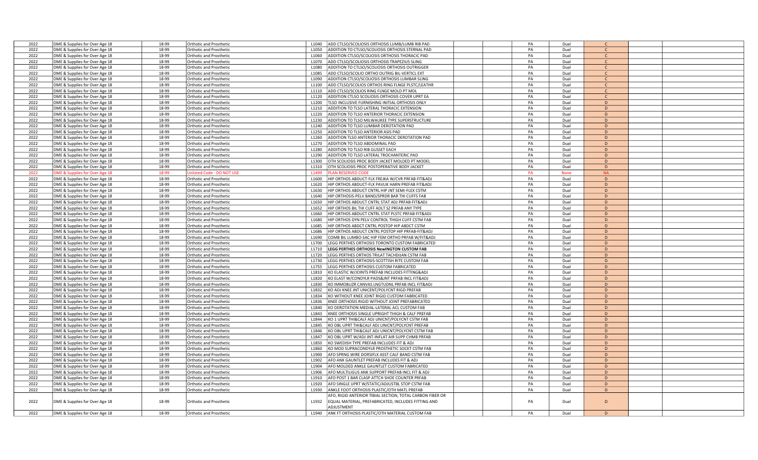| | | | | | | | | | | | | |
|---|---|---|---|---|---|---|---|---|---|---|---|---|
| 2022 | DME & Supplies for Over Age 18 | 18-99 | Orthotic and Prosthetic | L1040 | ADD CTLSO/SCOLIOSIS ORTHOSIS LUMB/LUMB RIB PAD | | | PA | Dual | C | | |
| 2022 | DME & Supplies for Over Age 18 | 18-99 | Orthotic and Prosthetic | L1050 | ADDITION TO CTLSO/SCOLIOSIS ORTHOSIS STERNAL PAD | | | PA | Dual | C | | |
| 2022 | DME & Supplies for Over Age 18 | 18-99 | Orthotic and Prosthetic | L1060 | ADDITION CTLSO/SCOLIOSIS ORTHOSIS THORACIC PAD | | | PA | Dual | C | | |
| 2022 | DME & Supplies for Over Age 18 | 18-99 | Orthotic and Prosthetic | L1070 | ADD CTLSO/SCOLIOSIS ORTHOSIS TRAPEZIUS SLING | | | PA | Dual | C | | |
| 2022 | DME & Supplies for Over Age 18 | 18-99 | Orthotic and Prosthetic | L1080 | ADDITION TO CTLSO/SCOLIOSIS ORTHOSIS OUTRIGGER | | | PA | Dual | C | | |
| 2022 | DME & Supplies for Over Age 18 | 18-99 | Orthotic and Prosthetic | L1085 | ADD CTLSO/SCOLIO ORTHO OUTRIG BIL-VERTICL EXT | | | PA | Dual | C | | |
| 2022 | DME & Supplies for Over Age 18 | 18-99 | Orthotic and Prosthetic | L1090 | ADDITION CTLSO/SCOLIOSIS ORTHOSIS LUMBAR SLING | | | PA | Dual | C | | |
| 2022 | DME & Supplies for Over Age 18 | 18-99 | Orthotic and Prosthetic | L1100 | ADD CTLSO/SCOLIOS ORTHOS RING FLNGE PLSTC/LEATHR | | | PA | Dual | C | | |
| 2022 | DME & Supplies for Over Age 18 | 18-99 | Orthotic and Prosthetic | L1110 | ADD CTLSO/SCOLIOS RING FLNGE MOLD PT MDL | | | PA | Dual | C | | |
| 2022 | DME & Supplies for Over Age 18 | 18-99 | Orthotic and Prosthetic | L1120 | ADDITION CTLSO SCOLIOSIS ORTHOSIS COVER UPRT EA | | | PA | Dual | C | | |
| 2022 | DME & Supplies for Over Age 18 | 18-99 | Orthotic and Prosthetic | L1200 | TLSO INCLUSIVE FURNISHING INITIAL ORTHOSIS ONLY | | | PA | Dual | D | | |
| 2022 | DME & Supplies for Over Age 18 | 18-99 | Orthotic and Prosthetic | L1210 | ADDITION TO TLSO LATERAL THORACIC EXTENSION | | | PA | Dual | D | | |
| 2022 | DME & Supplies for Over Age 18 | 18-99 | Orthotic and Prosthetic | L1220 | ADDITION TO TLSO ANTERIOR THORACIC EXTENSION | | | PA | Dual | D | | |
| 2022 | DME & Supplies for Over Age 18 | 18-99 | Orthotic and Prosthetic | L1230 | ADDITION TO TLSO MILWAUKEE TYPE SUPERSTRUCTURE | | | PA | Dual | D | | |
| 2022 | DME & Supplies for Over Age 18 | 18-99 | Orthotic and Prosthetic | L1240 | ADDITION TO TLSO LUMBAR DEROTATION PAD | | | PA | Dual | D | | |
| 2022 | DME & Supplies for Over Age 18 | 18-99 | Orthotic and Prosthetic | L1250 | ADDITION TO TLSO ANTERIOR ASIS PAD | | | PA | Dual | D | | |
| 2022 | DME & Supplies for Over Age 18 | 18-99 | Orthotic and Prosthetic | L1260 | ADDITION TLSO ANTERIOR THORACIC DEROTATION PAD | | | PA | Dual | D | | |
| 2022 | DME & Supplies for Over Age 18 | 18-99 | Orthotic and Prosthetic | L1270 | ADDITION TO TLSO ABDOMINAL PAD | | | PA | Dual | D | | |
| 2022 | DME & Supplies for Over Age 18 | 18-99 | Orthotic and Prosthetic | L1280 | ADDITION TO TLSO RIB GUSSET EACH | | | PA | Dual | D | | |
| 2022 | DME & Supplies for Over Age 18 | 18-99 | Orthotic and Prosthetic | L1290 | ADDITION TO TLSO LATERAL TROCHANTERIC PAD | | | PA | Dual | D | | |
| 2022 | DME & Supplies for Over Age 18 | 18-99 | Orthotic and Prosthetic | L1300 | OTH SCOLIOSIS PROC BODY JACKET MOLDED PT MODEL | | | PA | Dual | D | | |
| 2022 | DME & Supplies for Over Age 18 | 18-99 | Orthotic and Prosthetic | L1310 | OTH SCOLIOSIS PROC POSTOPERATIVE BODY JACKET | | | PA | Dual | D | | |
| 2022 | DME & Supplies for Over Age 18 | 18-99 | Unlisted Code - DO NOT USE | L1499 | PLAN RESERVED CODE | | | PA | None | NA | | |
| 2022 | DME & Supplies for Over Age 18 | 18-99 | Orthotic and Prosthetic | L1600 | HIP ORTHOS ABDUCT-FLX FREJKA W/CVR PRFAB FIT&ADJ | | | PA | Dual | D | | |
| 2022 | DME & Supplies for Over Age 18 | 18-99 | Orthotic and Prosthetic | L1620 | HIP ORTHOS ABDUCT-FLX PAVLIK HARN PREFAB FIT&ADJ | | | PA | Dual | D | | |
| 2022 | DME & Supplies for Over Age 18 | 18-99 | Orthotic and Prosthetic | L1630 | HIP ORTHOS ABDUCT CNTRL HIP JNT SEMI-FLEX CSTM | | | PA | Dual | D | | |
| 2022 | DME & Supplies for Over Age 18 | 18-99 | Orthotic and Prosthetic | L1640 | HIP ORTHOSIS-PELV BAND/SPRDR BAR THI CUFFS FAB | | | PA | Dual | D | | |
| 2022 | DME & Supplies for Over Age 18 | 18-99 | Orthotic and Prosthetic | L1650 | HIP ORTHOS ABDUCT CNTRL STAT ADJ PRFAB-FIT&ADJ | | | PA | Dual | D | | |
| 2022 | DME & Supplies for Over Age 18 | 18-99 | Orthotic and Prosthetic | L1652 | HIP ORTHOS BIL THI CUFF ADLT SZ PRFAB ANY TYPE | | | PA | Dual | D | | |
| 2022 | DME & Supplies for Over Age 18 | 18-99 | Orthotic and Prosthetic | L1660 | HIP ORTHOS ABDUCT CNTRL STAT PLSTC PRFAB-FIT&ADJ | | | PA | Dual | D | | |
| 2022 | DME & Supplies for Over Age 18 | 18-99 | Orthotic and Prosthetic | L1680 | HIP ORTHOS DYN PELV CONTROL THIGH CUFF CSTM FAB | | | PA | Dual | D | | |
| 2022 | DME & Supplies for Over Age 18 | 18-99 | Orthotic and Prosthetic | L1685 | HIP ORTHOS ABDCT CNTRL POSTOP HIP ABDCT CSTM | | | PA | Dual | D | | |
| 2022 | DME & Supplies for Over Age 18 | 18-99 | Orthotic and Prosthetic | L1686 | HIP ORTHOS ABDUCT CNTRL POSTOP HIP PRFAB-FIT&ADJ | | | PA | Dual | D | | |
| 2022 | DME & Supplies for Over Age 18 | 18-99 | Orthotic and Prosthetic | L1690 | COMB BIL LUMBO-SAC HIP FEM ORTHO PRFAB W/FIT&ADJ | | | PA | Dual | D | | |
| 2022 | DME & Supplies for Over Age 18 | 18-99 | Orthotic and Prosthetic | L1700 | LEGG PERTHES ORTHOSIS TORONTO CUSTOM FABRICATED | | | PA | Dual | D | | |
| 2022 | DME & Supplies for Over Age 18 | 18-99 | Orthotic and Prosthetic | L1710 | LEGG PERTHES ORTHOSIS NewINGTON CUSTOM FAB | | | PA | Dual | D | | |
| 2022 | DME & Supplies for Over Age 18 | 18-99 | Orthotic and Prosthetic | L1720 | LEGG PERTHES ORTHOS TRILAT TACHDIJAN CSTM FAB | | | PA | Dual | D | | |
| 2022 | DME & Supplies for Over Age 18 | 18-99 | Orthotic and Prosthetic | L1730 | LEGG PERTHES ORTHOSIS-SCOTTISH RITE CUSTOM FAB | | | PA | Dual | D | | |
| 2022 | DME & Supplies for Over Age 18 | 18-99 | Orthotic and Prosthetic | L1755 | LEGG PERTHES ORTHOSIS CUSTOM FABRICATED | | | PA | Dual | D | | |
| 2022 | DME & Supplies for Over Age 18 | 18-99 | Orthotic and Prosthetic | L1810 | KO ELASTIC W/JOINTS PREFAB INCLUDES FITTING&ADJ | | | PA | Dual | D | | |
| 2022 | DME & Supplies for Over Age 18 | 18-99 | Orthotic and Prosthetic | L1820 | KO ELAST W/CONDYLR PADS&JNT PRFAB INCL FIT&ADJ | | | PA | Dual | D | | |
| 2022 | DME & Supplies for Over Age 18 | 18-99 | Orthotic and Prosthetic | L1830 | KO IMMOBLIZR CANVAS LNGTUDNL PRFAB INCL FIT&ADJ | | | PA | Dual | D | | |
| 2022 | DME & Supplies for Over Age 18 | 18-99 | Orthotic and Prosthetic | L1832 | KO ADJ KNEE JNT UNICENT/POLYCNT RIGD PREFAB | | | PA | Dual | D | | |
| 2022 | DME & Supplies for Over Age 18 | 18-99 | Orthotic and Prosthetic | L1834 | KO WITHOUT KNEE JOINT RIGID CUSTOM FABRICATED | | | PA | Dual | D | | |
| 2022 | DME & Supplies for Over Age 18 | 18-99 | Orthotic and Prosthetic | L1836 | KNEE ORTHOSIS RIGID WITHOUT JOINT PREFABRICATED | | | PA | Dual | D | | |
| 2022 | DME & Supplies for Over Age 18 | 18-99 | Orthotic and Prosthetic | L1840 | KO DEROTATION MEDIAL-LATERAL ACL CUSTOM FAB | | | PA | Dual | D | | |
| 2022 | DME & Supplies for Over Age 18 | 18-99 | Orthotic and Prosthetic | L1843 | KNEE ORTHOSIS SINGLE UPRIGHT THIGH & CALF PREFAB | | | PA | Dual | D | | |
| 2022 | DME & Supplies for Over Age 18 | 18-99 | Orthotic and Prosthetic | L1844 | KO 1 UPRT THI&CALF ADJ UNICNT/POLYCNT CSTM FAB | | | PA | Dual | D | | |
| 2022 | DME & Supplies for Over Age 18 | 18-99 | Orthotic and Prosthetic | L1845 | KO DBL UPRT THI&CALF ADJ UNICNT/POLYCNT PREFAB | | | PA | Dual | D | | |
| 2022 | DME & Supplies for Over Age 18 | 18-99 | Orthotic and Prosthetic | L1846 | KO DBL UPRT THI&CALF ADJ UNICNT/POLYCNT CSTM FAB | | | PA | Dual | D | | |
| 2022 | DME & Supplies for Over Age 18 | 18-99 | Orthotic and Prosthetic | L1847 | KO DBL UPRT W/ADJ JNT-INFLAT AIR SUPP CHMB PRFAB | | | PA | Dual | D | | |
| 2022 | DME & Supplies for Over Age 18 | 18-99 | Orthotic and Prosthetic | L1850 | KO SWEDISH TYPE PREFAB INCLUDES FIT & ADJ | | | PA | Dual | D | | |
| 2022 | DME & Supplies for Over Age 18 | 18-99 | Orthotic and Prosthetic | L1860 | KO MOD SUPRACONDYLR PROSTHETIC SOCKT CSTM FAB | | | PA | Dual | D | | |
| 2022 | DME & Supplies for Over Age 18 | 18-99 | Orthotic and Prosthetic | L1900 | AFO SPRNG WIRE DORSIFLX ASST CALF BAND CSTM FAB | | | PA | Dual | D | | |
| 2022 | DME & Supplies for Over Age 18 | 18-99 | Orthotic and Prosthetic | L1902 | AFO ANK GAUNTLET PREFAB INCLUDES FIT & ADJ | | | PA | Dual | D | | |
| 2022 | DME & Supplies for Over Age 18 | 18-99 | Orthotic and Prosthetic | L1904 | AFO MOLDED ANKLE GAUNTLET CUSTOM FABRICATED | | | PA | Dual | D | | |
| 2022 | DME & Supplies for Over Age 18 | 18-99 | Orthotic and Prosthetic | L1906 | AFO MULTILIGUS ANK SUPPORT PREFAB INCL FIT & ADJ | | | PA | Dual | D | | |
| 2022 | DME & Supplies for Over Age 18 | 18-99 | Orthotic and Prosthetic | L1910 | AFO POST 1 BAR CLASP ATTCH SHOE COUNTER PRFAB | | | PA | Dual | D | | |
| 2022 | DME & Supplies for Over Age 18 | 18-99 | Orthotic and Prosthetic | L1920 | AFO SINGLE UPRT W/STATIC/ADJUSTBL STOP CSTM FAB | | | PA | Dual | D | | |
| 2022 | DME & Supplies for Over Age 18 | 18-99 | Orthotic and Prosthetic | L1930 | ANKLE FOOT ORTHOSIS PLASTIC/OTH MATL PREFAB | | | PA | Dual | D | | |
| 2022 | DME & Supplies for Over Age 18 | 18-99 | Orthotic and Prosthetic | L1932 | AFO, RIGID ANTERIOR TIBIAL SECTION, TOTAL CARBON FIBER OR EQUAL MATERIAL, PREFABRICATED, INCLUDES FITTING AND ADJUSTMENT | | | PA | Dual | D | | |
| 2022 | DME & Supplies for Over Age 18 | 18-99 | Orthotic and Prosthetic | L1940 | ANK FT ORTHOSIS PLASTIC/OTH MATERIAL CUSTOM FAB | | | PA | Dual | D | | |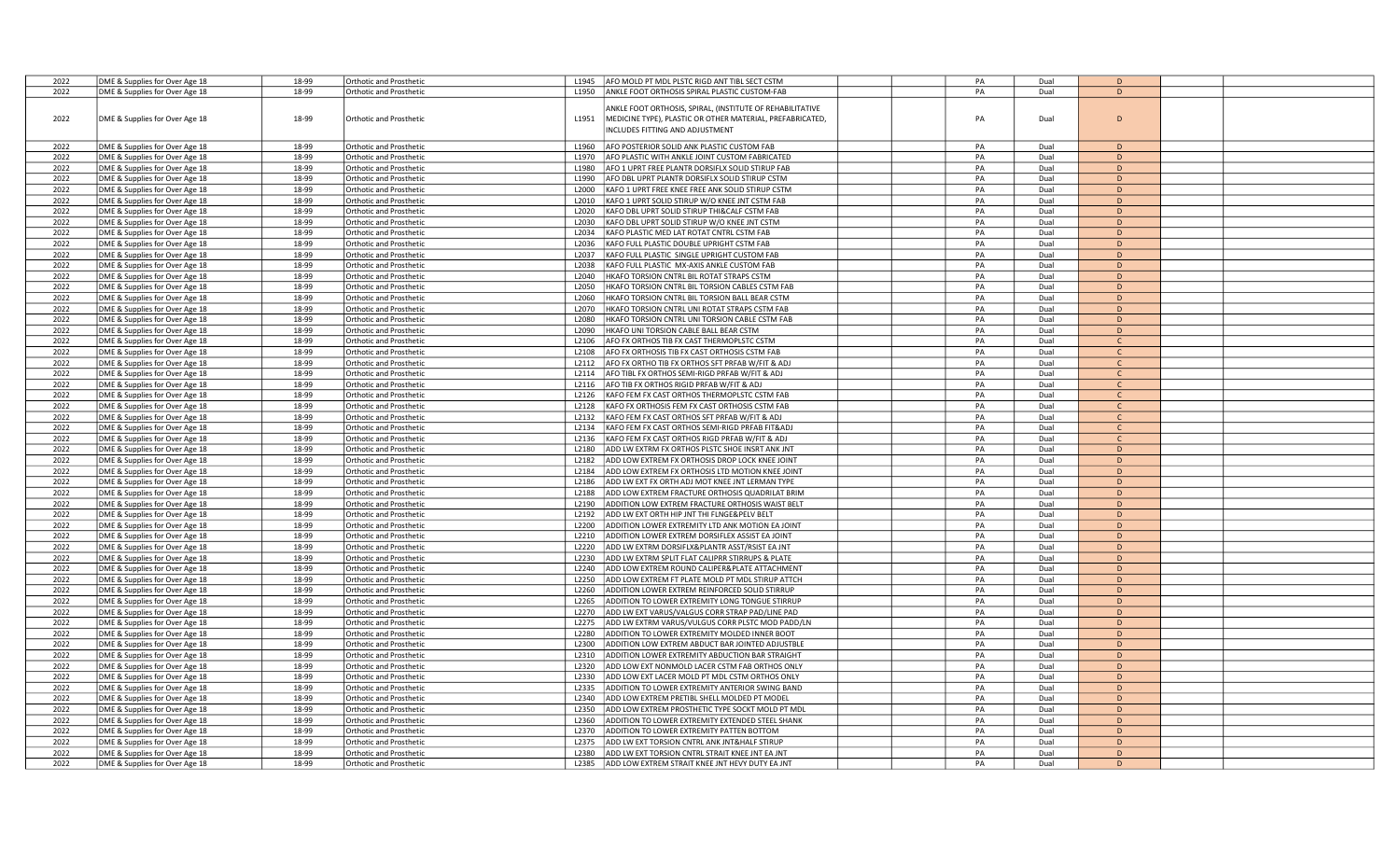| 2022 | DME & Supplies for Over Age 18 | 18-99 | Orthotic and Prosthetic | L1945 | AFO MOLD PT MDL PLSTC RIGD ANT TIBL SECT CSTM | | | PA | Dual | D | | |
|---|---|---|---|---|---|---|---|---|---|---|---|---|
| 2022 | DME & Supplies for Over Age 18 | 18-99 | Orthotic and Prosthetic | L1950 | ANKLE FOOT ORTHOSIS SPIRAL PLASTIC CUSTOM-FAB | | | PA | Dual | D | | |
| 2022 | DME & Supplies for Over Age 18 | 18-99 | Orthotic and Prosthetic | L1951 | ANKLE FOOT ORTHOSIS, SPIRAL, (INSTITUTE OF REHABILITATIVE MEDICINE TYPE), PLASTIC OR OTHER MATERIAL, PREFABRICATED, INCLUDES FITTING AND ADJUSTMENT | | | PA | Dual | D | | |
| 2022 | DME & Supplies for Over Age 18 | 18-99 | Orthotic and Prosthetic | L1960 | AFO POSTERIOR SOLID ANK PLASTIC CUSTOM FAB | | | PA | Dual | D | | |
| 2022 | DME & Supplies for Over Age 18 | 18-99 | Orthotic and Prosthetic | L1970 | AFO PLASTIC WITH ANKLE JOINT CUSTOM FABRICATED | | | PA | Dual | D | | |
| 2022 | DME & Supplies for Over Age 18 | 18-99 | Orthotic and Prosthetic | L1980 | AFO 1 UPRT FREE PLANTR DORSIFLX SOLID STIRUP FAB | | | PA | Dual | D | | |
| 2022 | DME & Supplies for Over Age 18 | 18-99 | Orthotic and Prosthetic | L1990 | AFO DBL UPRT PLANTR DORSIFLX SOLID STIRUP CSTM | | | PA | Dual | D | | |
| 2022 | DME & Supplies for Over Age 18 | 18-99 | Orthotic and Prosthetic | L2000 | KAFO 1 UPRT FREE KNEE FREE ANK SOLID STIRUP CSTM | | | PA | Dual | D | | |
| 2022 | DME & Supplies for Over Age 18 | 18-99 | Orthotic and Prosthetic | L2010 | KAFO 1 UPRT SOLID STIRUP W/O KNEE JNT CSTM FAB | | | PA | Dual | D | | |
| 2022 | DME & Supplies for Over Age 18 | 18-99 | Orthotic and Prosthetic | L2020 | KAFO DBL UPRT SOLID STIRUP THI&CALF CSTM FAB | | | PA | Dual | D | | |
| 2022 | DME & Supplies for Over Age 18 | 18-99 | Orthotic and Prosthetic | L2030 | KAFO DBL UPRT SOLID STIRUP W/O KNEE JNT CSTM | | | PA | Dual | D | | |
| 2022 | DME & Supplies for Over Age 18 | 18-99 | Orthotic and Prosthetic | L2034 | KAFO PLASTIC MED LAT ROTAT CNTRL CSTM FAB | | | PA | Dual | D | | |
| 2022 | DME & Supplies for Over Age 18 | 18-99 | Orthotic and Prosthetic | L2036 | KAFO FULL PLASTIC DOUBLE UPRIGHT CSTM FAB | | | PA | Dual | D | | |
| 2022 | DME & Supplies for Over Age 18 | 18-99 | Orthotic and Prosthetic | L2037 | KAFO FULL PLASTIC SINGLE UPRIGHT CUSTOM FAB | | | PA | Dual | D | | |
| 2022 | DME & Supplies for Over Age 18 | 18-99 | Orthotic and Prosthetic | L2038 | KAFO FULL PLASTIC MX-AXIS ANKLE CUSTOM FAB | | | PA | Dual | D | | |
| 2022 | DME & Supplies for Over Age 18 | 18-99 | Orthotic and Prosthetic | L2040 | HKAFO TORSION CNTRL BIL ROTAT STRAPS CSTM | | | PA | Dual | D | | |
| 2022 | DME & Supplies for Over Age 18 | 18-99 | Orthotic and Prosthetic | L2050 | HKAFO TORSION CNTRL BIL TORSION CABLES CSTM FAB | | | PA | Dual | D | | |
| 2022 | DME & Supplies for Over Age 18 | 18-99 | Orthotic and Prosthetic | L2060 | HKAFO TORSION CNTRL BIL TORSION BALL BEAR CSTM | | | PA | Dual | D | | |
| 2022 | DME & Supplies for Over Age 18 | 18-99 | Orthotic and Prosthetic | L2070 | HKAFO TORSION CNTRL UNI ROTAT STRAPS CSTM FAB | | | PA | Dual | D | | |
| 2022 | DME & Supplies for Over Age 18 | 18-99 | Orthotic and Prosthetic | L2080 | HKAFO TORSION CNTRL UNI TORSION CABLE CSTM FAB | | | PA | Dual | D | | |
| 2022 | DME & Supplies for Over Age 18 | 18-99 | Orthotic and Prosthetic | L2090 | HKAFO UNI TORSION CABLE BALL BEAR CSTM | | | PA | Dual | D | | |
| 2022 | DME & Supplies for Over Age 18 | 18-99 | Orthotic and Prosthetic | L2106 | AFO FX ORTHOS TIB FX CAST THERMOPLSTC CSTM | | | PA | Dual | C | | |
| 2022 | DME & Supplies for Over Age 18 | 18-99 | Orthotic and Prosthetic | L2108 | AFO FX ORTHOSIS TIB FX CAST ORTHOSIS CSTM FAB | | | PA | Dual | C | | |
| 2022 | DME & Supplies for Over Age 18 | 18-99 | Orthotic and Prosthetic | L2112 | AFO FX ORTHO TIB FX ORTHOS SFT PRFAB W/FIT & ADJ | | | PA | Dual | C | | |
| 2022 | DME & Supplies for Over Age 18 | 18-99 | Orthotic and Prosthetic | L2114 | AFO TIBL FX ORTHOS SEMI-RIGD PRFAB W/FIT & ADJ | | | PA | Dual | C | | |
| 2022 | DME & Supplies for Over Age 18 | 18-99 | Orthotic and Prosthetic | L2116 | AFO TIB FX ORTHOS RIGID PRFAB W/FIT & ADJ | | | PA | Dual | C | | |
| 2022 | DME & Supplies for Over Age 18 | 18-99 | Orthotic and Prosthetic | L2126 | KAFO FEM FX CAST ORTHOS THERMOPLSTC CSTM FAB | | | PA | Dual | C | | |
| 2022 | DME & Supplies for Over Age 18 | 18-99 | Orthotic and Prosthetic | L2128 | KAFO FX ORTHOSIS FEM FX CAST ORTHOSIS CSTM FAB | | | PA | Dual | C | | |
| 2022 | DME & Supplies for Over Age 18 | 18-99 | Orthotic and Prosthetic | L2132 | KAFO FEM FX CAST ORTHOS SFT PRFAB W/FIT & ADJ | | | PA | Dual | C | | |
| 2022 | DME & Supplies for Over Age 18 | 18-99 | Orthotic and Prosthetic | L2134 | KAFO FEM FX CAST ORTHOS SEMI-RIGD PRFAB FIT&ADJ | | | PA | Dual | C | | |
| 2022 | DME & Supplies for Over Age 18 | 18-99 | Orthotic and Prosthetic | L2136 | KAFO FEM FX CAST ORTHOS RIGD PRFAB W/FIT & ADJ | | | PA | Dual | C | | |
| 2022 | DME & Supplies for Over Age 18 | 18-99 | Orthotic and Prosthetic | L2180 | ADD LW EXTRM FX ORTHOS PLSTC SHOE INSRT ANK JNT | | | PA | Dual | D | | |
| 2022 | DME & Supplies for Over Age 18 | 18-99 | Orthotic and Prosthetic | L2182 | ADD LOW EXTREM FX ORTHOSIS DROP LOCK KNEE JOINT | | | PA | Dual | D | | |
| 2022 | DME & Supplies for Over Age 18 | 18-99 | Orthotic and Prosthetic | L2184 | ADD LOW EXTREM FX ORTHOSIS LTD MOTION KNEE JOINT | | | PA | Dual | D | | |
| 2022 | DME & Supplies for Over Age 18 | 18-99 | Orthotic and Prosthetic | L2186 | ADD LW EXT FX ORTH ADJ MOT KNEE JNT LERMAN TYPE | | | PA | Dual | D | | |
| 2022 | DME & Supplies for Over Age 18 | 18-99 | Orthotic and Prosthetic | L2188 | ADD LOW EXTREM FRACTURE ORTHOSIS QUADRILAT BRIM | | | PA | Dual | D | | |
| 2022 | DME & Supplies for Over Age 18 | 18-99 | Orthotic and Prosthetic | L2190 | ADDITION LOW EXTREM FRACTURE ORTHOSIS WAIST BELT | | | PA | Dual | D | | |
| 2022 | DME & Supplies for Over Age 18 | 18-99 | Orthotic and Prosthetic | L2192 | ADD LW EXT ORTH HIP JNT THI FLNGE&PELV BELT | | | PA | Dual | D | | |
| 2022 | DME & Supplies for Over Age 18 | 18-99 | Orthotic and Prosthetic | L2200 | ADDITION LOWER EXTREMITY LTD ANK MOTION EA JOINT | | | PA | Dual | D | | |
| 2022 | DME & Supplies for Over Age 18 | 18-99 | Orthotic and Prosthetic | L2210 | ADDITION LOWER EXTREM DORSIFLEX ASSIST EA JOINT | | | PA | Dual | D | | |
| 2022 | DME & Supplies for Over Age 18 | 18-99 | Orthotic and Prosthetic | L2220 | ADD LW EXTRM DORSIFLX&PLANTR ASST/RSIST EA JNT | | | PA | Dual | D | | |
| 2022 | DME & Supplies for Over Age 18 | 18-99 | Orthotic and Prosthetic | L2230 | ADD LW EXTRM SPLIT FLAT CALIPRR STIRRUPS & PLATE | | | PA | Dual | D | | |
| 2022 | DME & Supplies for Over Age 18 | 18-99 | Orthotic and Prosthetic | L2240 | ADD LOW EXTREM ROUND CALIPER&PLATE ATTACHMENT | | | PA | Dual | D | | |
| 2022 | DME & Supplies for Over Age 18 | 18-99 | Orthotic and Prosthetic | L2250 | ADD LOW EXTREM FT PLATE MOLD PT MDL STIRUP ATTCH | | | PA | Dual | D | | |
| 2022 | DME & Supplies for Over Age 18 | 18-99 | Orthotic and Prosthetic | L2260 | ADDITION LOWER EXTREM REINFORCED SOLID STIRRUP | | | PA | Dual | D | | |
| 2022 | DME & Supplies for Over Age 18 | 18-99 | Orthotic and Prosthetic | L2265 | ADDITION TO LOWER EXTREMITY LONG TONGUE STIRRUP | | | PA | Dual | D | | |
| 2022 | DME & Supplies for Over Age 18 | 18-99 | Orthotic and Prosthetic | L2270 | ADD LW EXT VARUS/VALGUS CORR STRAP PAD/LINE PAD | | | PA | Dual | D | | |
| 2022 | DME & Supplies for Over Age 18 | 18-99 | Orthotic and Prosthetic | L2275 | ADD LW EXTRM VARUS/VULGUS CORR PLSTC MOD PADD/LN | | | PA | Dual | D | | |
| 2022 | DME & Supplies for Over Age 18 | 18-99 | Orthotic and Prosthetic | L2280 | ADDITION TO LOWER EXTREMITY MOLDED INNER BOOT | | | PA | Dual | D | | |
| 2022 | DME & Supplies for Over Age 18 | 18-99 | Orthotic and Prosthetic | L2300 | ADDITION LOW EXTREM ABDUCT BAR JOINTED ADJUSTBLE | | | PA | Dual | D | | |
| 2022 | DME & Supplies for Over Age 18 | 18-99 | Orthotic and Prosthetic | L2310 | ADDITION LOWER EXTREMITY ABDUCTION BAR STRAIGHT | | | PA | Dual | D | | |
| 2022 | DME & Supplies for Over Age 18 | 18-99 | Orthotic and Prosthetic | L2320 | ADD LOW EXT NONMOLD LACER CSTM FAB ORTHOS ONLY | | | PA | Dual | D | | |
| 2022 | DME & Supplies for Over Age 18 | 18-99 | Orthotic and Prosthetic | L2330 | ADD LOW EXT LACER MOLD PT MDL CSTM ORTHOS ONLY | | | PA | Dual | D | | |
| 2022 | DME & Supplies for Over Age 18 | 18-99 | Orthotic and Prosthetic | L2335 | ADDITION TO LOWER EXTREMITY ANTERIOR SWING BAND | | | PA | Dual | D | | |
| 2022 | DME & Supplies for Over Age 18 | 18-99 | Orthotic and Prosthetic | L2340 | ADD LOW EXTREM PRETIBL SHELL MOLDED PT MODEL | | | PA | Dual | D | | |
| 2022 | DME & Supplies for Over Age 18 | 18-99 | Orthotic and Prosthetic | L2350 | ADD LOW EXTREM PROSTHETIC TYPE SOCKT MOLD PT MDL | | | PA | Dual | D | | |
| 2022 | DME & Supplies for Over Age 18 | 18-99 | Orthotic and Prosthetic | L2360 | ADDITION TO LOWER EXTREMITY EXTENDED STEEL SHANK | | | PA | Dual | D | | |
| 2022 | DME & Supplies for Over Age 18 | 18-99 | Orthotic and Prosthetic | L2370 | ADDITION TO LOWER EXTREMITY PATTEN BOTTOM | | | PA | Dual | D | | |
| 2022 | DME & Supplies for Over Age 18 | 18-99 | Orthotic and Prosthetic | L2375 | ADD LW EXT TORSION CNTRL ANK JNT&HALF STIRUP | | | PA | Dual | D | | |
| 2022 | DME & Supplies for Over Age 18 | 18-99 | Orthotic and Prosthetic | L2380 | ADD LW EXT TORSION CNTRL STRAIT KNEE JNT EA JNT | | | PA | Dual | D | | |
| 2022 | DME & Supplies for Over Age 18 | 18-99 | Orthotic and Prosthetic | L2385 | ADD LOW EXTREM STRAIT KNEE JNT HEVY DUTY EA JNT | | | PA | Dual | D | | |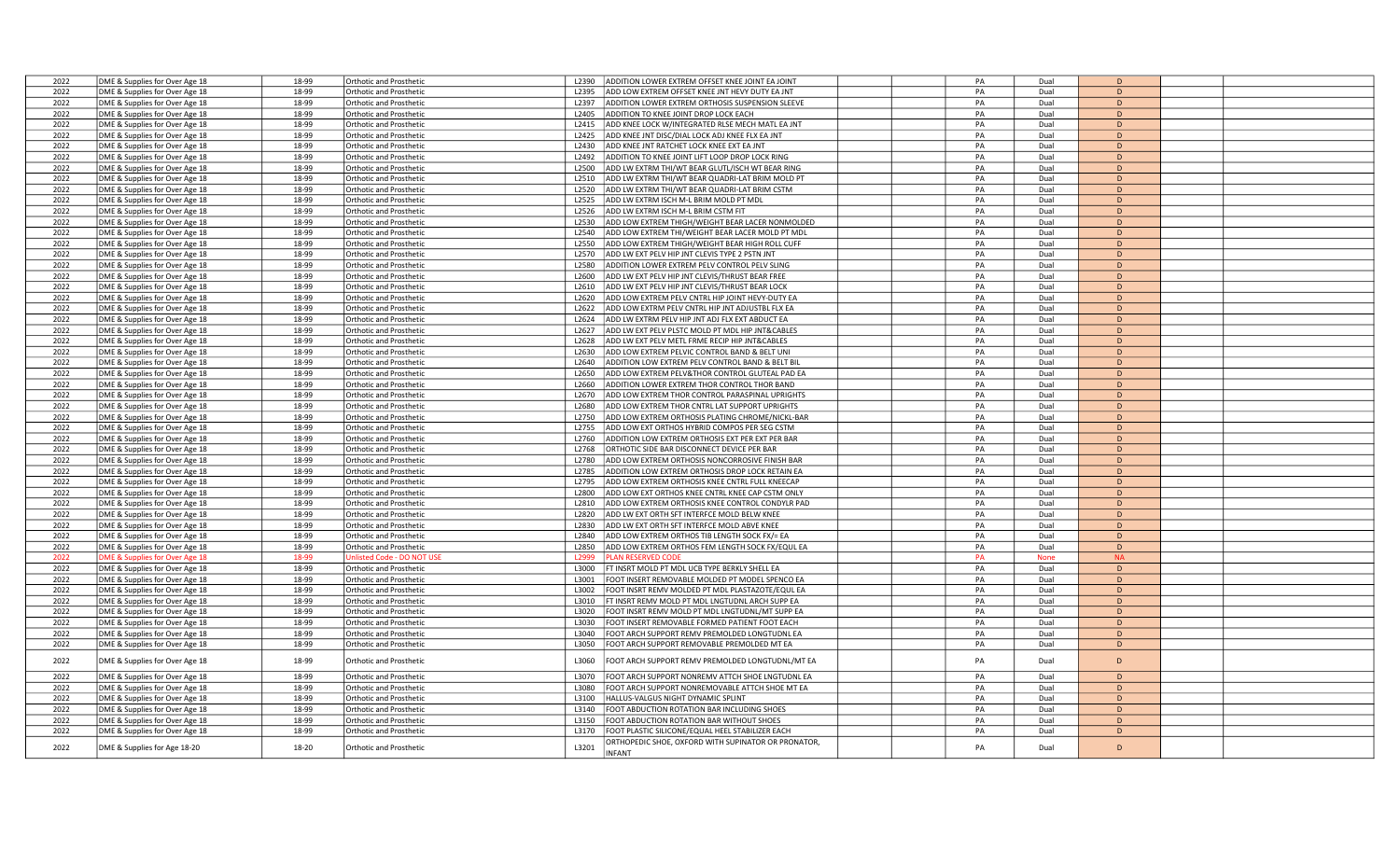| | | | | | | | | | | | | |
|---|---|---|---|---|---|---|---|---|---|---|---|---|
| 2022 | DME & Supplies for Over Age 18 | 18-99 | Orthotic and Prosthetic | L2390 | ADDITION LOWER EXTREM OFFSET KNEE JOINT EA JOINT | | | PA | Dual | D | | |
| 2022 | DME & Supplies for Over Age 18 | 18-99 | Orthotic and Prosthetic | L2395 | ADD LOW EXTREM OFFSET KNEE JNT HEVY DUTY EA JNT | | | PA | Dual | D | | |
| 2022 | DME & Supplies for Over Age 18 | 18-99 | Orthotic and Prosthetic | L2397 | ADDITION LOWER EXTREM ORTHOSIS SUSPENSION SLEEVE | | | PA | Dual | D | | |
| 2022 | DME & Supplies for Over Age 18 | 18-99 | Orthotic and Prosthetic | L2405 | ADDITION TO KNEE JOINT DROP LOCK EACH | | | PA | Dual | D | | |
| 2022 | DME & Supplies for Over Age 18 | 18-99 | Orthotic and Prosthetic | L2415 | ADD KNEE LOCK W/INTEGRATED RLSE MECH MATL EA JNT | | | PA | Dual | D | | |
| 2022 | DME & Supplies for Over Age 18 | 18-99 | Orthotic and Prosthetic | L2425 | ADD KNEE JNT DISC/DIAL LOCK ADJ KNEE FLX EA JNT | | | PA | Dual | D | | |
| 2022 | DME & Supplies for Over Age 18 | 18-99 | Orthotic and Prosthetic | L2430 | ADD KNEE JNT RATCHET LOCK KNEE EXT EA JNT | | | PA | Dual | D | | |
| 2022 | DME & Supplies for Over Age 18 | 18-99 | Orthotic and Prosthetic | L2492 | ADDITION TO KNEE JOINT LIFT LOOP DROP LOCK RING | | | PA | Dual | D | | |
| 2022 | DME & Supplies for Over Age 18 | 18-99 | Orthotic and Prosthetic | L2500 | ADD LW EXTRM THI/WT BEAR GLUTL/ISCH WT BEAR RING | | | PA | Dual | D | | |
| 2022 | DME & Supplies for Over Age 18 | 18-99 | Orthotic and Prosthetic | L2510 | ADD LW EXTRM THI/WT BEAR QUADRI-LAT BRIM MOLD PT | | | PA | Dual | D | | |
| 2022 | DME & Supplies for Over Age 18 | 18-99 | Orthotic and Prosthetic | L2520 | ADD LW EXTRM THI/WT BEAR QUADRI-LAT BRIM CSTM | | | PA | Dual | D | | |
| 2022 | DME & Supplies for Over Age 18 | 18-99 | Orthotic and Prosthetic | L2525 | ADD LW EXTRM ISCH M-L BRIM MOLD PT MDL | | | PA | Dual | D | | |
| 2022 | DME & Supplies for Over Age 18 | 18-99 | Orthotic and Prosthetic | L2526 | ADD LW EXTRM ISCH M-L BRIM CSTM FIT | | | PA | Dual | D | | |
| 2022 | DME & Supplies for Over Age 18 | 18-99 | Orthotic and Prosthetic | L2530 | ADD LOW EXTREM THIGH/WEIGHT BEAR LACER NONMOLDED | | | PA | Dual | D | | |
| 2022 | DME & Supplies for Over Age 18 | 18-99 | Orthotic and Prosthetic | L2540 | ADD LOW EXTREM THI/WEIGHT BEAR LACER MOLD PT MDL | | | PA | Dual | D | | |
| 2022 | DME & Supplies for Over Age 18 | 18-99 | Orthotic and Prosthetic | L2550 | ADD LOW EXTREM THIGH/WEIGHT BEAR HIGH ROLL CUFF | | | PA | Dual | D | | |
| 2022 | DME & Supplies for Over Age 18 | 18-99 | Orthotic and Prosthetic | L2570 | ADD LW EXT PELV HIP JNT CLEVIS TYPE 2 PSTN JNT | | | PA | Dual | D | | |
| 2022 | DME & Supplies for Over Age 18 | 18-99 | Orthotic and Prosthetic | L2580 | ADDITION LOWER EXTREM PELV CONTROL PELV SLING | | | PA | Dual | D | | |
| 2022 | DME & Supplies for Over Age 18 | 18-99 | Orthotic and Prosthetic | L2600 | ADD LW EXT PELV HIP JNT CLEVIS/THRUST BEAR FREE | | | PA | Dual | D | | |
| 2022 | DME & Supplies for Over Age 18 | 18-99 | Orthotic and Prosthetic | L2610 | ADD LW EXT PELV HIP JNT CLEVIS/THRUST BEAR LOCK | | | PA | Dual | D | | |
| 2022 | DME & Supplies for Over Age 18 | 18-99 | Orthotic and Prosthetic | L2620 | ADD LOW EXTREM PELV CNTRL HIP JOINT HEVY-DUTY EA | | | PA | Dual | D | | |
| 2022 | DME & Supplies for Over Age 18 | 18-99 | Orthotic and Prosthetic | L2622 | ADD LOW EXTRM PELV CNTRL HIP JNT ADJUSTBL FLX EA | | | PA | Dual | D | | |
| 2022 | DME & Supplies for Over Age 18 | 18-99 | Orthotic and Prosthetic | L2624 | ADD LW EXTRM PELV HIP JNT ADJ FLX EXT ABDUCT EA | | | PA | Dual | D | | |
| 2022 | DME & Supplies for Over Age 18 | 18-99 | Orthotic and Prosthetic | L2627 | ADD LW EXT PELV PLSTC MOLD PT MDL HIP JNT&CABLES | | | PA | Dual | D | | |
| 2022 | DME & Supplies for Over Age 18 | 18-99 | Orthotic and Prosthetic | L2628 | ADD LW EXT PELV METL FRME RECIP HIP JNT&CABLES | | | PA | Dual | D | | |
| 2022 | DME & Supplies for Over Age 18 | 18-99 | Orthotic and Prosthetic | L2630 | ADD LOW EXTREM PELVIC CONTROL BAND & BELT UNI | | | PA | Dual | D | | |
| 2022 | DME & Supplies for Over Age 18 | 18-99 | Orthotic and Prosthetic | L2640 | ADDITION LOW EXTREM PELV CONTROL BAND & BELT BIL | | | PA | Dual | D | | |
| 2022 | DME & Supplies for Over Age 18 | 18-99 | Orthotic and Prosthetic | L2650 | ADD LOW EXTREM PELV&THOR CONTROL GLUTEAL PAD EA | | | PA | Dual | D | | |
| 2022 | DME & Supplies for Over Age 18 | 18-99 | Orthotic and Prosthetic | L2660 | ADDITION LOWER EXTREM THOR CONTROL THOR BAND | | | PA | Dual | D | | |
| 2022 | DME & Supplies for Over Age 18 | 18-99 | Orthotic and Prosthetic | L2670 | ADD LOW EXTREM THOR CONTROL PARASPINAL UPRIGHTS | | | PA | Dual | D | | |
| 2022 | DME & Supplies for Over Age 18 | 18-99 | Orthotic and Prosthetic | L2680 | ADD LOW EXTREM THOR CNTRL LAT SUPPORT UPRIGHTS | | | PA | Dual | D | | |
| 2022 | DME & Supplies for Over Age 18 | 18-99 | Orthotic and Prosthetic | L2750 | ADD LOW EXTREM ORTHOSIS PLATING CHROME/NICKL-BAR | | | PA | Dual | D | | |
| 2022 | DME & Supplies for Over Age 18 | 18-99 | Orthotic and Prosthetic | L2755 | ADD LOW EXT ORTHOS HYBRID COMPOS PER SEG CSTM | | | PA | Dual | D | | |
| 2022 | DME & Supplies for Over Age 18 | 18-99 | Orthotic and Prosthetic | L2760 | ADDITION LOW EXTREM ORTHOSIS EXT PER EXT PER BAR | | | PA | Dual | D | | |
| 2022 | DME & Supplies for Over Age 18 | 18-99 | Orthotic and Prosthetic | L2768 | ORTHOTIC SIDE BAR DISCONNECT DEVICE PER BAR | | | PA | Dual | D | | |
| 2022 | DME & Supplies for Over Age 18 | 18-99 | Orthotic and Prosthetic | L2780 | ADD LOW EXTREM ORTHOSIS NONCORROSIVE FINISH BAR | | | PA | Dual | D | | |
| 2022 | DME & Supplies for Over Age 18 | 18-99 | Orthotic and Prosthetic | L2785 | ADDITION LOW EXTREM ORTHOSIS DROP LOCK RETAIN EA | | | PA | Dual | D | | |
| 2022 | DME & Supplies for Over Age 18 | 18-99 | Orthotic and Prosthetic | L2795 | ADD LOW EXTREM ORTHOSIS KNEE CNTRL FULL KNEECAP | | | PA | Dual | D | | |
| 2022 | DME & Supplies for Over Age 18 | 18-99 | Orthotic and Prosthetic | L2800 | ADD LOW EXT ORTHOS KNEE CNTRL KNEE CAP CSTM ONLY | | | PA | Dual | D | | |
| 2022 | DME & Supplies for Over Age 18 | 18-99 | Orthotic and Prosthetic | L2810 | ADD LOW EXTREM ORTHOSIS KNEE CONTROL CONDYLR PAD | | | PA | Dual | D | | |
| 2022 | DME & Supplies for Over Age 18 | 18-99 | Orthotic and Prosthetic | L2820 | ADD LW EXT ORTH SFT INTERFCE MOLD BELW KNEE | | | PA | Dual | D | | |
| 2022 | DME & Supplies for Over Age 18 | 18-99 | Orthotic and Prosthetic | L2830 | ADD LW EXT ORTH SFT INTERFCE MOLD ABVE KNEE | | | PA | Dual | D | | |
| 2022 | DME & Supplies for Over Age 18 | 18-99 | Orthotic and Prosthetic | L2840 | ADD LOW EXTREM ORTHOS TIB LENGTH SOCK FX/= EA | | | PA | Dual | D | | |
| 2022 | DME & Supplies for Over Age 18 | 18-99 | Orthotic and Prosthetic | L2850 | ADD LOW EXTREM ORTHOS FEM LENGTH SOCK FX/EQUL EA | | | PA | Dual | D | | |
| 2022 | DME & Supplies for Over Age 18 | 18-99 | Unlisted Code - DO NOT USE | L2999 | PLAN RESERVED CODE | | | PA | None | NA | | |
| 2022 | DME & Supplies for Over Age 18 | 18-99 | Orthotic and Prosthetic | L3000 | FT INSRT MOLD PT MDL UCB TYPE BERKLY SHELL EA | | | PA | Dual | D | | |
| 2022 | DME & Supplies for Over Age 18 | 18-99 | Orthotic and Prosthetic | L3001 | FOOT INSERT REMOVABLE MOLDED PT MODEL SPENCO EA | | | PA | Dual | D | | |
| 2022 | DME & Supplies for Over Age 18 | 18-99 | Orthotic and Prosthetic | L3002 | FOOT INSRT REMV MOLDED PT MDL PLASTAZOTE/EQUL EA | | | PA | Dual | D | | |
| 2022 | DME & Supplies for Over Age 18 | 18-99 | Orthotic and Prosthetic | L3010 | FT INSRT REMV MOLD PT MDL LNGTUDNL ARCH SUPP EA | | | PA | Dual | D | | |
| 2022 | DME & Supplies for Over Age 18 | 18-99 | Orthotic and Prosthetic | L3020 | FOOT INSRT REMV MOLD PT MDL LNGTUDNL/MT SUPP EA | | | PA | Dual | D | | |
| 2022 | DME & Supplies for Over Age 18 | 18-99 | Orthotic and Prosthetic | L3030 | FOOT INSERT REMOVABLE FORMED PATIENT FOOT EACH | | | PA | Dual | D | | |
| 2022 | DME & Supplies for Over Age 18 | 18-99 | Orthotic and Prosthetic | L3040 | FOOT ARCH SUPPORT REMV PREMOLDED LONGTUDNL EA | | | PA | Dual | D | | |
| 2022 | DME & Supplies for Over Age 18 | 18-99 | Orthotic and Prosthetic | L3050 | FOOT ARCH SUPPORT REMOVABLE PREMOLDED MT EA | | | PA | Dual | D | | |
| 2022 | DME & Supplies for Over Age 18 | 18-99 | Orthotic and Prosthetic | L3060 | FOOT ARCH SUPPORT REMV PREMOLDED LONGTUDNL/MT EA | | | PA | Dual | D | | |
| 2022 | DME & Supplies for Over Age 18 | 18-99 | Orthotic and Prosthetic | L3070 | FOOT ARCH SUPPORT NONREMV ATTCH SHOE LNGTUDNL EA | | | PA | Dual | D | | |
| 2022 | DME & Supplies for Over Age 18 | 18-99 | Orthotic and Prosthetic | L3080 | FOOT ARCH SUPPORT NONREMOVABLE ATTCH SHOE MT EA | | | PA | Dual | D | | |
| 2022 | DME & Supplies for Over Age 18 | 18-99 | Orthotic and Prosthetic | L3100 | HALLUS-VALGUS NIGHT DYNAMIC SPLINT | | | PA | Dual | D | | |
| 2022 | DME & Supplies for Over Age 18 | 18-99 | Orthotic and Prosthetic | L3140 | FOOT ABDUCTION ROTATION BAR INCLUDING SHOES | | | PA | Dual | D | | |
| 2022 | DME & Supplies for Over Age 18 | 18-99 | Orthotic and Prosthetic | L3150 | FOOT ABDUCTION ROTATION BAR WITHOUT SHOES | | | PA | Dual | D | | |
| 2022 | DME & Supplies for Over Age 18 | 18-99 | Orthotic and Prosthetic | L3170 | FOOT PLASTIC SILICONE/EQUAL HEEL STABILIZER EACH | | | PA | Dual | D | | |
| 2022 | DME & Supplies for Age 18-20 | 18-20 | Orthotic and Prosthetic | L3201 | ORTHOPEDIC SHOE, OXFORD WITH SUPINATOR OR PRONATOR, INFANT | | | PA | Dual | D | | |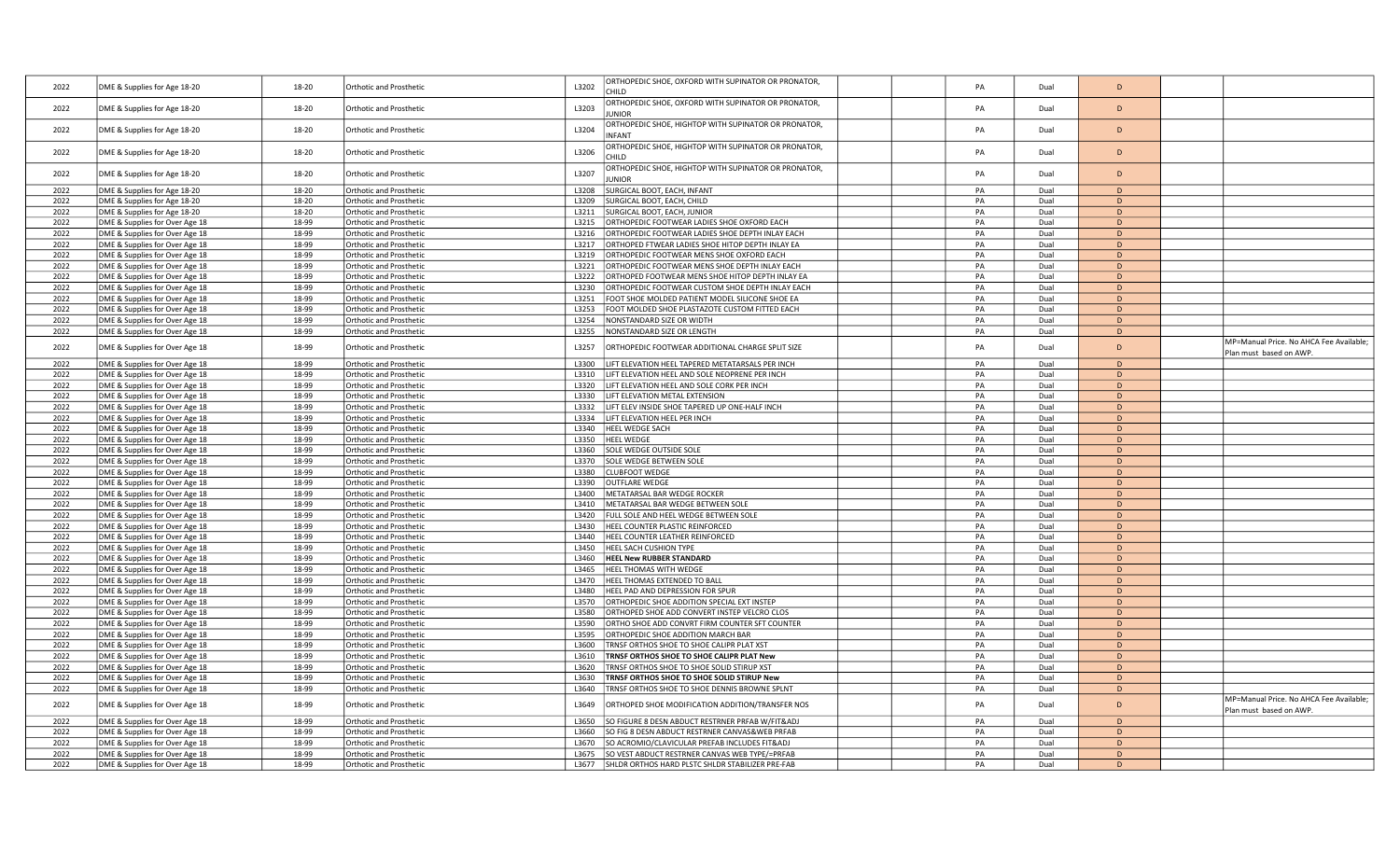| 2022 | DME & Supplies for Age 18-20 | 18-20 | Orthotic and Prosthetic | L3202 | ORTHOPEDIC SHOE, OXFORD WITH SUPINATOR OR PRONATOR, CHILD | | | PA | Dual | D | | |
|---|---|---|---|---|---|---|---|---|---|---|---|---|
| 2022 | DME & Supplies for Age 18-20 | 18-20 | Orthotic and Prosthetic | L3203 | ORTHOPEDIC SHOE, OXFORD WITH SUPINATOR OR PRONATOR, JUNIOR | | | PA | Dual | D | | |
| 2022 | DME & Supplies for Age 18-20 | 18-20 | Orthotic and Prosthetic | L3204 | ORTHOPEDIC SHOE, HIGHTOP WITH SUPINATOR OR PRONATOR, INFANT | | | PA | Dual | D | | |
| 2022 | DME & Supplies for Age 18-20 | 18-20 | Orthotic and Prosthetic | L3206 | ORTHOPEDIC SHOE, HIGHTOP WITH SUPINATOR OR PRONATOR, CHILD | | | PA | Dual | D | | |
| 2022 | DME & Supplies for Age 18-20 | 18-20 | Orthotic and Prosthetic | L3207 | ORTHOPEDIC SHOE, HIGHTOP WITH SUPINATOR OR PRONATOR, JUNIOR | | | PA | Dual | D | | |
| 2022 | DME & Supplies for Age 18-20 | 18-20 | Orthotic and Prosthetic | L3208 | SURGICAL BOOT, EACH, INFANT | | | PA | Dual | D | | |
| 2022 | DME & Supplies for Age 18-20 | 18-20 | Orthotic and Prosthetic | L3209 | SURGICAL BOOT, EACH, CHILD | | | PA | Dual | D | | |
| 2022 | DME & Supplies for Age 18-20 | 18-20 | Orthotic and Prosthetic | L3211 | SURGICAL BOOT, EACH, JUNIOR | | | PA | Dual | D | | |
| 2022 | DME & Supplies for Over Age 18 | 18-99 | Orthotic and Prosthetic | L3215 | ORTHOPEDIC FOOTWEAR LADIES SHOE OXFORD EACH | | | PA | Dual | D | | |
| 2022 | DME & Supplies for Over Age 18 | 18-99 | Orthotic and Prosthetic | L3216 | ORTHOPEDIC FOOTWEAR LADIES SHOE DEPTH INLAY EACH | | | PA | Dual | D | | |
| 2022 | DME & Supplies for Over Age 18 | 18-99 | Orthotic and Prosthetic | L3217 | ORTHOPED FTWEAR LADIES SHOE HITOP DEPTH INLAY EA | | | PA | Dual | D | | |
| 2022 | DME & Supplies for Over Age 18 | 18-99 | Orthotic and Prosthetic | L3219 | ORTHOPEDIC FOOTWEAR MENS SHOE OXFORD EACH | | | PA | Dual | D | | |
| 2022 | DME & Supplies for Over Age 18 | 18-99 | Orthotic and Prosthetic | L3221 | ORTHOPEDIC FOOTWEAR MENS SHOE DEPTH INLAY EACH | | | PA | Dual | D | | |
| 2022 | DME & Supplies for Over Age 18 | 18-99 | Orthotic and Prosthetic | L3222 | ORTHOPED FOOTWEAR MENS SHOE HITOP DEPTH INLAY EA | | | PA | Dual | D | | |
| 2022 | DME & Supplies for Over Age 18 | 18-99 | Orthotic and Prosthetic | L3230 | ORTHOPEDIC FOOTWEAR CUSTOM SHOE DEPTH INLAY EACH | | | PA | Dual | D | | |
| 2022 | DME & Supplies for Over Age 18 | 18-99 | Orthotic and Prosthetic | L3251 | FOOT SHOE MOLDED PATIENT MODEL SILICONE SHOE EA | | | PA | Dual | D | | |
| 2022 | DME & Supplies for Over Age 18 | 18-99 | Orthotic and Prosthetic | L3253 | FOOT MOLDED SHOE PLASTAZOTE CUSTOM FITTED EACH | | | PA | Dual | D | | |
| 2022 | DME & Supplies for Over Age 18 | 18-99 | Orthotic and Prosthetic | L3254 | NONSTANDARD SIZE OR WIDTH | | | PA | Dual | D | | |
| 2022 | DME & Supplies for Over Age 18 | 18-99 | Orthotic and Prosthetic | L3255 | NONSTANDARD SIZE OR LENGTH | | | PA | Dual | D | | |
| 2022 | DME & Supplies for Over Age 18 | 18-99 | Orthotic and Prosthetic | L3257 | ORTHOPEDIC FOOTWEAR ADDITIONAL CHARGE SPLIT SIZE | | | PA | Dual | D | | MP=Manual Price. No AHCA Fee Available; Plan must based on AWP. |
| 2022 | DME & Supplies for Over Age 18 | 18-99 | Orthotic and Prosthetic | L3300 | LIFT ELEVATION HEEL TAPERED METATARSALS PER INCH | | | PA | Dual | D | | |
| 2022 | DME & Supplies for Over Age 18 | 18-99 | Orthotic and Prosthetic | L3310 | LIFT ELEVATION HEEL AND SOLE NEOPRENE PER INCH | | | PA | Dual | D | | |
| 2022 | DME & Supplies for Over Age 18 | 18-99 | Orthotic and Prosthetic | L3320 | LIFT ELEVATION HEEL AND SOLE CORK PER INCH | | | PA | Dual | D | | |
| 2022 | DME & Supplies for Over Age 18 | 18-99 | Orthotic and Prosthetic | L3330 | LIFT ELEVATION METAL EXTENSION | | | PA | Dual | D | | |
| 2022 | DME & Supplies for Over Age 18 | 18-99 | Orthotic and Prosthetic | L3332 | LIFT ELEV INSIDE SHOE TAPERED UP ONE-HALF INCH | | | PA | Dual | D | | |
| 2022 | DME & Supplies for Over Age 18 | 18-99 | Orthotic and Prosthetic | L3334 | LIFT ELEVATION HEEL PER INCH | | | PA | Dual | D | | |
| 2022 | DME & Supplies for Over Age 18 | 18-99 | Orthotic and Prosthetic | L3340 | HEEL WEDGE SACH | | | PA | Dual | D | | |
| 2022 | DME & Supplies for Over Age 18 | 18-99 | Orthotic and Prosthetic | L3350 | HEEL WEDGE | | | PA | Dual | D | | |
| 2022 | DME & Supplies for Over Age 18 | 18-99 | Orthotic and Prosthetic | L3360 | SOLE WEDGE OUTSIDE SOLE | | | PA | Dual | D | | |
| 2022 | DME & Supplies for Over Age 18 | 18-99 | Orthotic and Prosthetic | L3370 | SOLE WEDGE BETWEEN SOLE | | | PA | Dual | D | | |
| 2022 | DME & Supplies for Over Age 18 | 18-99 | Orthotic and Prosthetic | L3380 | CLUBFOOT WEDGE | | | PA | Dual | D | | |
| 2022 | DME & Supplies for Over Age 18 | 18-99 | Orthotic and Prosthetic | L3390 | OUTFLARE WEDGE | | | PA | Dual | D | | |
| 2022 | DME & Supplies for Over Age 18 | 18-99 | Orthotic and Prosthetic | L3400 | METATARSAL BAR WEDGE ROCKER | | | PA | Dual | D | | |
| 2022 | DME & Supplies for Over Age 18 | 18-99 | Orthotic and Prosthetic | L3410 | METATARSAL BAR WEDGE BETWEEN SOLE | | | PA | Dual | D | | |
| 2022 | DME & Supplies for Over Age 18 | 18-99 | Orthotic and Prosthetic | L3420 | FULL SOLE AND HEEL WEDGE BETWEEN SOLE | | | PA | Dual | D | | |
| 2022 | DME & Supplies for Over Age 18 | 18-99 | Orthotic and Prosthetic | L3430 | HEEL COUNTER PLASTIC REINFORCED | | | PA | Dual | D | | |
| 2022 | DME & Supplies for Over Age 18 | 18-99 | Orthotic and Prosthetic | L3440 | HEEL COUNTER LEATHER REINFORCED | | | PA | Dual | D | | |
| 2022 | DME & Supplies for Over Age 18 | 18-99 | Orthotic and Prosthetic | L3450 | HEEL SACH CUSHION TYPE | | | PA | Dual | D | | |
| 2022 | DME & Supplies for Over Age 18 | 18-99 | Orthotic and Prosthetic | L3460 | **HEEL New RUBBER STANDARD** | | | PA | Dual | D | | |
| 2022 | DME & Supplies for Over Age 18 | 18-99 | Orthotic and Prosthetic | L3465 | HEEL THOMAS WITH WEDGE | | | PA | Dual | D | | |
| 2022 | DME & Supplies for Over Age 18 | 18-99 | Orthotic and Prosthetic | L3470 | HEEL THOMAS EXTENDED TO BALL | | | PA | Dual | D | | |
| 2022 | DME & Supplies for Over Age 18 | 18-99 | Orthotic and Prosthetic | L3480 | HEEL PAD AND DEPRESSION FOR SPUR | | | PA | Dual | D | | |
| 2022 | DME & Supplies for Over Age 18 | 18-99 | Orthotic and Prosthetic | L3570 | ORTHOPEDIC SHOE ADDITION SPECIAL EXT INSTEP | | | PA | Dual | D | | |
| 2022 | DME & Supplies for Over Age 18 | 18-99 | Orthotic and Prosthetic | L3580 | ORTHOPED SHOE ADD CONVERT INSTEP VELCRO CLOS | | | PA | Dual | D | | |
| 2022 | DME & Supplies for Over Age 18 | 18-99 | Orthotic and Prosthetic | L3590 | ORTHO SHOE ADD CONVRT FIRM COUNTER SFT COUNTER | | | PA | Dual | D | | |
| 2022 | DME & Supplies for Over Age 18 | 18-99 | Orthotic and Prosthetic | L3595 | ORTHOPEDIC SHOE ADDITION MARCH BAR | | | PA | Dual | D | | |
| 2022 | DME & Supplies for Over Age 18 | 18-99 | Orthotic and Prosthetic | L3600 | TRNSF ORTHOS SHOE TO SHOE CALIPR PLAT XST | | | PA | Dual | D | | |
| 2022 | DME & Supplies for Over Age 18 | 18-99 | Orthotic and Prosthetic | L3610 | **TRNSF ORTHOS SHOE TO SHOE CALIPR PLAT New** | | | PA | Dual | D | | |
| 2022 | DME & Supplies for Over Age 18 | 18-99 | Orthotic and Prosthetic | L3620 | TRNSF ORTHOS SHOE TO SHOE SOLID STIRUP XST | | | PA | Dual | D | | |
| 2022 | DME & Supplies for Over Age 18 | 18-99 | Orthotic and Prosthetic | L3630 | **TRNSF ORTHOS SHOE TO SHOE SOLID STIRUP New** | | | PA | Dual | D | | |
| 2022 | DME & Supplies for Over Age 18 | 18-99 | Orthotic and Prosthetic | L3640 | TRNSF ORTHOS SHOE TO SHOE DENNIS BROWNE SPLNT | | | PA | Dual | D | | |
| 2022 | DME & Supplies for Over Age 18 | 18-99 | Orthotic and Prosthetic | L3649 | ORTHOPED SHOE MODIFICATION ADDITION/TRANSFER NOS | | | PA | Dual | D | | MP=Manual Price. No AHCA Fee Available; Plan must based on AWP. |
| 2022 | DME & Supplies for Over Age 18 | 18-99 | Orthotic and Prosthetic | L3650 | SO FIGURE 8 DESN ABDUCT RESTRNER PRFAB W/FIT&ADJ | | | PA | Dual | D | | |
| 2022 | DME & Supplies for Over Age 18 | 18-99 | Orthotic and Prosthetic | L3660 | SO FIG 8 DESN ABDUCT RESTRNER CANVAS&WEB PRFAB | | | PA | Dual | D | | |
| 2022 | DME & Supplies for Over Age 18 | 18-99 | Orthotic and Prosthetic | L3670 | SO ACROMIO/CLAVICULAR PREFAB INCLUDES FIT&ADJ | | | PA | Dual | D | | |
| 2022 | DME & Supplies for Over Age 18 | 18-99 | Orthotic and Prosthetic | L3675 | SO VEST ABDUCT RESTRNER CANVAS WEB TYPE/=PRFAB | | | PA | Dual | D | | |
| 2022 | DME & Supplies for Over Age 18 | 18-99 | Orthotic and Prosthetic | L3677 | SHLDR ORTHOS HARD PLSTC SHLDR STABILIZER PRE-FAB | | | PA | Dual | D | | |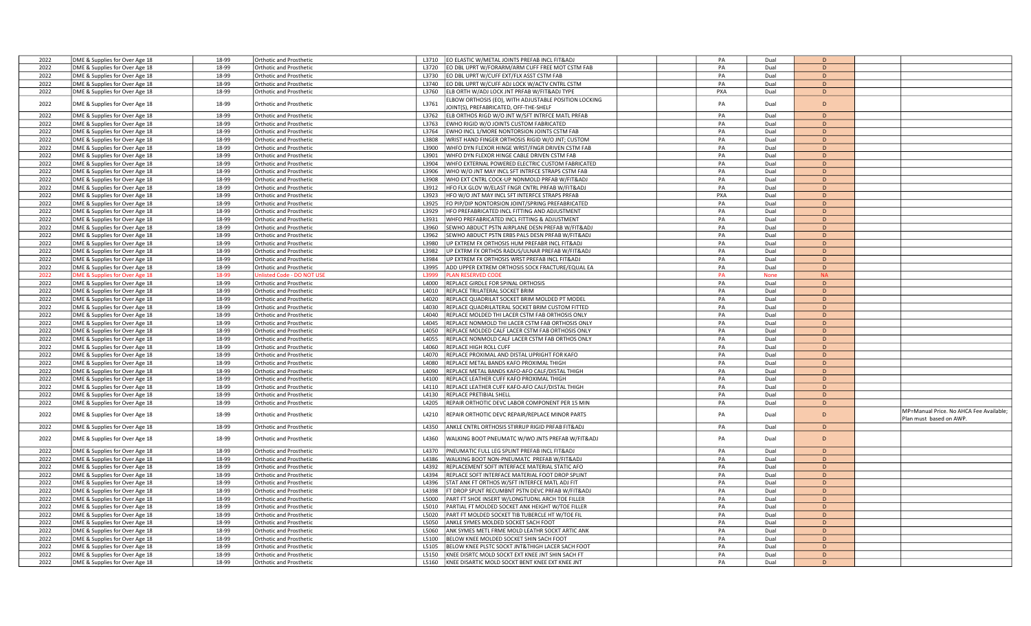| | | | | | | | | | | | |
|---|---|---|---|---|---|---|---|---|---|---|---|
| 2022 | DME & Supplies for Over Age 18 | 18-99 | Orthotic and Prosthetic | L3710 | EO ELASTIC W/METAL JOINTS PREFAB INCL FIT&ADJ | | PA | Dual | D | | |
| 2022 | DME & Supplies for Over Age 18 | 18-99 | Orthotic and Prosthetic | L3720 | EO DBL UPRT W/FORARM/ARM CUFF FREE MOT CSTM FAB | | PA | Dual | D | | |
| 2022 | DME & Supplies for Over Age 18 | 18-99 | Orthotic and Prosthetic | L3730 | EO DBL UPRT W/CUFF EXT/FLX ASST CSTM FAB | | PA | Dual | D | | |
| 2022 | DME & Supplies for Over Age 18 | 18-99 | Orthotic and Prosthetic | L3740 | EO DBL UPRT W/CUFF ADJ LOCK W/ACTV CNTRL CSTM | | PA | Dual | D | | |
| 2022 | DME & Supplies for Over Age 18 | 18-99 | Orthotic and Prosthetic | L3760 | ELB ORTH W/ADJ LOCK JNT PRFAB W/FIT&ADJ TYPE | | PXA | Dual | D | | |
| 2022 | DME & Supplies for Over Age 18 | 18-99 | Orthotic and Prosthetic | L3761 | ELBOW ORTHOSIS (EO), WITH ADJUSTABLE POSITION LOCKING JOINT(S), PREFABRICATED, OFF-THE-SHELF | | PA | Dual | D | | |
| 2022 | DME & Supplies for Over Age 18 | 18-99 | Orthotic and Prosthetic | L3762 | ELB ORTHOS RIGD W/O JNT W/SFT INTRFCE MATL PRFAB | | PA | Dual | D | | |
| 2022 | DME & Supplies for Over Age 18 | 18-99 | Orthotic and Prosthetic | L3763 | EWHO RIGID W/O JOINTS CUSTOM FABRICATED | | PA | Dual | D | | |
| 2022 | DME & Supplies for Over Age 18 | 18-99 | Orthotic and Prosthetic | L3764 | EWHO INCL 1/MORE NONTORSION JOINTS CSTM FAB | | PA | Dual | D | | |
| 2022 | DME & Supplies for Over Age 18 | 18-99 | Orthotic and Prosthetic | L3808 | WRIST HAND FINGER ORTHOSIS RIGID W/O JNT; CUSTOM | | PA | Dual | D | | |
| 2022 | DME & Supplies for Over Age 18 | 18-99 | Orthotic and Prosthetic | L3900 | WHFO DYN FLEXOR HINGE WRST/FNGR DRIVEN CSTM FAB | | PA | Dual | D | | |
| 2022 | DME & Supplies for Over Age 18 | 18-99 | Orthotic and Prosthetic | L3901 | WHFO DYN FLEXOR HINGE CABLE DRIVEN CSTM FAB | | PA | Dual | D | | |
| 2022 | DME & Supplies for Over Age 18 | 18-99 | Orthotic and Prosthetic | L3904 | WHFO EXTERNAL POWERED ELECTRIC CUSTOM FABRICATED | | PA | Dual | D | | |
| 2022 | DME & Supplies for Over Age 18 | 18-99 | Orthotic and Prosthetic | L3906 | WHO W/O JNT MAY INCL SFT INTRFCE STRAPS CSTM FAB | | PA | Dual | D | | |
| 2022 | DME & Supplies for Over Age 18 | 18-99 | Orthotic and Prosthetic | L3908 | WHO EXT CNTRL COCK-UP NONMOLD PRFAB W/FIT&ADJ | | PA | Dual | D | | |
| 2022 | DME & Supplies for Over Age 18 | 18-99 | Orthotic and Prosthetic | L3912 | HFO FLX GLOV W/ELAST FNGR CNTRL PRFAB W/FIT&ADJ | | PA | Dual | D | | |
| 2022 | DME & Supplies for Over Age 18 | 18-99 | Orthotic and Prosthetic | L3923 | HFO W/O JNT MAY INCL SFT INTERFCE STRAPS PRFAB | | PXA | Dual | D | | |
| 2022 | DME & Supplies for Over Age 18 | 18-99 | Orthotic and Prosthetic | L3925 | FO PIP/DIP NONTORSION JOINT/SPRING PREFABRICATED | | PA | Dual | D | | |
| 2022 | DME & Supplies for Over Age 18 | 18-99 | Orthotic and Prosthetic | L3929 | HFO PREFABRICATED INCL FITTING AND ADJUSTMENT | | PA | Dual | D | | |
| 2022 | DME & Supplies for Over Age 18 | 18-99 | Orthotic and Prosthetic | L3931 | WHFO PREFABRICATED INCL FITTING & ADJUSTMENT | | PA | Dual | D | | |
| 2022 | DME & Supplies for Over Age 18 | 18-99 | Orthotic and Prosthetic | L3960 | SEWHO ABDUCT PSTN AIRPLANE DESN PREFAB W/FIT&ADJ | | PA | Dual | D | | |
| 2022 | DME & Supplies for Over Age 18 | 18-99 | Orthotic and Prosthetic | L3962 | SEWHO ABDUCT PSTN ERBS PALS DESN PRFAB W/FIT&ADJ | | PA | Dual | D | | |
| 2022 | DME & Supplies for Over Age 18 | 18-99 | Orthotic and Prosthetic | L3980 | UP EXTREM FX ORTHOSIS HUM PREFABR INCL FIT&ADJ | | PA | Dual | D | | |
| 2022 | DME & Supplies for Over Age 18 | 18-99 | Orthotic and Prosthetic | L3982 | UP EXTRM FX ORTHOS RADUS/ULNAR PRFAB W/FIT&ADJ | | PA | Dual | D | | |
| 2022 | DME & Supplies for Over Age 18 | 18-99 | Orthotic and Prosthetic | L3984 | UP EXTREM FX ORTHOSIS WRST PREFAB INCL FIT&ADJ | | PA | Dual | D | | |
| 2022 | DME & Supplies for Over Age 18 | 18-99 | Orthotic and Prosthetic | L3995 | ADD UPPER EXTREM ORTHOSIS SOCK FRACTURE/EQUAL EA | | PA | Dual | D | | |
| 2022 | DME & Supplies for Over Age 18 | 18-99 | Unlisted Code - DO NOT USE | L3999 | PLAN RESERVED CODE | | PA | None | NA | | |
| 2022 | DME & Supplies for Over Age 18 | 18-99 | Orthotic and Prosthetic | L4000 | REPLACE GIRDLE FOR SPINAL ORTHOSIS | | PA | Dual | D | | |
| 2022 | DME & Supplies for Over Age 18 | 18-99 | Orthotic and Prosthetic | L4010 | REPLACE TRILATERAL SOCKET BRIM | | PA | Dual | D | | |
| 2022 | DME & Supplies for Over Age 18 | 18-99 | Orthotic and Prosthetic | L4020 | REPLACE QUADRILAT SOCKET BRIM MOLDED PT MODEL | | PA | Dual | D | | |
| 2022 | DME & Supplies for Over Age 18 | 18-99 | Orthotic and Prosthetic | L4030 | REPLACE QUADRILATERAL SOCKET BRIM CUSTOM FITTED | | PA | Dual | D | | |
| 2022 | DME & Supplies for Over Age 18 | 18-99 | Orthotic and Prosthetic | L4040 | REPLACE MOLDED THI LACER CSTM FAB ORTHOSIS ONLY | | PA | Dual | D | | |
| 2022 | DME & Supplies for Over Age 18 | 18-99 | Orthotic and Prosthetic | L4045 | REPLACE NONMOLD THI LACER CSTM FAB ORTHOSIS ONLY | | PA | Dual | D | | |
| 2022 | DME & Supplies for Over Age 18 | 18-99 | Orthotic and Prosthetic | L4050 | REPLACE MOLDED CALF LACER CSTM FAB ORTHOSIS ONLY | | PA | Dual | D | | |
| 2022 | DME & Supplies for Over Age 18 | 18-99 | Orthotic and Prosthetic | L4055 | REPLACE NONMOLD CALF LACER CSTM FAB ORTHOS ONLY | | PA | Dual | D | | |
| 2022 | DME & Supplies for Over Age 18 | 18-99 | Orthotic and Prosthetic | L4060 | REPLACE HIGH ROLL CUFF | | PA | Dual | D | | |
| 2022 | DME & Supplies for Over Age 18 | 18-99 | Orthotic and Prosthetic | L4070 | REPLACE PROXIMAL AND DISTAL UPRIGHT FOR KAFO | | PA | Dual | D | | |
| 2022 | DME & Supplies for Over Age 18 | 18-99 | Orthotic and Prosthetic | L4080 | REPLACE METAL BANDS KAFO PROXIMAL THIGH | | PA | Dual | D | | |
| 2022 | DME & Supplies for Over Age 18 | 18-99 | Orthotic and Prosthetic | L4090 | REPLACE METAL BANDS KAFO-AFO CALF/DISTAL THIGH | | PA | Dual | D | | |
| 2022 | DME & Supplies for Over Age 18 | 18-99 | Orthotic and Prosthetic | L4100 | REPLACE LEATHER CUFF KAFO PROXIMAL THIGH | | PA | Dual | D | | |
| 2022 | DME & Supplies for Over Age 18 | 18-99 | Orthotic and Prosthetic | L4110 | REPLACE LEATHER CUFF KAFO-AFO CALF/DISTAL THIGH | | PA | Dual | D | | |
| 2022 | DME & Supplies for Over Age 18 | 18-99 | Orthotic and Prosthetic | L4130 | REPLACE PRETIBIAL SHELL | | PA | Dual | D | | |
| 2022 | DME & Supplies for Over Age 18 | 18-99 | Orthotic and Prosthetic | L4205 | REPAIR ORTHOTIC DEVC LABOR COMPONENT PER 15 MIN | | PA | Dual | D | | |
| 2022 | DME & Supplies for Over Age 18 | 18-99 | Orthotic and Prosthetic | L4210 | REPAIR ORTHOTIC DEVC REPAIR/REPLACE MINOR PARTS | | PA | Dual | D | | MP=Manual Price. No AHCA Fee Available; Plan must based on AWP. |
| 2022 | DME & Supplies for Over Age 18 | 18-99 | Orthotic and Prosthetic | L4350 | ANKLE CNTRL ORTHOSIS STIRRUP RIGID PRFAB FIT&ADJ | | PA | Dual | D | | |
| 2022 | DME & Supplies for Over Age 18 | 18-99 | Orthotic and Prosthetic | L4360 | WALKING BOOT PNEUMATC W/WO JNTS PREFAB W/FIT&ADJ | | PA | Dual | D | | |
| 2022 | DME & Supplies for Over Age 18 | 18-99 | Orthotic and Prosthetic | L4370 | PNEUMATIC FULL LEG SPLINT PREFAB INCL FIT&ADJ | | PA | Dual | D | | |
| 2022 | DME & Supplies for Over Age 18 | 18-99 | Orthotic and Prosthetic | L4386 | WALKING BOOT NON-PNEUMATC PREFAB W/FIT&ADJ | | PA | Dual | D | | |
| 2022 | DME & Supplies for Over Age 18 | 18-99 | Orthotic and Prosthetic | L4392 | REPLACEMENT SOFT INTERFACE MATERIAL STATIC AFO | | PA | Dual | D | | |
| 2022 | DME & Supplies for Over Age 18 | 18-99 | Orthotic and Prosthetic | L4394 | REPLACE SOFT INTERFACE MATERIAL FOOT DROP SPLINT | | PA | Dual | D | | |
| 2022 | DME & Supplies for Over Age 18 | 18-99 | Orthotic and Prosthetic | L4396 | STAT ANK FT ORTHOS W/SFT INTERFCE MATL ADJ FIT | | PA | Dual | D | | |
| 2022 | DME & Supplies for Over Age 18 | 18-99 | Orthotic and Prosthetic | L4398 | FT DROP SPLNT RECUMBNT PSTN DEVC PRFAB W/FIT&ADJ | | PA | Dual | D | | |
| 2022 | DME & Supplies for Over Age 18 | 18-99 | Orthotic and Prosthetic | L5000 | PART FT SHOE INSERT W/LONGTUDNL ARCH TOE FILLER | | PA | Dual | D | | |
| 2022 | DME & Supplies for Over Age 18 | 18-99 | Orthotic and Prosthetic | L5010 | PARTIAL FT MOLDED SOCKET ANK HEIGHT W/TOE FILLER | | PA | Dual | D | | |
| 2022 | DME & Supplies for Over Age 18 | 18-99 | Orthotic and Prosthetic | L5020 | PART FT MOLDED SOCKET TIB TUBERCLE HT W/TOE FIL | | PA | Dual | D | | |
| 2022 | DME & Supplies for Over Age 18 | 18-99 | Orthotic and Prosthetic | L5050 | ANKLE SYMES MOLDED SOCKET SACH FOOT | | PA | Dual | D | | |
| 2022 | DME & Supplies for Over Age 18 | 18-99 | Orthotic and Prosthetic | L5060 | ANK SYMES METL FRME MOLD LEATHR SOCKT ARTIC ANK | | PA | Dual | D | | |
| 2022 | DME & Supplies for Over Age 18 | 18-99 | Orthotic and Prosthetic | L5100 | BELOW KNEE MOLDED SOCKET SHIN SACH FOOT | | PA | Dual | D | | |
| 2022 | DME & Supplies for Over Age 18 | 18-99 | Orthotic and Prosthetic | L5105 | BELOW KNEE PLSTC SOCKT JNT&THIGH LACER SACH FOOT | | PA | Dual | D | | |
| 2022 | DME & Supplies for Over Age 18 | 18-99 | Orthotic and Prosthetic | L5150 | KNEE DISRTC MOLD SOCKT EXT KNEE JNT SHIN SACH FT | | PA | Dual | D | | |
| 2022 | DME & Supplies for Over Age 18 | 18-99 | Orthotic and Prosthetic | L5160 | KNEE DISARTIC MOLD SOCKT BENT KNEE EXT KNEE JNT | | PA | Dual | D | | |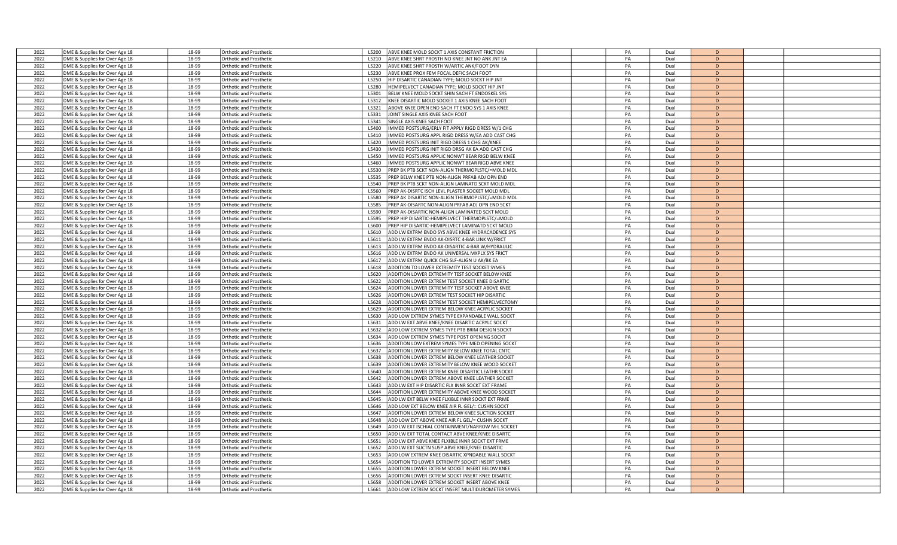| | | | | | | | | | | | | |
|---|---|---|---|---|---|---|---|---|---|---|---|---|
| 2022 | DME & Supplies for Over Age 18 | 18-99 | Orthotic and Prosthetic | L5200 | ABVE KNEE MOLD SOCKT 1 AXIS CONSTANT FRICTION | | | PA | Dual | D | | |
| 2022 | DME & Supplies for Over Age 18 | 18-99 | Orthotic and Prosthetic | L5210 | ABVE KNEE SHRT PROSTH NO KNEE JNT NO ANK JNT EA | | | PA | Dual | D | | |
| 2022 | DME & Supplies for Over Age 18 | 18-99 | Orthotic and Prosthetic | L5220 | ABVE KNEE SHRT PROSTH W/ARTIC ANK/FOOT DYN | | | PA | Dual | D | | |
| 2022 | DME & Supplies for Over Age 18 | 18-99 | Orthotic and Prosthetic | L5230 | ABVE KNEE PROX FEM FOCAL DEFIC SACH FOOT | | | PA | Dual | D | | |
| 2022 | DME & Supplies for Over Age 18 | 18-99 | Orthotic and Prosthetic | L5250 | HIP DISARTIC CANADIAN TYPE; MOLD SOCKT HIP JNT | | | PA | Dual | D | | |
| 2022 | DME & Supplies for Over Age 18 | 18-99 | Orthotic and Prosthetic | L5280 | HEMIPELVECT CANADIAN TYPE; MOLD SOCKT HIP JNT | | | PA | Dual | D | | |
| 2022 | DME & Supplies for Over Age 18 | 18-99 | Orthotic and Prosthetic | L5301 | BELW KNEE MOLD SOCKT SHIN SACH FT ENDOSKEL SYS | | | PA | Dual | D | | |
| 2022 | DME & Supplies for Over Age 18 | 18-99 | Orthotic and Prosthetic | L5312 | KNEE DISARTIC MOLD SOCKET 1 AXIS KNEE SACH FOOT | | | PA | Dual | D | | |
| 2022 | DME & Supplies for Over Age 18 | 18-99 | Orthotic and Prosthetic | L5321 | ABOVE KNEE OPEN END SACH FT ENDO SYS 1 AXIS KNEE | | | PA | Dual | D | | |
| 2022 | DME & Supplies for Over Age 18 | 18-99 | Orthotic and Prosthetic | L5331 | JOINT SINGLE AXIS KNEE SACH FOOT | | | PA | Dual | D | | |
| 2022 | DME & Supplies for Over Age 18 | 18-99 | Orthotic and Prosthetic | L5341 | SINGLE AXIS KNEE SACH FOOT | | | PA | Dual | D | | |
| 2022 | DME & Supplies for Over Age 18 | 18-99 | Orthotic and Prosthetic | L5400 | IMMED POSTSURG/ERLY FIT APPLY RIGD DRESS W/1 CHG | | | PA | Dual | D | | |
| 2022 | DME & Supplies for Over Age 18 | 18-99 | Orthotic and Prosthetic | L5410 | IMMED POSTSURG APPL RIGD DRESS W/EA ADD CAST CHG | | | PA | Dual | D | | |
| 2022 | DME & Supplies for Over Age 18 | 18-99 | Orthotic and Prosthetic | L5420 | IMMED POSTSURG INIT RIGD DRESS 1 CHG AK/KNEE | | | PA | Dual | D | | |
| 2022 | DME & Supplies for Over Age 18 | 18-99 | Orthotic and Prosthetic | L5430 | IMMED POSTSURG INIT RIGD DRSG AK EA ADD CAST CHG | | | PA | Dual | D | | |
| 2022 | DME & Supplies for Over Age 18 | 18-99 | Orthotic and Prosthetic | L5450 | IMMED POSTSURG APPLIC NONWT BEAR RIGD BELW KNEE | | | PA | Dual | D | | |
| 2022 | DME & Supplies for Over Age 18 | 18-99 | Orthotic and Prosthetic | L5460 | IMMED POSTSURG APPLIC NONWT BEAR RIGD ABVE KNEE | | | PA | Dual | D | | |
| 2022 | DME & Supplies for Over Age 18 | 18-99 | Orthotic and Prosthetic | L5530 | PREP BK PTB SCKT NON-ALIGN THERMOPLSTC/=MOLD MDL | | | PA | Dual | D | | |
| 2022 | DME & Supplies for Over Age 18 | 18-99 | Orthotic and Prosthetic | L5535 | PREP BELW KNEE PTB NON-ALIGN PRFAB ADJ OPN END | | | PA | Dual | D | | |
| 2022 | DME & Supplies for Over Age 18 | 18-99 | Orthotic and Prosthetic | L5540 | PREP BK PTB SCKT NON-ALIGN LAMNATD SCKT MOLD MDL | | | PA | Dual | D | | |
| 2022 | DME & Supplies for Over Age 18 | 18-99 | Orthotic and Prosthetic | L5560 | PREP AK-DISRTC ISCH LEVL PLASTER SOCKET MOLD MDL | | | PA | Dual | D | | |
| 2022 | DME & Supplies for Over Age 18 | 18-99 | Orthotic and Prosthetic | L5580 | PREP AK DISARTIC NON-ALIGN THERMOPLSTC/=MOLD MDL | | | PA | Dual | D | | |
| 2022 | DME & Supplies for Over Age 18 | 18-99 | Orthotic and Prosthetic | L5585 | PREP AK-DISARTC NON-ALIGN PRFAB ADJ OPN END SCKT | | | PA | Dual | D | | |
| 2022 | DME & Supplies for Over Age 18 | 18-99 | Orthotic and Prosthetic | L5590 | PREP AK-DISARTIC NON-ALIGN LAMINATED SCKT MOLD | | | PA | Dual | D | | |
| 2022 | DME & Supplies for Over Age 18 | 18-99 | Orthotic and Prosthetic | L5595 | PREP HIP DISARTIC-HEMIPELVECT THERMOPLSTC/=MOLD | | | PA | Dual | D | | |
| 2022 | DME & Supplies for Over Age 18 | 18-99 | Orthotic and Prosthetic | L5600 | PREP HIP DISARTIC-HEMIPELVECT LAMINATD SCKT MOLD | | | PA | Dual | D | | |
| 2022 | DME & Supplies for Over Age 18 | 18-99 | Orthotic and Prosthetic | L5610 | ADD LW EXTRM ENDO SYS ABVE KNEE HYDRACADENCE SYS | | | PA | Dual | D | | |
| 2022 | DME & Supplies for Over Age 18 | 18-99 | Orthotic and Prosthetic | L5611 | ADD LW EXTRM ENDO AK-DISRTC 4-BAR LINK W/FRICT | | | PA | Dual | D | | |
| 2022 | DME & Supplies for Over Age 18 | 18-99 | Orthotic and Prosthetic | L5613 | ADD LW EXTRM ENDO AK-DISARTIC 4-BAR W/HYDRAULIC | | | PA | Dual | D | | |
| 2022 | DME & Supplies for Over Age 18 | 18-99 | Orthotic and Prosthetic | L5616 | ADD LW EXTRM ENDO AK UNIVERSAL MXPLX SYS FRICT | | | PA | Dual | D | | |
| 2022 | DME & Supplies for Over Age 18 | 18-99 | Orthotic and Prosthetic | L5617 | ADD LW EXTRM QUICK CHG SLF-ALIGN U AK/BK EA | | | PA | Dual | D | | |
| 2022 | DME & Supplies for Over Age 18 | 18-99 | Orthotic and Prosthetic | L5618 | ADDITION TO LOWER EXTREMITY TEST SOCKET SYMES | | | PA | Dual | D | | |
| 2022 | DME & Supplies for Over Age 18 | 18-99 | Orthotic and Prosthetic | L5620 | ADDITION LOWER EXTREMITY TEST SOCKET BELOW KNEE | | | PA | Dual | D | | |
| 2022 | DME & Supplies for Over Age 18 | 18-99 | Orthotic and Prosthetic | L5622 | ADDITION LOWER EXTREM TEST SOCKET KNEE DISARTIC | | | PA | Dual | D | | |
| 2022 | DME & Supplies for Over Age 18 | 18-99 | Orthotic and Prosthetic | L5624 | ADDITION LOWER EXTREMITY TEST SOCKET ABOVE KNEE | | | PA | Dual | D | | |
| 2022 | DME & Supplies for Over Age 18 | 18-99 | Orthotic and Prosthetic | L5626 | ADDITION LOWER EXTREM TEST SOCKET HIP DISARTIC | | | PA | Dual | D | | |
| 2022 | DME & Supplies for Over Age 18 | 18-99 | Orthotic and Prosthetic | L5628 | ADDITION LOWER EXTREM TEST SOCKET HEMIPELVECTOMY | | | PA | Dual | D | | |
| 2022 | DME & Supplies for Over Age 18 | 18-99 | Orthotic and Prosthetic | L5629 | ADDITION LOWER EXTREM BELOW KNEE ACRYLIC SOCKET | | | PA | Dual | D | | |
| 2022 | DME & Supplies for Over Age 18 | 18-99 | Orthotic and Prosthetic | L5630 | ADD LOW EXTREM SYMES TYPE EXPANDABLE WALL SOCKT | | | PA | Dual | D | | |
| 2022 | DME & Supplies for Over Age 18 | 18-99 | Orthotic and Prosthetic | L5631 | ADD LW EXT ABVE KNEE/KNEE DISARTIC ACRYLC SOCKT | | | PA | Dual | D | | |
| 2022 | DME & Supplies for Over Age 18 | 18-99 | Orthotic and Prosthetic | L5632 | ADD LOW EXTREM SYMES TYPE PTB BRIM DESIGN SOCKT | | | PA | Dual | D | | |
| 2022 | DME & Supplies for Over Age 18 | 18-99 | Orthotic and Prosthetic | L5634 | ADD LOW EXTREM SYMES TYPE POST OPENING SOCKT | | | PA | Dual | D | | |
| 2022 | DME & Supplies for Over Age 18 | 18-99 | Orthotic and Prosthetic | L5636 | ADDITION LOW EXTREM SYMES TYPE MED OPENING SOCKT | | | PA | Dual | D | | |
| 2022 | DME & Supplies for Over Age 18 | 18-99 | Orthotic and Prosthetic | L5637 | ADDITION LOWER EXTREMITY BELOW KNEE TOTAL CNTC | | | PA | Dual | D | | |
| 2022 | DME & Supplies for Over Age 18 | 18-99 | Orthotic and Prosthetic | L5638 | ADDITION LOWER EXTREM BELOW KNEE LEATHER SOCKET | | | PA | Dual | D | | |
| 2022 | DME & Supplies for Over Age 18 | 18-99 | Orthotic and Prosthetic | L5639 | ADDITION LOWER EXTREMITY BELOW KNEE WOOD SOCKET | | | PA | Dual | D | | |
| 2022 | DME & Supplies for Over Age 18 | 18-99 | Orthotic and Prosthetic | L5640 | ADDITION LOWER EXTREM KNEE DISARTIC LEATHR SOCKT | | | PA | Dual | D | | |
| 2022 | DME & Supplies for Over Age 18 | 18-99 | Orthotic and Prosthetic | L5642 | ADDITION LOWER EXTREM ABOVE KNEE LEATHER SOCKET | | | PA | Dual | D | | |
| 2022 | DME & Supplies for Over Age 18 | 18-99 | Orthotic and Prosthetic | L5643 | ADD LW EXT HIP DISARTIC FLX INNR SOCKT EXT FRAME | | | PA | Dual | D | | |
| 2022 | DME & Supplies for Over Age 18 | 18-99 | Orthotic and Prosthetic | L5644 | ADDITION LOWER EXTREMITY ABOVE KNEE WOOD SOCKET | | | PA | Dual | D | | |
| 2022 | DME & Supplies for Over Age 18 | 18-99 | Orthotic and Prosthetic | L5645 | ADD LW EXT BELW KNEE FLXIBLE INNR SOCKT EXT FRME | | | PA | Dual | D | | |
| 2022 | DME & Supplies for Over Age 18 | 18-99 | Orthotic and Prosthetic | L5646 | ADD LOW EXT BELOW KNEE AIR FL GEL/= CUSHN SOCKT | | | PA | Dual | D | | |
| 2022 | DME & Supplies for Over Age 18 | 18-99 | Orthotic and Prosthetic | L5647 | ADDITION LOWER EXTREM BELOW KNEE SUCTION SOCKET | | | PA | Dual | D | | |
| 2022 | DME & Supplies for Over Age 18 | 18-99 | Orthotic and Prosthetic | L5648 | ADD LOW EXT ABOVE KNEE AIR FL GEL/= CUSHN SOCKT | | | PA | Dual | D | | |
| 2022 | DME & Supplies for Over Age 18 | 18-99 | Orthotic and Prosthetic | L5649 | ADD LW EXT ISCHIAL CONTAINMENT/NARROW M-L SOCKET | | | PA | Dual | D | | |
| 2022 | DME & Supplies for Over Age 18 | 18-99 | Orthotic and Prosthetic | L5650 | ADD LW EXT TOTAL CONTACT ABVE KNEE/KNEE DISARTC | | | PA | Dual | D | | |
| 2022 | DME & Supplies for Over Age 18 | 18-99 | Orthotic and Prosthetic | L5651 | ADD LW EXT ABVE KNEE FLXIBLE INNR SOCKT EXT FRME | | | PA | Dual | D | | |
| 2022 | DME & Supplies for Over Age 18 | 18-99 | Orthotic and Prosthetic | L5652 | ADD LW EXT SUCTN SUSP ABVE KNEE/KNEE DISARTIC | | | PA | Dual | D | | |
| 2022 | DME & Supplies for Over Age 18 | 18-99 | Orthotic and Prosthetic | L5653 | ADD LOW EXTREM KNEE DISARTIC XPNDABLE WALL SOCKT | | | PA | Dual | D | | |
| 2022 | DME & Supplies for Over Age 18 | 18-99 | Orthotic and Prosthetic | L5654 | ADDITION TO LOWER EXTREMITY SOCKET INSERT SYMES | | | PA | Dual | D | | |
| 2022 | DME & Supplies for Over Age 18 | 18-99 | Orthotic and Prosthetic | L5655 | ADDITION LOWER EXTREM SOCKET INSERT BELOW KNEE | | | PA | Dual | D | | |
| 2022 | DME & Supplies for Over Age 18 | 18-99 | Orthotic and Prosthetic | L5656 | ADDITION LOWER EXTREM SOCKT INSERT KNEE DISARTIC | | | PA | Dual | D | | |
| 2022 | DME & Supplies for Over Age 18 | 18-99 | Orthotic and Prosthetic | L5658 | ADDITION LOWER EXTREM SOCKET INSERT ABOVE KNEE | | | PA | Dual | D | | |
| 2022 | DME & Supplies for Over Age 18 | 18-99 | Orthotic and Prosthetic | L5661 | ADD LOW EXTREM SOCKT INSERT MULTIDUROMETER SYMES | | | PA | Dual | D | | |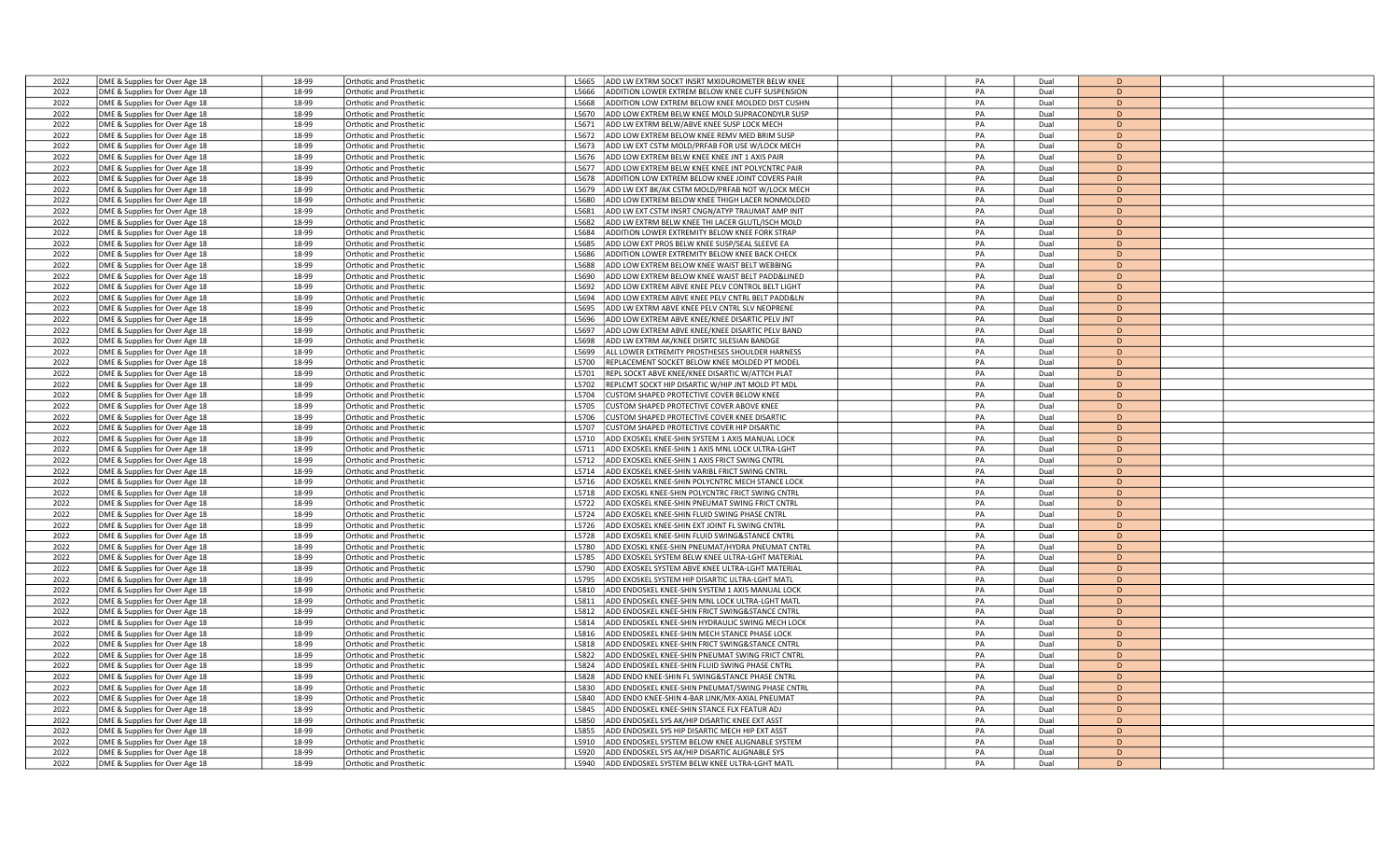| 2022 | DME & Supplies for Over Age 18 | 18-99 | Orthotic and Prosthetic | L5665 | ADD LW EXTRM SOCKT INSRT MXIDUROMETER BELW KNEE | | | PA | Dual | D | | |
|---|---|---|---|---|---|---|---|---|---|---|---|---|
| 2022 | DME & Supplies for Over Age 18 | 18-99 | Orthotic and Prosthetic | L5666 | ADDITION LOWER EXTREM BELOW KNEE CUFF SUSPENSION | | | PA | Dual | D | | |
| 2022 | DME & Supplies for Over Age 18 | 18-99 | Orthotic and Prosthetic | L5668 | ADDITION LOW EXTREM BELOW KNEE MOLDED DIST CUSHN | | | PA | Dual | D | | |
| 2022 | DME & Supplies for Over Age 18 | 18-99 | Orthotic and Prosthetic | L5670 | ADD LOW EXTREM BELW KNEE MOLD SUPRACONDYLR SUSP | | | PA | Dual | D | | |
| 2022 | DME & Supplies for Over Age 18 | 18-99 | Orthotic and Prosthetic | L5671 | ADD LW EXTRM BELW/ABVE KNEE SUSP LOCK MECH | | | PA | Dual | D | | |
| 2022 | DME & Supplies for Over Age 18 | 18-99 | Orthotic and Prosthetic | L5672 | ADD LOW EXTREM BELOW KNEE REMV MED BRIM SUSP | | | PA | Dual | D | | |
| 2022 | DME & Supplies for Over Age 18 | 18-99 | Orthotic and Prosthetic | L5673 | ADD LW EXT CSTM MOLD/PRFAB FOR USE W/LOCK MECH | | | PA | Dual | D | | |
| 2022 | DME & Supplies for Over Age 18 | 18-99 | Orthotic and Prosthetic | L5676 | ADD LOW EXTREM BELW KNEE KNEE JNT 1 AXIS PAIR | | | PA | Dual | D | | |
| 2022 | DME & Supplies for Over Age 18 | 18-99 | Orthotic and Prosthetic | L5677 | ADD LOW EXTREM BELW KNEE KNEE JNT POLYCNTRC PAIR | | | PA | Dual | D | | |
| 2022 | DME & Supplies for Over Age 18 | 18-99 | Orthotic and Prosthetic | L5678 | ADDITION LOW EXTREM BELOW KNEE JOINT COVERS PAIR | | | PA | Dual | D | | |
| 2022 | DME & Supplies for Over Age 18 | 18-99 | Orthotic and Prosthetic | L5679 | ADD LW EXT BK/AK CSTM MOLD/PRFAB NOT W/LOCK MECH | | | PA | Dual | D | | |
| 2022 | DME & Supplies for Over Age 18 | 18-99 | Orthotic and Prosthetic | L5680 | ADD LOW EXTREM BELOW KNEE THIGH LACER NONMOLDED | | | PA | Dual | D | | |
| 2022 | DME & Supplies for Over Age 18 | 18-99 | Orthotic and Prosthetic | L5681 | ADD LW EXT CSTM INSRT CNGN/ATYP TRAUMAT AMP INIT | | | PA | Dual | D | | |
| 2022 | DME & Supplies for Over Age 18 | 18-99 | Orthotic and Prosthetic | L5682 | ADD LW EXTRM BELW KNEE THI LACER GLUTL/ISCH MOLD | | | PA | Dual | D | | |
| 2022 | DME & Supplies for Over Age 18 | 18-99 | Orthotic and Prosthetic | L5684 | ADDITION LOWER EXTREMITY BELOW KNEE FORK STRAP | | | PA | Dual | D | | |
| 2022 | DME & Supplies for Over Age 18 | 18-99 | Orthotic and Prosthetic | L5685 | ADD LOW EXT PROS BELW KNEE SUSP/SEAL SLEEVE EA | | | PA | Dual | D | | |
| 2022 | DME & Supplies for Over Age 18 | 18-99 | Orthotic and Prosthetic | L5686 | ADDITION LOWER EXTREMITY BELOW KNEE BACK CHECK | | | PA | Dual | D | | |
| 2022 | DME & Supplies for Over Age 18 | 18-99 | Orthotic and Prosthetic | L5688 | ADD LOW EXTREM BELOW KNEE WAIST BELT WEBBING | | | PA | Dual | D | | |
| 2022 | DME & Supplies for Over Age 18 | 18-99 | Orthotic and Prosthetic | L5690 | ADD LOW EXTREM BELOW KNEE WAIST BELT PADD&LINED | | | PA | Dual | D | | |
| 2022 | DME & Supplies for Over Age 18 | 18-99 | Orthotic and Prosthetic | L5692 | ADD LOW EXTREM ABVE KNEE PELV CONTROL BELT LIGHT | | | PA | Dual | D | | |
| 2022 | DME & Supplies for Over Age 18 | 18-99 | Orthotic and Prosthetic | L5694 | ADD LOW EXTREM ABVE KNEE PELV CNTRL BELT PADD&LN | | | PA | Dual | D | | |
| 2022 | DME & Supplies for Over Age 18 | 18-99 | Orthotic and Prosthetic | L5695 | ADD LW EXTRM ABVE KNEE PELV CNTRL SLV NEOPRENE | | | PA | Dual | D | | |
| 2022 | DME & Supplies for Over Age 18 | 18-99 | Orthotic and Prosthetic | L5696 | ADD LOW EXTREM ABVE KNEE/KNEE DISARTIC PELV JNT | | | PA | Dual | D | | |
| 2022 | DME & Supplies for Over Age 18 | 18-99 | Orthotic and Prosthetic | L5697 | ADD LOW EXTREM ABVE KNEE/KNEE DISARTIC PELV BAND | | | PA | Dual | D | | |
| 2022 | DME & Supplies for Over Age 18 | 18-99 | Orthotic and Prosthetic | L5698 | ADD LW EXTRM AK/KNEE DISRTC SILESIAN BANDGE | | | PA | Dual | D | | |
| 2022 | DME & Supplies for Over Age 18 | 18-99 | Orthotic and Prosthetic | L5699 | ALL LOWER EXTREMITY PROSTHESES SHOULDER HARNESS | | | PA | Dual | D | | |
| 2022 | DME & Supplies for Over Age 18 | 18-99 | Orthotic and Prosthetic | L5700 | REPLACEMENT SOCKET BELOW KNEE MOLDED PT MODEL | | | PA | Dual | D | | |
| 2022 | DME & Supplies for Over Age 18 | 18-99 | Orthotic and Prosthetic | L5701 | REPL SOCKT ABVE KNEE/KNEE DISARTIC W/ATTCH PLAT | | | PA | Dual | D | | |
| 2022 | DME & Supplies for Over Age 18 | 18-99 | Orthotic and Prosthetic | L5702 | REPLCMT SOCKT HIP DISARTIC W/HIP JNT MOLD PT MDL | | | PA | Dual | D | | |
| 2022 | DME & Supplies for Over Age 18 | 18-99 | Orthotic and Prosthetic | L5704 | CUSTOM SHAPED PROTECTIVE COVER BELOW KNEE | | | PA | Dual | D | | |
| 2022 | DME & Supplies for Over Age 18 | 18-99 | Orthotic and Prosthetic | L5705 | CUSTOM SHAPED PROTECTIVE COVER ABOVE KNEE | | | PA | Dual | D | | |
| 2022 | DME & Supplies for Over Age 18 | 18-99 | Orthotic and Prosthetic | L5706 | CUSTOM SHAPED PROTECTIVE COVER KNEE DISARTIC | | | PA | Dual | D | | |
| 2022 | DME & Supplies for Over Age 18 | 18-99 | Orthotic and Prosthetic | L5707 | CUSTOM SHAPED PROTECTIVE COVER HIP DISARTIC | | | PA | Dual | D | | |
| 2022 | DME & Supplies for Over Age 18 | 18-99 | Orthotic and Prosthetic | L5710 | ADD EXOSKEL KNEE-SHIN SYSTEM 1 AXIS MANUAL LOCK | | | PA | Dual | D | | |
| 2022 | DME & Supplies for Over Age 18 | 18-99 | Orthotic and Prosthetic | L5711 | ADD EXOSKEL KNEE-SHIN 1 AXIS MNL LOCK ULTRA-LGHT | | | PA | Dual | D | | |
| 2022 | DME & Supplies for Over Age 18 | 18-99 | Orthotic and Prosthetic | L5712 | ADD EXOSKEL KNEE-SHIN 1 AXIS FRICT SWING CNTRL | | | PA | Dual | D | | |
| 2022 | DME & Supplies for Over Age 18 | 18-99 | Orthotic and Prosthetic | L5714 | ADD EXOSKEL KNEE-SHIN VARIBL FRICT SWING CNTRL | | | PA | Dual | D | | |
| 2022 | DME & Supplies for Over Age 18 | 18-99 | Orthotic and Prosthetic | L5716 | ADD EXOSKEL KNEE-SHIN POLYCNTRC MECH STANCE LOCK | | | PA | Dual | D | | |
| 2022 | DME & Supplies for Over Age 18 | 18-99 | Orthotic and Prosthetic | L5718 | ADD EXOSKL KNEE-SHIN POLYCNTRC FRICT SWING CNTRL | | | PA | Dual | D | | |
| 2022 | DME & Supplies for Over Age 18 | 18-99 | Orthotic and Prosthetic | L5722 | ADD EXOSKEL KNEE-SHIN PNEUMAT SWING FRICT CNTRL | | | PA | Dual | D | | |
| 2022 | DME & Supplies for Over Age 18 | 18-99 | Orthotic and Prosthetic | L5724 | ADD EXOSKEL KNEE-SHIN FLUID SWING PHASE CNTRL | | | PA | Dual | D | | |
| 2022 | DME & Supplies for Over Age 18 | 18-99 | Orthotic and Prosthetic | L5726 | ADD EXOSKEL KNEE-SHIN EXT JOINT FL SWING CNTRL | | | PA | Dual | D | | |
| 2022 | DME & Supplies for Over Age 18 | 18-99 | Orthotic and Prosthetic | L5728 | ADD EXOSKEL KNEE-SHIN FLUID SWING&STANCE CNTRL | | | PA | Dual | D | | |
| 2022 | DME & Supplies for Over Age 18 | 18-99 | Orthotic and Prosthetic | L5780 | ADD EXOSKL KNEE-SHIN PNEUMAT/HYDRA PNEUMAT CNTRL | | | PA | Dual | D | | |
| 2022 | DME & Supplies for Over Age 18 | 18-99 | Orthotic and Prosthetic | L5785 | ADD EXOSKEL SYSTEM BELW KNEE ULTRA-LGHT MATERIAL | | | PA | Dual | D | | |
| 2022 | DME & Supplies for Over Age 18 | 18-99 | Orthotic and Prosthetic | L5790 | ADD EXOSKEL SYSTEM ABVE KNEE ULTRA-LGHT MATERIAL | | | PA | Dual | D | | |
| 2022 | DME & Supplies for Over Age 18 | 18-99 | Orthotic and Prosthetic | L5795 | ADD EXOSKEL SYSTEM HIP DISARTIC ULTRA-LGHT MATL | | | PA | Dual | D | | |
| 2022 | DME & Supplies for Over Age 18 | 18-99 | Orthotic and Prosthetic | L5810 | ADD ENDOSKEL KNEE-SHIN SYSTEM 1 AXIS MANUAL LOCK | | | PA | Dual | D | | |
| 2022 | DME & Supplies for Over Age 18 | 18-99 | Orthotic and Prosthetic | L5811 | ADD ENDOSKEL KNEE-SHIN MNL LOCK ULTRA-LGHT MATL | | | PA | Dual | D | | |
| 2022 | DME & Supplies for Over Age 18 | 18-99 | Orthotic and Prosthetic | L5812 | ADD ENDOSKEL KNEE-SHIN FRICT SWING&STANCE CNTRL | | | PA | Dual | D | | |
| 2022 | DME & Supplies for Over Age 18 | 18-99 | Orthotic and Prosthetic | L5814 | ADD ENDOSKEL KNEE-SHIN HYDRAULIC SWING MECH LOCK | | | PA | Dual | D | | |
| 2022 | DME & Supplies for Over Age 18 | 18-99 | Orthotic and Prosthetic | L5816 | ADD ENDOSKEL KNEE-SHIN MECH STANCE PHASE LOCK | | | PA | Dual | D | | |
| 2022 | DME & Supplies for Over Age 18 | 18-99 | Orthotic and Prosthetic | L5818 | ADD ENDOSKEL KNEE-SHIN FRICT SWING&STANCE CNTRL | | | PA | Dual | D | | |
| 2022 | DME & Supplies for Over Age 18 | 18-99 | Orthotic and Prosthetic | L5822 | ADD ENDOSKEL KNEE-SHIN PNEUMAT SWING FRICT CNTRL | | | PA | Dual | D | | |
| 2022 | DME & Supplies for Over Age 18 | 18-99 | Orthotic and Prosthetic | L5824 | ADD ENDOSKEL KNEE-SHIN FLUID SWING PHASE CNTRL | | | PA | Dual | D | | |
| 2022 | DME & Supplies for Over Age 18 | 18-99 | Orthotic and Prosthetic | L5828 | ADD ENDO KNEE-SHIN FL SWING&STANCE PHASE CNTRL | | | PA | Dual | D | | |
| 2022 | DME & Supplies for Over Age 18 | 18-99 | Orthotic and Prosthetic | L5830 | ADD ENDOSKEL KNEE-SHIN PNEUMAT/SWING PHASE CNTRL | | | PA | Dual | D | | |
| 2022 | DME & Supplies for Over Age 18 | 18-99 | Orthotic and Prosthetic | L5840 | ADD ENDO KNEE-SHIN 4-BAR LINK/MX-AXIAL PNEUMAT | | | PA | Dual | D | | |
| 2022 | DME & Supplies for Over Age 18 | 18-99 | Orthotic and Prosthetic | L5845 | ADD ENDOSKEL KNEE-SHIN STANCE FLX FEATUR ADJ | | | PA | Dual | D | | |
| 2022 | DME & Supplies for Over Age 18 | 18-99 | Orthotic and Prosthetic | L5850 | ADD ENDOSKEL SYS AK/HIP DISARTIC KNEE EXT ASST | | | PA | Dual | D | | |
| 2022 | DME & Supplies for Over Age 18 | 18-99 | Orthotic and Prosthetic | L5855 | ADD ENDOSKEL SYS HIP DISARTIC MECH HIP EXT ASST | | | PA | Dual | D | | |
| 2022 | DME & Supplies for Over Age 18 | 18-99 | Orthotic and Prosthetic | L5910 | ADD ENDOSKEL SYSTEM BELOW KNEE ALIGNABLE SYSTEM | | | PA | Dual | D | | |
| 2022 | DME & Supplies for Over Age 18 | 18-99 | Orthotic and Prosthetic | L5920 | ADD ENDOSKEL SYS AK/HIP DISARTIC ALIGNABLE SYS | | | PA | Dual | D | | |
| 2022 | DME & Supplies for Over Age 18 | 18-99 | Orthotic and Prosthetic | L5940 | ADD ENDOSKEL SYSTEM BELW KNEE ULTRA-LGHT MATL | | | PA | Dual | D | | |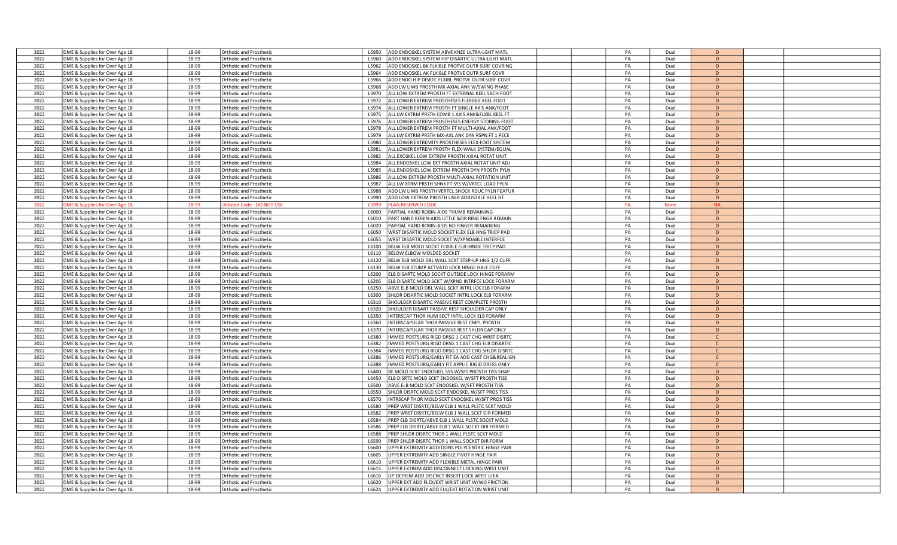| | | | | | | | | | | | | |
|---|---|---|---|---|---|---|---|---|---|---|---|---|
| 2022 | DME & Supplies for Over Age 18 | 18-99 | Orthotic and Prosthetic | L5950 | ADD ENDOSKEL SYSTEM ABVE KNEE ULTRA-LGHT MATL | | | PA | Dual | D | | |
| 2022 | DME & Supplies for Over Age 18 | 18-99 | Orthotic and Prosthetic | L5960 | ADD ENDOSKEL SYSTEM HIP DISARTIC ULTRA-LGHT MATL | | | PA | Dual | D | | |
| 2022 | DME & Supplies for Over Age 18 | 18-99 | Orthotic and Prosthetic | L5962 | ADD ENDOSKEL BK FLXIBLE PROTVE OUTR SURF COVRING | | | PA | Dual | D | | |
| 2022 | DME & Supplies for Over Age 18 | 18-99 | Orthotic and Prosthetic | L5964 | ADD ENDOSKEL AK FLXIBLE PROTVE OUTR SURF COVR | | | PA | Dual | D | | |
| 2022 | DME & Supplies for Over Age 18 | 18-99 | Orthotic and Prosthetic | L5966 | ADD ENDO HIP DISRTC FLXIBL PROTVE OUTR SURF COVR | | | PA | Dual | D | | |
| 2022 | DME & Supplies for Over Age 18 | 18-99 | Orthotic and Prosthetic | L5968 | ADD LW LIMB PROSTH MX-AXIAL ANK W/SWING PHASE | | | PA | Dual | D | | |
| 2022 | DME & Supplies for Over Age 18 | 18-99 | Orthotic and Prosthetic | L5970 | ALL LOW EXTREM PROSTH FT EXTERNAL KEEL SACH FOOT | | | PA | Dual | D | | |
| 2022 | DME & Supplies for Over Age 18 | 18-99 | Orthotic and Prosthetic | L5972 | ALL LOWER EXTREM PROSTHESES FLEXIBLE KEEL FOOT | | | PA | Dual | D | | |
| 2022 | DME & Supplies for Over Age 18 | 18-99 | Orthotic and Prosthetic | L5974 | ALL LOWER EXTREM PROSTH FT SINGLE AXIS ANK/FOOT | | | PA | Dual | D | | |
| 2022 | DME & Supplies for Over Age 18 | 18-99 | Orthotic and Prosthetic | L5975 | ALL LW EXTRM PRSTH COMB 1 AXIS ANK&FLXBL KEEL FT | | | PA | Dual | D | | |
| 2022 | DME & Supplies for Over Age 18 | 18-99 | Orthotic and Prosthetic | L5976 | ALL LOWER EXTREM PROSTHESES ENERGY STORING FOOT | | | PA | Dual | D | | |
| 2022 | DME & Supplies for Over Age 18 | 18-99 | Orthotic and Prosthetic | L5978 | ALL LOWER EXTREM PROSTH FT MULTI-AXIAL ANK/FOOT | | | PA | Dual | D | | |
| 2022 | DME & Supplies for Over Age 18 | 18-99 | Orthotic and Prosthetic | L5979 | ALL LW EXTRM PRSTH MX-AXL ANK DYN RSPN FT 1 PECE | | | PA | Dual | D | | |
| 2022 | DME & Supplies for Over Age 18 | 18-99 | Orthotic and Prosthetic | L5980 | ALL LOWER EXTREMITY PROSTHESES FLEX-FOOT SYSTEM | | | PA | Dual | D | | |
| 2022 | DME & Supplies for Over Age 18 | 18-99 | Orthotic and Prosthetic | L5981 | ALL LOWER EXTREM PROSTH FLEX-WALK SYSTEM/EQUAL | | | PA | Dual | D | | |
| 2022 | DME & Supplies for Over Age 18 | 18-99 | Orthotic and Prosthetic | L5982 | ALL EXOSKEL LOW EXTREM PROSTH AXIAL ROTAT UNIT | | | PA | Dual | D | | |
| 2022 | DME & Supplies for Over Age 18 | 18-99 | Orthotic and Prosthetic | L5984 | ALL ENDOSKEL LOW EXT PROSTH AXIAL ROTAT UNIT ADJ | | | PA | Dual | D | | |
| 2022 | DME & Supplies for Over Age 18 | 18-99 | Orthotic and Prosthetic | L5985 | ALL ENDOSKEL LOW EXTREM PROSTH DYN PROSTH PYLN | | | PA | Dual | D | | |
| 2022 | DME & Supplies for Over Age 18 | 18-99 | Orthotic and Prosthetic | L5986 | ALL LOW EXTREM PROSTH MULTI-AXIAL ROTATION UNIT | | | PA | Dual | D | | |
| 2022 | DME & Supplies for Over Age 18 | 18-99 | Orthotic and Prosthetic | L5987 | ALL LW XTRM PRSTH SHNK FT SYS W/VRTCL LOAD PYLN | | | PA | Dual | D | | |
| 2022 | DME & Supplies for Over Age 18 | 18-99 | Orthotic and Prosthetic | L5988 | ADD LW LIMB PROSTH VERTCL SHOCK RDUC PYLN FEATUR | | | PA | Dual | D | | |
| 2022 | DME & Supplies for Over Age 18 | 18-99 | Orthotic and Prosthetic | L5990 | ADD LOW EXTREM PROSTH USER ADJUSTBLE HEEL HT | | | PA | Dual | D | | |
| 2022 | DME & Supplies for Over Age 18 | 18-99 | Unlisted Code - DO NOT USE | L5999 | PLAN RESERVED CODE | | | PA | None | NA | | |
| 2022 | DME & Supplies for Over Age 18 | 18-99 | Orthotic and Prosthetic | L6000 | PARTIAL HAND ROBIN-AIDS THUMB REMAINING | | | PA | Dual | D | | |
| 2022 | DME & Supplies for Over Age 18 | 18-99 | Orthotic and Prosthetic | L6010 | PART HAND ROBIN-AIDS LITTLE &OR RING FNGR REMAIN | | | PA | Dual | D | | |
| 2022 | DME & Supplies for Over Age 18 | 18-99 | Orthotic and Prosthetic | L6020 | PARTIAL HAND ROBIN-AIDS NO FINGER REMAINING | | | PA | Dual | D | | |
| 2022 | DME & Supplies for Over Age 18 | 18-99 | Orthotic and Prosthetic | L6050 | WRST DISARTIC MOLD SOCKET FLEX ELB HNG TRICP PAD | | | PA | Dual | D | | |
| 2022 | DME & Supplies for Over Age 18 | 18-99 | Orthotic and Prosthetic | L6055 | WRST DISARTIC MOLD SOCKT W/XPNDABLE INTERFCE | | | PA | Dual | D | | |
| 2022 | DME & Supplies for Over Age 18 | 18-99 | Orthotic and Prosthetic | L6100 | BELW ELB MOLD SOCKT FLXIBLE ELB HINGE TRICP PAD | | | PA | Dual | D | | |
| 2022 | DME & Supplies for Over Age 18 | 18-99 | Orthotic and Prosthetic | L6110 | BELOW ELBOW MOLDED SOCKET | | | PA | Dual | D | | |
| 2022 | DME & Supplies for Over Age 18 | 18-99 | Orthotic and Prosthetic | L6120 | BELW ELB MOLD DBL WALL SCKT STEP-UP HNG 1/2 CUFF | | | PA | Dual | D | | |
| 2022 | DME & Supplies for Over Age 18 | 18-99 | Orthotic and Prosthetic | L6130 | BELW ELB STUMP ACTVATD LOCK HINGE HALF CUFF | | | PA | Dual | D | | |
| 2022 | DME & Supplies for Over Age 18 | 18-99 | Orthotic and Prosthetic | L6200 | ELB DISARTC MOLD SOCKT OUTSIDE LOCK HINGE FORARM | | | PA | Dual | D | | |
| 2022 | DME & Supplies for Over Age 18 | 18-99 | Orthotic and Prosthetic | L6205 | ELB DISARTC MOLD SCKT W/XPND INTRFCE LOCK FORARM | | | PA | Dual | D | | |
| 2022 | DME & Supplies for Over Age 18 | 18-99 | Orthotic and Prosthetic | L6250 | ABVE ELB MOLD DBL WALL SCKT INTRL LCK ELB FORARM | | | PA | Dual | D | | |
| 2022 | DME & Supplies for Over Age 18 | 18-99 | Orthotic and Prosthetic | L6300 | SHLDR DISARTIC MOLD SOCKET INTRL LOCK ELB FORARM | | | PA | Dual | D | | |
| 2022 | DME & Supplies for Over Age 18 | 18-99 | Orthotic and Prosthetic | L6310 | SHOULDER DISARTIC PASSIVE REST COMPLETE PROSTH | | | PA | Dual | D | | |
| 2022 | DME & Supplies for Over Age 18 | 18-99 | Orthotic and Prosthetic | L6320 | SHOULDER DISART PASSIVE REST SHOULDER CAP ONLY | | | PA | Dual | D | | |
| 2022 | DME & Supplies for Over Age 18 | 18-99 | Orthotic and Prosthetic | L6350 | INTERSCAP THOR HUM SECT INTRL LOCK ELB FORARM | | | PA | Dual | D | | |
| 2022 | DME & Supplies for Over Age 18 | 18-99 | Orthotic and Prosthetic | L6360 | INTERSCAPULAR THOR PASSIVE REST CMPL PROSTH | | | PA | Dual | D | | |
| 2022 | DME & Supplies for Over Age 18 | 18-99 | Orthotic and Prosthetic | L6370 | INTERSCAPULAR THOR PASSIVE REST SHLDR CAP ONLY | | | PA | Dual | D | | |
| 2022 | DME & Supplies for Over Age 18 | 18-99 | Orthotic and Prosthetic | L6380 | IMMED POSTSURG RIGD DRSG 1 CAST CHG WRST DISRTC | | | PA | Dual | C | | |
| 2022 | DME & Supplies for Over Age 18 | 18-99 | Orthotic and Prosthetic | L6382 | IMMED POSTSURG RIGD DRSG 1 CAST CHG ELB DISARTIC | | | PA | Dual | C | | |
| 2022 | DME & Supplies for Over Age 18 | 18-99 | Orthotic and Prosthetic | L6384 | IMMED POSTSURG RIGD DRSG 1 CAST CHG SHLDR DISRTC | | | PA | Dual | C | | |
| 2022 | DME & Supplies for Over Age 18 | 18-99 | Orthotic and Prosthetic | L6386 | IMMED POSTSURG/EARLY FIT EA ADD CAST CHG&REALIGN | | | PA | Dual | C | | |
| 2022 | DME & Supplies for Over Age 18 | 18-99 | Orthotic and Prosthetic | L6388 | IMMED POSTSURG/EARLY FIT APPLIC RIGID DRESS ONLY | | | PA | Dual | C | | |
| 2022 | DME & Supplies for Over Age 18 | 18-99 | Orthotic and Prosthetic | L6400 | BE MOLD SCKT ENDOSKEL SYS W/SFT PROSTH TISS SHAP | | | PA | Dual | D | | |
| 2022 | DME & Supplies for Over Age 18 | 18-99 | Orthotic and Prosthetic | L6450 | ELB DISRTC MOLD SCKT ENDOSKEL W/SFT PROSTH TISS | | | PA | Dual | D | | |
| 2022 | DME & Supplies for Over Age 18 | 18-99 | Orthotic and Prosthetic | L6500 | ABVE ELB MOLD SCKT ENDOSKEL W/SFT PROSTH TISS | | | PA | Dual | D | | |
| 2022 | DME & Supplies for Over Age 18 | 18-99 | Orthotic and Prosthetic | L6550 | SHLDR DISRTC MOLD SCKT ENDOSKEL W/SFT PROS TISS | | | PA | Dual | D | | |
| 2022 | DME & Supplies for Over Age 18 | 18-99 | Orthotic and Prosthetic | L6570 | INTRSCAP THOR MOLD SCKT ENDOSKEL W/SFT PROS TISS | | | PA | Dual | D | | |
| 2022 | DME & Supplies for Over Age 18 | 18-99 | Orthotic and Prosthetic | L6580 | PREP WRST DISRTC/BELW ELB 1 WALL PLSTC SCKT MOLD | | | PA | Dual | D | | |
| 2022 | DME & Supplies for Over Age 18 | 18-99 | Orthotic and Prosthetic | L6582 | PREP WRST DISRTC/BELW ELB 1 WALL SCKT DIR FORMED | | | PA | Dual | D | | |
| 2022 | DME & Supplies for Over Age 18 | 18-99 | Orthotic and Prosthetic | L6584 | PREP ELB DISRTC/ABVE ELB 1 WALL PLSTC SOCKT MOLD | | | PA | Dual | D | | |
| 2022 | DME & Supplies for Over Age 18 | 18-99 | Orthotic and Prosthetic | L6586 | PREP ELB DISRTC/ABVE ELB 1 WALL SOCKT DIR FORMED | | | PA | Dual | D | | |
| 2022 | DME & Supplies for Over Age 18 | 18-99 | Orthotic and Prosthetic | L6588 | PREP SHLDR DISRTC THOR 1 WALL PLSTC SCKT MOLD | | | PA | Dual | D | | |
| 2022 | DME & Supplies for Over Age 18 | 18-99 | Orthotic and Prosthetic | L6590 | PREP SHLDR DISRTC THOR 1 WALL SOCKET DIR FORM | | | PA | Dual | D | | |
| 2022 | DME & Supplies for Over Age 18 | 18-99 | Orthotic and Prosthetic | L6600 | UPPER EXTREMITY ADDITIONS POLYCENTRIC HINGE PAIR | | | PA | Dual | D | | |
| 2022 | DME & Supplies for Over Age 18 | 18-99 | Orthotic and Prosthetic | L6605 | UPPER EXTREMITY ADD SINGLE PIVOT HINGE PAIR | | | PA | Dual | D | | |
| 2022 | DME & Supplies for Over Age 18 | 18-99 | Orthotic and Prosthetic | L6610 | UPPER EXTREMITY ADD FLEXIBLE METAL HINGE PAIR | | | PA | Dual | D | | |
| 2022 | DME & Supplies for Over Age 18 | 18-99 | Orthotic and Prosthetic | L6615 | UPPER EXTREM ADD DISCONNECT LOCKING WRST UNIT | | | PA | Dual | D | | |
| 2022 | DME & Supplies for Over Age 18 | 18-99 | Orthotic and Prosthetic | L6616 | UP EXTREM ADD DISCNCT INSERT LOCK WRST U EA | | | PA | Dual | D | | |
| 2022 | DME & Supplies for Over Age 18 | 18-99 | Orthotic and Prosthetic | L6620 | UPPER EXT ADD FLEX/EXT WRIST UNIT W/WO FRICTION | | | PA | Dual | D | | |
| 2022 | DME & Supplies for Over Age 18 | 18-99 | Orthotic and Prosthetic | L6624 | UPPER EXTREMITY ADD FLX/EXT ROTATION WRIST UNIT | | | PA | Dual | D | | |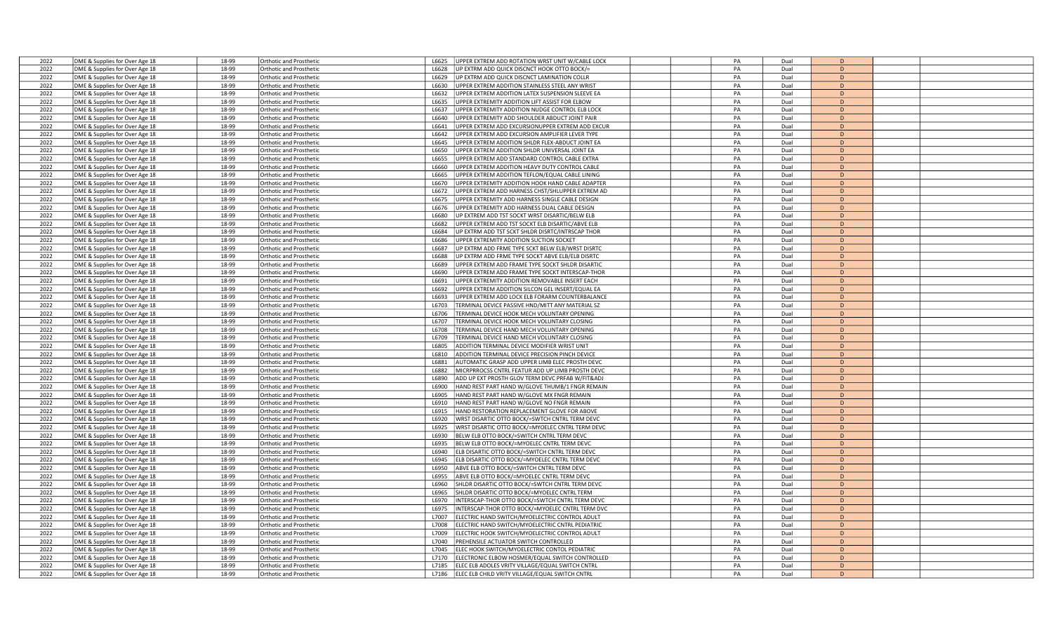| | | | | | | | | | | | | |
|---|---|---|---|---|---|---|---|---|---|---|---|---|
| 2022 | DME & Supplies for Over Age 18 | 18-99 | Orthotic and Prosthetic | L6625 | UPPER EXTREM ADD ROTATION WRST UNIT W/CABLE LOCK | | | PA | Dual | D | | |
| 2022 | DME & Supplies for Over Age 18 | 18-99 | Orthotic and Prosthetic | L6628 | UP EXTRM ADD QUICK DISCNCT HOOK OTTO BOCK/= | | | PA | Dual | D | | |
| 2022 | DME & Supplies for Over Age 18 | 18-99 | Orthotic and Prosthetic | L6629 | UP EXTRM ADD QUICK DISCNCT LAMINATION COLLR | | | PA | Dual | D | | |
| 2022 | DME & Supplies for Over Age 18 | 18-99 | Orthotic and Prosthetic | L6630 | UPPER EXTREM ADDITION STAINLESS STEEL ANY WRIST | | | PA | Dual | D | | |
| 2022 | DME & Supplies for Over Age 18 | 18-99 | Orthotic and Prosthetic | L6632 | UPPER EXTREM ADDITION LATEX SUSPENSION SLEEVE EA | | | PA | Dual | D | | |
| 2022 | DME & Supplies for Over Age 18 | 18-99 | Orthotic and Prosthetic | L6635 | UPPER EXTREMITY ADDITION LIFT ASSIST FOR ELBOW | | | PA | Dual | D | | |
| 2022 | DME & Supplies for Over Age 18 | 18-99 | Orthotic and Prosthetic | L6637 | UPPER EXTREMITY ADDITION NUDGE CONTROL ELB LOCK | | | PA | Dual | D | | |
| 2022 | DME & Supplies for Over Age 18 | 18-99 | Orthotic and Prosthetic | L6640 | UPPER EXTREMITY ADD SHOULDER ABDUCT JOINT PAIR | | | PA | Dual | D | | |
| 2022 | DME & Supplies for Over Age 18 | 18-99 | Orthotic and Prosthetic | L6641 | UPPER EXTREM ADD EXCURSIONUPPER EXTREM ADD EXCUR | | | PA | Dual | D | | |
| 2022 | DME & Supplies for Over Age 18 | 18-99 | Orthotic and Prosthetic | L6642 | UPPER EXTREM ADD EXCURSION AMPLIFIER LEVER TYPE | | | PA | Dual | D | | |
| 2022 | DME & Supplies for Over Age 18 | 18-99 | Orthotic and Prosthetic | L6645 | UPPER EXTREM ADDITION SHLDR FLEX-ABDUCT JOINT EA | | | PA | Dual | D | | |
| 2022 | DME & Supplies for Over Age 18 | 18-99 | Orthotic and Prosthetic | L6650 | UPPER EXTREM ADDITION SHLDR UNIVERSAL JOINT EA | | | PA | Dual | D | | |
| 2022 | DME & Supplies for Over Age 18 | 18-99 | Orthotic and Prosthetic | L6655 | UPPER EXTREM ADD STANDARD CONTROL CABLE EXTRA | | | PA | Dual | D | | |
| 2022 | DME & Supplies for Over Age 18 | 18-99 | Orthotic and Prosthetic | L6660 | UPPER EXTREM ADDITION HEAVY DUTY CONTROL CABLE | | | PA | Dual | D | | |
| 2022 | DME & Supplies for Over Age 18 | 18-99 | Orthotic and Prosthetic | L6665 | UPPER EXTREM ADDITION TEFLON/EQUAL CABLE LINING | | | PA | Dual | D | | |
| 2022 | DME & Supplies for Over Age 18 | 18-99 | Orthotic and Prosthetic | L6670 | UPPER EXTREMITY ADDITION HOOK HAND CABLE ADAPTER | | | PA | Dual | D | | |
| 2022 | DME & Supplies for Over Age 18 | 18-99 | Orthotic and Prosthetic | L6672 | UPPER EXTREM ADD HARNESS CHST/SHLUPPER EXTREM AD | | | PA | Dual | D | | |
| 2022 | DME & Supplies for Over Age 18 | 18-99 | Orthotic and Prosthetic | L6675 | UPPER EXTREMITY ADD HARNESS SINGLE CABLE DESIGN | | | PA | Dual | D | | |
| 2022 | DME & Supplies for Over Age 18 | 18-99 | Orthotic and Prosthetic | L6676 | UPPER EXTREMITY ADD HARNESS DUAL CABLE DESIGN | | | PA | Dual | D | | |
| 2022 | DME & Supplies for Over Age 18 | 18-99 | Orthotic and Prosthetic | L6680 | UP EXTREM ADD TST SOCKT WRST DISARTIC/BELW ELB | | | PA | Dual | D | | |
| 2022 | DME & Supplies for Over Age 18 | 18-99 | Orthotic and Prosthetic | L6682 | UPPER EXTREM ADD TST SOCKT ELB DISARTIC/ABVE ELB | | | PA | Dual | D | | |
| 2022 | DME & Supplies for Over Age 18 | 18-99 | Orthotic and Prosthetic | L6684 | UP EXTRM ADD TST SCKT SHLDR DISRTC/INTRSCAP THOR | | | PA | Dual | D | | |
| 2022 | DME & Supplies for Over Age 18 | 18-99 | Orthotic and Prosthetic | L6686 | UPPER EXTREMITY ADDITION SUCTION SOCKET | | | PA | Dual | D | | |
| 2022 | DME & Supplies for Over Age 18 | 18-99 | Orthotic and Prosthetic | L6687 | UP EXTRM ADD FRME TYPE SCKT BELW ELB/WRST DISRTC | | | PA | Dual | D | | |
| 2022 | DME & Supplies for Over Age 18 | 18-99 | Orthotic and Prosthetic | L6688 | UP EXTRM ADD FRME TYPE SCKT ABVE ELB/ELB DISRTC | | | PA | Dual | D | | |
| 2022 | DME & Supplies for Over Age 18 | 18-99 | Orthotic and Prosthetic | L6689 | UPPER EXTREM ADD FRAME TYPE SOCKT SHLDR DISARTIC | | | PA | Dual | D | | |
| 2022 | DME & Supplies for Over Age 18 | 18-99 | Orthotic and Prosthetic | L6690 | UPPER EXTREM ADD FRAME TYPE SOCKT INTERSCAP-THOR | | | PA | Dual | D | | |
| 2022 | DME & Supplies for Over Age 18 | 18-99 | Orthotic and Prosthetic | L6691 | UPPER EXTREMITY ADDITION REMOVABLE INSERT EACH | | | PA | Dual | D | | |
| 2022 | DME & Supplies for Over Age 18 | 18-99 | Orthotic and Prosthetic | L6692 | UPPER EXTREM ADDITION SILCON GEL INSERT/EQUAL EA | | | PA | Dual | D | | |
| 2022 | DME & Supplies for Over Age 18 | 18-99 | Orthotic and Prosthetic | L6693 | UPPER EXTREM ADD LOCK ELB FORARM COUNTERBALANCE | | | PA | Dual | D | | |
| 2022 | DME & Supplies for Over Age 18 | 18-99 | Orthotic and Prosthetic | L6703 | TERMINAL DEVICE PASSIVE HND/MITT ANY MATERIAL SZ | | | PA | Dual | D | | |
| 2022 | DME & Supplies for Over Age 18 | 18-99 | Orthotic and Prosthetic | L6706 | TERMINAL DEVICE HOOK MECH VOLUNTARY OPENING | | | PA | Dual | D | | |
| 2022 | DME & Supplies for Over Age 18 | 18-99 | Orthotic and Prosthetic | L6707 | TERMINAL DEVICE HOOK MECH VOLUNTARY CLOSING | | | PA | Dual | D | | |
| 2022 | DME & Supplies for Over Age 18 | 18-99 | Orthotic and Prosthetic | L6708 | TERMINAL DEVICE HAND MECH VOLUNTARY OPENING | | | PA | Dual | D | | |
| 2022 | DME & Supplies for Over Age 18 | 18-99 | Orthotic and Prosthetic | L6709 | TERMINAL DEVICE HAND MECH VOLUNTARY CLOSING | | | PA | Dual | D | | |
| 2022 | DME & Supplies for Over Age 18 | 18-99 | Orthotic and Prosthetic | L6805 | ADDITION TERMINAL DEVICE MODIFIER WRIST UNIT | | | PA | Dual | D | | |
| 2022 | DME & Supplies for Over Age 18 | 18-99 | Orthotic and Prosthetic | L6810 | ADDITION TERMINAL DEVICE PRECISION PINCH DEVICE | | | PA | Dual | D | | |
| 2022 | DME & Supplies for Over Age 18 | 18-99 | Orthotic and Prosthetic | L6881 | AUTOMATIC GRASP ADD UPPER LIMB ELEC PROSTH DEVC | | | PA | Dual | D | | |
| 2022 | DME & Supplies for Over Age 18 | 18-99 | Orthotic and Prosthetic | L6882 | MICRPRROCSS CNTRL FEATUR ADD UP LIMB PROSTH DEVC | | | PA | Dual | D | | |
| 2022 | DME & Supplies for Over Age 18 | 18-99 | Orthotic and Prosthetic | L6890 | ADD UP EXT PROSTH GLOV TERM DEVC PRFAB W/FIT&ADJ | | | PA | Dual | D | | |
| 2022 | DME & Supplies for Over Age 18 | 18-99 | Orthotic and Prosthetic | L6900 | HAND REST PART HAND W/GLOVE THUMB/1 FNGR REMAIN | | | PA | Dual | D | | |
| 2022 | DME & Supplies for Over Age 18 | 18-99 | Orthotic and Prosthetic | L6905 | HAND REST PART HAND W/GLOVE MX FNGR REMAIN | | | PA | Dual | D | | |
| 2022 | DME & Supplies for Over Age 18 | 18-99 | Orthotic and Prosthetic | L6910 | HAND REST PART HAND W/GLOVE NO FNGR REMAIN | | | PA | Dual | D | | |
| 2022 | DME & Supplies for Over Age 18 | 18-99 | Orthotic and Prosthetic | L6915 | HAND RESTORATION REPLACEMENT GLOVE FOR ABOVE | | | PA | Dual | D | | |
| 2022 | DME & Supplies for Over Age 18 | 18-99 | Orthotic and Prosthetic | L6920 | WRST DISARTIC OTTO BOCK/=SWTCH CNTRL TERM DEVC | | | PA | Dual | D | | |
| 2022 | DME & Supplies for Over Age 18 | 18-99 | Orthotic and Prosthetic | L6925 | WRST DISARTIC OTTO BOCK/=MYOELEC CNTRL TERM DEVC | | | PA | Dual | D | | |
| 2022 | DME & Supplies for Over Age 18 | 18-99 | Orthotic and Prosthetic | L6930 | BELW ELB OTTO BOCK/=SWITCH CNTRL TERM DEVC | | | PA | Dual | D | | |
| 2022 | DME & Supplies for Over Age 18 | 18-99 | Orthotic and Prosthetic | L6935 | BELW ELB OTTO BOCK/=MYOELEC CNTRL TERM DEVC | | | PA | Dual | D | | |
| 2022 | DME & Supplies for Over Age 18 | 18-99 | Orthotic and Prosthetic | L6940 | ELB DISARTIC OTTO BOCK/=SWITCH CNTRL TERM DEVC | | | PA | Dual | D | | |
| 2022 | DME & Supplies for Over Age 18 | 18-99 | Orthotic and Prosthetic | L6945 | ELB DISARTIC OTTO BOCK/=MYOELEC CNTRL TERM DEVC | | | PA | Dual | D | | |
| 2022 | DME & Supplies for Over Age 18 | 18-99 | Orthotic and Prosthetic | L6950 | ABVE ELB OTTO BOCK/=SWITCH CNTRL TERM DEVC | | | PA | Dual | D | | |
| 2022 | DME & Supplies for Over Age 18 | 18-99 | Orthotic and Prosthetic | L6955 | ABVE ELB OTTO BOCK/=MYOELEC CNTRL TERM DEVC | | | PA | Dual | D | | |
| 2022 | DME & Supplies for Over Age 18 | 18-99 | Orthotic and Prosthetic | L6960 | SHLDR DISARTIC OTTO BOCK/=SWTCH CNTRL TERM DEVC | | | PA | Dual | D | | |
| 2022 | DME & Supplies for Over Age 18 | 18-99 | Orthotic and Prosthetic | L6965 | SHLDR DISARTIC OTTO BOCK/=MYOELEC CNTRL TERM | | | PA | Dual | D | | |
| 2022 | DME & Supplies for Over Age 18 | 18-99 | Orthotic and Prosthetic | L6970 | INTERSCAP-THOR OTTO BOCK/=SWTCH CNTRL TERM DEVC | | | PA | Dual | D | | |
| 2022 | DME & Supplies for Over Age 18 | 18-99 | Orthotic and Prosthetic | L6975 | INTERSCAP-THOR OTTO BOCK/=MYOELEC CNTRL TERM DVC | | | PA | Dual | D | | |
| 2022 | DME & Supplies for Over Age 18 | 18-99 | Orthotic and Prosthetic | L7007 | ELECTRIC HAND SWITCH/MYOELECTRIC CONTROL ADULT | | | PA | Dual | D | | |
| 2022 | DME & Supplies for Over Age 18 | 18-99 | Orthotic and Prosthetic | L7008 | ELECTRIC HAND SWITCH/MYOELECTRIC CNTRL PEDIATRIC | | | PA | Dual | D | | |
| 2022 | DME & Supplies for Over Age 18 | 18-99 | Orthotic and Prosthetic | L7009 | ELECTRIC HOOK SWITCH/MYOELECTRIC CONTROL ADULT | | | PA | Dual | D | | |
| 2022 | DME & Supplies for Over Age 18 | 18-99 | Orthotic and Prosthetic | L7040 | PREHENSILE ACTUATOR SWITCH CONTROLLED | | | PA | Dual | D | | |
| 2022 | DME & Supplies for Over Age 18 | 18-99 | Orthotic and Prosthetic | L7045 | ELEC HOOK SWITCH/MYOELECTRIC CONTOL PEDIATRIC | | | PA | Dual | D | | |
| 2022 | DME & Supplies for Over Age 18 | 18-99 | Orthotic and Prosthetic | L7170 | ELECTRONIC ELBOW HOSMER/EQUAL SWITCH CONTROLLED | | | PA | Dual | D | | |
| 2022 | DME & Supplies for Over Age 18 | 18-99 | Orthotic and Prosthetic | L7185 | ELEC ELB ADOLES VRITY VILLAGE/EQUAL SWITCH CNTRL | | | PA | Dual | D | | |
| 2022 | DME & Supplies for Over Age 18 | 18-99 | Orthotic and Prosthetic | L7186 | ELEC ELB CHILD VRITY VILLAGE/EQUAL SWITCH CNTRL | | | PA | Dual | D | | |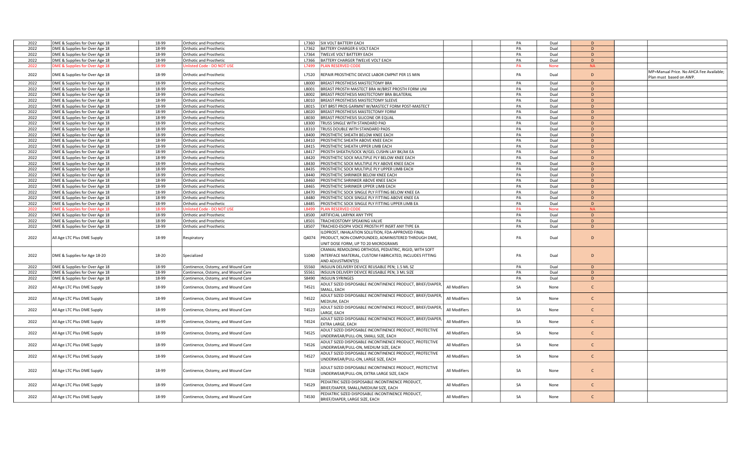| | | | | | | | | | | | | |
|---|---|---|---|---|---|---|---|---|---|---|---|---|
| 2022 | DME & Supplies for Over Age 18 | 18-99 | Orthotic and Prosthetic | L7360 | SIX VOLT BATTERY EACH | | | PA | Dual | D | | |
| 2022 | DME & Supplies for Over Age 18 | 18-99 | Orthotic and Prosthetic | L7362 | BATTERY CHARGER 6 VOLT EACH | | | PA | Dual | D | | |
| 2022 | DME & Supplies for Over Age 18 | 18-99 | Orthotic and Prosthetic | L7364 | TWELVE VOLT BATTERY EACH | | | PA | Dual | D | | |
| 2022 | DME & Supplies for Over Age 18 | 18-99 | Orthotic and Prosthetic | L7366 | BATTERY CHARGER TWELVE VOLT EACH | | | PA | Dual | D | | |
| 2022 | DME & Supplies for Over Age 18 | 18-99 | Unlisted Code - DO NOT USE | L7499 | PLAN RESERVED CODE | | | PA | None | NA | | |
| 2022 | DME & Supplies for Over Age 18 | 18-99 | Orthotic and Prosthetic | L7520 | REPAIR PROSTHETIC DEVICE LABOR CMPNT PER 15 MIN | | | PA | Dual | D | | MP=Manual Price. No AHCA Fee Available; Plan must based on AWP. |
| 2022 | DME & Supplies for Over Age 18 | 18-99 | Orthotic and Prosthetic | L8000 | BREAST PROSTHESIS MASTECTOMY BRA | | | PA | Dual | D | | |
| 2022 | DME & Supplies for Over Age 18 | 18-99 | Orthotic and Prosthetic | L8001 | BREAST PROSTH MASTECT BRA W/BRST PROSTH FORM UNI | | | PA | Dual | D | | |
| 2022 | DME & Supplies for Over Age 18 | 18-99 | Orthotic and Prosthetic | L8002 | BREAST PROSTHESIS MASTECTOMY BRA BILATERAL | | | PA | Dual | D | | |
| 2022 | DME & Supplies for Over Age 18 | 18-99 | Orthotic and Prosthetic | L8010 | BREAST PROSTHESIS MASTECTOMY SLEEVE | | | PA | Dual | D | | |
| 2022 | DME & Supplies for Over Age 18 | 18-99 | Orthotic and Prosthetic | L8015 | EXT BRST PROS GARMNT W/MASTECT FORM POST-MASTECT | | | PA | Dual | D | | |
| 2022 | DME & Supplies for Over Age 18 | 18-99 | Orthotic and Prosthetic | L8020 | BREAST PROSTHESIS MASTECTOMY FORM | | | PA | Dual | D | | |
| 2022 | DME & Supplies for Over Age 18 | 18-99 | Orthotic and Prosthetic | L8030 | BREAST PROSTHESIS SILICONE OR EQUAL | | | PA | Dual | D | | |
| 2022 | DME & Supplies for Over Age 18 | 18-99 | Orthotic and Prosthetic | L8300 | TRUSS SINGLE WITH STANDARD PAD | | | PA | Dual | D | | |
| 2022 | DME & Supplies for Over Age 18 | 18-99 | Orthotic and Prosthetic | L8310 | TRUSS DOUBLE WITH STANDARD PADS | | | PA | Dual | D | | |
| 2022 | DME & Supplies for Over Age 18 | 18-99 | Orthotic and Prosthetic | L8400 | PROSTHETIC SHEATH BELOW KNEE EACH | | | PA | Dual | D | | |
| 2022 | DME & Supplies for Over Age 18 | 18-99 | Orthotic and Prosthetic | L8410 | PROSTHETIC SHEATH ABOVE KNEE EACH | | | PA | Dual | D | | |
| 2022 | DME & Supplies for Over Age 18 | 18-99 | Orthotic and Prosthetic | L8415 | PROSTHETIC SHEATH UPPER LIMB EACH | | | PA | Dual | D | | |
| 2022 | DME & Supplies for Over Age 18 | 18-99 | Orthotic and Prosthetic | L8417 | PROSTH SHEATH/SOCK W/GEL CUSHN LAY BK/AK EA | | | PA | Dual | D | | |
| 2022 | DME & Supplies for Over Age 18 | 18-99 | Orthotic and Prosthetic | L8420 | PROSTHETIC SOCK MULTIPLE PLY BELOW KNEE EACH | | | PA | Dual | D | | |
| 2022 | DME & Supplies for Over Age 18 | 18-99 | Orthotic and Prosthetic | L8430 | PROSTHETIC SOCK MULTIPLE PLY ABOVE KNEE EACH | | | PA | Dual | D | | |
| 2022 | DME & Supplies for Over Age 18 | 18-99 | Orthotic and Prosthetic | L8435 | PROSTHETIC SOCK MULTIPLE PLY UPPER LIMB EACH | | | PA | Dual | D | | |
| 2022 | DME & Supplies for Over Age 18 | 18-99 | Orthotic and Prosthetic | L8440 | PROSTHETIC SHRINKER BELOW KNEE EACH | | | PA | Dual | D | | |
| 2022 | DME & Supplies for Over Age 18 | 18-99 | Orthotic and Prosthetic | L8460 | PROSTHETIC SHRINKER ABOVE KNEE EACH | | | PA | Dual | D | | |
| 2022 | DME & Supplies for Over Age 18 | 18-99 | Orthotic and Prosthetic | L8465 | PROSTHETIC SHRINKER UPPER LIMB EACH | | | PA | Dual | D | | |
| 2022 | DME & Supplies for Over Age 18 | 18-99 | Orthotic and Prosthetic | L8470 | PROSTHETIC SOCK SINGLE PLY FITTING BELOW KNEE EA | | | PA | Dual | D | | |
| 2022 | DME & Supplies for Over Age 18 | 18-99 | Orthotic and Prosthetic | L8480 | PROSTHETIC SOCK SINGLE PLY FITTING ABOVE KNEE EA | | | PA | Dual | D | | |
| 2022 | DME & Supplies for Over Age 18 | 18-99 | Orthotic and Prosthetic | L8485 | PROSTHETIC SOCK SINGLE PLY FITTING UPPER LIMB EA | | | PA | Dual | D | | |
| 2022 | DME & Supplies for Over Age 18 | 18-99 | Unlisted Code - DO NOT USE | L8499 | PLAN RESERVED CODE | | | PA | None | NA | | |
| 2022 | DME & Supplies for Over Age 18 | 18-99 | Orthotic and Prosthetic | L8500 | ARTIFICIAL LARYNX ANY TYPE | | | PA | Dual | D | | |
| 2022 | DME & Supplies for Over Age 18 | 18-99 | Orthotic and Prosthetic | L8501 | TRACHEOSTOMY SPEAKING VALVE | | | PA | Dual | D | | |
| 2022 | DME & Supplies for Over Age 18 | 18-99 | Orthotic and Prosthetic | L8507 | TRACHEO-ESOPH VOICE PROSTH PT INSRT ANY TYPE EA | | | PA | Dual | D | | |
| 2022 | All Age LTC Plus DME Supply | 18-99 | Respiratory | Q4074 | ILOPROST, INHALATION SOLUTION, FDA-APPROVED FINAL PRODUCT, NON-COMPOUNDED, ADMINISTERED THROUGH DME, UNIT DOSE FORM, UP TO 20 MICROGRAMS | | | PA | Dual | D | | |
| 2022 | DME & Supplies for Age 18-20 | 18-20 | Specialized | S1040 | CRANIAL REMOLDING ORTHOSIS, PEDIATRIC, RIGID, WITH SOFT INTERFACE MATERIAL, CUSTOM FABRICATED, INCLUDES FITTING AND ADJUSTMENT(S) | | | PA | Dual | D | | |
| 2022 | DME & Supplies for Over Age 18 | 18-99 | Continence, Ostomy, and Wound Care | S5560 | INSULIN DELIVERY DEVICE REUSABLE PEN; 1.5 ML SZ | | | PA | Dual | D | | |
| 2022 | DME & Supplies for Over Age 18 | 18-99 | Continence, Ostomy, and Wound Care | S5561 | INSULIN DELIVERY DEVICE REUSABLE PEN; 3 ML SIZE | | | PA | Dual | D | | |
| 2022 | DME & Supplies for Over Age 18 | 18-99 | Continence, Ostomy, and Wound Care | S8490 | INSULIN SYRINGES | | | PA | Dual | D | | |
| 2022 | All Age LTC Plus DME Supply | 18-99 | Continence, Ostomy, and Wound Care | T4521 | ADULT SIZED DISPOSABLE INCONTINENCE PRODUCT, BRIEF/DIAPER, SMALL, EACH | All Modifiers | | SA | None | C | | |
| 2022 | All Age LTC Plus DME Supply | 18-99 | Continence, Ostomy, and Wound Care | T4522 | ADULT SIZED DISPOSABLE INCONTINENCE PRODUCT, BRIEF/DIAPER, MEDIUM, EACH | All Modifiers | | SA | None | C | | |
| 2022 | All Age LTC Plus DME Supply | 18-99 | Continence, Ostomy, and Wound Care | T4523 | ADULT SIZED DISPOSABLE INCONTINENCE PRODUCT, BRIEF/DIAPER, LARGE, EACH | All Modifiers | | SA | None | C | | |
| 2022 | All Age LTC Plus DME Supply | 18-99 | Continence, Ostomy, and Wound Care | T4524 | ADULT SIZED DISPOSABLE INCONTINENCE PRODUCT, BRIEF/DIAPER, EXTRA LARGE, EACH | All Modifiers | | SA | None | C | | |
| 2022 | All Age LTC Plus DME Supply | 18-99 | Continence, Ostomy, and Wound Care | T4525 | ADULT SIZED DISPOSABLE INCONTINENCE PRODUCT, PROTECTIVE UNDERWEAR/PULL-ON, SMALL SIZE, EACH | All Modifiers | | SA | None | C | | |
| 2022 | All Age LTC Plus DME Supply | 18-99 | Continence, Ostomy, and Wound Care | T4526 | ADULT SIZED DISPOSABLE INCONTINENCE PRODUCT, PROTECTIVE UNDERWEAR/PULL-ON, MEDIUM SIZE, EACH | All Modifiers | | SA | None | C | | |
| 2022 | All Age LTC Plus DME Supply | 18-99 | Continence, Ostomy, and Wound Care | T4527 | ADULT SIZED DISPOSABLE INCONTINENCE PRODUCT, PROTECTIVE UNDERWEAR/PULL-ON, LARGE SIZE, EACH | All Modifiers | | SA | None | C | | |
| 2022 | All Age LTC Plus DME Supply | 18-99 | Continence, Ostomy, and Wound Care | T4528 | ADULT SIZED DISPOSABLE INCONTINENCE PRODUCT, PROTECTIVE UNDERWEAR/PULL-ON, EXTRA LARGE SIZE, EACH | All Modifiers | | SA | None | C | | |
| 2022 | All Age LTC Plus DME Supply | 18-99 | Continence, Ostomy, and Wound Care | T4529 | PEDIATRIC SIZED DISPOSABLE INCONTINENCE PRODUCT, BRIEF/DIAPER, SMALL/MEDIUM SIZE, EACH | All Modifiers | | SA | None | C | | |
| 2022 | All Age LTC Plus DME Supply | 18-99 | Continence, Ostomy, and Wound Care | T4530 | PEDIATRIC SIZED DISPOSABLE INCONTINENCE PRODUCT, BRIEF/DIAPER, LARGE SIZE, EACH | All Modifiers | | SA | None | C | | |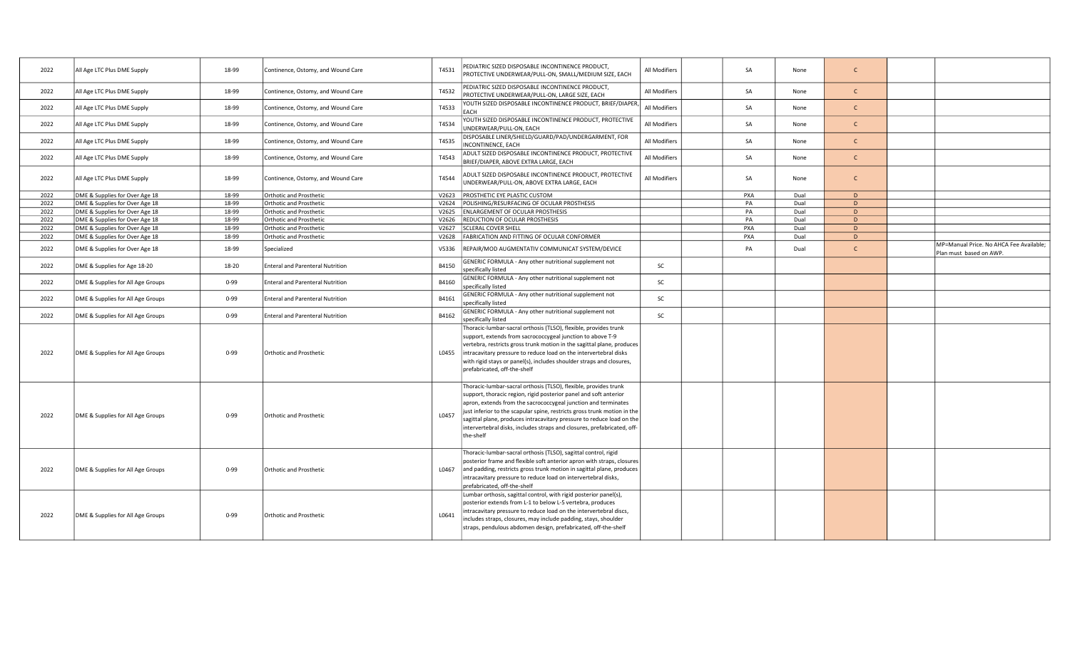| | | | | | | | | | | | | |
|---|---|---|---|---|---|---|---|---|---|---|---|---|
| 2022 | All Age LTC Plus DME Supply | 18-99 | Continence, Ostomy, and Wound Care | T4531 | PEDIATRIC SIZED DISPOSABLE INCONTINENCE PRODUCT, PROTECTIVE UNDERWEAR/PULL-ON, SMALL/MEDIUM SIZE, EACH | All Modifiers | | SA | None | C | | |
| 2022 | All Age LTC Plus DME Supply | 18-99 | Continence, Ostomy, and Wound Care | T4532 | PEDIATRIC SIZED DISPOSABLE INCONTINENCE PRODUCT, PROTECTIVE UNDERWEAR/PULL-ON, LARGE SIZE, EACH | All Modifiers | | SA | None | C | | |
| 2022 | All Age LTC Plus DME Supply | 18-99 | Continence, Ostomy, and Wound Care | T4533 | YOUTH SIZED DISPOSABLE INCONTINENCE PRODUCT, BRIEF/DIAPER, EACH | All Modifiers | | SA | None | C | | |
| 2022 | All Age LTC Plus DME Supply | 18-99 | Continence, Ostomy, and Wound Care | T4534 | YOUTH SIZED DISPOSABLE INCONTINENCE PRODUCT, PROTECTIVE UNDERWEAR/PULL-ON, EACH | All Modifiers | | SA | None | C | | |
| 2022 | All Age LTC Plus DME Supply | 18-99 | Continence, Ostomy, and Wound Care | T4535 | DISPOSABLE LINER/SHIELD/GUARD/PAD/UNDERGARMENT, FOR INCONTINENCE, EACH | All Modifiers | | SA | None | C | | |
| 2022 | All Age LTC Plus DME Supply | 18-99 | Continence, Ostomy, and Wound Care | T4543 | ADULT SIZED DISPOSABLE INCONTINENCE PRODUCT, PROTECTIVE BRIEF/DIAPER, ABOVE EXTRA LARGE, EACH | All Modifiers | | SA | None | C | | |
| 2022 | All Age LTC Plus DME Supply | 18-99 | Continence, Ostomy, and Wound Care | T4544 | ADULT SIZED DISPOSABLE INCONTINENCE PRODUCT, PROTECTIVE UNDERWEAR/PULL-ON, ABOVE EXTRA LARGE, EACH | All Modifiers | | SA | None | C | | |
| 2022 | DME & Supplies for Over Age 18 | 18-99 | Orthotic and Prosthetic | V2623 | PROSTHETIC EYE PLASTIC CUSTOM | | | PXA | Dual | D | | |
| 2022 | DME & Supplies for Over Age 18 | 18-99 | Orthotic and Prosthetic | V2624 | POLISHING/RESURFACING OF OCULAR PROSTHESIS | | | PA | Dual | D | | |
| 2022 | DME & Supplies for Over Age 18 | 18-99 | Orthotic and Prosthetic | V2625 | ENLARGEMENT OF OCULAR PROSTHESIS | | | PA | Dual | D | | |
| 2022 | DME & Supplies for Over Age 18 | 18-99 | Orthotic and Prosthetic | V2626 | REDUCTION OF OCULAR PROSTHESIS | | | PA | Dual | D | | |
| 2022 | DME & Supplies for Over Age 18 | 18-99 | Orthotic and Prosthetic | V2627 | SCLERAL COVER SHELL | | | PXA | Dual | D | | |
| 2022 | DME & Supplies for Over Age 18 | 18-99 | Orthotic and Prosthetic | V2628 | FABRICATION AND FITTING OF OCULAR CONFORMER | | | PXA | Dual | D | | |
| 2022 | DME & Supplies for Over Age 18 | 18-99 | Specialized | V5336 | REPAIR/MOD AUGMENTATIV COMMUNICAT SYSTEM/DEVICE | | | PA | Dual | C | | MP=Manual Price. No AHCA Fee Available; Plan must based on AWP. |
| 2022 | DME & Supplies for Age 18-20 | 18-20 | Enteral and Parenteral Nutrition | B4150 | GENERIC FORMULA - Any other nutritional supplement not specifically listed | SC | | | | | | |
| 2022 | DME & Supplies for All Age Groups | 0-99 | Enteral and Parenteral Nutrition | B4160 | GENERIC FORMULA - Any other nutritional supplement not specifically listed | SC | | | | | | |
| 2022 | DME & Supplies for All Age Groups | 0-99 | Enteral and Parenteral Nutrition | B4161 | GENERIC FORMULA - Any other nutritional supplement not specifically listed | SC | | | | | | |
| 2022 | DME & Supplies for All Age Groups | 0-99 | Enteral and Parenteral Nutrition | B4162 | GENERIC FORMULA - Any other nutritional supplement not specifically listed | SC | | | | | | |
| 2022 | DME & Supplies for All Age Groups | 0-99 | Orthotic and Prosthetic | L0455 | Thoracic-lumbar-sacral orthosis (TLSO), flexible, provides trunk support, extends from sacrococcygeal junction to above T-9 vertebra, restricts gross trunk motion in the sagittal plane, produces intracavitary pressure to reduce load on the intervertebral disks with rigid stays or panel(s), includes shoulder straps and closures, prefabricated, off-the-shelf | | | | | | | |
| 2022 | DME & Supplies for All Age Groups | 0-99 | Orthotic and Prosthetic | L0457 | Thoracic-lumbar-sacral orthosis (TLSO), flexible, provides trunk support, thoracic region, rigid posterior panel and soft anterior apron, extends from the sacrococcygeal junction and terminates just inferior to the scapular spine, restricts gross trunk motion in the sagittal plane, produces intracavitary pressure to reduce load on the intervertebral disks, includes straps and closures, prefabricated, off-the-shelf | | | | | | | |
| 2022 | DME & Supplies for All Age Groups | 0-99 | Orthotic and Prosthetic | L0467 | Thoracic-lumbar-sacral orthosis (TLSO), sagittal control, rigid posterior frame and flexible soft anterior apron with straps, closures and padding, restricts gross trunk motion in sagittal plane, produces intracavitary pressure to reduce load on intervertebral disks, prefabricated, off-the-shelf | | | | | | | |
| 2022 | DME & Supplies for All Age Groups | 0-99 | Orthotic and Prosthetic | L0641 | Lumbar orthosis, sagittal control, with rigid posterior panel(s), posterior extends from L-1 to below L-5 vertebra, produces intracavitary pressure to reduce load on the intervertebral discs, includes straps, closures, may include padding, stays, shoulder straps, pendulous abdomen design, prefabricated, off-the-shelf | | | | | | | |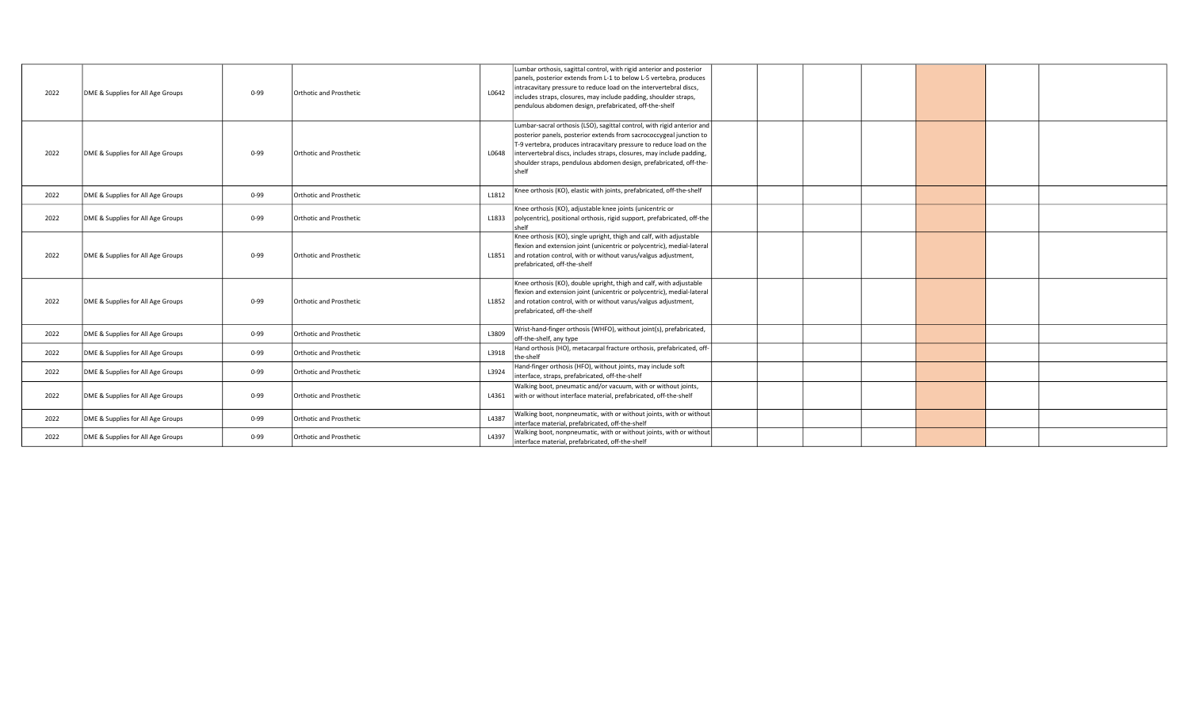| | | | | | | | | | | | | |
|---|---|---|---|---|---|---|---|---|---|---|---|---|
| 2022 | DME & Supplies for All Age Groups | 0-99 | Orthotic and Prosthetic | L0642 | Lumbar orthosis, sagittal control, with rigid anterior and posterior panels, posterior extends from L-1 to below L-5 vertebra, produces intracavitary pressure to reduce load on the intervertebral discs, includes straps, closures, may include padding, shoulder straps, pendulous abdomen design, prefabricated, off-the-shelf | | | | | | |
| 2022 | DME & Supplies for All Age Groups | 0-99 | Orthotic and Prosthetic | L0648 | Lumbar-sacral orthosis (LSO), sagittal control, with rigid anterior and posterior panels, posterior extends from sacrococcygeal junction to T-9 vertebra, produces intracavitary pressure to reduce load on the intervertebral discs, includes straps, closures, may include padding, shoulder straps, pendulous abdomen design, prefabricated, off-the-shelf | | | | | | |
| 2022 | DME & Supplies for All Age Groups | 0-99 | Orthotic and Prosthetic | L1812 | Knee orthosis (KO), elastic with joints, prefabricated, off-the-shelf | | | | | | |
| 2022 | DME & Supplies for All Age Groups | 0-99 | Orthotic and Prosthetic | L1833 | Knee orthosis (KO), adjustable knee joints (unicentric or polycentric), positional orthosis, rigid support, prefabricated, off-the shelf | | | | | | |
| 2022 | DME & Supplies for All Age Groups | 0-99 | Orthotic and Prosthetic | L1851 | Knee orthosis (KO), single upright, thigh and calf, with adjustable flexion and extension joint (unicentric or polycentric), medial-lateral and rotation control, with or without varus/valgus adjustment, prefabricated, off-the-shelf | | | | | | |
| 2022 | DME & Supplies for All Age Groups | 0-99 | Orthotic and Prosthetic | L1852 | Knee orthosis (KO), double upright, thigh and calf, with adjustable flexion and extension joint (unicentric or polycentric), medial-lateral and rotation control, with or without varus/valgus adjustment, prefabricated, off-the-shelf | | | | | | |
| 2022 | DME & Supplies for All Age Groups | 0-99 | Orthotic and Prosthetic | L3809 | Wrist-hand-finger orthosis (WHFO), without joint(s), prefabricated, off-the-shelf, any type | | | | | | |
| 2022 | DME & Supplies for All Age Groups | 0-99 | Orthotic and Prosthetic | L3918 | Hand orthosis (HO), metacarpal fracture orthosis, prefabricated, off-the-shelf | | | | | | |
| 2022 | DME & Supplies for All Age Groups | 0-99 | Orthotic and Prosthetic | L3924 | Hand-finger orthosis (HFO), without joints, may include soft interface, straps, prefabricated, off-the-shelf | | | | | | |
| 2022 | DME & Supplies for All Age Groups | 0-99 | Orthotic and Prosthetic | L4361 | Walking boot, pneumatic and/or vacuum, with or without joints, with or without interface material, prefabricated, off-the-shelf | | | | | | |
| 2022 | DME & Supplies for All Age Groups | 0-99 | Orthotic and Prosthetic | L4387 | Walking boot, nonpneumatic, with or without joints, with or without interface material, prefabricated, off-the-shelf | | | | | | |
| 2022 | DME & Supplies for All Age Groups | 0-99 | Orthotic and Prosthetic | L4397 | Walking boot, nonpneumatic, with or without joints, with or without interface material, prefabricated, off-the-shelf | | | | | | |